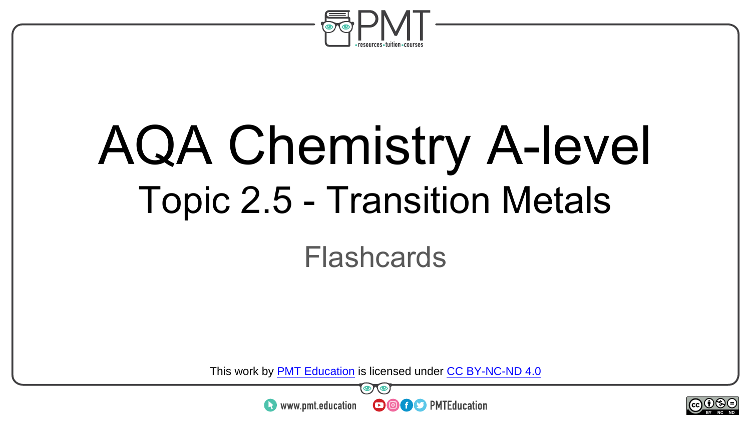# AQA Chemistry A-level

## Topic 2.5 - Transition Metals

Flashcards

This work by PMT Education is licensed under CC BY-NC-ND 4.0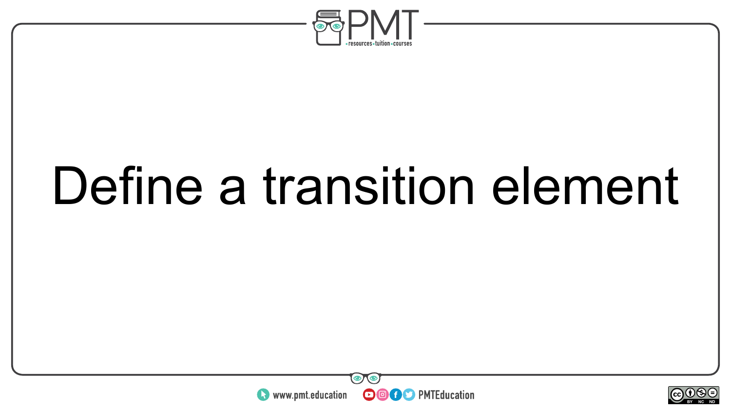# Define a transition element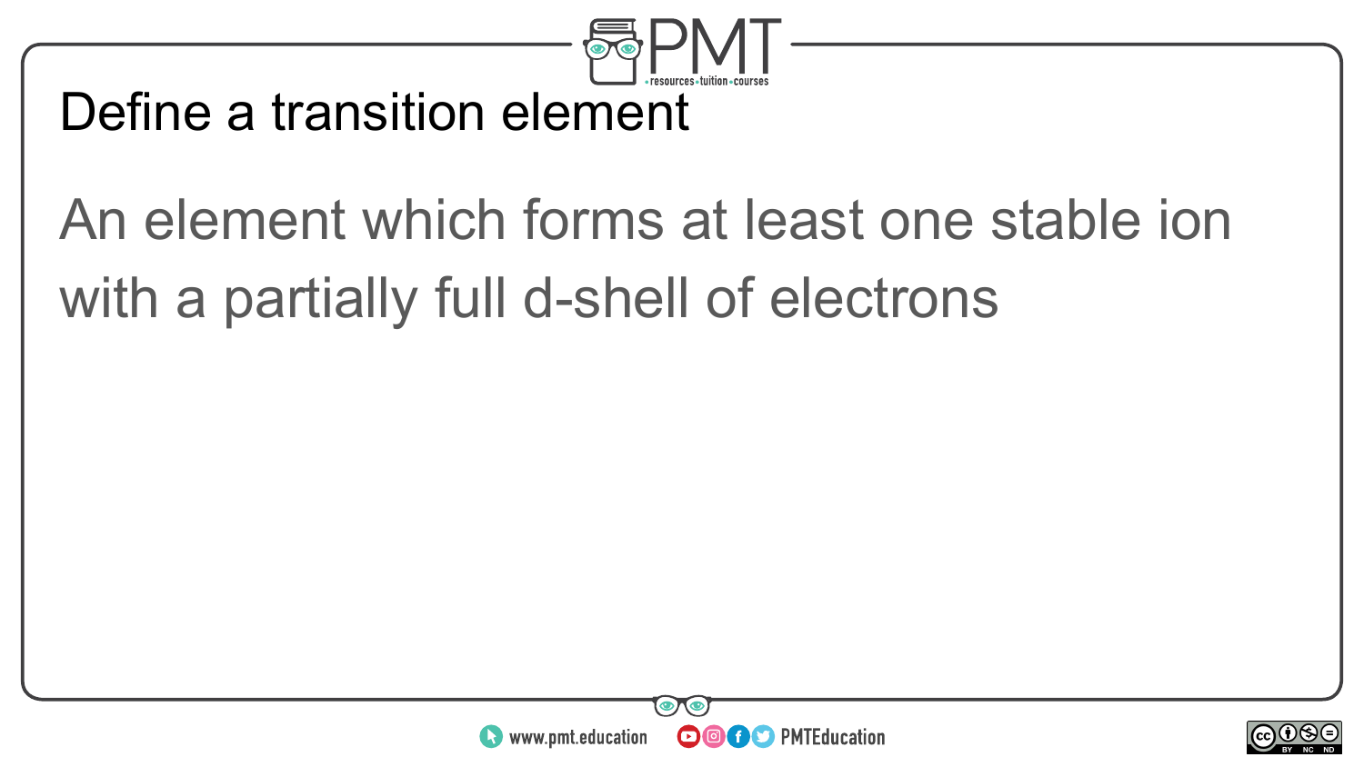## Define a transition element

An element which forms at least one stable ion with a partially full d-shell of electrons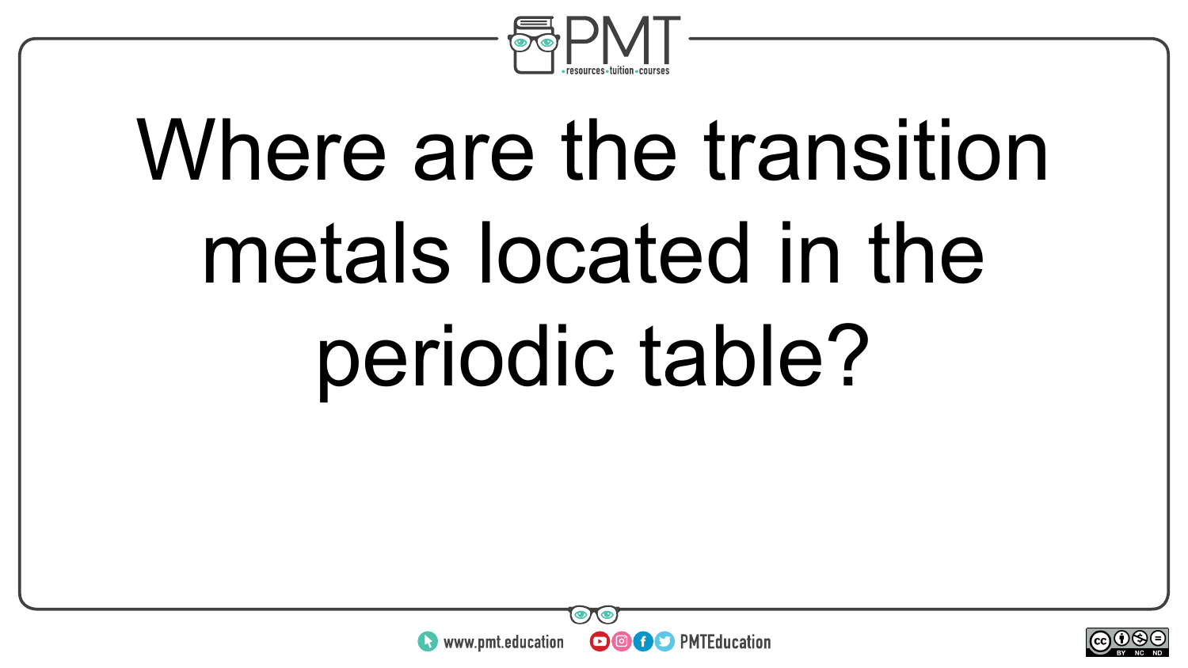Where are the transition metals located in the periodic table?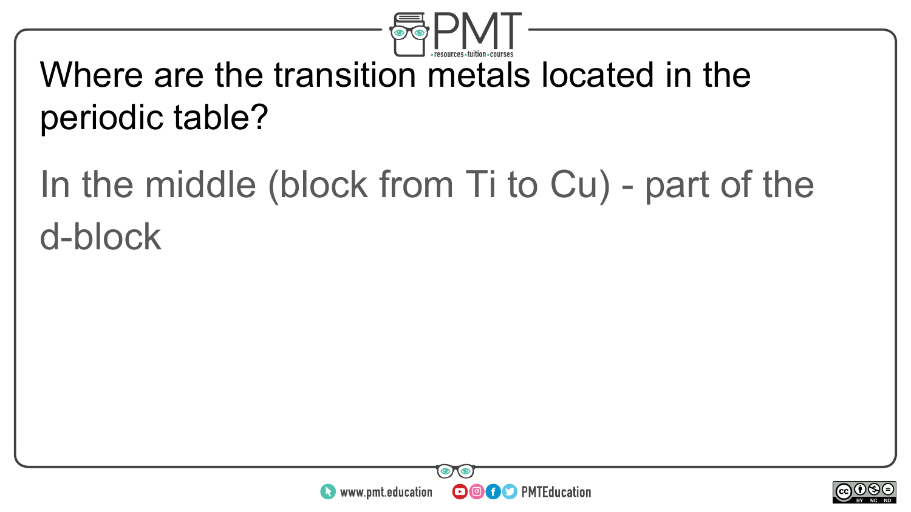Where are the transition metals located in the periodic table?

In the middle (block from Ti to Cu) - part of the d-block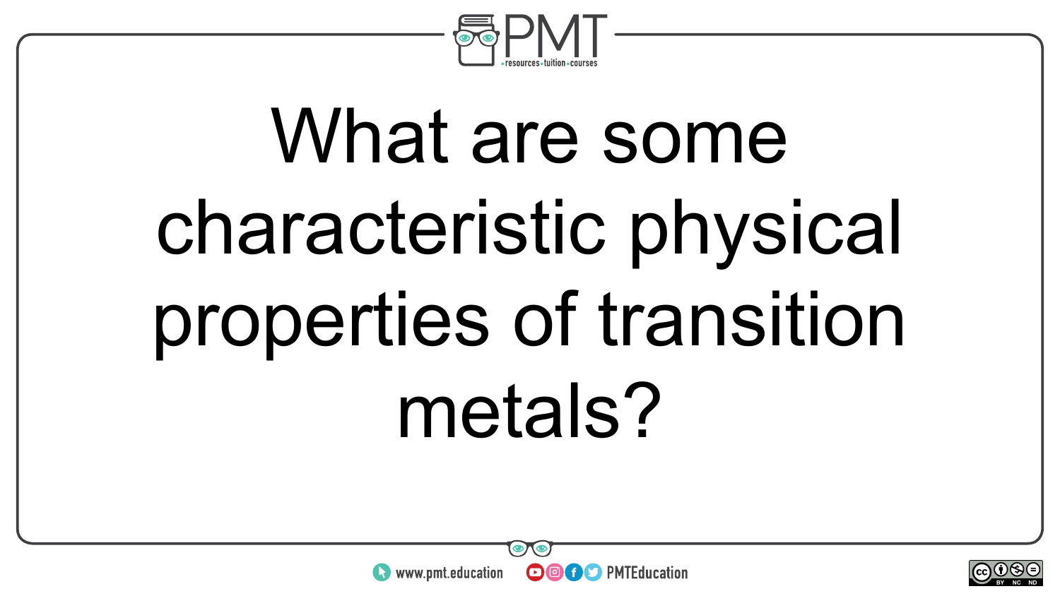What are some characteristic physical properties of transition metals?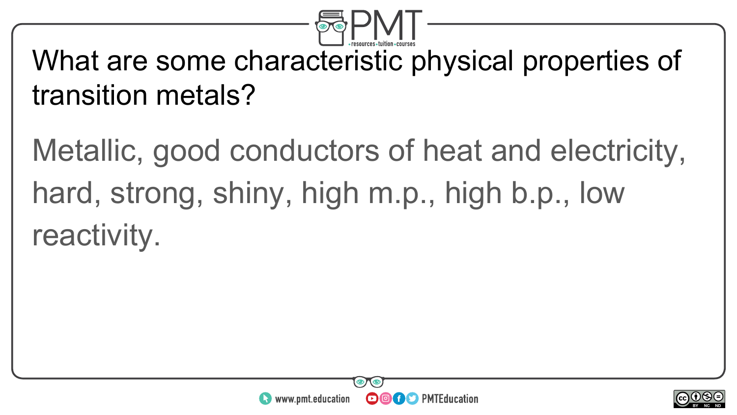What are some characteristic physical properties of transition metals?

Metallic, good conductors of heat and electricity, hard, strong, shiny, high m.p., high b.p., low reactivity.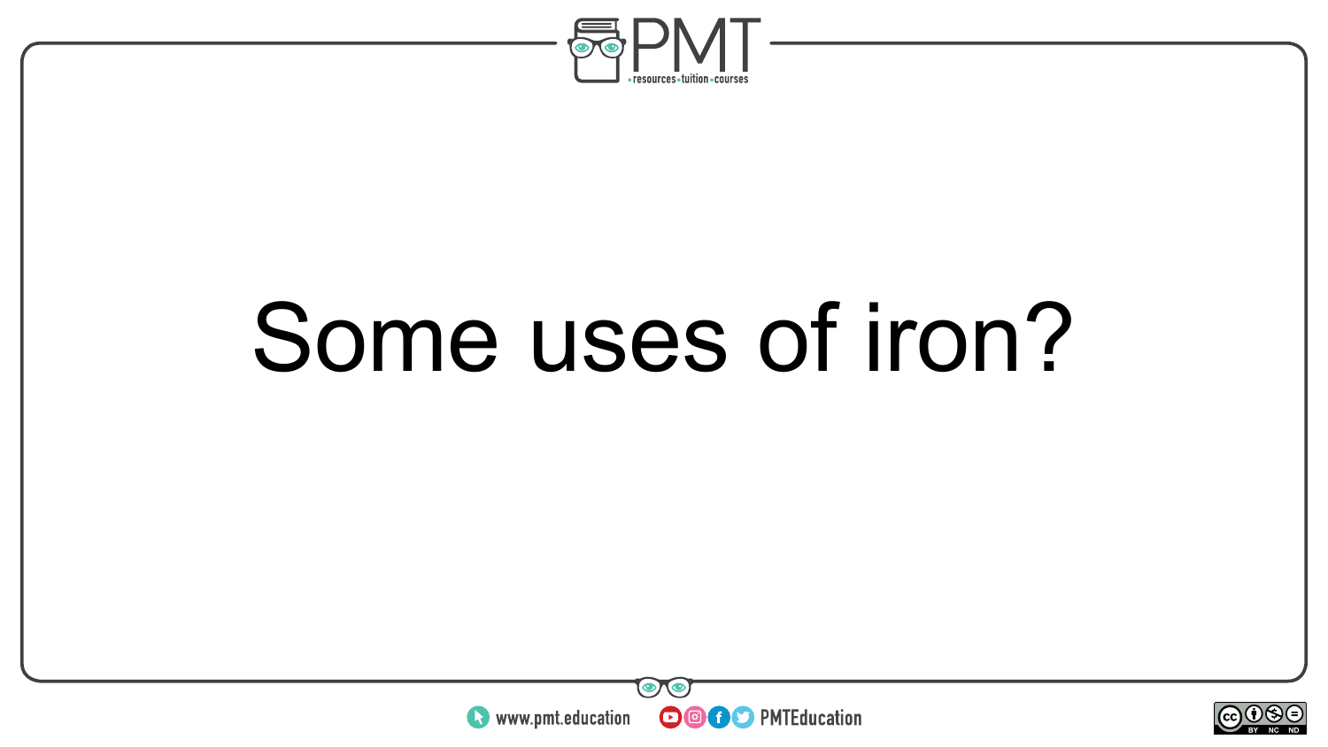Some uses of iron?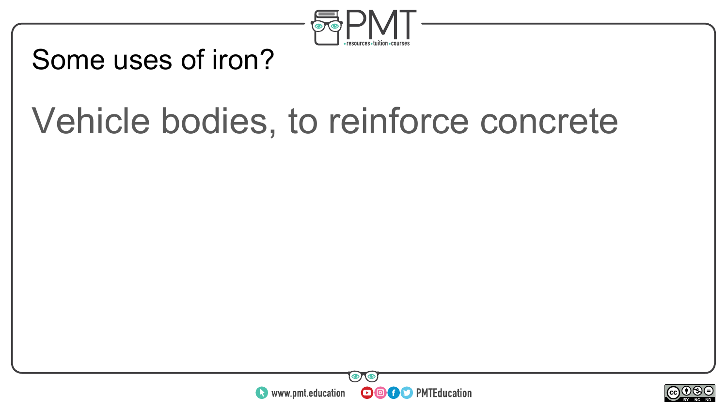Some uses of iron?

Vehicle bodies, to reinforce concrete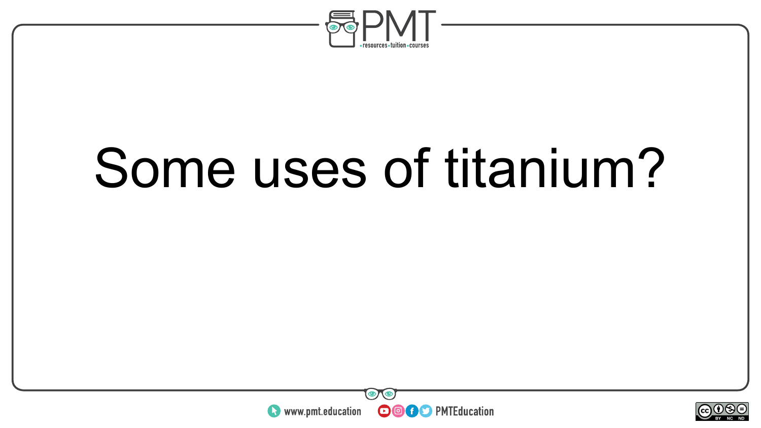Some uses of titanium?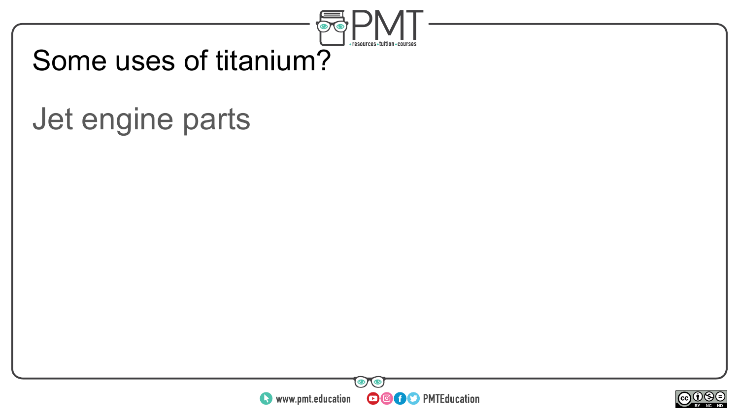# Some uses of titanium?

Jet engine parts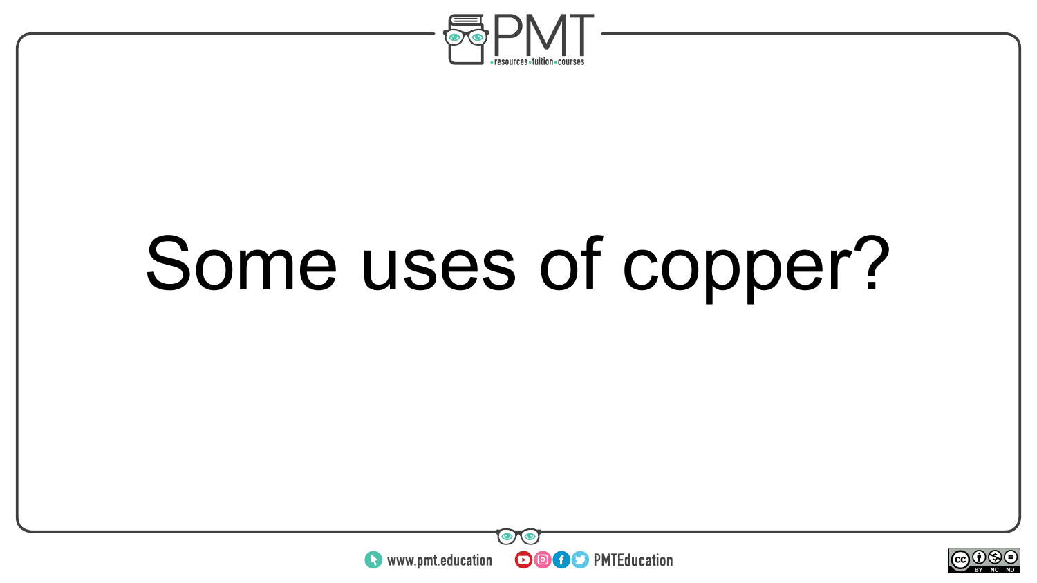Some uses of copper?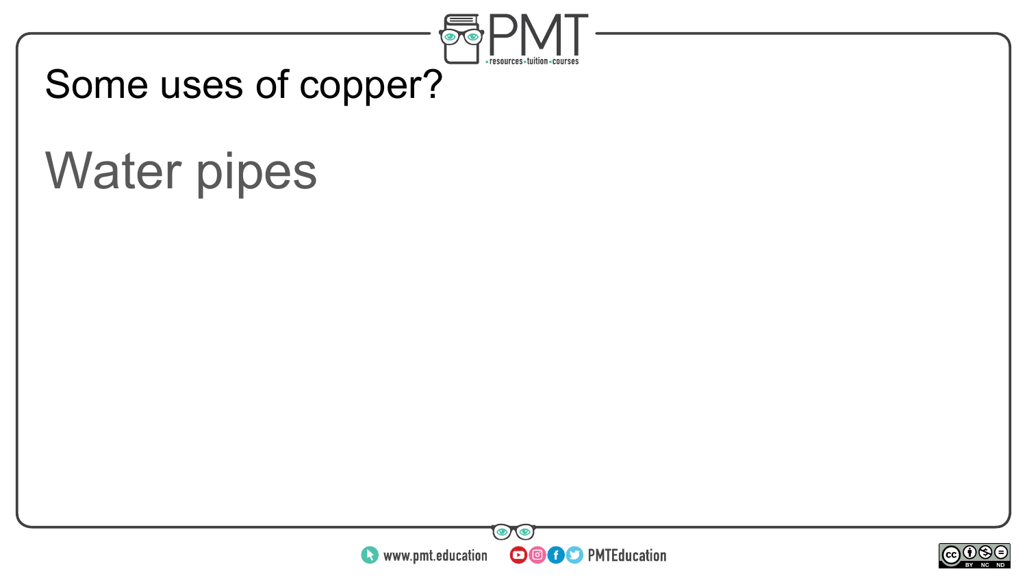# Some uses of copper?

Water pipes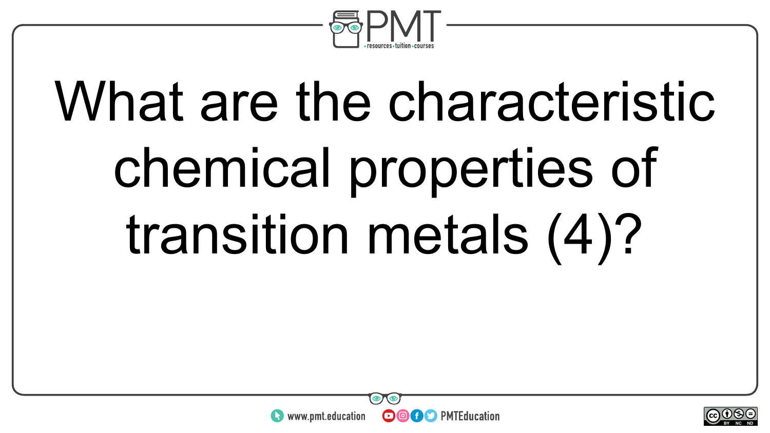What are the characteristic chemical properties of transition metals (4)?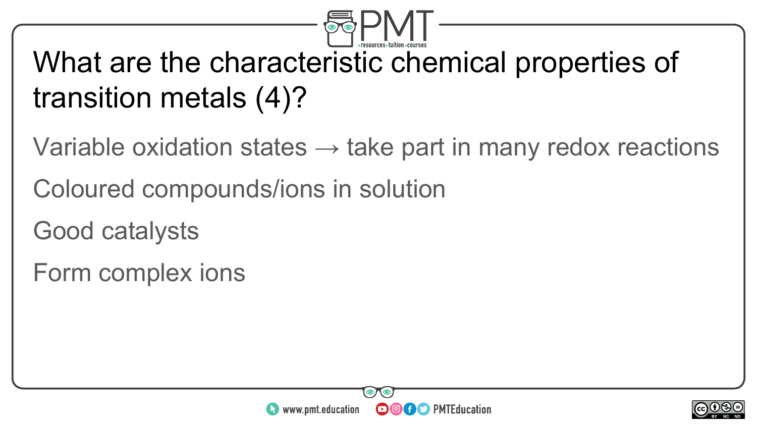# What are the characteristic chemical properties of transition metals (4)?

Variable oxidation states → take part in many redox reactions

Coloured compounds/ions in solution

Good catalysts

Form complex ions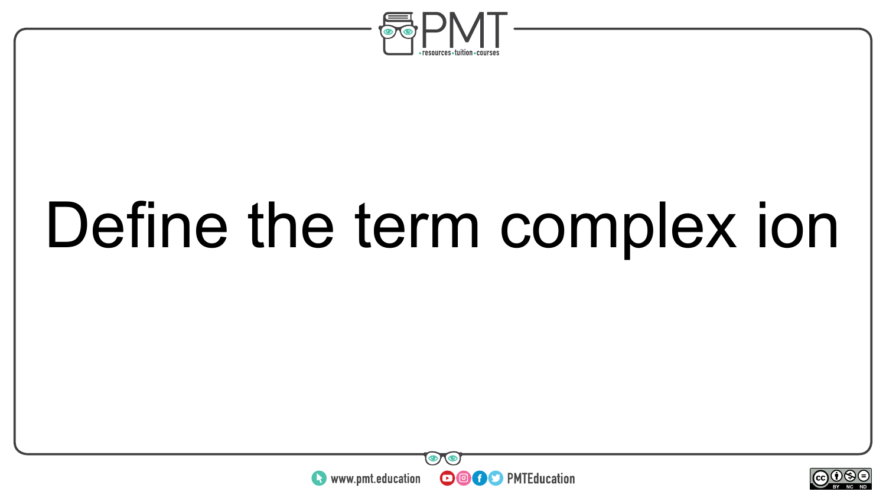Define the term complex ion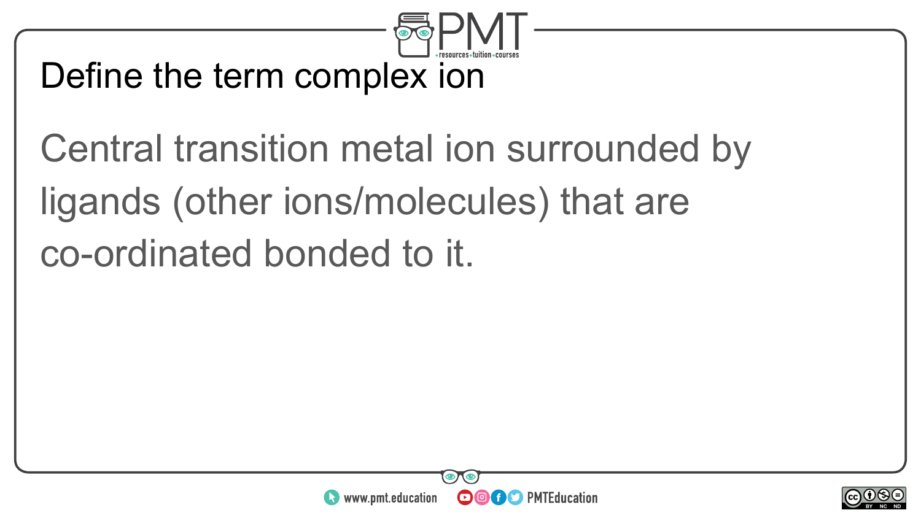# Define the term complex ion

Central transition metal ion surrounded by ligands (other ions/molecules) that are co-ordinated bonded to it.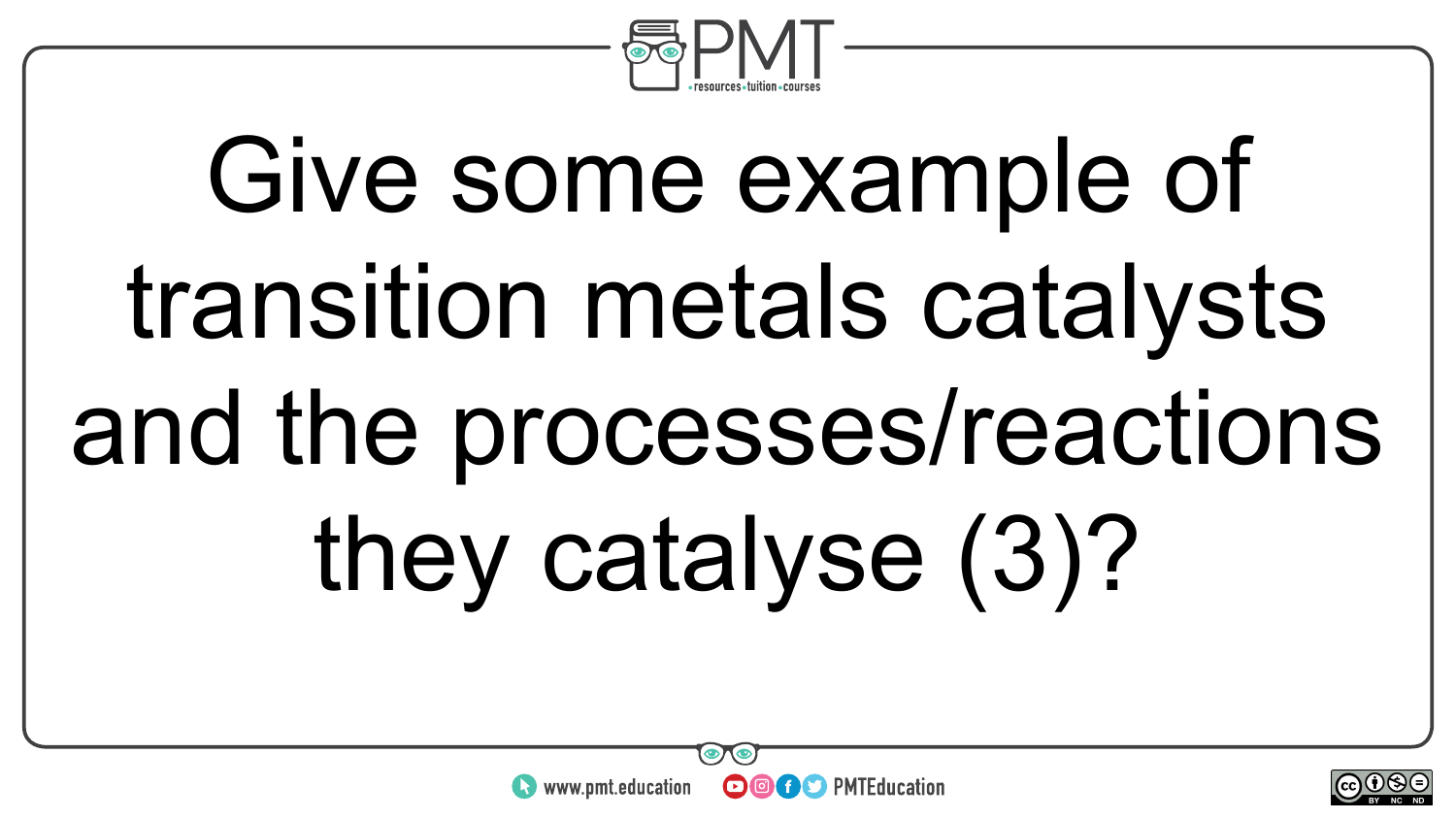Give some example of transition metals catalysts and the processes/reactions they catalyse (3)?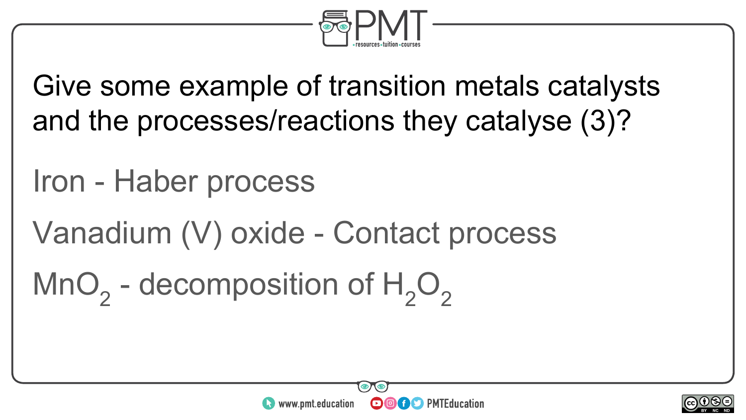Give some example of transition metals catalysts and the processes/reactions they catalyse (3)?

Iron - Haber process

Vanadium (V) oxide - Contact process

$MnO_2$ - decomposition of $H_2O_2$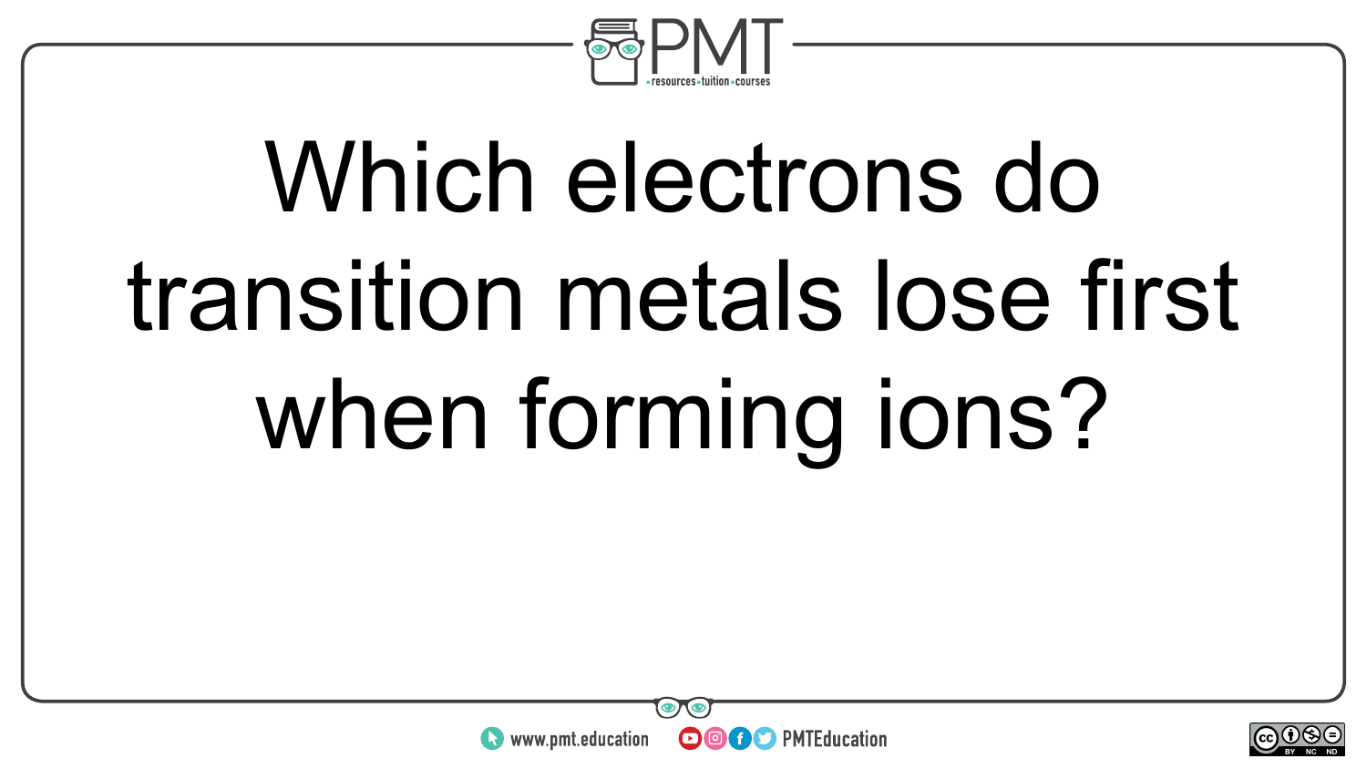Which electrons do transition metals lose first when forming ions?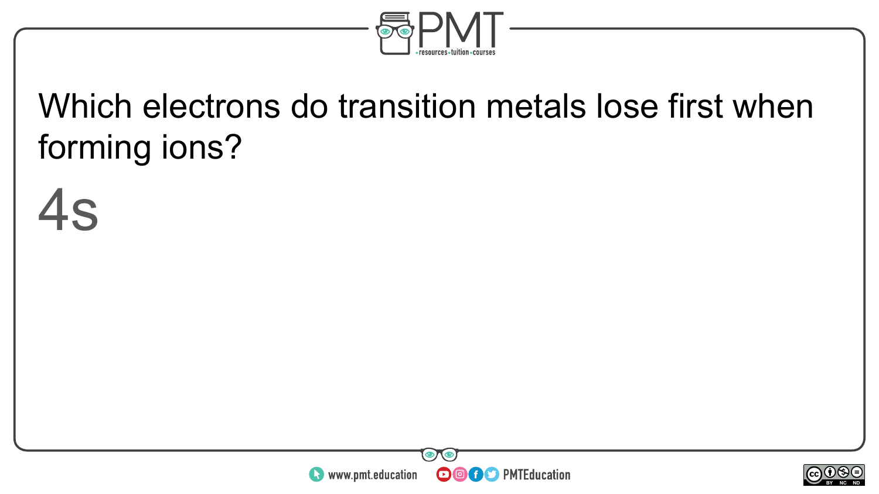Which electrons do transition metals lose first when forming ions?

4s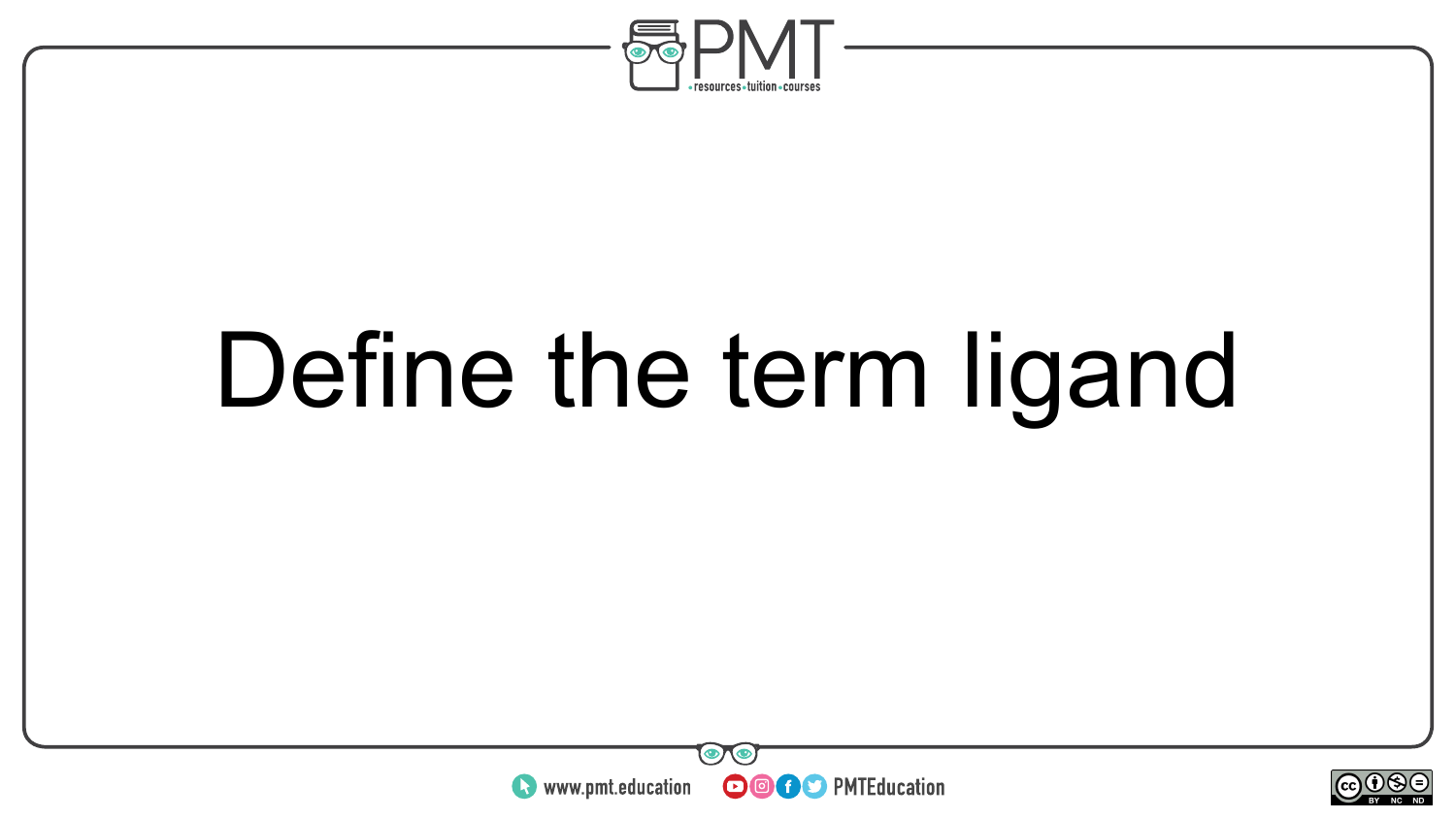Define the term ligand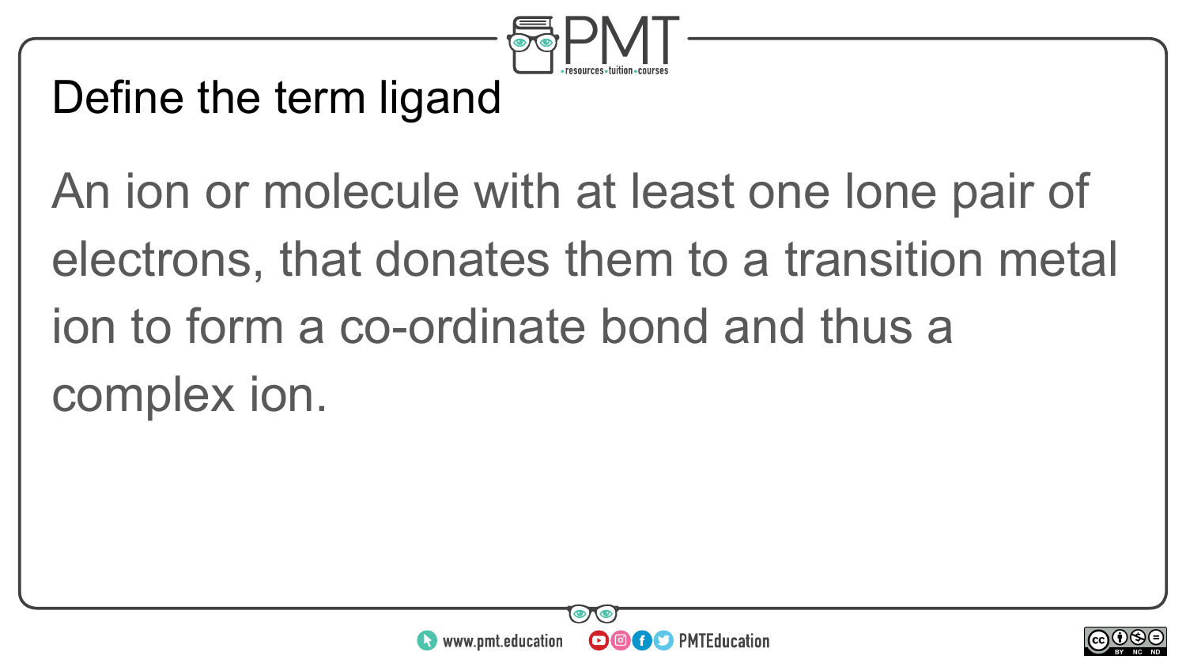# Define the term ligand

An ion or molecule with at least one lone pair of electrons, that donates them to a transition metal ion to form a co-ordinate bond and thus a complex ion.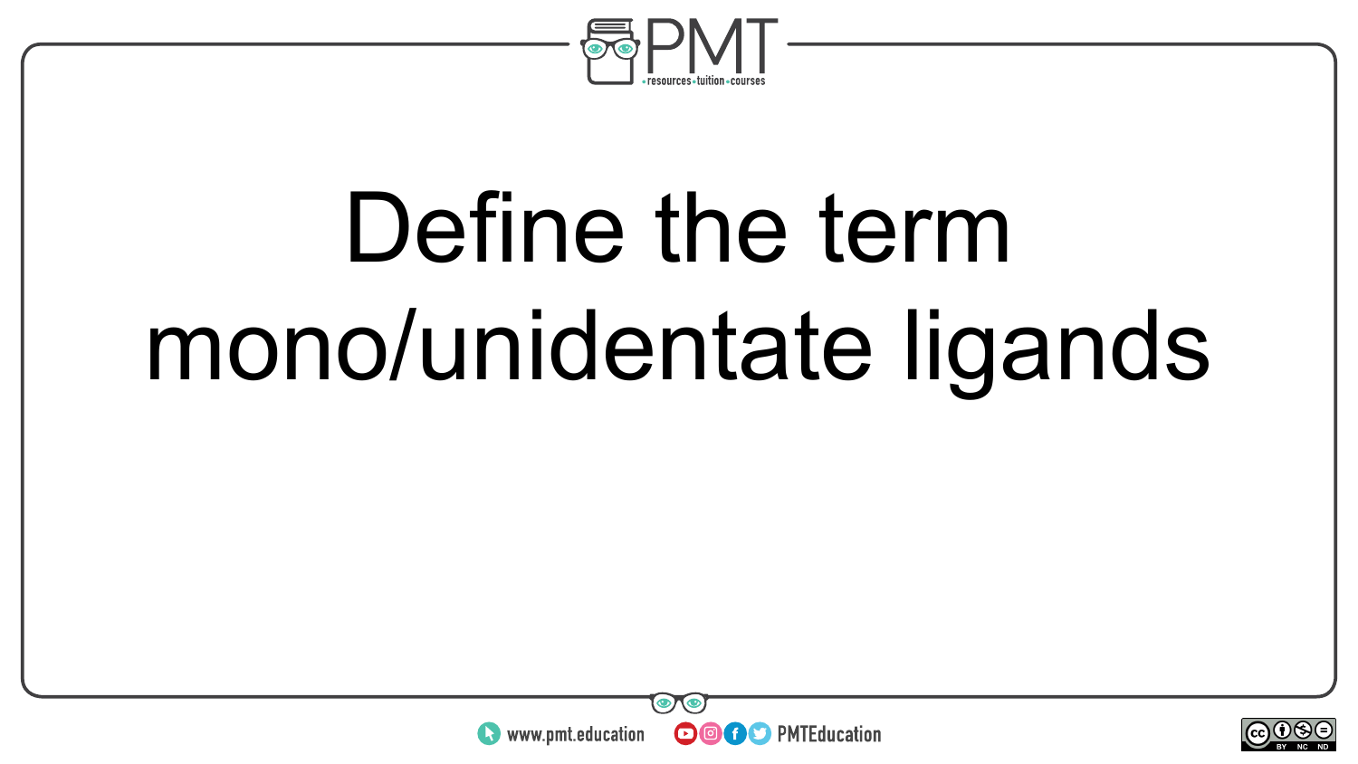Define the term mono/unidentate ligands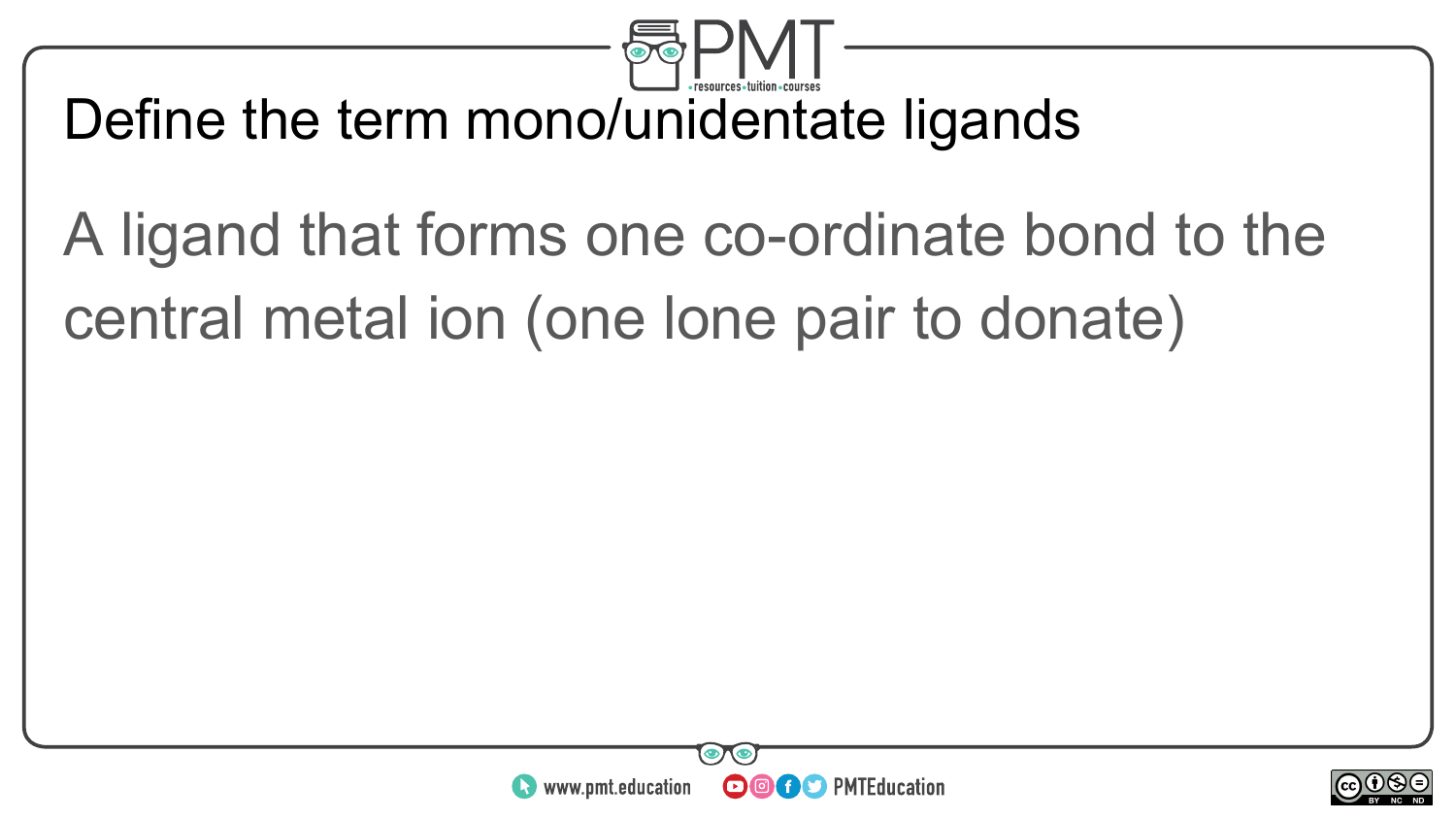# Define the term mono/unidentate ligands

A ligand that forms one co-ordinate bond to the central metal ion (one lone pair to donate)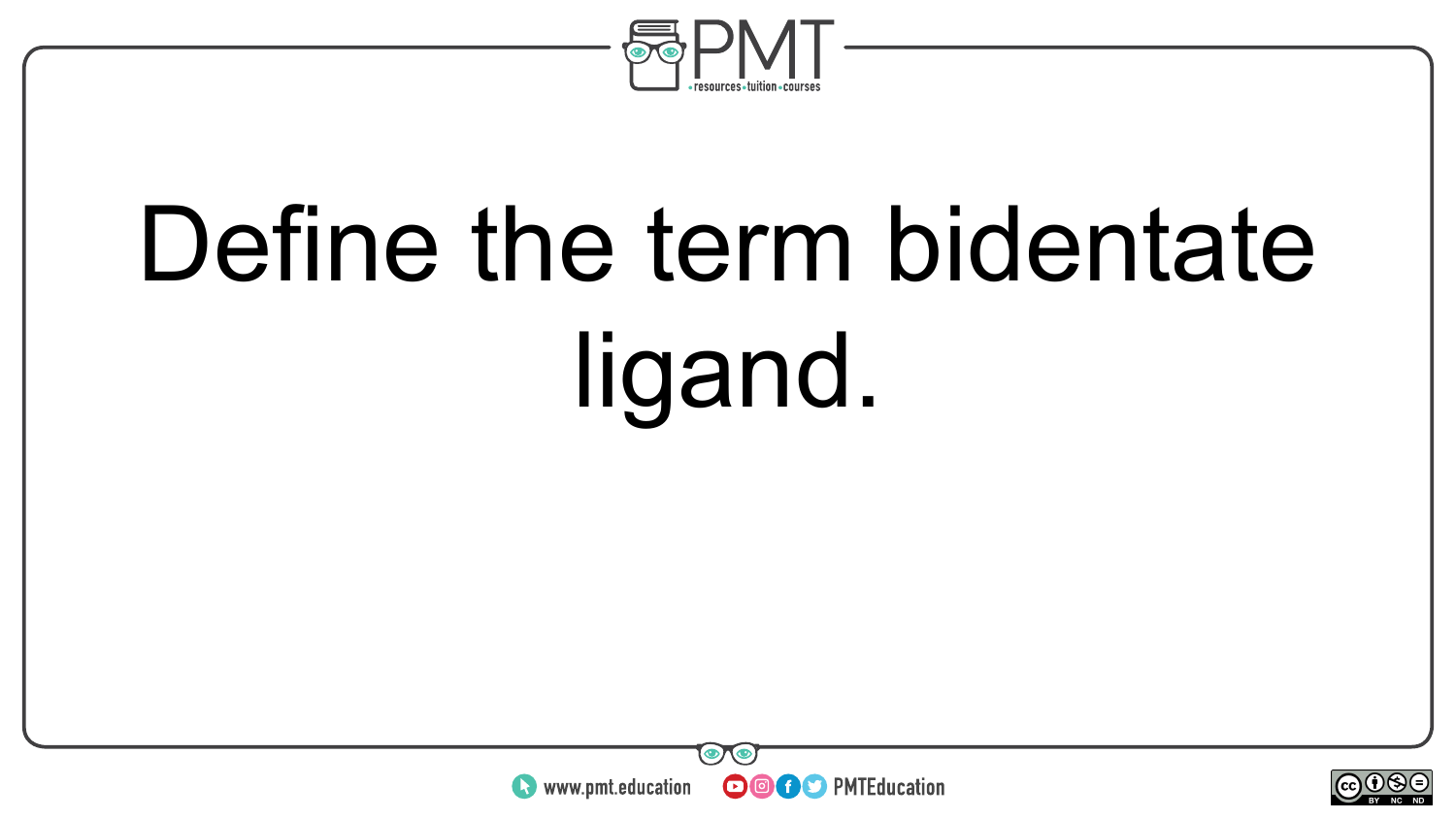Define the term bidentate ligand.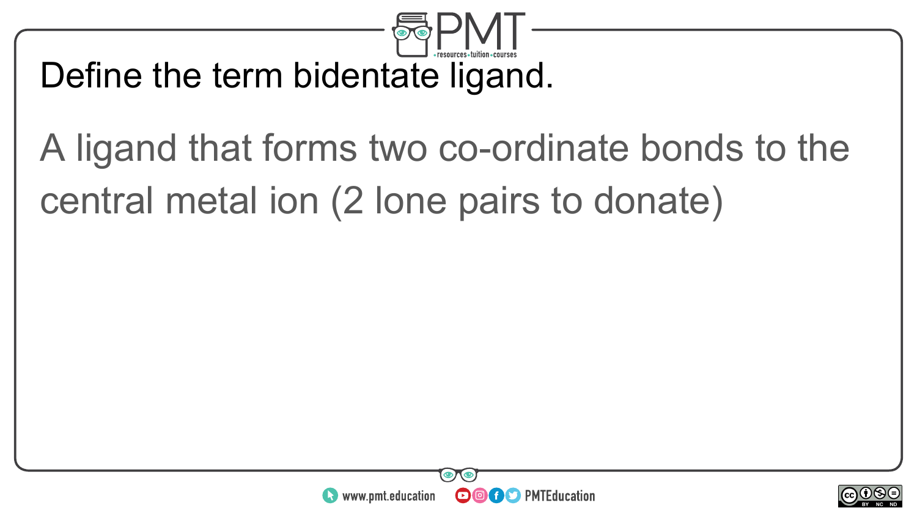Define the term bidentate ligand.

A ligand that forms two co-ordinate bonds to the central metal ion (2 lone pairs to donate)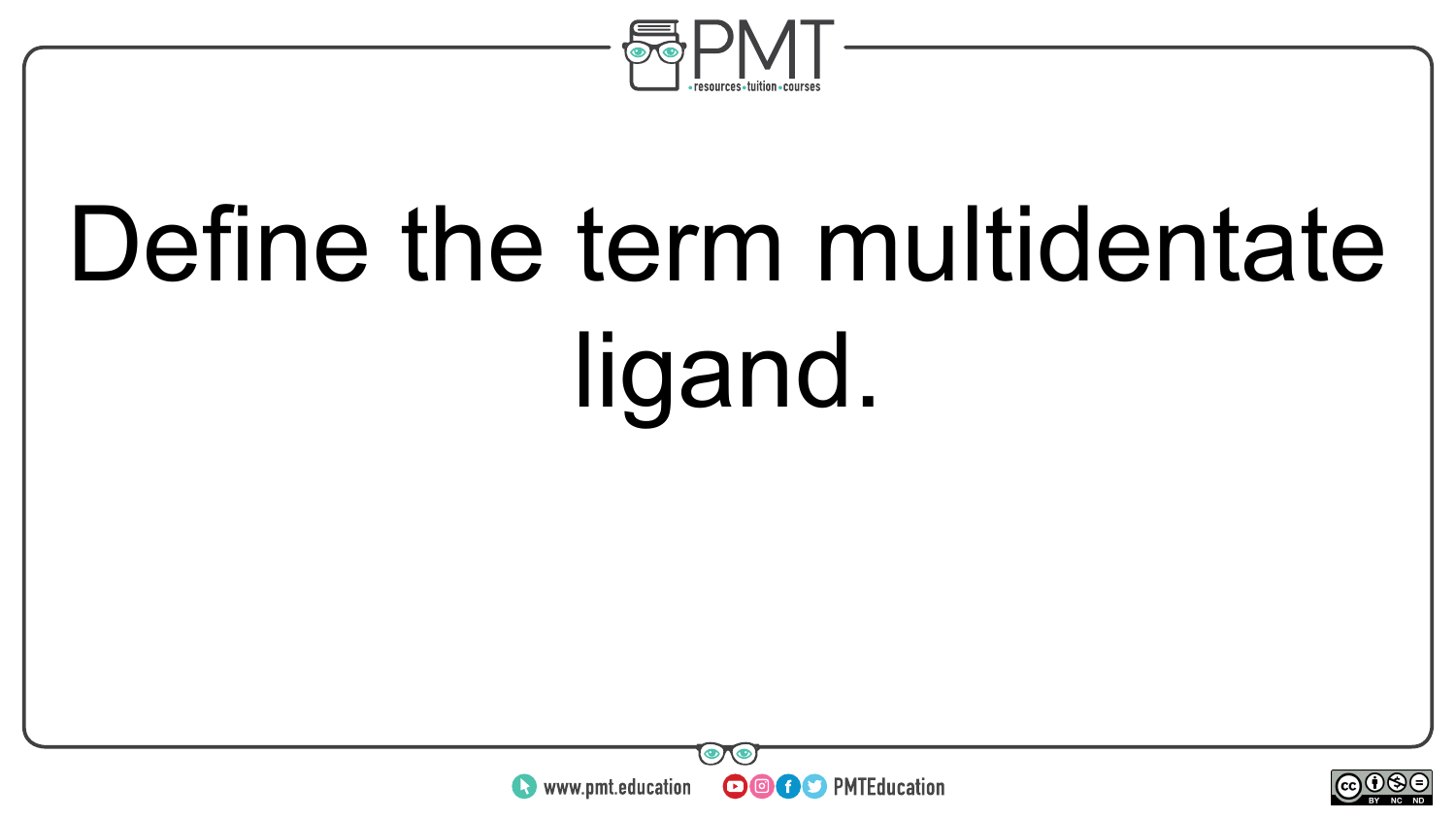Define the term multidentate ligand.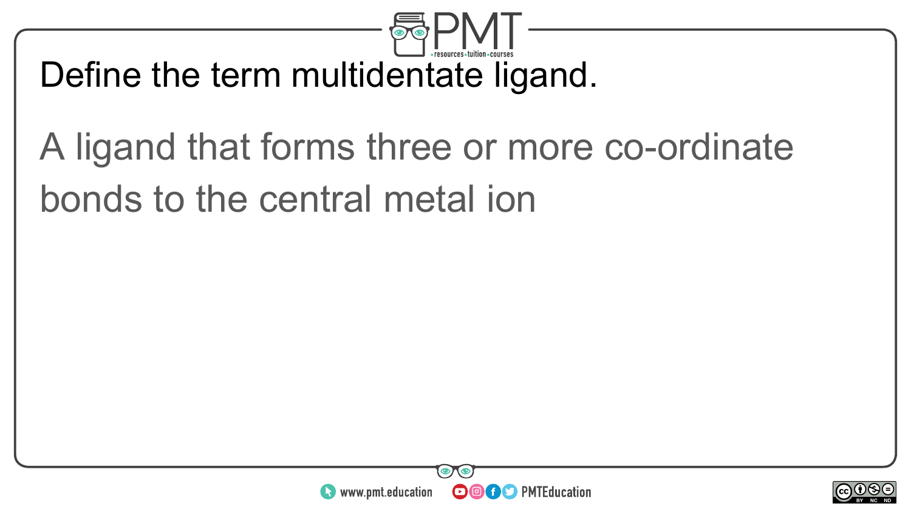Define the term multidentate ligand.

A ligand that forms three or more co-ordinate bonds to the central metal ion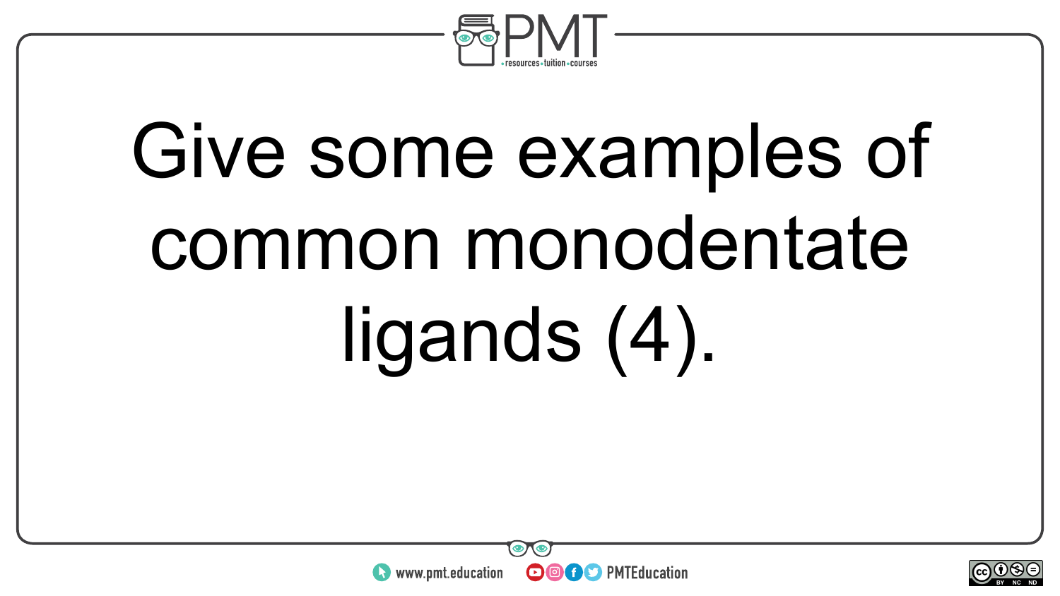Give some examples of common monodentate ligands (4).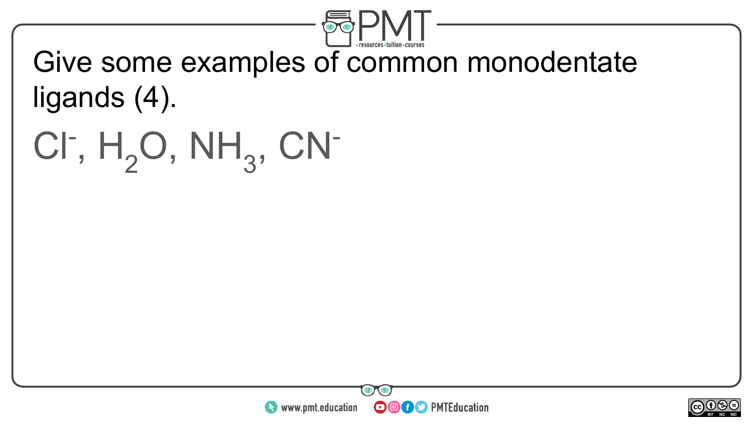Give some examples of common monodentate ligands (4).

$Cl^-$, $H_2O$, $NH_3$, $CN^-$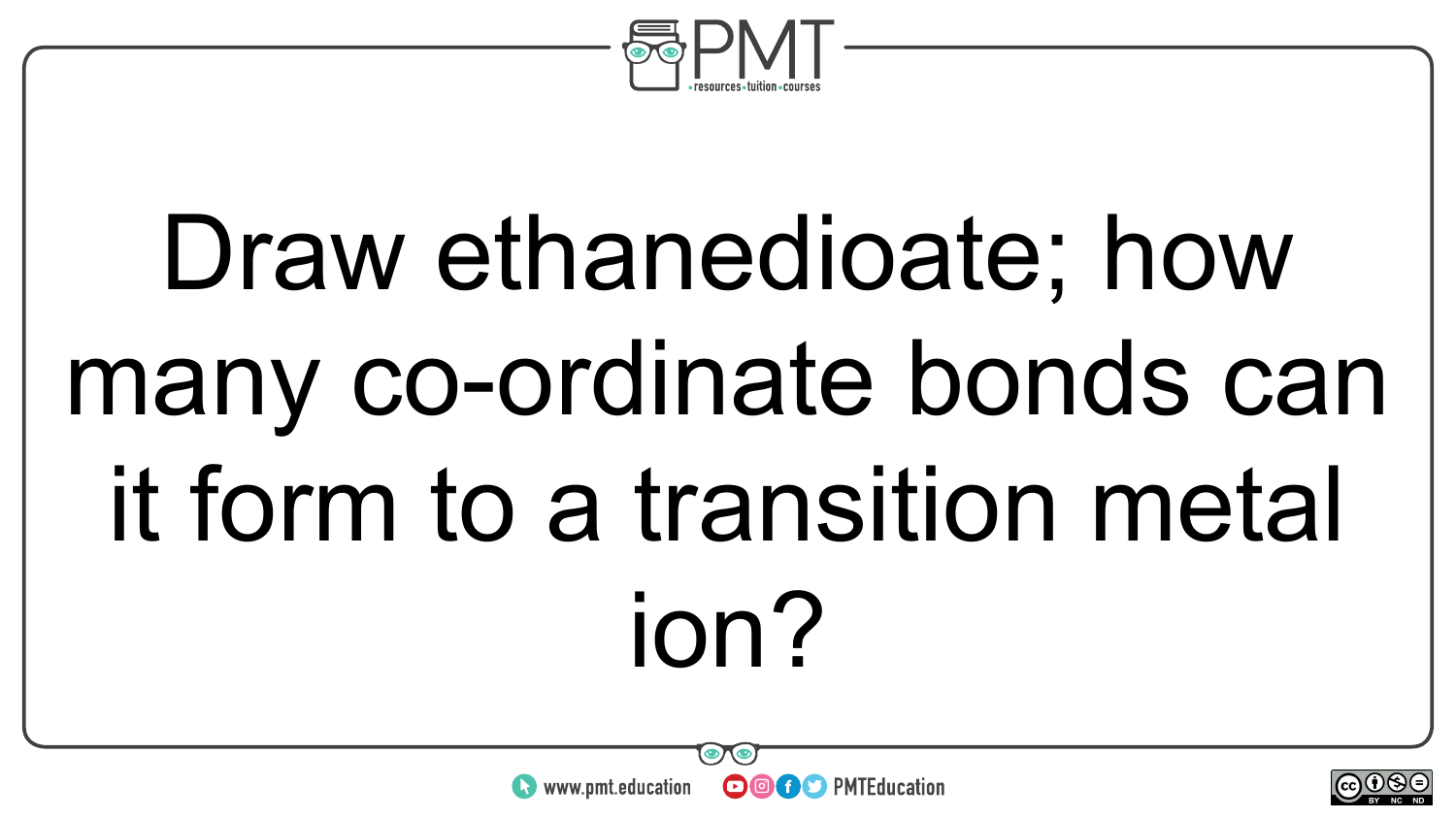Draw ethanedioate; how many co-ordinate bonds can it form to a transition metal ion?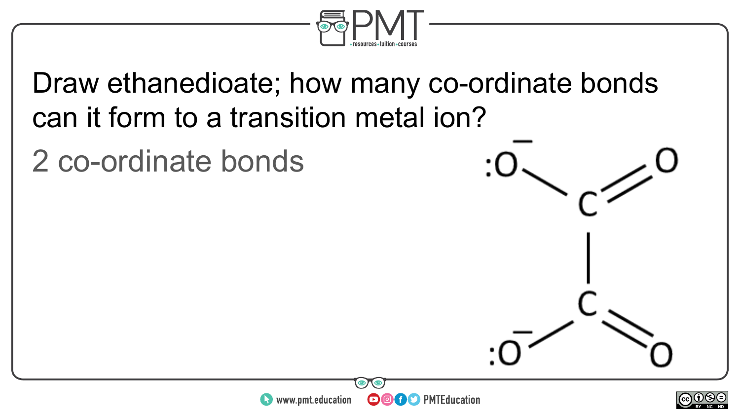Draw ethanedioate; how many co-ordinate bonds can it form to a transition metal ion?

2 co-ordinate bonds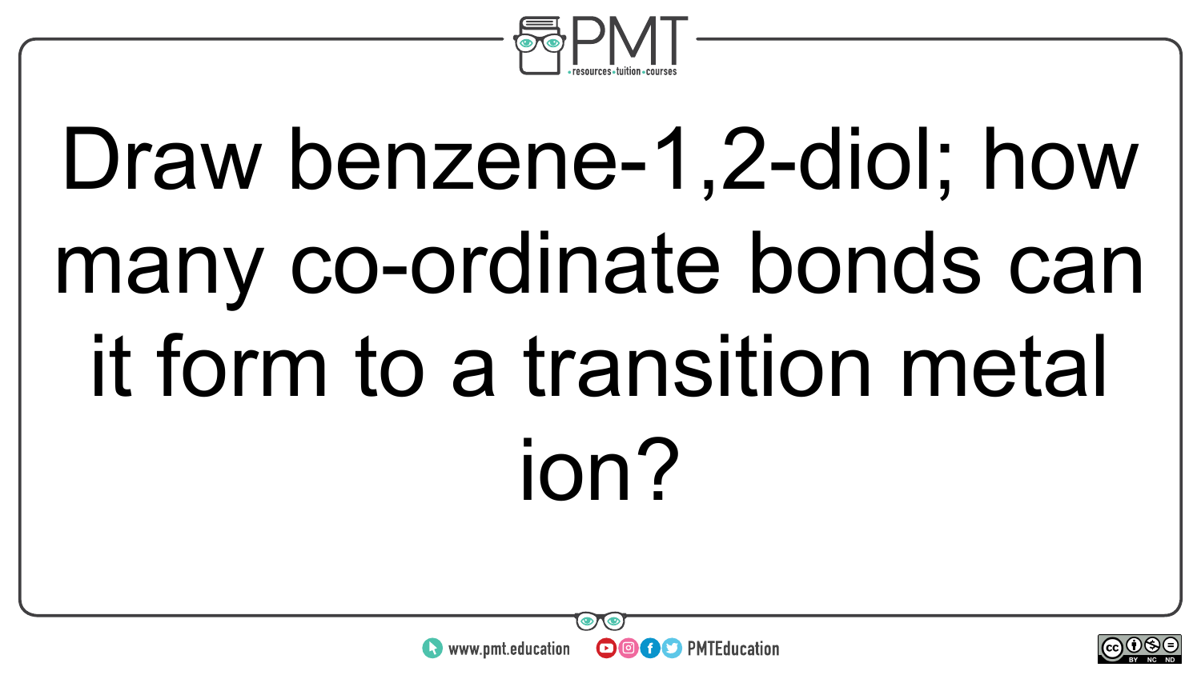Draw benzene-1,2-diol; how many co-ordinate bonds can it form to a transition metal ion?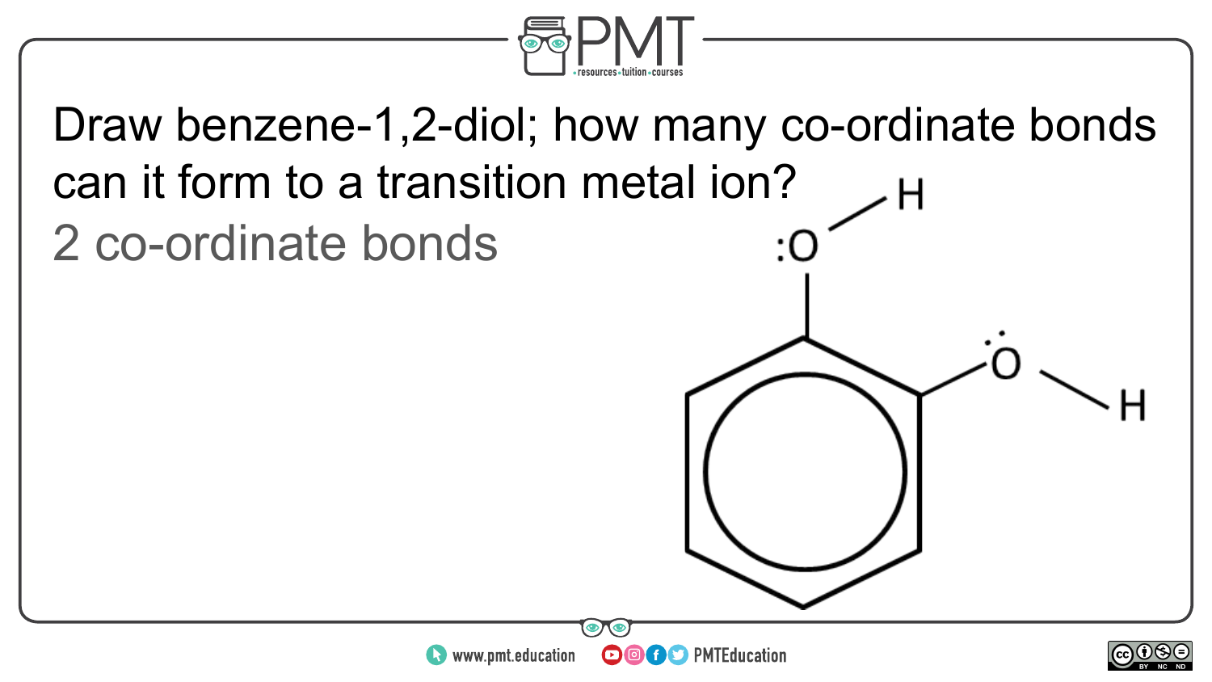Draw benzene-1,2-diol; how many co-ordinate bonds can it form to a transition metal ion?

2 co-ordinate bonds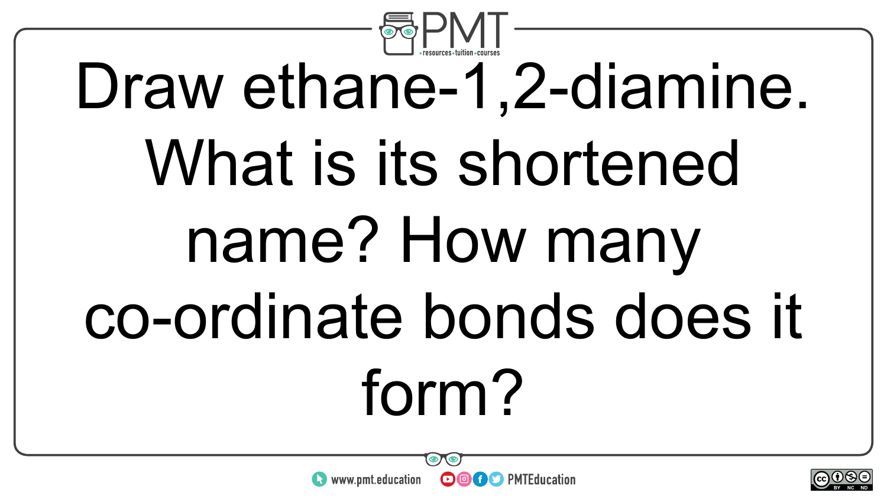Draw ethane-1,2-diamine. What is its shortened name? How many co-ordinate bonds does it form?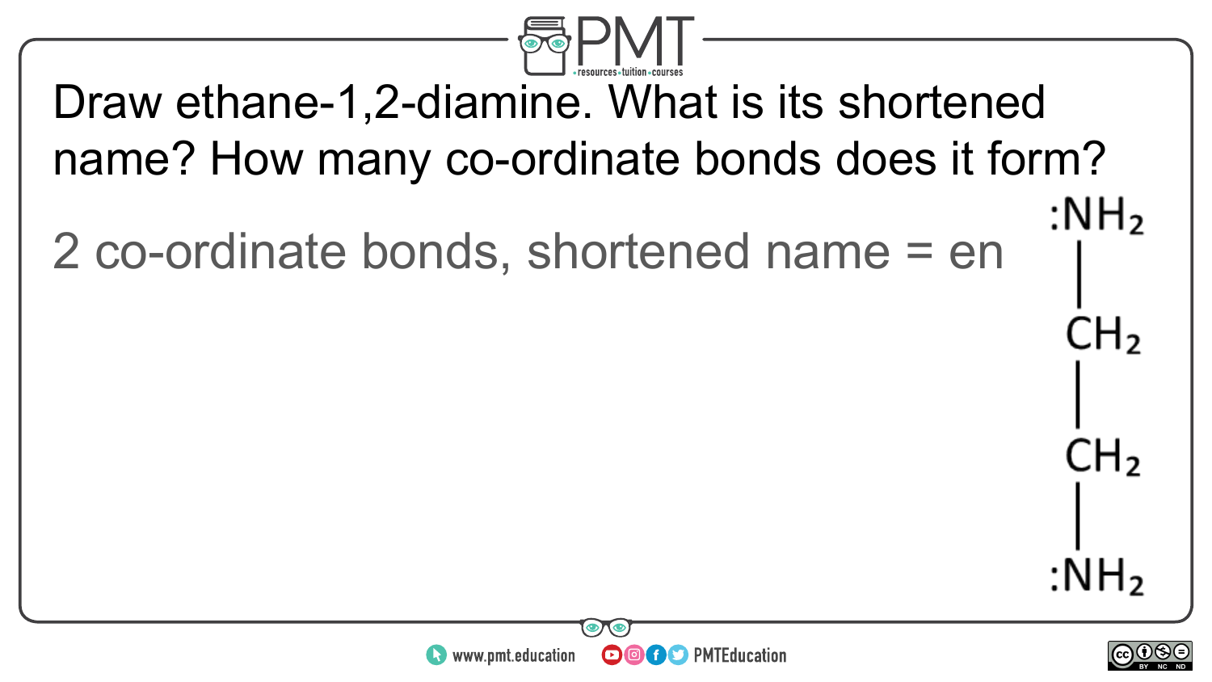Draw ethane-1,2-diamine. What is its shortened name? How many co-ordinate bonds does it form?

2 co-ordinate bonds, shortened name = en

$:NH_2$
|
$CH_2$
|
$CH_2$
|
$:NH_2$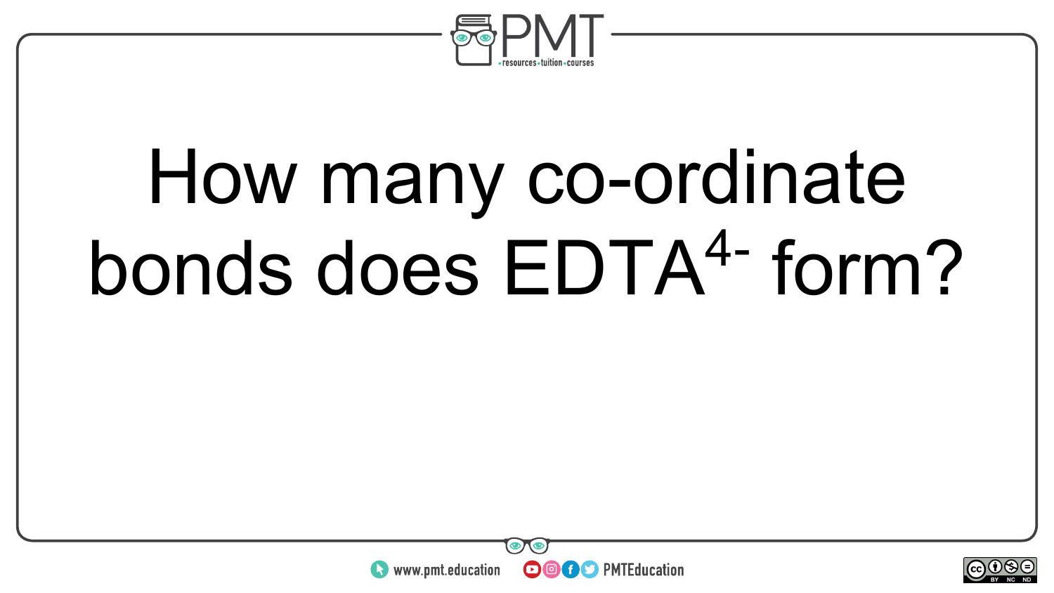How many co-ordinate bonds does $EDTA^{4-}$ form?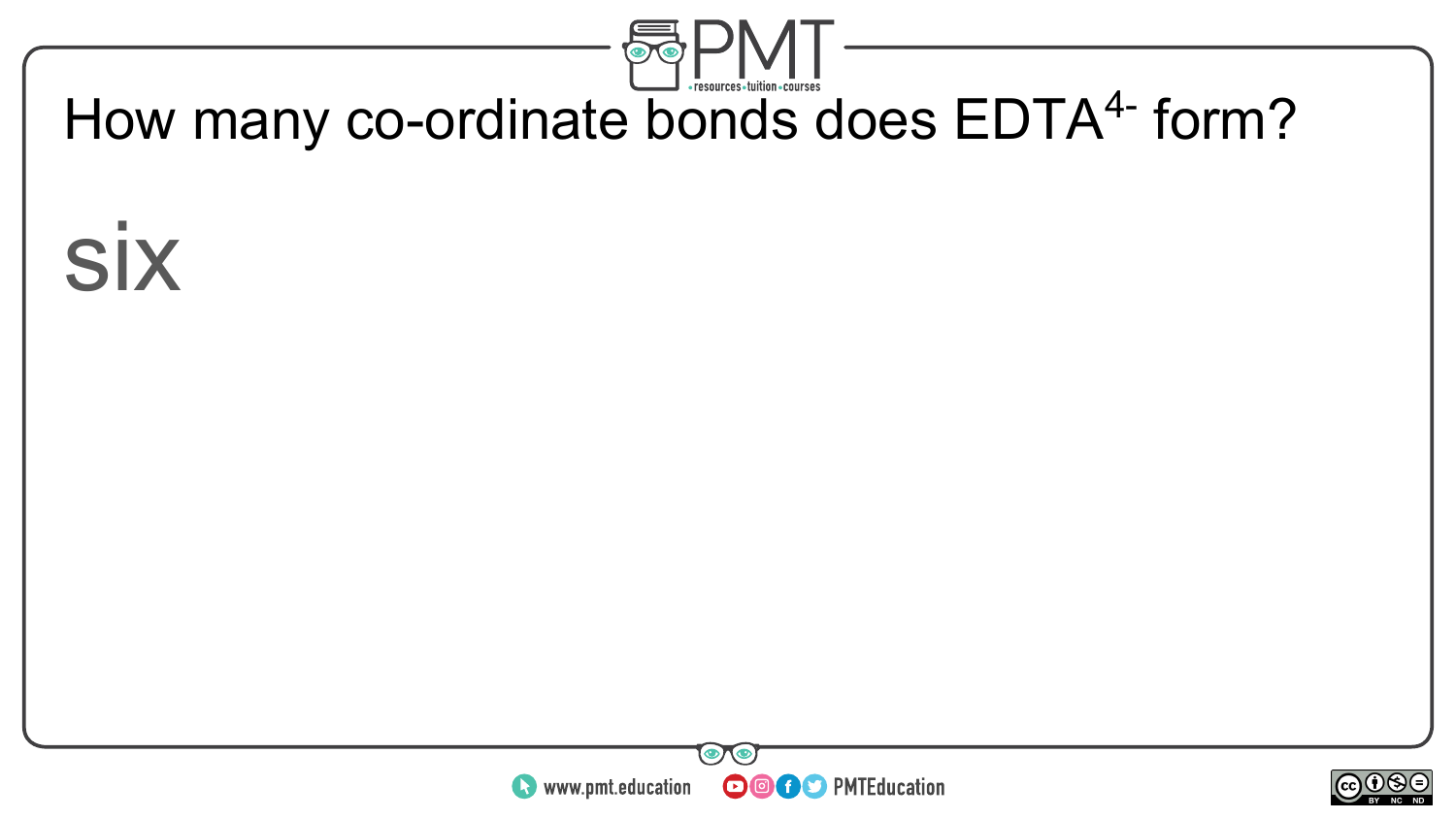How many co-ordinate bonds does $EDTA^{4-}$ form?

six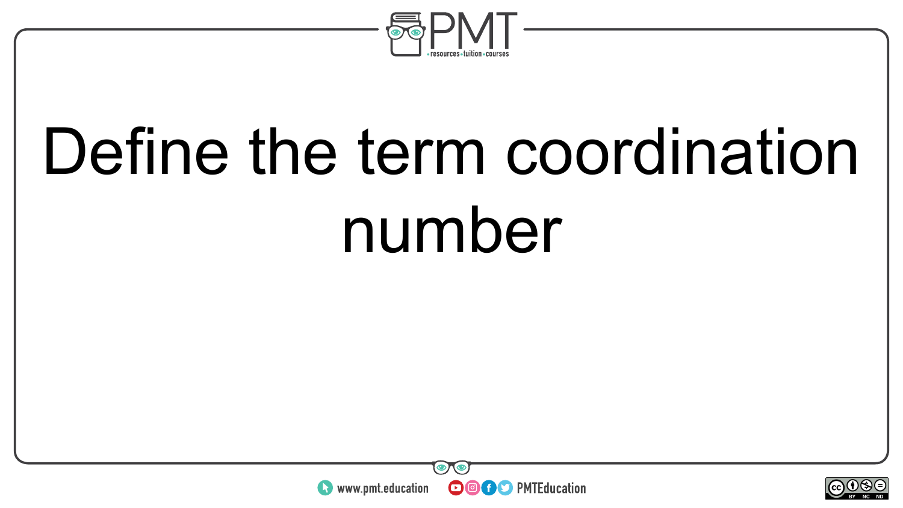Define the term coordination number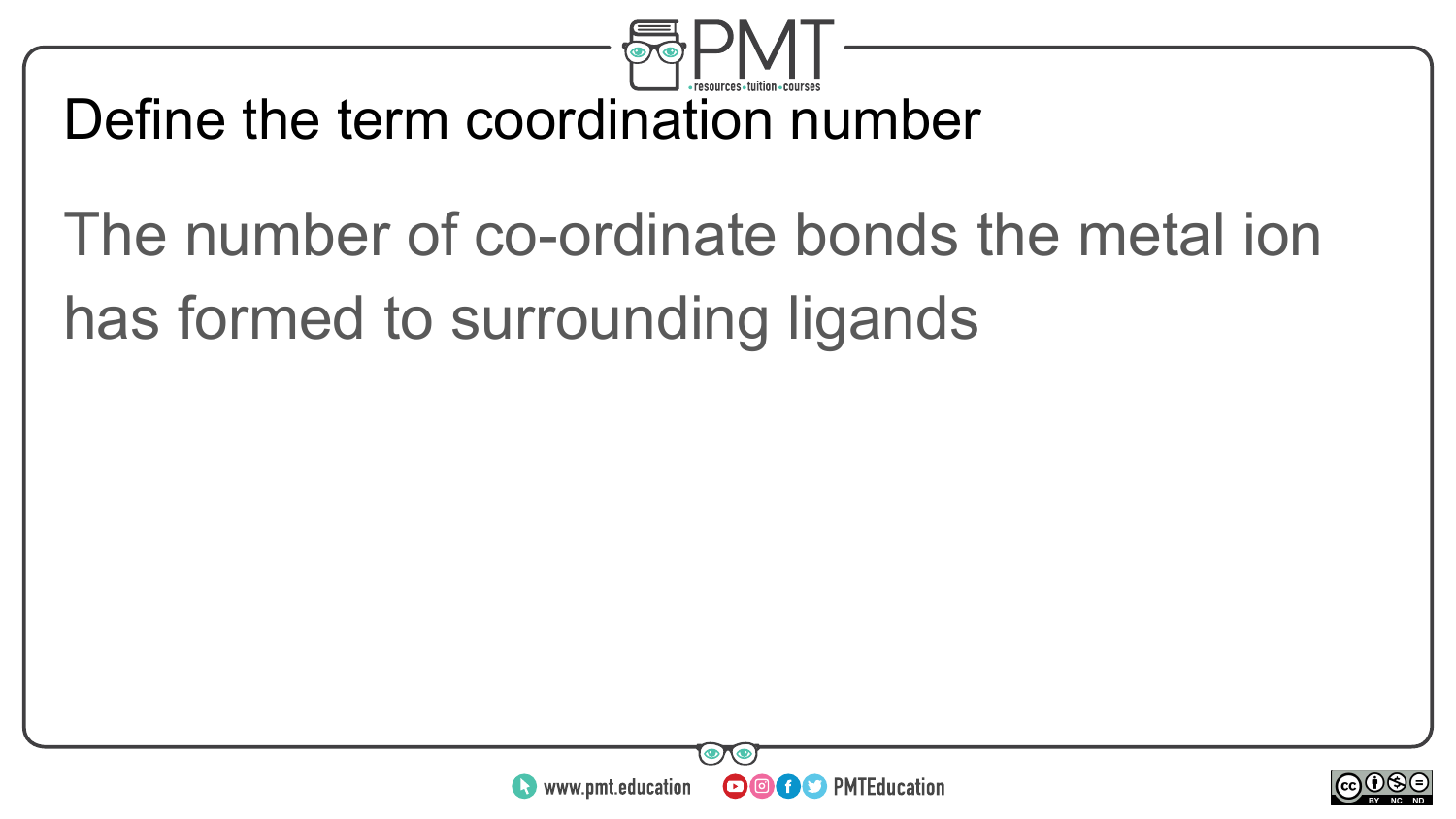## Define the term coordination number

The number of co-ordinate bonds the metal ion has formed to surrounding ligands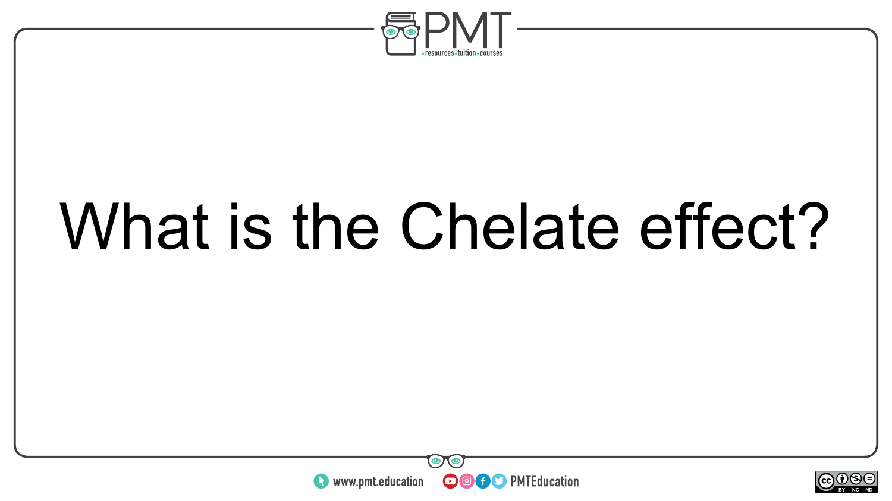What is the Chelate effect?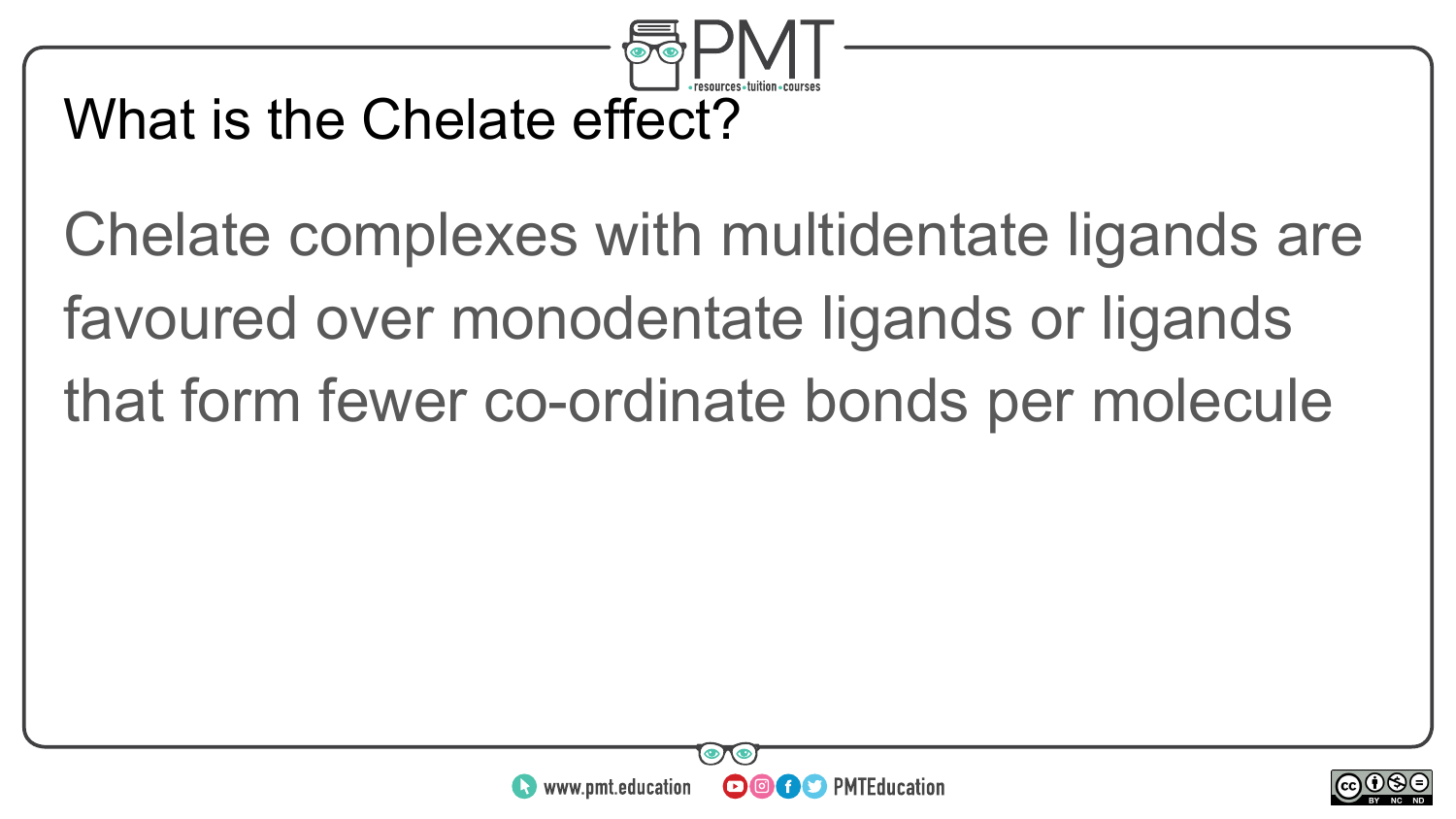# What is the Chelate effect?

Chelate complexes with multidentate ligands are favoured over monodentate ligands or ligands that form fewer co-ordinate bonds per molecule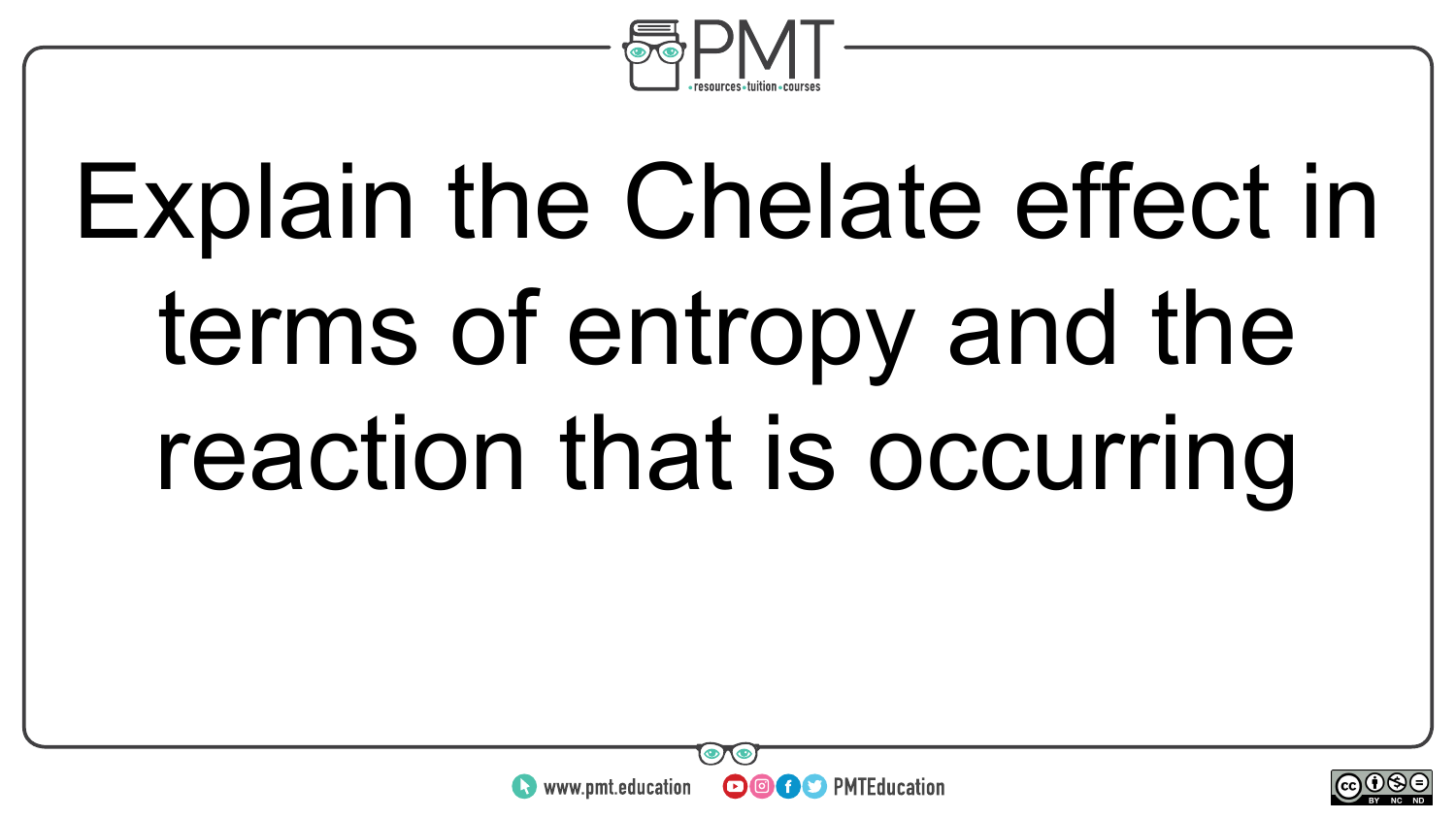Explain the Chelate effect in terms of entropy and the reaction that is occurring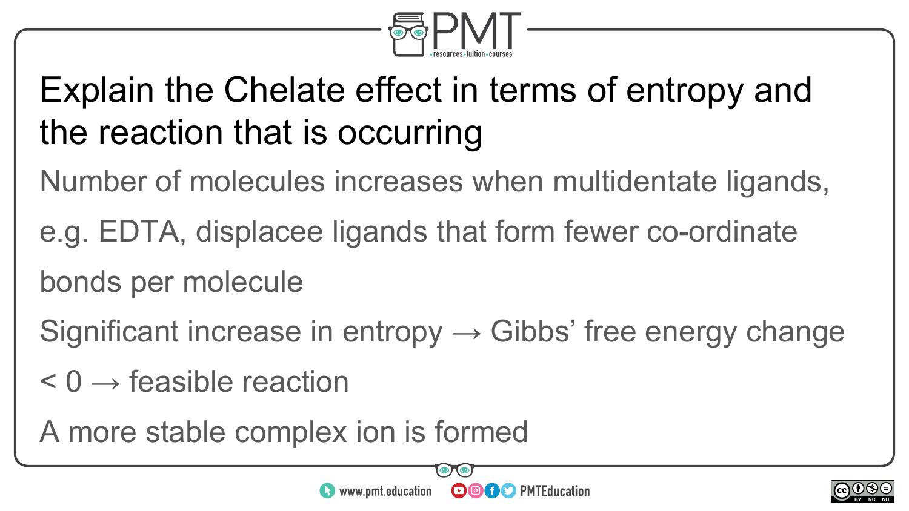# Explain the Chelate effect in terms of entropy and the reaction that is occurring

Number of molecules increases when multidentate ligands, e.g. EDTA, displacee ligands that form fewer co-ordinate bonds per molecule

Significant increase in entropy → Gibbs' free energy change < 0 → feasible reaction

A more stable complex ion is formed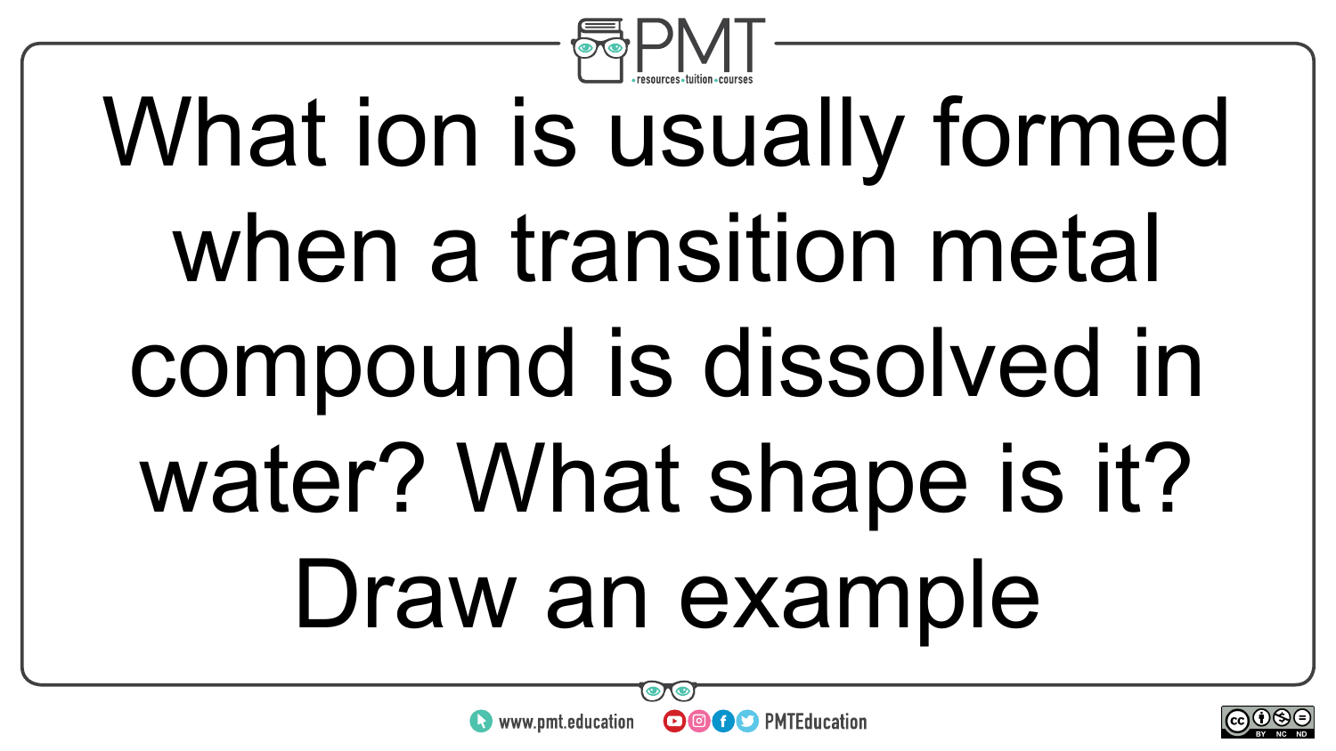What ion is usually formed when a transition metal compound is dissolved in water? What shape is it? Draw an example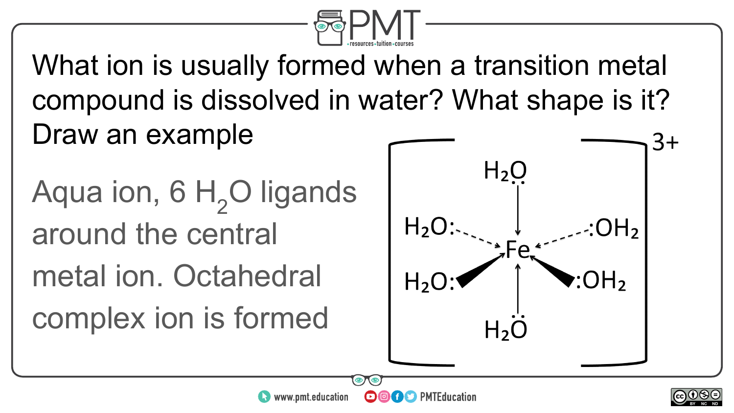What ion is usually formed when a transition metal compound is dissolved in water? What shape is it? Draw an example

Aqua ion, 6 $H_2O$ ligands around the central metal ion. Octahedral complex ion is formed

$$[Fe(H_2O)_6]^{3+}$$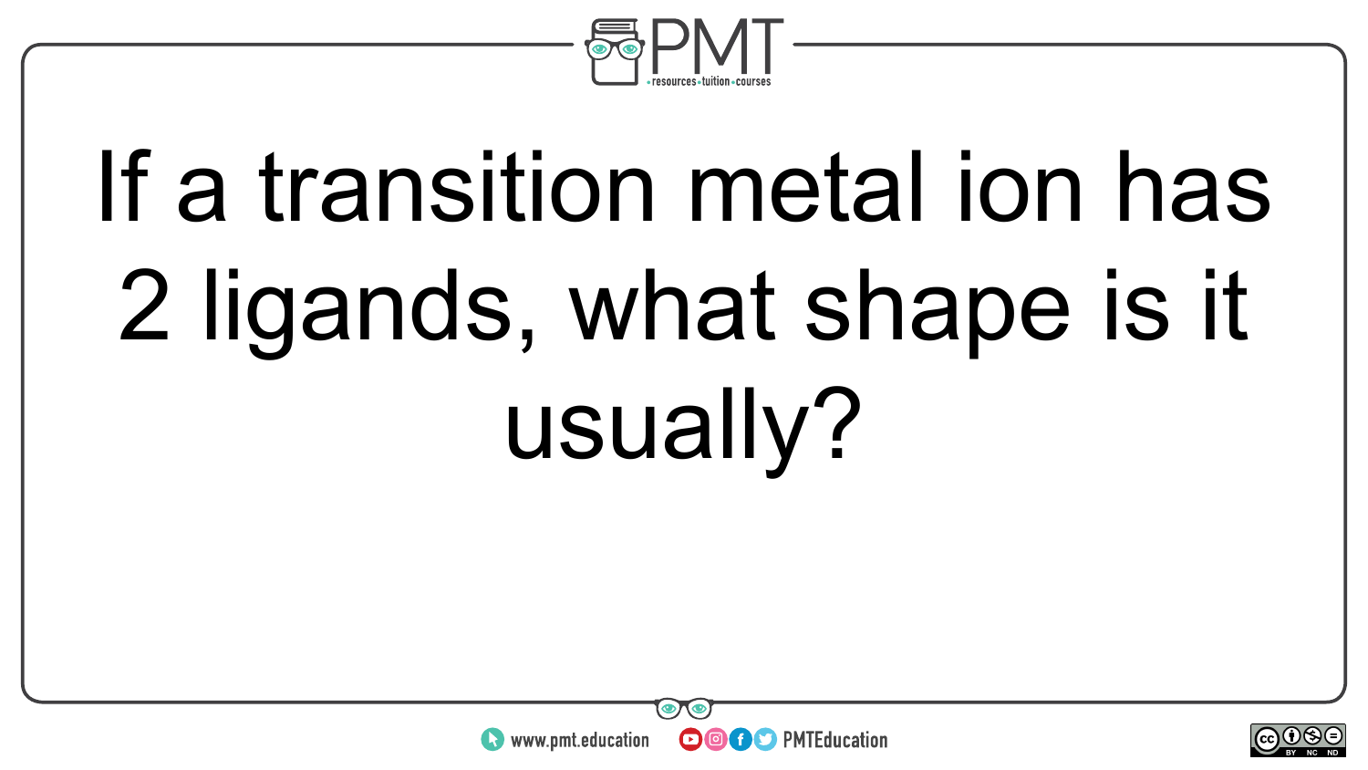If a transition metal ion has 2 ligands, what shape is it usually?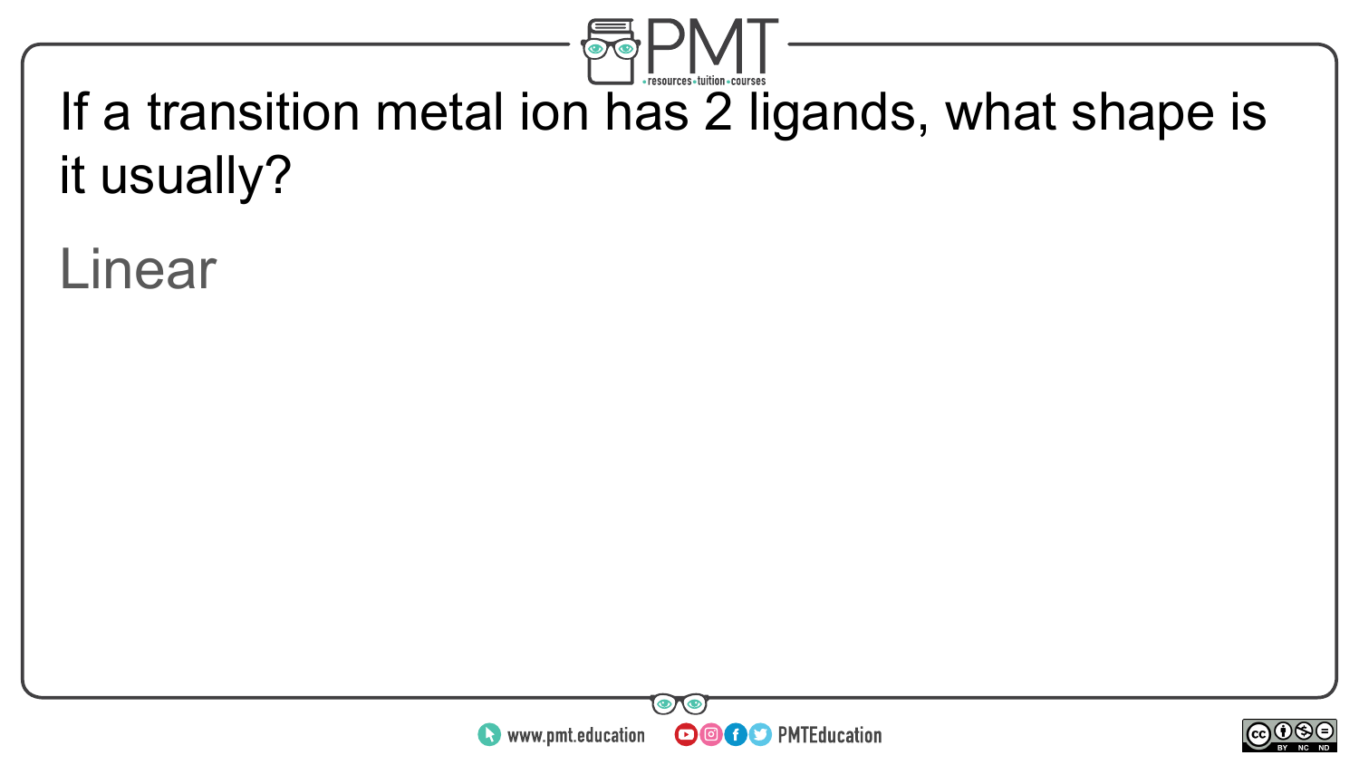If a transition metal ion has 2 ligands, what shape is it usually?

Linear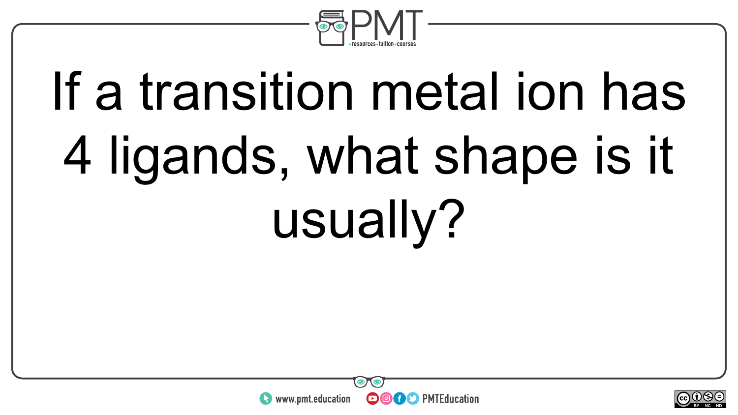If a transition metal ion has 4 ligands, what shape is it usually?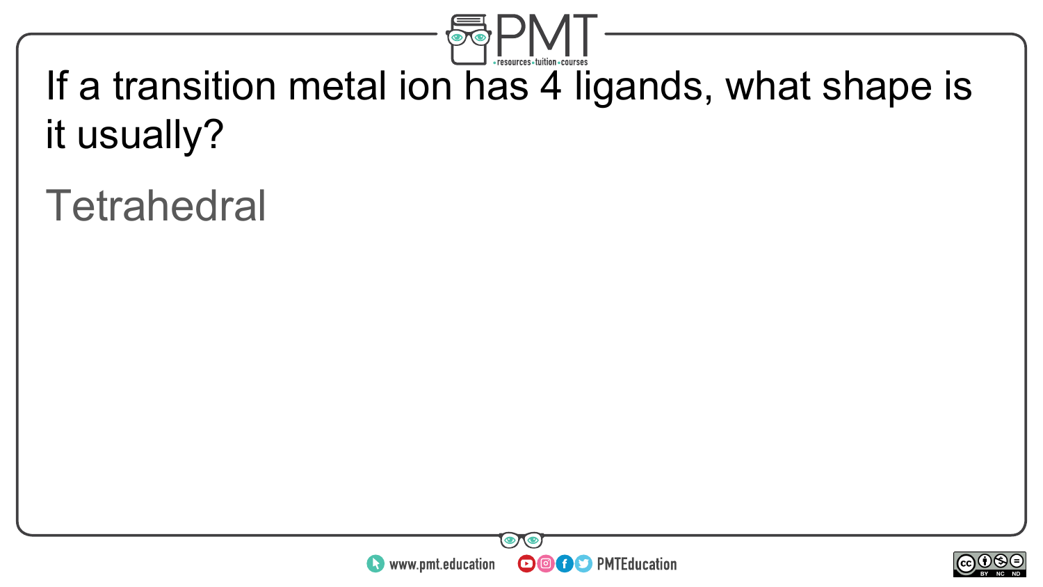If a transition metal ion has 4 ligands, what shape is it usually?

Tetrahedral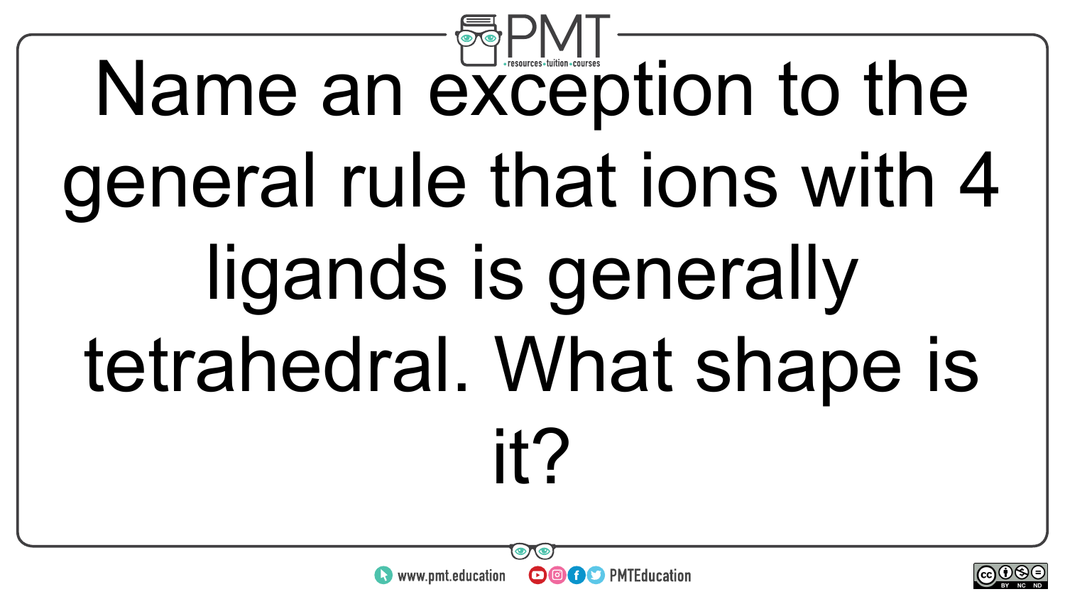Name an exception to the general rule that ions with 4 ligands is generally tetrahedral. What shape is it?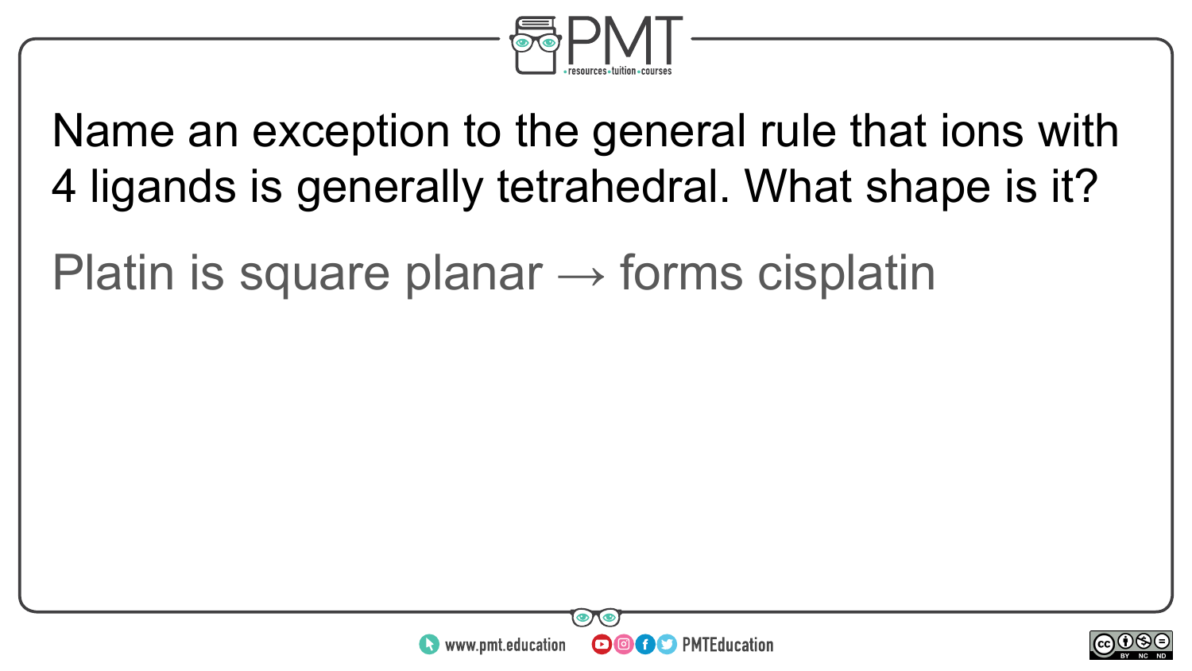Name an exception to the general rule that ions with 4 ligands is generally tetrahedral. What shape is it?

Platin is square planar → forms cisplatin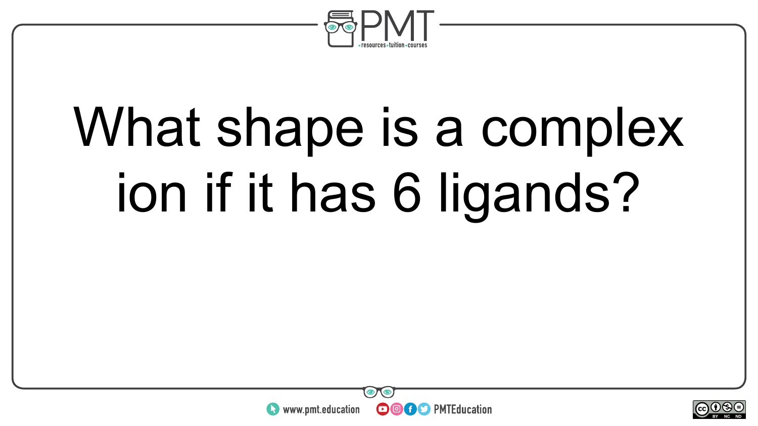What shape is a complex ion if it has 6 ligands?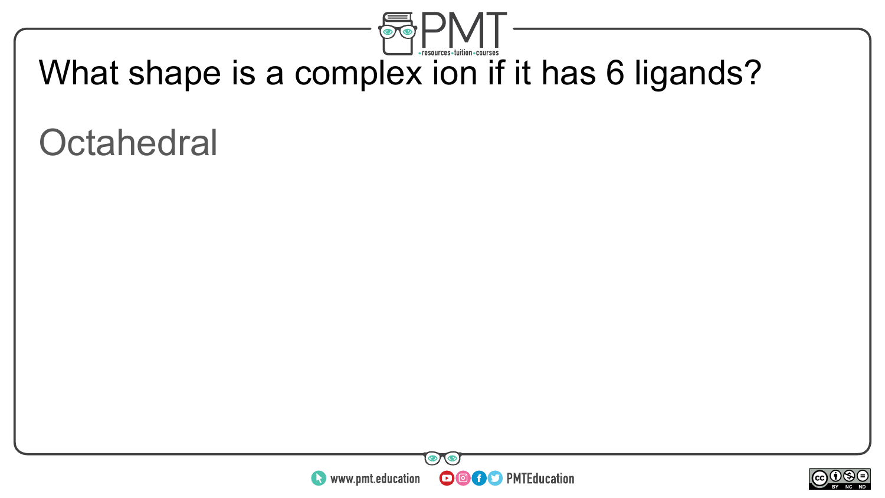What shape is a complex ion if it has 6 ligands?

Octahedral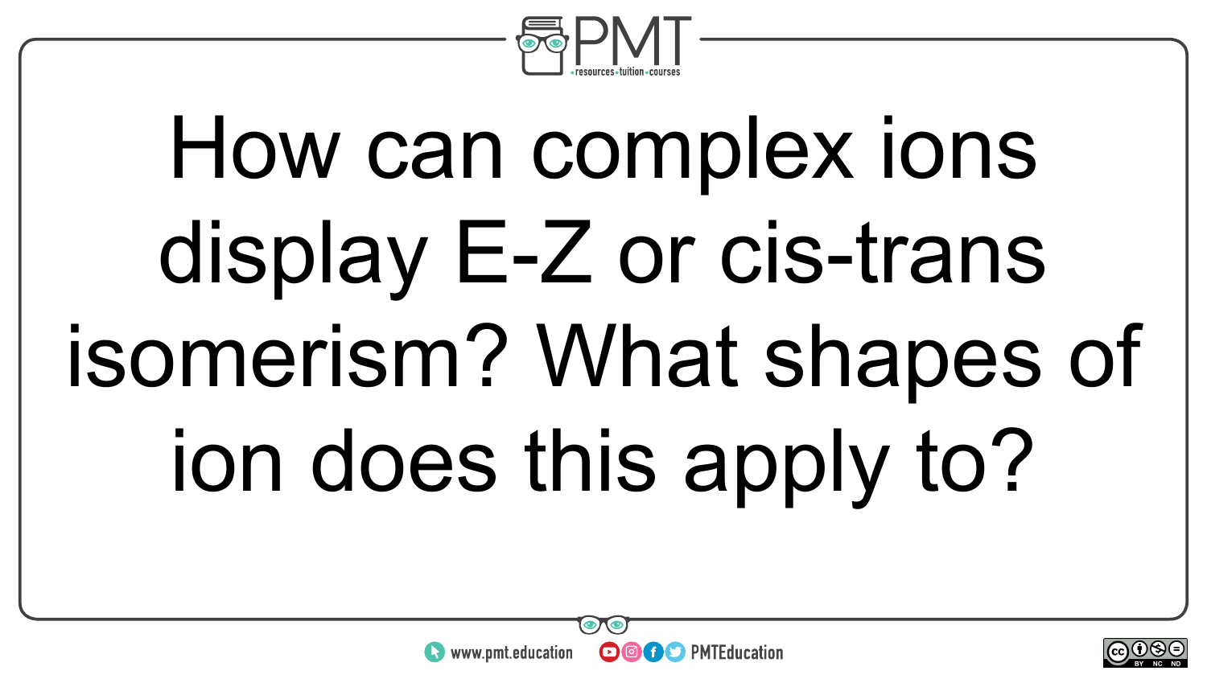How can complex ions display E-Z or cis-trans isomerism? What shapes of ion does this apply to?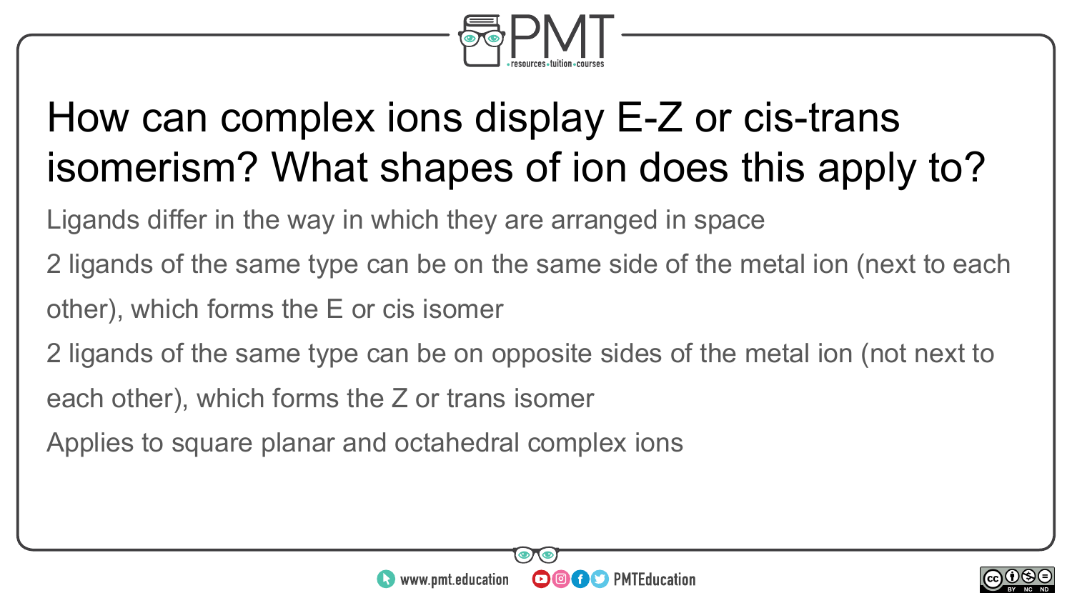# How can complex ions display E-Z or cis-trans isomerism? What shapes of ion does this apply to?

Ligands differ in the way in which they are arranged in space

2 ligands of the same type can be on the same side of the metal ion (next to each other), which forms the E or cis isomer

2 ligands of the same type can be on opposite sides of the metal ion (not next to each other), which forms the Z or trans isomer

Applies to square planar and octahedral complex ions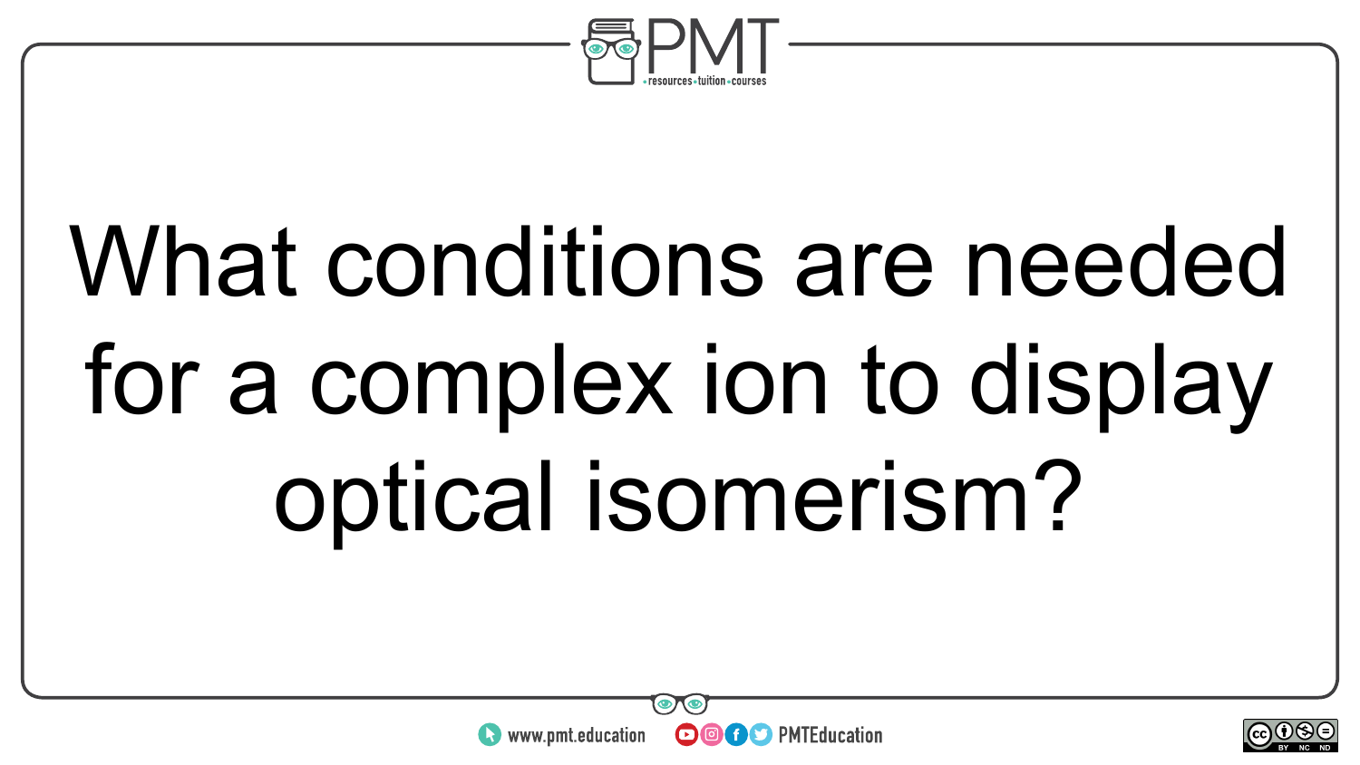What conditions are needed for a complex ion to display optical isomerism?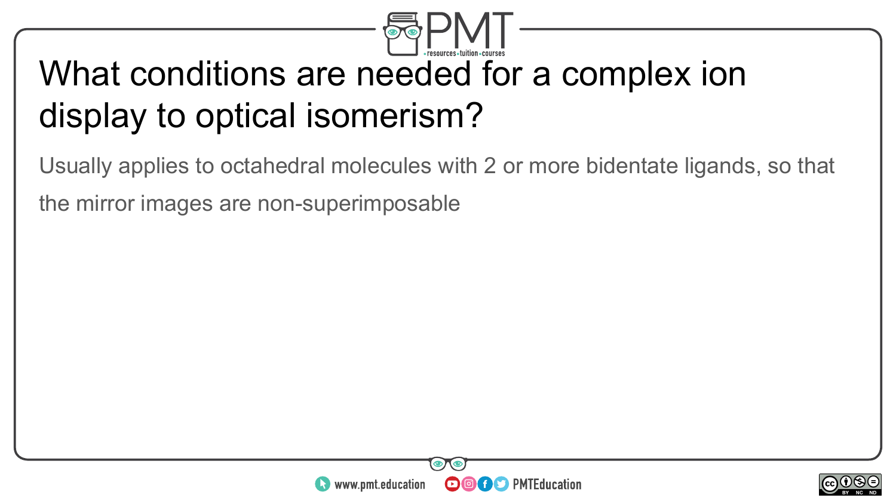# What conditions are needed for a complex ion display to optical isomerism?

Usually applies to octahedral molecules with 2 or more bidentate ligands, so that the mirror images are non-superimposable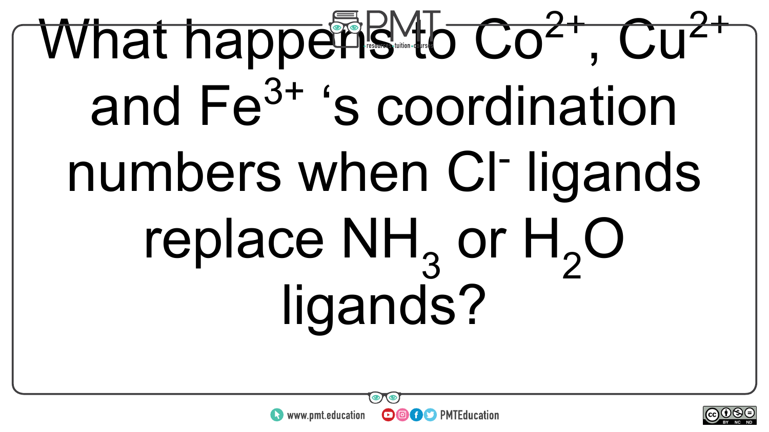What happens to $Co^{2+}$, $Cu^{2+}$ and $Fe^{3+}$ 's coordination numbers when $Cl^-$ ligands replace $NH_3$ or $H_2O$ ligands?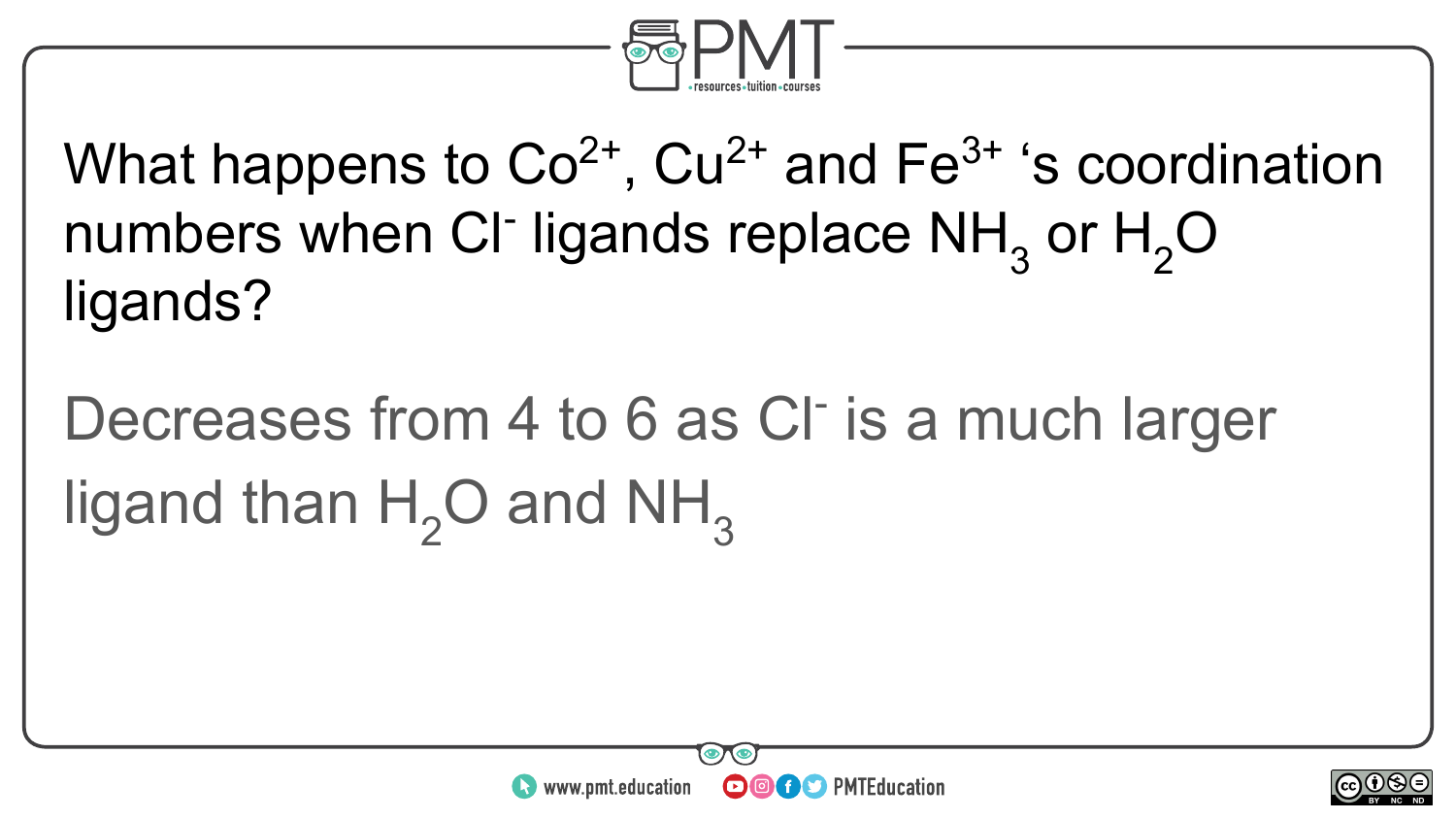What happens to $Co^{2+}$, $Cu^{2+}$ and $Fe^{3+}$ 's coordination numbers when $Cl^-$ ligands replace $NH_3$ or $H_2O$ ligands?

Decreases from 4 to 6 as $Cl^-$ is a much larger ligand than $H_2O$ and $NH_3$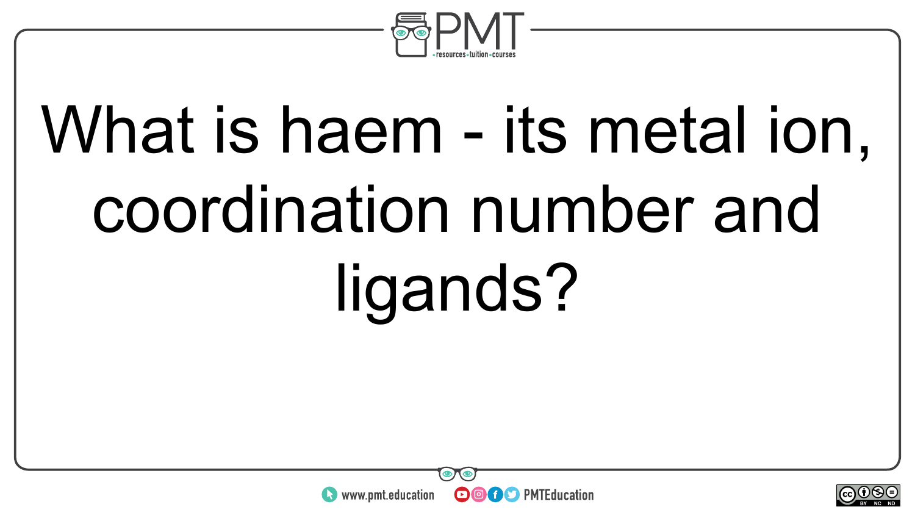What is haem - its metal ion, coordination number and ligands?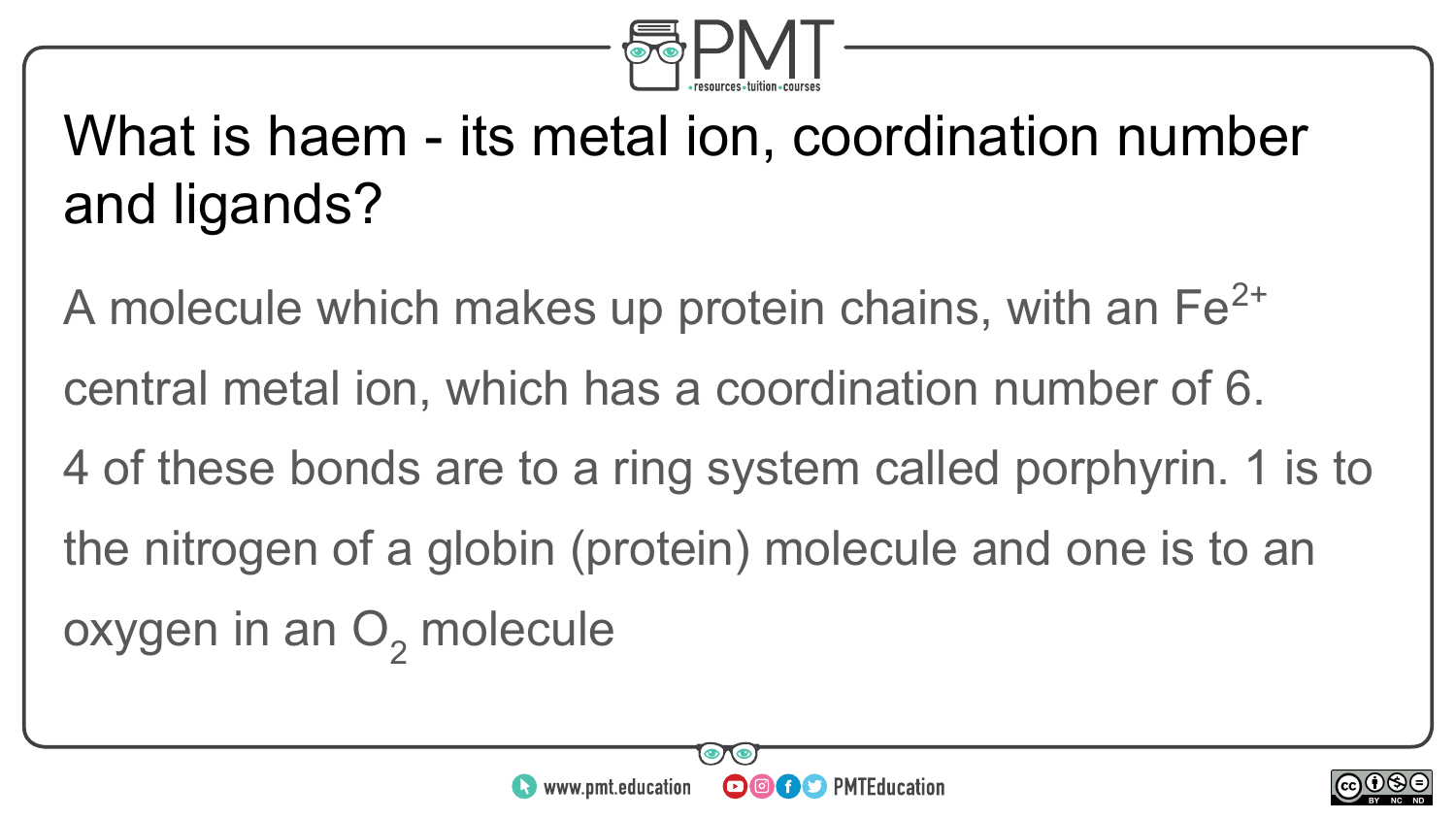## What is haem - its metal ion, coordination number and ligands?

A molecule which makes up protein chains, with an $Fe^{2+}$ central metal ion, which has a coordination number of 6.
4 of these bonds are to a ring system called porphyrin. 1 is to the nitrogen of a globin (protein) molecule and one is to an oxygen in an $O_2$ molecule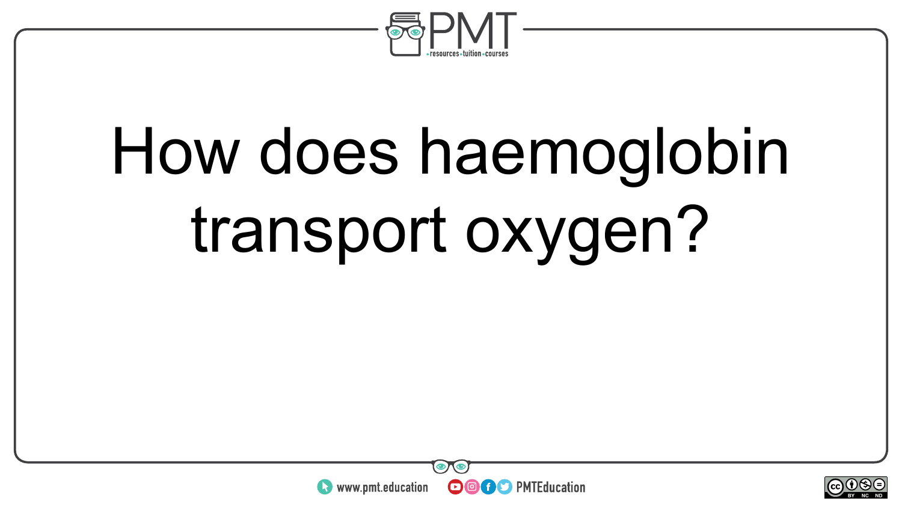How does haemoglobin transport oxygen?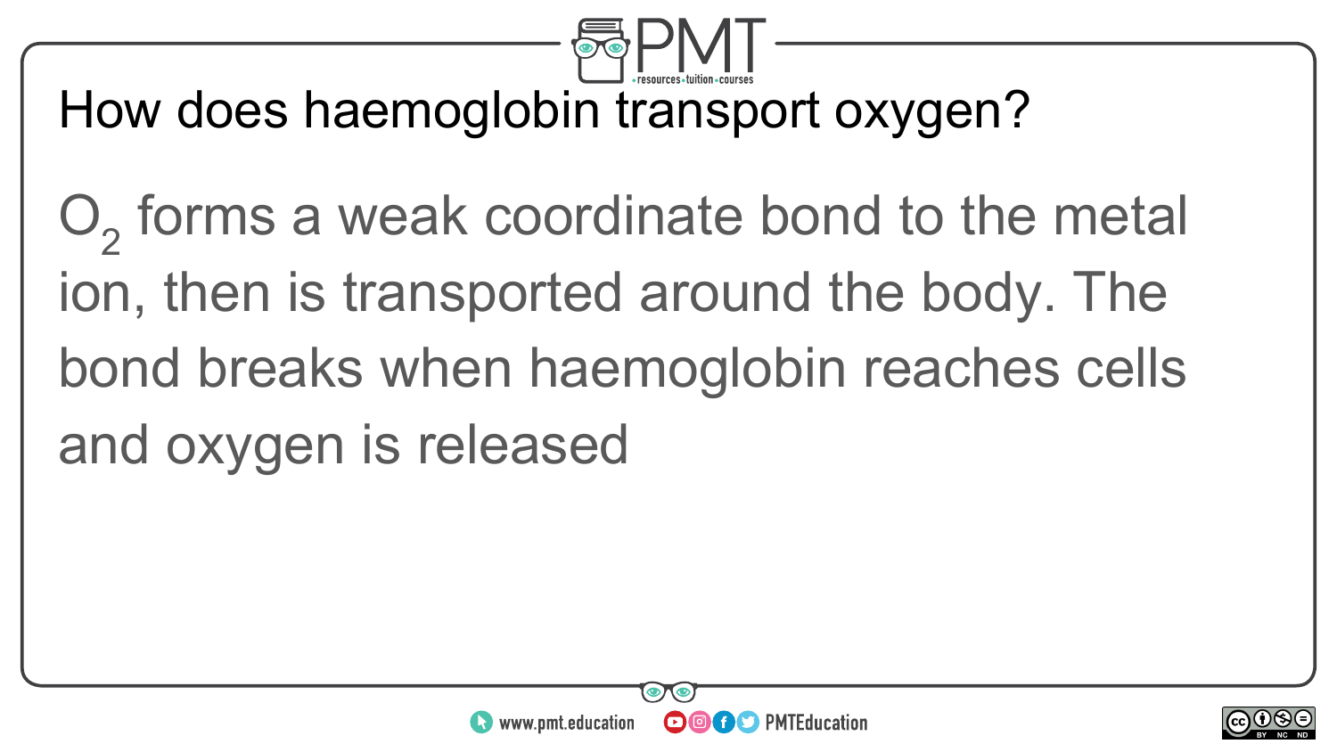## How does haemoglobin transport oxygen?

$O_2$ forms a weak coordinate bond to the metal ion, then is transported around the body. The bond breaks when haemoglobin reaches cells and oxygen is released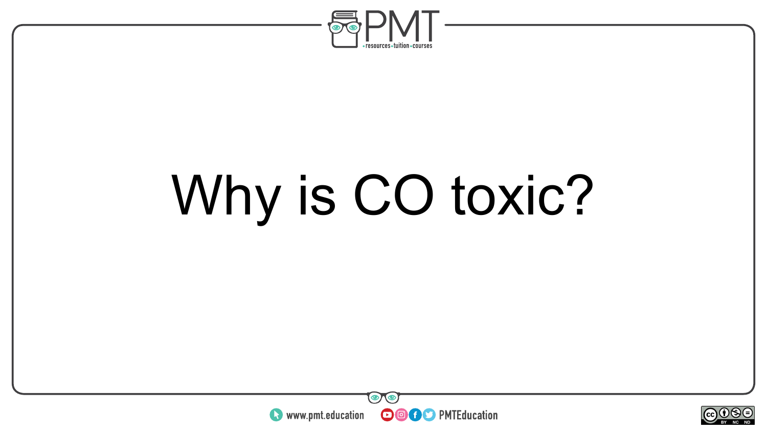Why is CO toxic?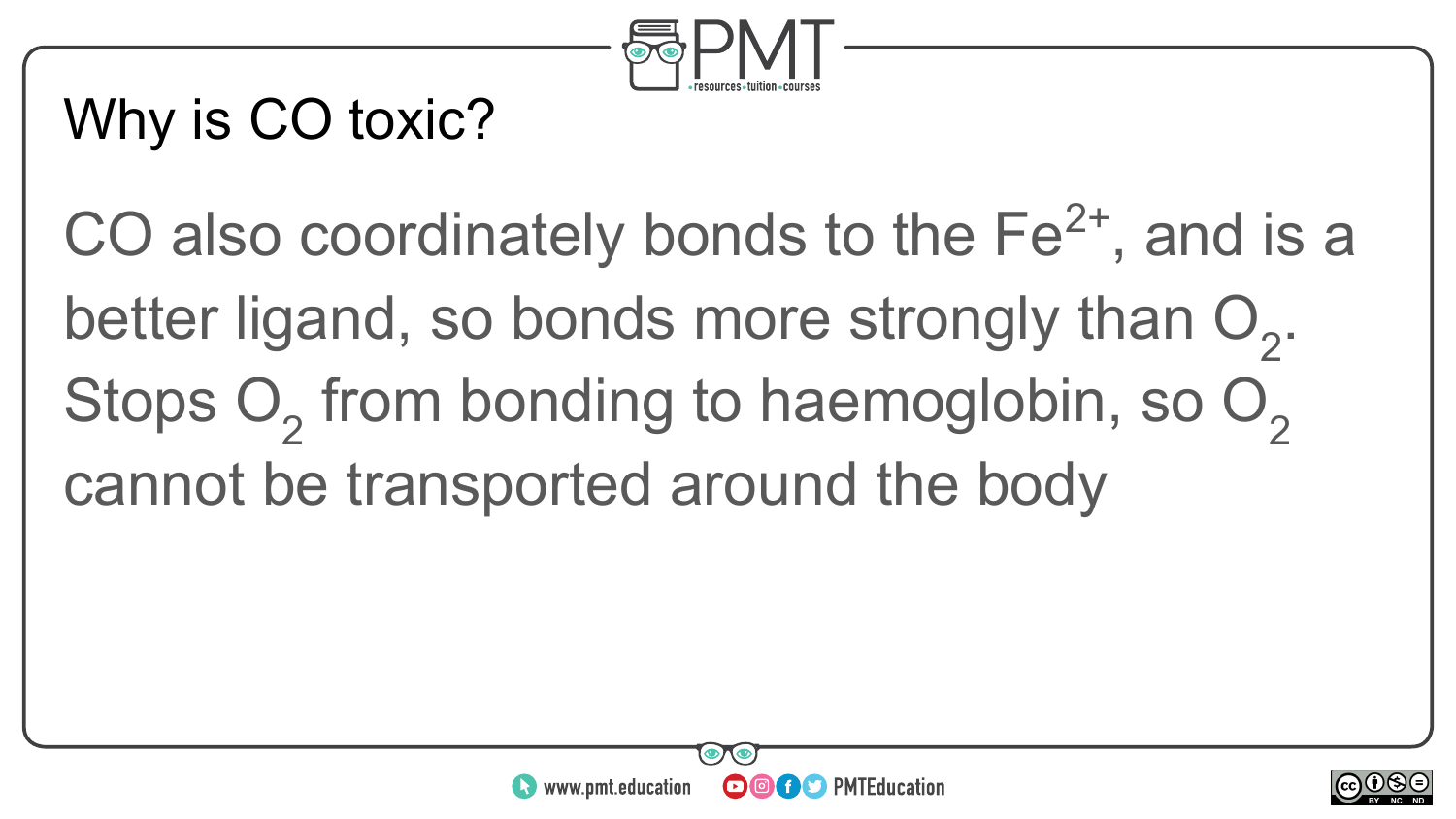## Why is CO toxic?

CO also coordinately bonds to the $Fe^{2+}$, and is a better ligand, so bonds more strongly than $O_2$. Stops $O_2$ from bonding to haemoglobin, so $O_2$ cannot be transported around the body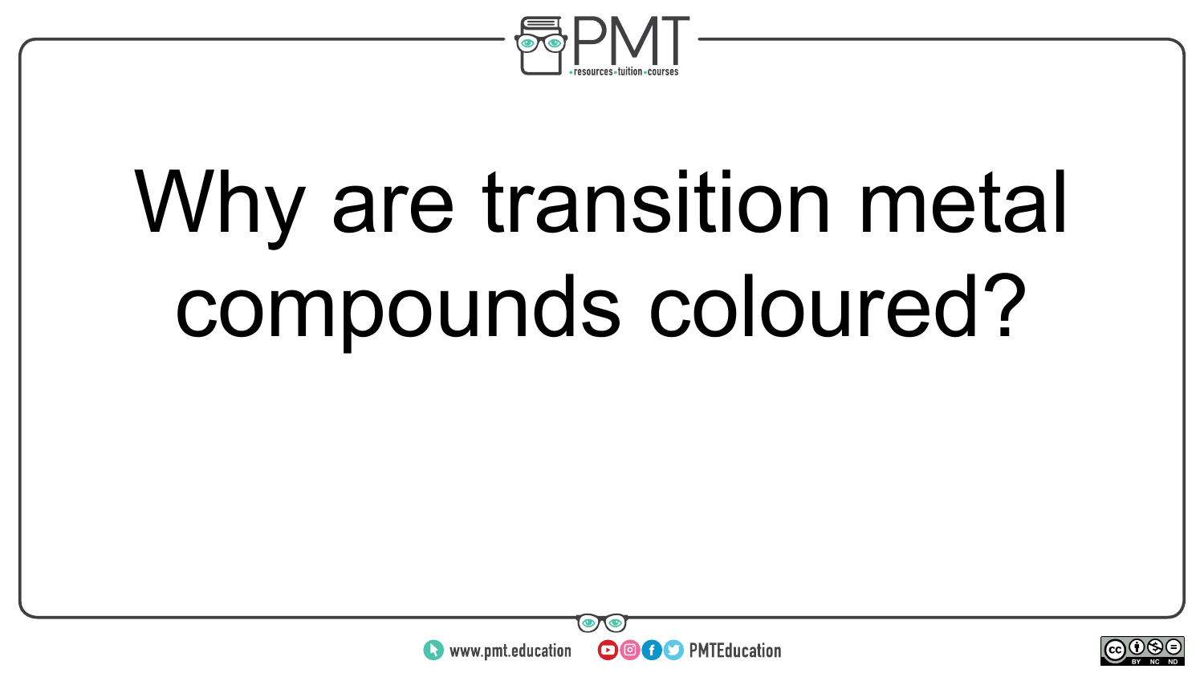Why are transition metal compounds coloured?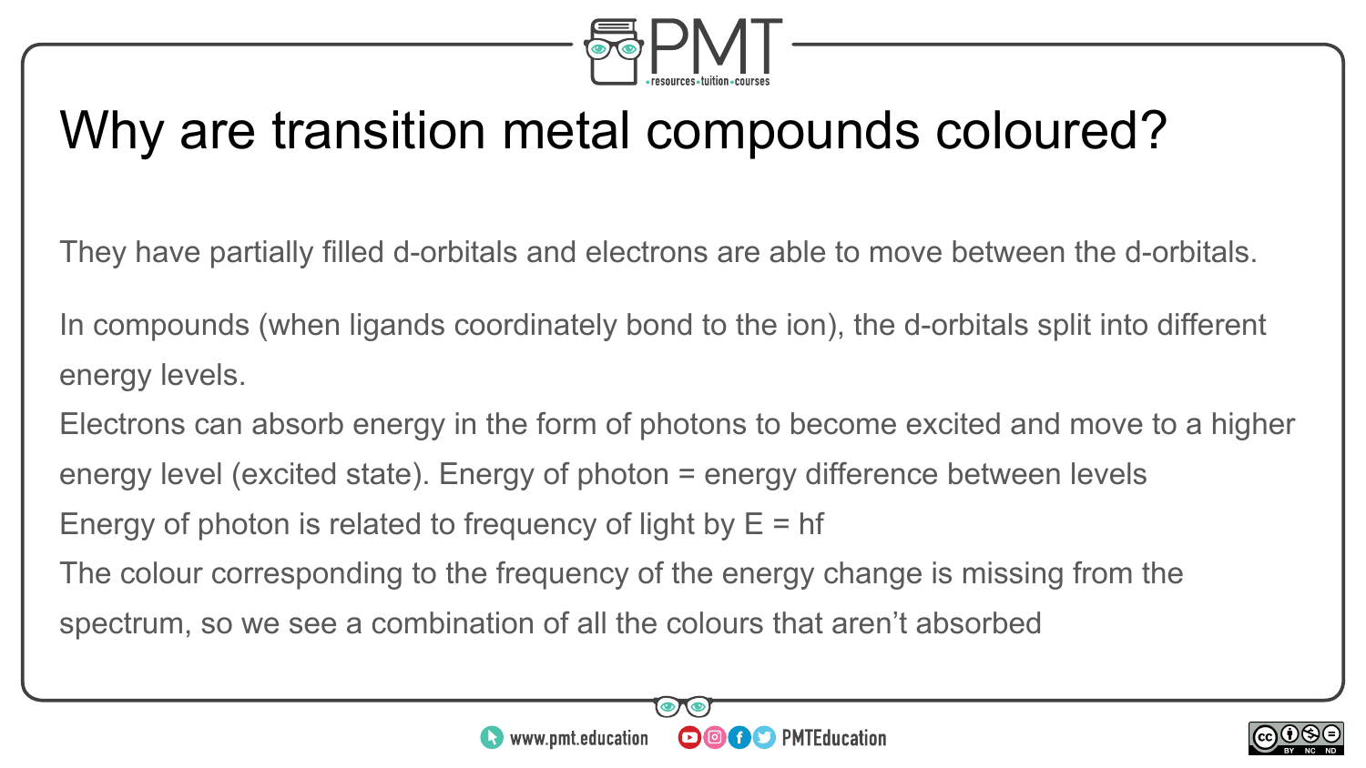# Why are transition metal compounds coloured?

They have partially filled d-orbitals and electrons are able to move between the d-orbitals.

In compounds (when ligands coordinately bond to the ion), the d-orbitals split into different energy levels.

Electrons can absorb energy in the form of photons to become excited and move to a higher energy level (excited state). Energy of photon = energy difference between levels

Energy of photon is related to frequency of light by $E = hf$

The colour corresponding to the frequency of the energy change is missing from the spectrum, so we see a combination of all the colours that aren't absorbed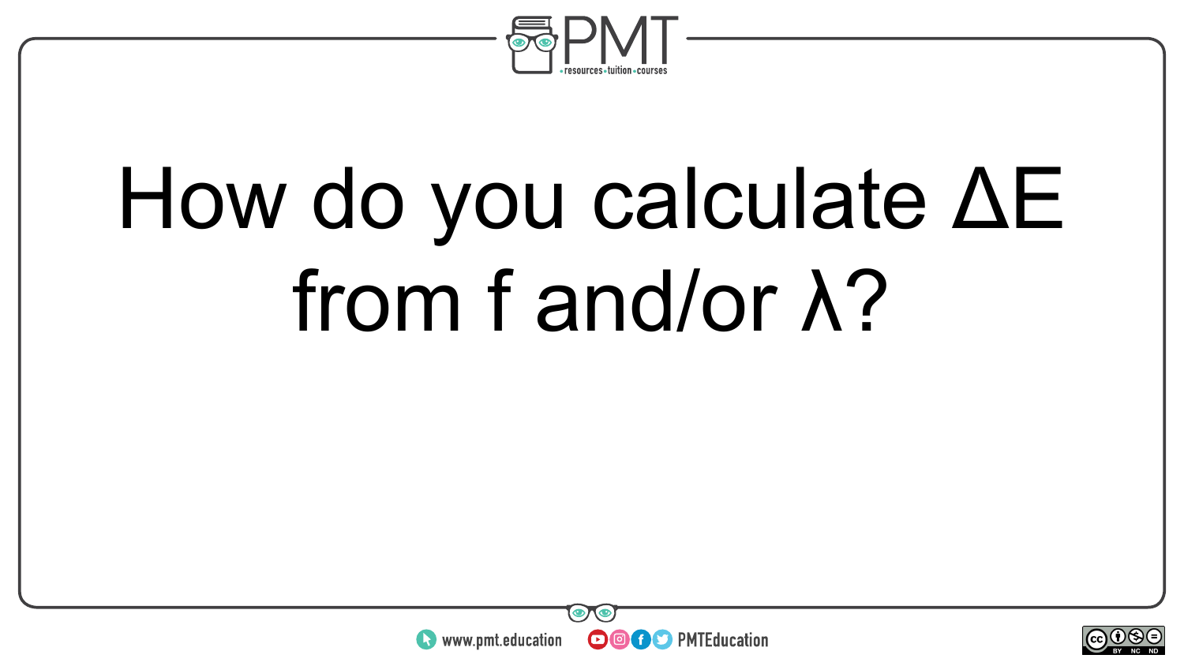How do you calculate $\Delta E$ from $f$ and/or $\lambda$?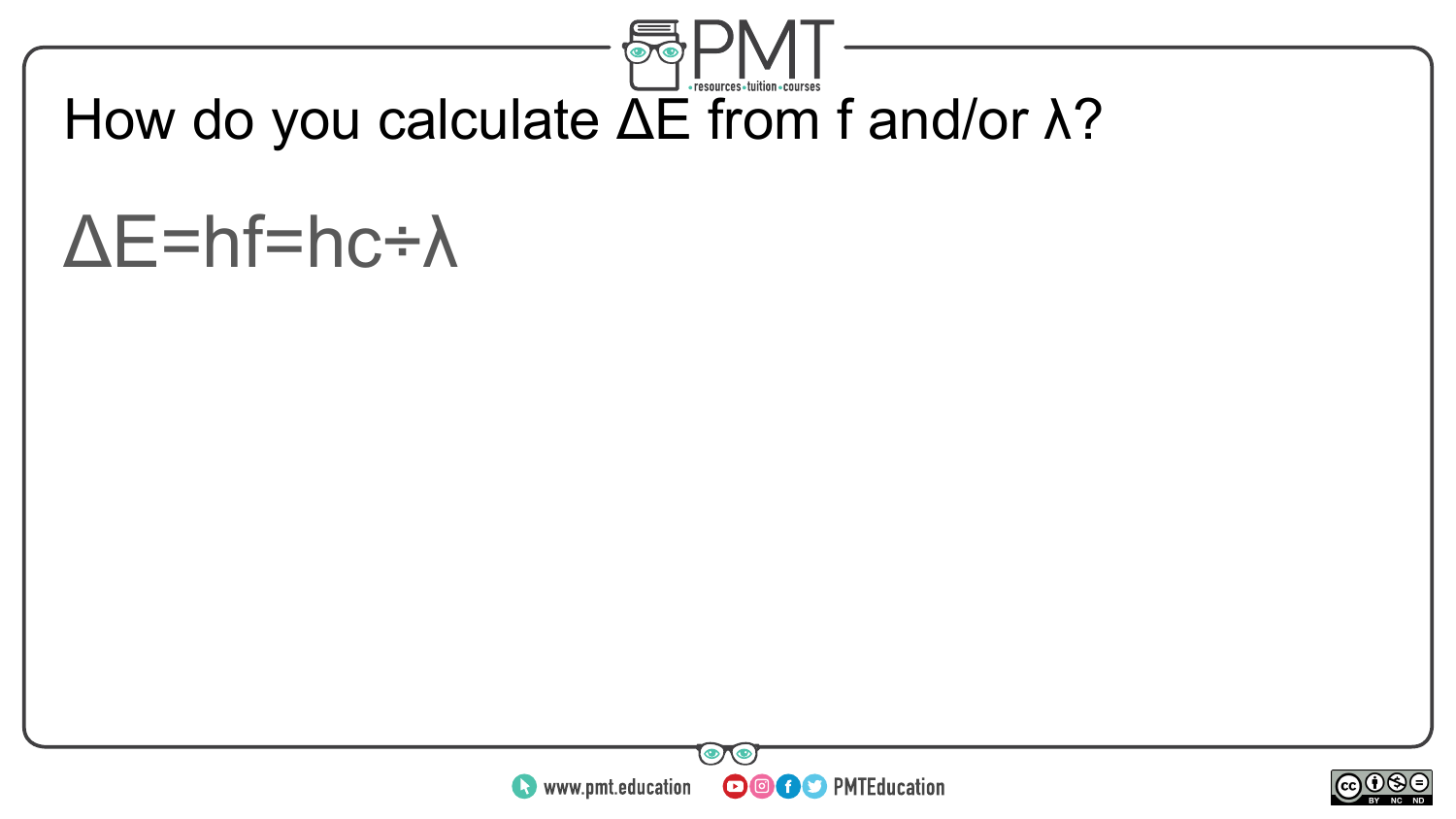# How do you calculate $\Delta E$ from f and/or $\lambda$?

$$\Delta E = hf = hc \div \lambda$$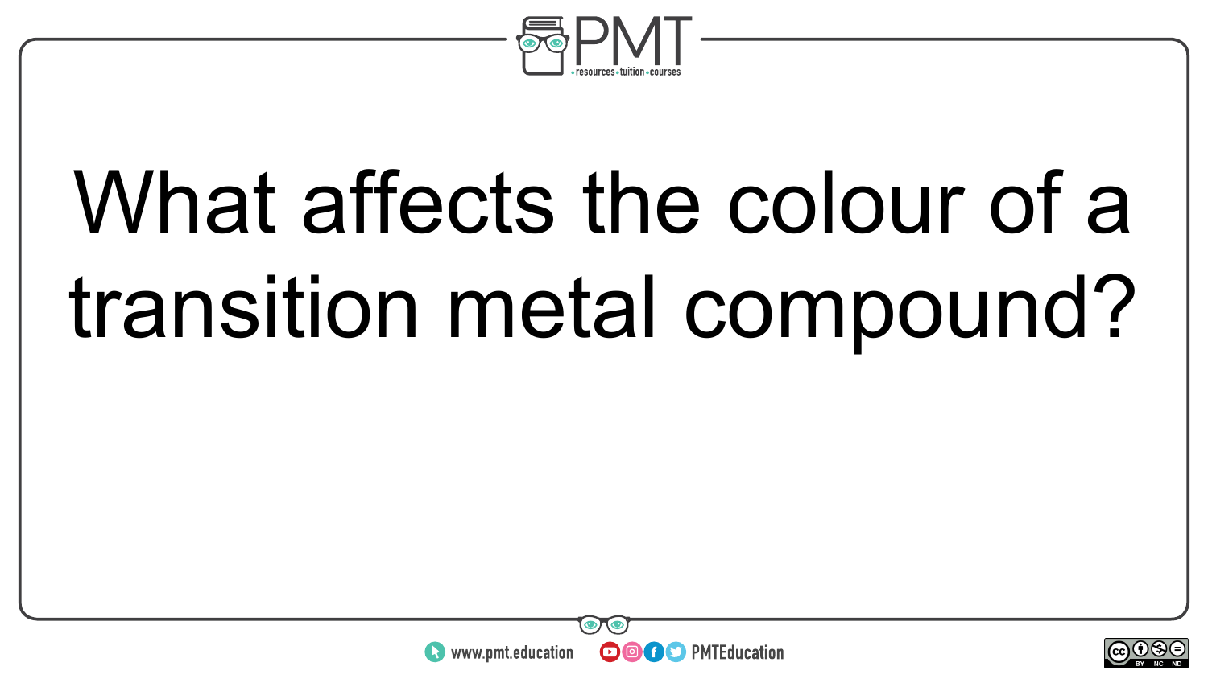What affects the colour of a transition metal compound?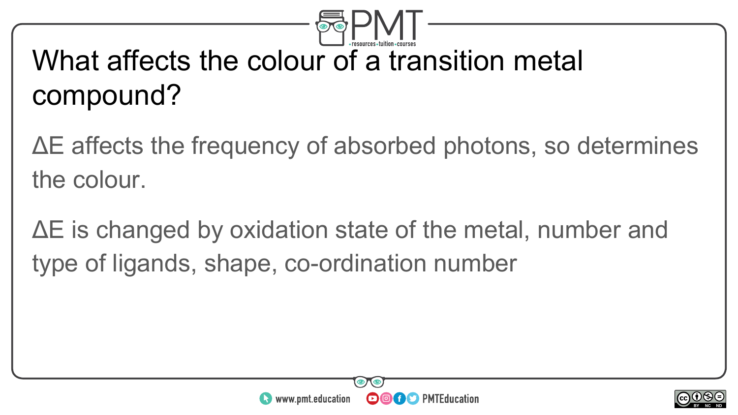# What affects the colour of a transition metal compound?

$\Delta E$ affects the frequency of absorbed photons, so determines the colour.

$\Delta E$ is changed by oxidation state of the metal, number and type of ligands, shape, co-ordination number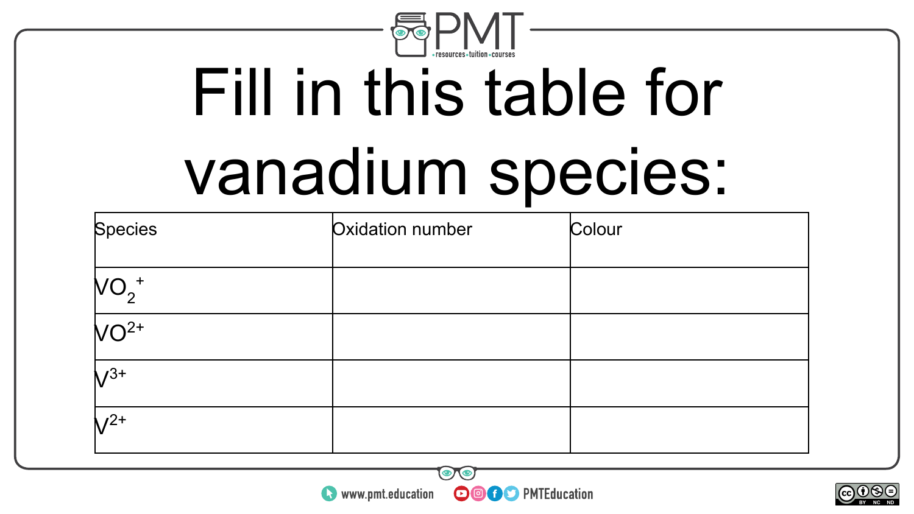# Fill in this table for vanadium species:

| Species | Oxidation number | Colour |
| --- | --- | --- |
| $VO_2^+$ | | |
| $VO^{2+}$ | | |
| $V^{3+}$ | | |
| $V^{2+}$ | | |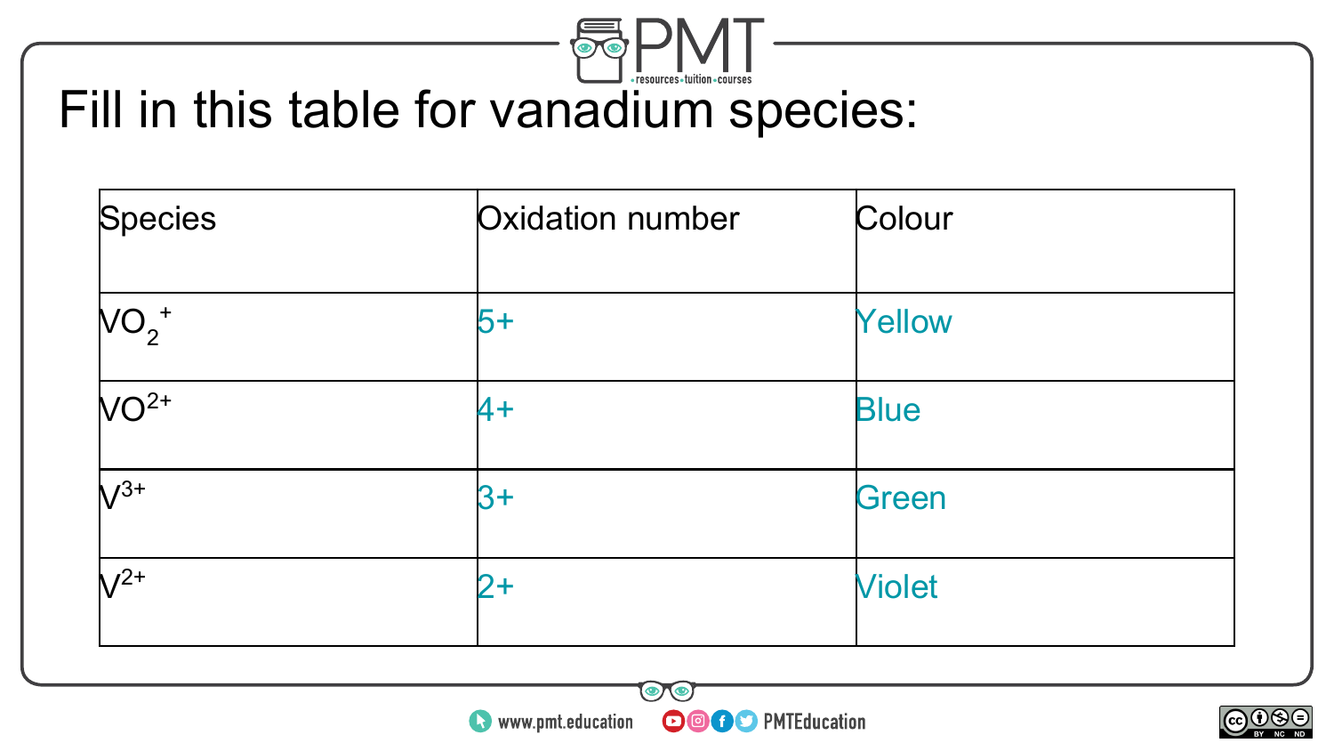# Fill in this table for vanadium species:

| Species | Oxidation number | Colour |
| --- | --- | --- |
| $VO_2^+$ | 5+ | Yellow |
| $VO^{2+}$ | 4+ | Blue |
| $V^{3+}$ | 3+ | Green |
| $V^{2+}$ | 2+ | Violet |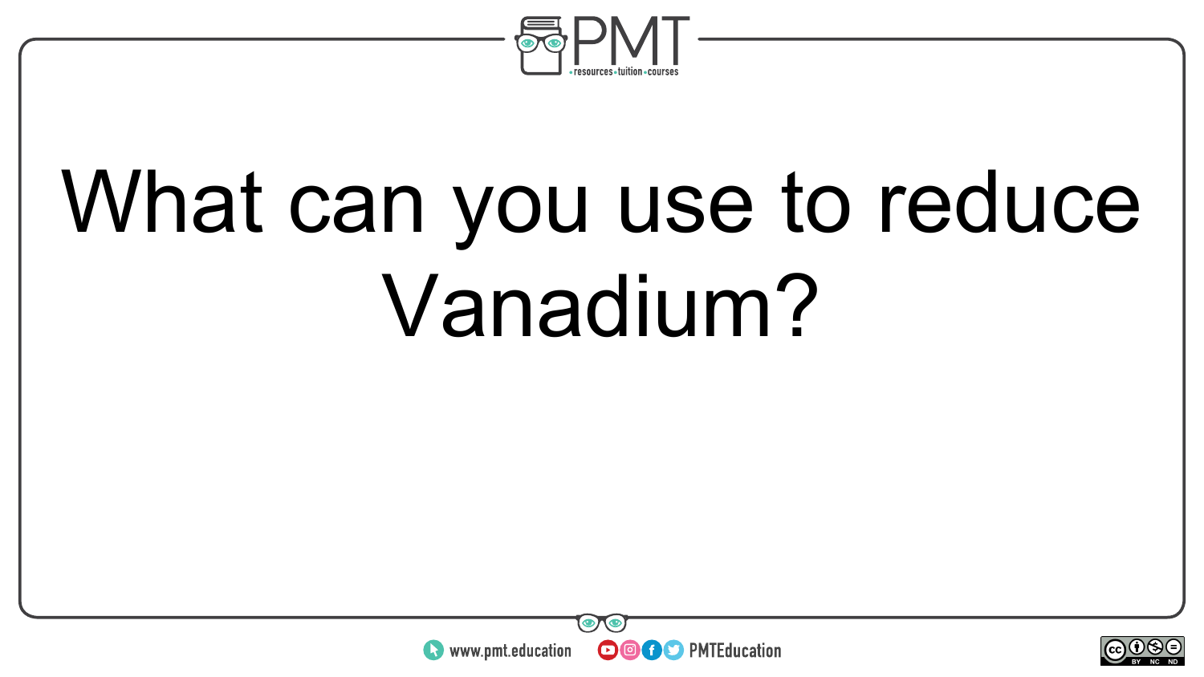# What can you use to reduce Vanadium?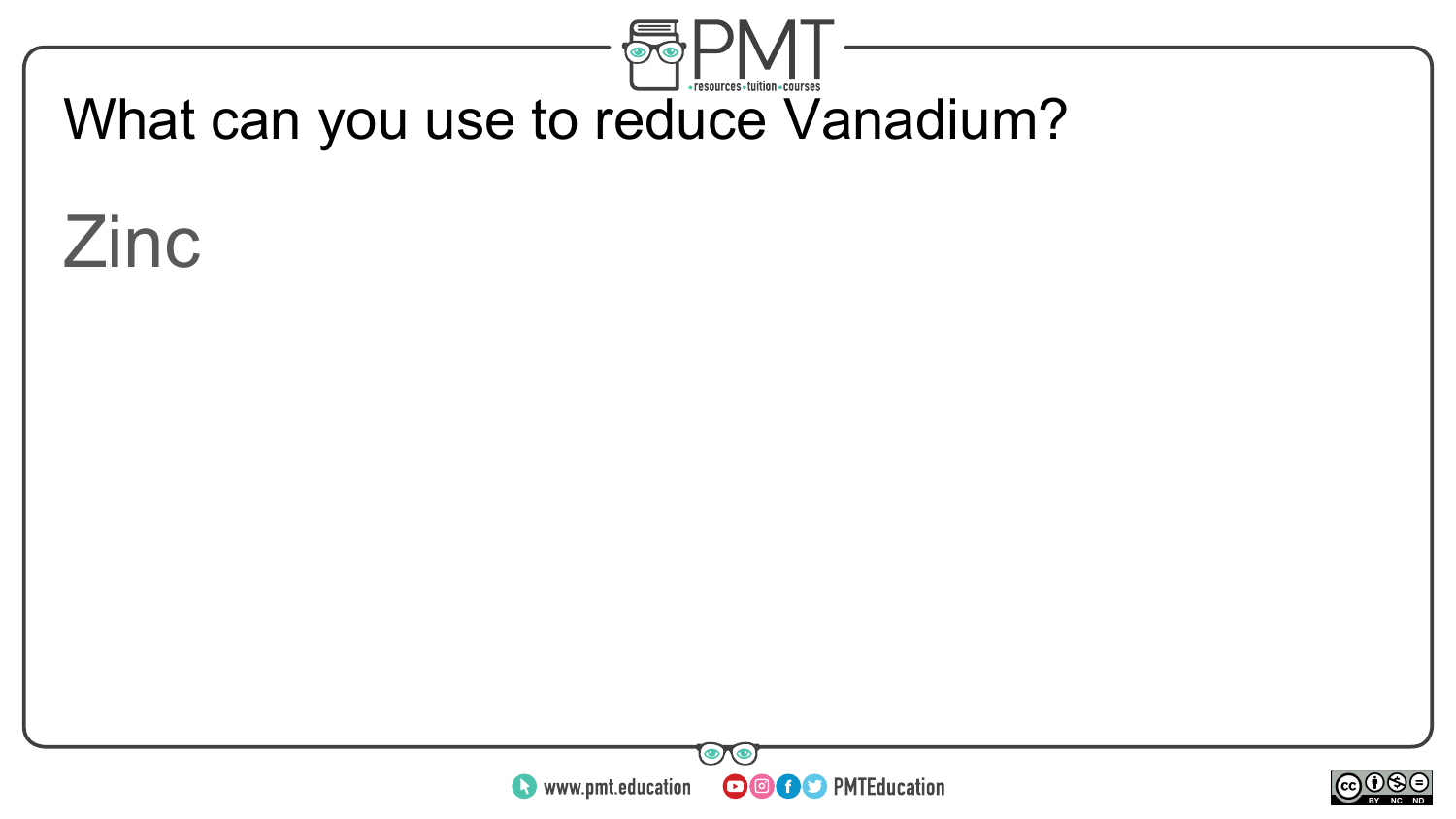What can you use to reduce Vanadium?

Zinc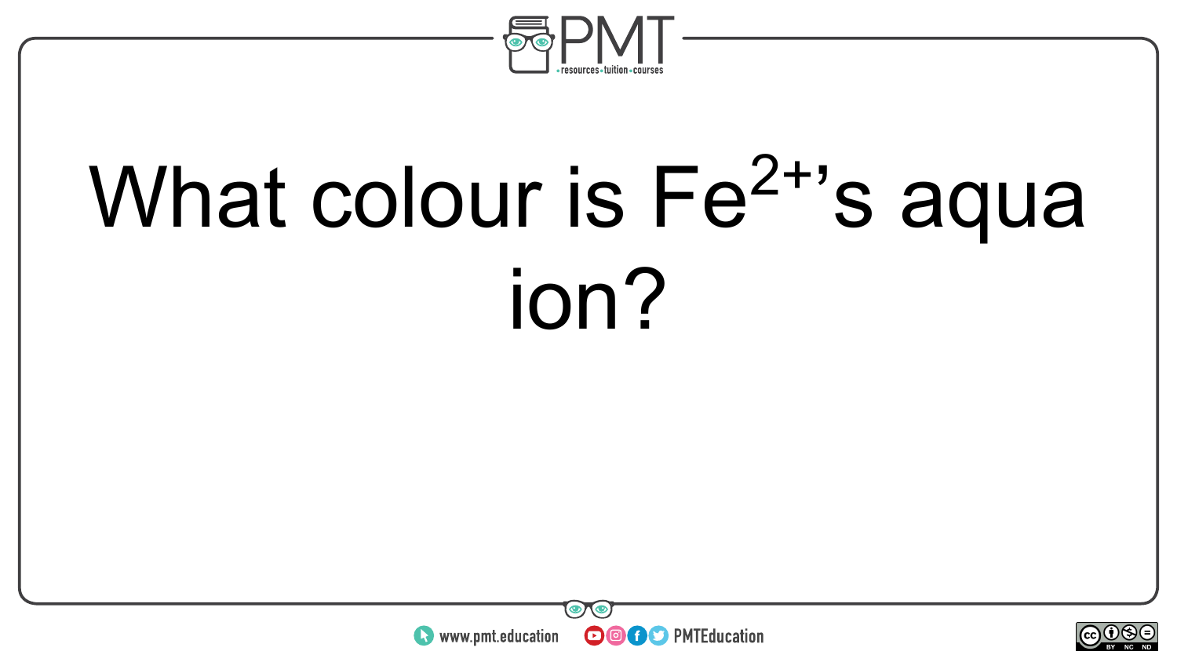What colour is $Fe^{2+}$'s aqua ion?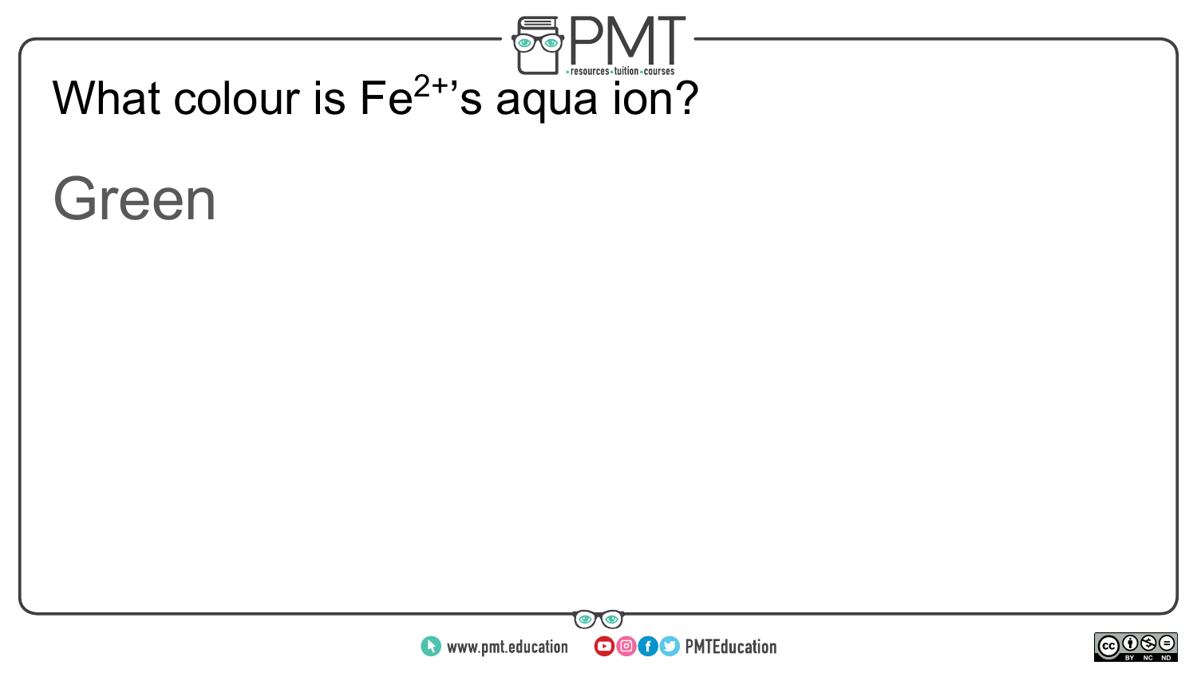What colour is $Fe^{2+}$'s aqua ion?

Green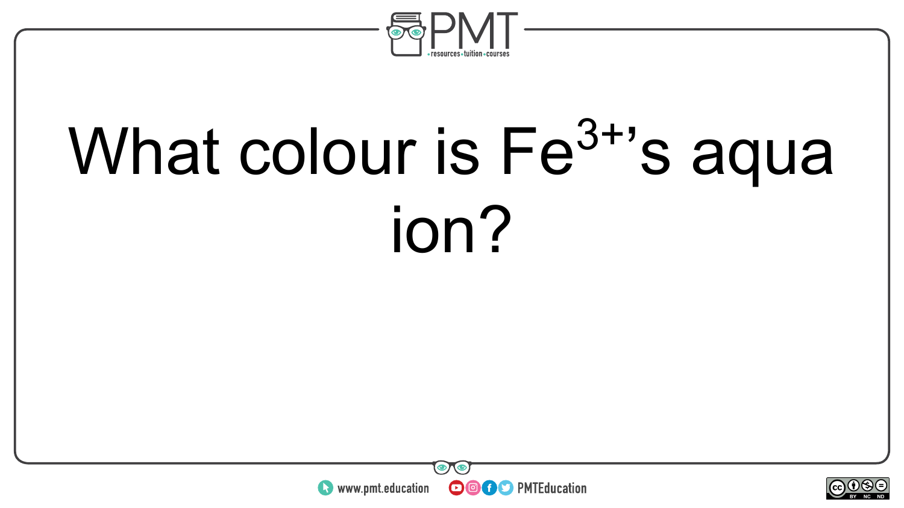What colour is $Fe^{3+}$'s aqua ion?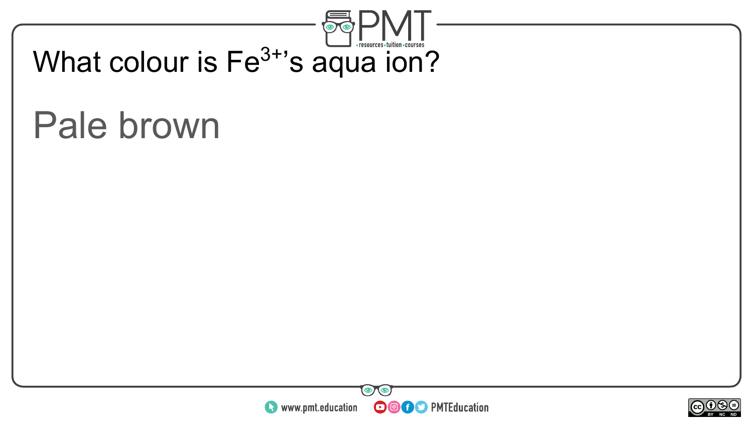What colour is $Fe^{3+}$'s aqua ion?

Pale brown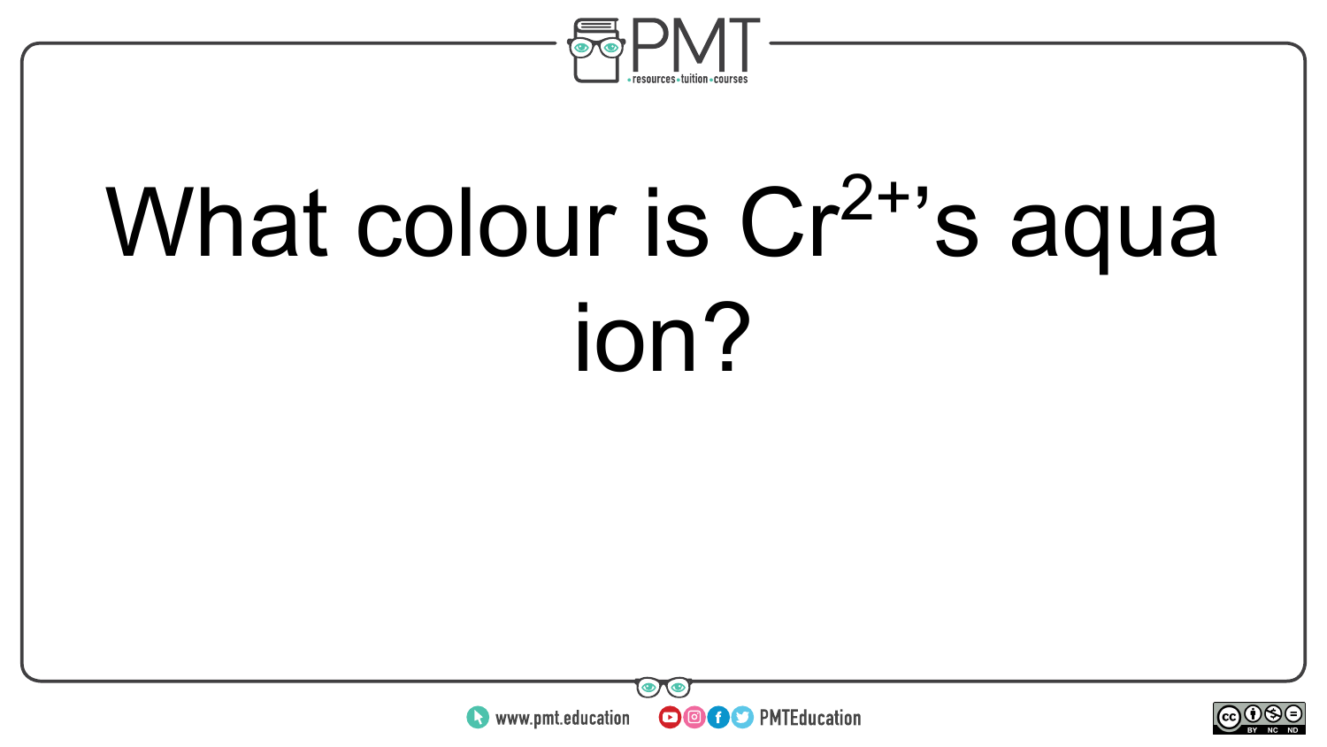What colour is $Cr^{2+}$'s aqua ion?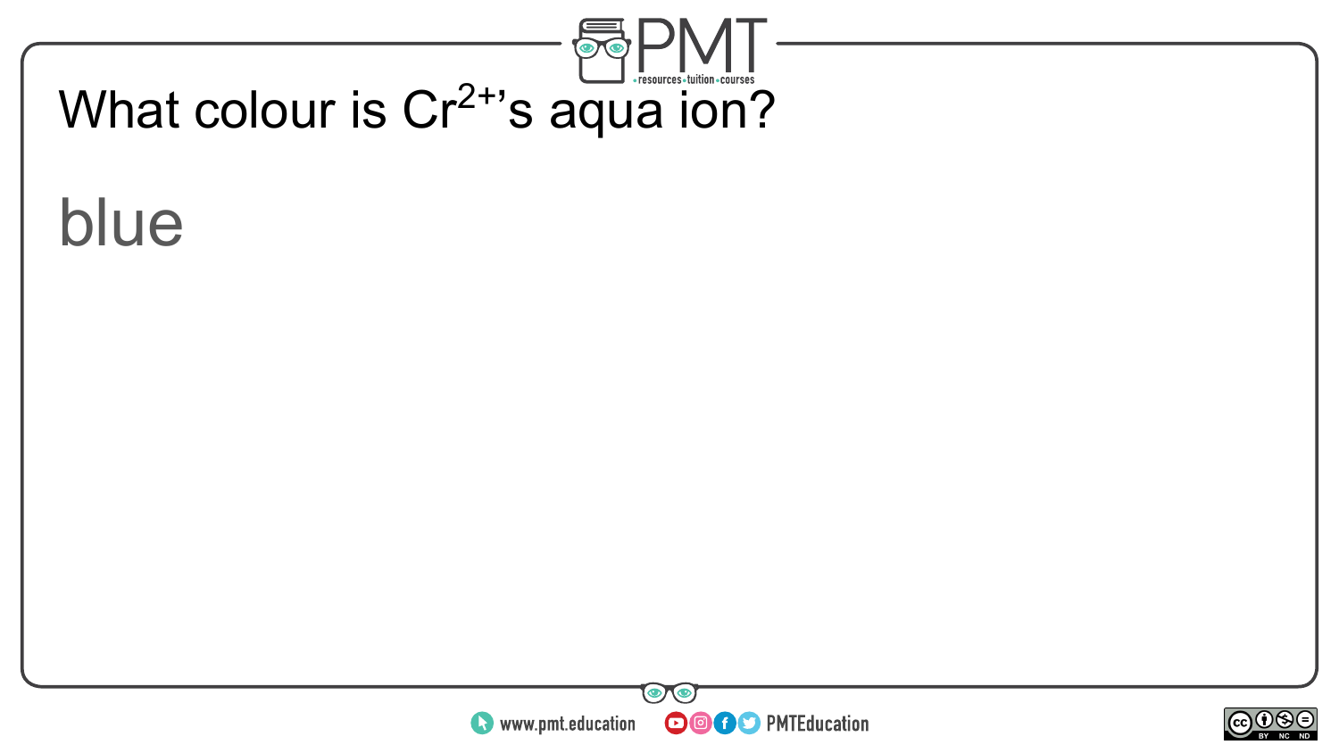What colour is $Cr^{2+}$'s aqua ion?

blue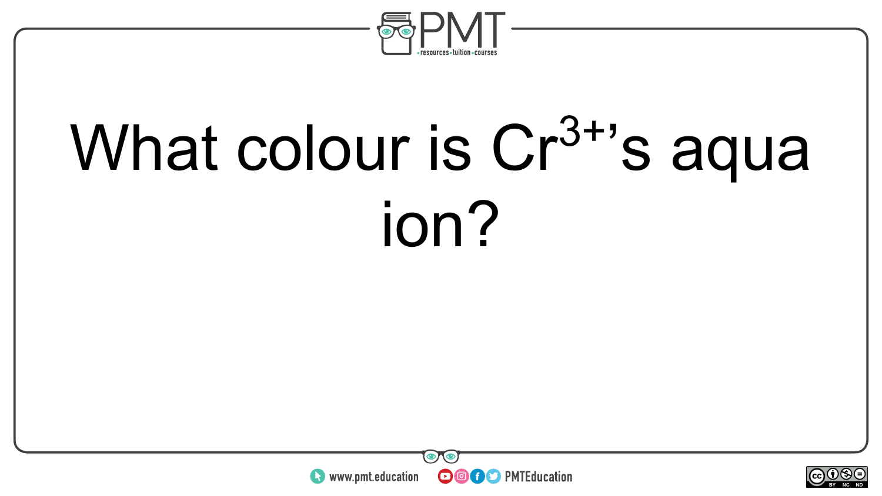What colour is $Cr^{3+}$'s aqua ion?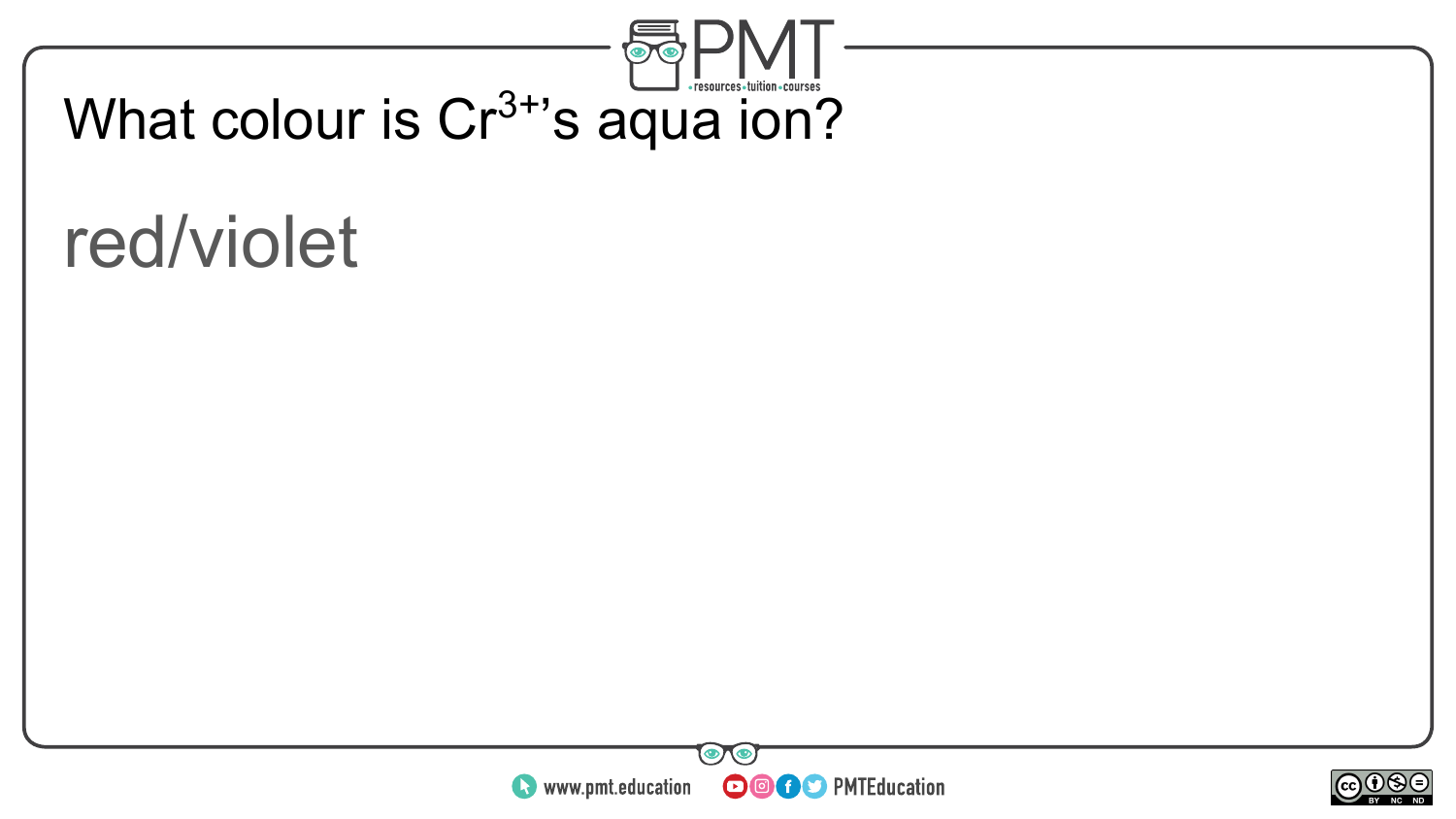What colour is $Cr^{3+}$'s aqua ion?

red/violet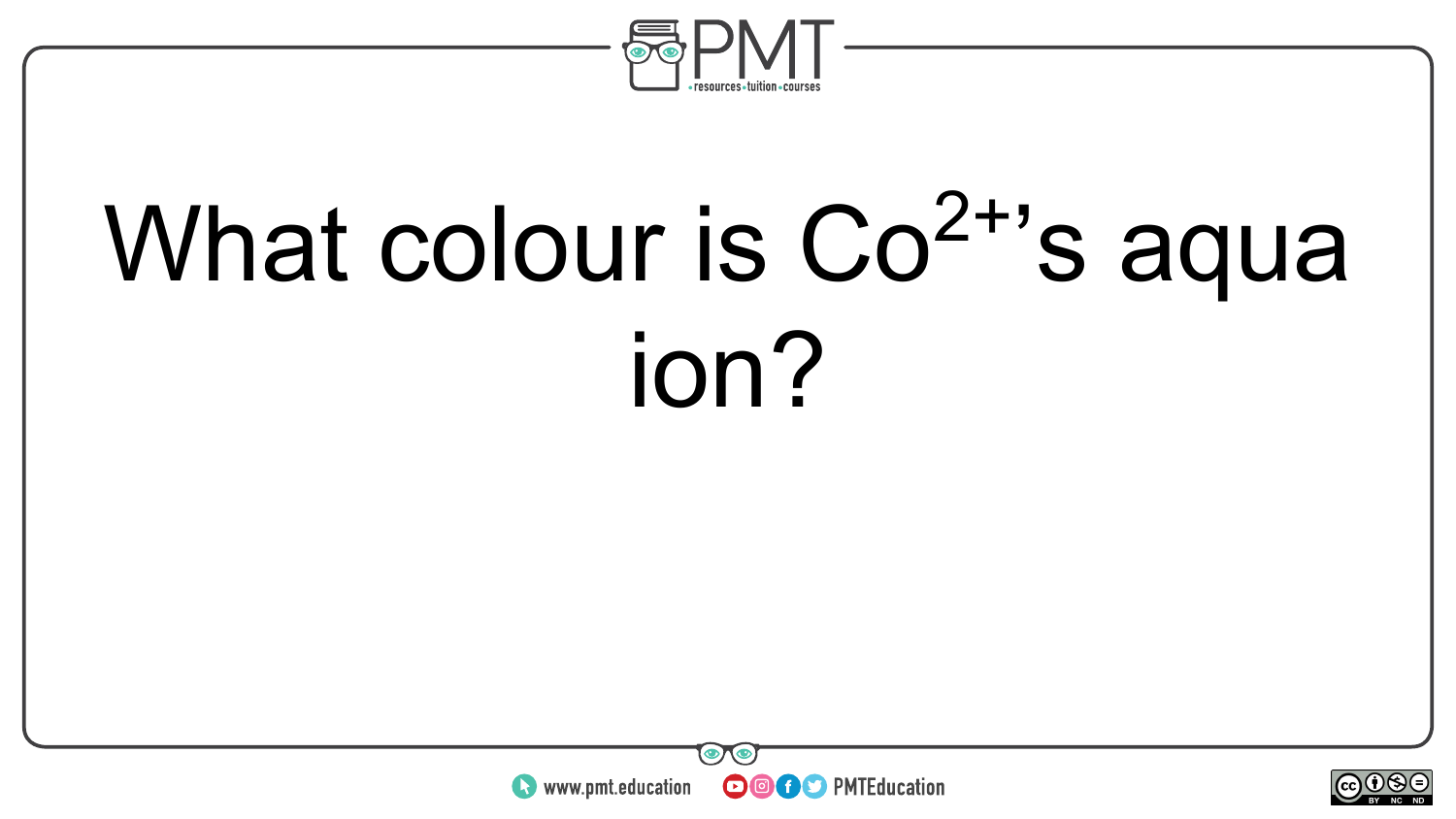What colour is $Co^{2+}$'s aqua ion?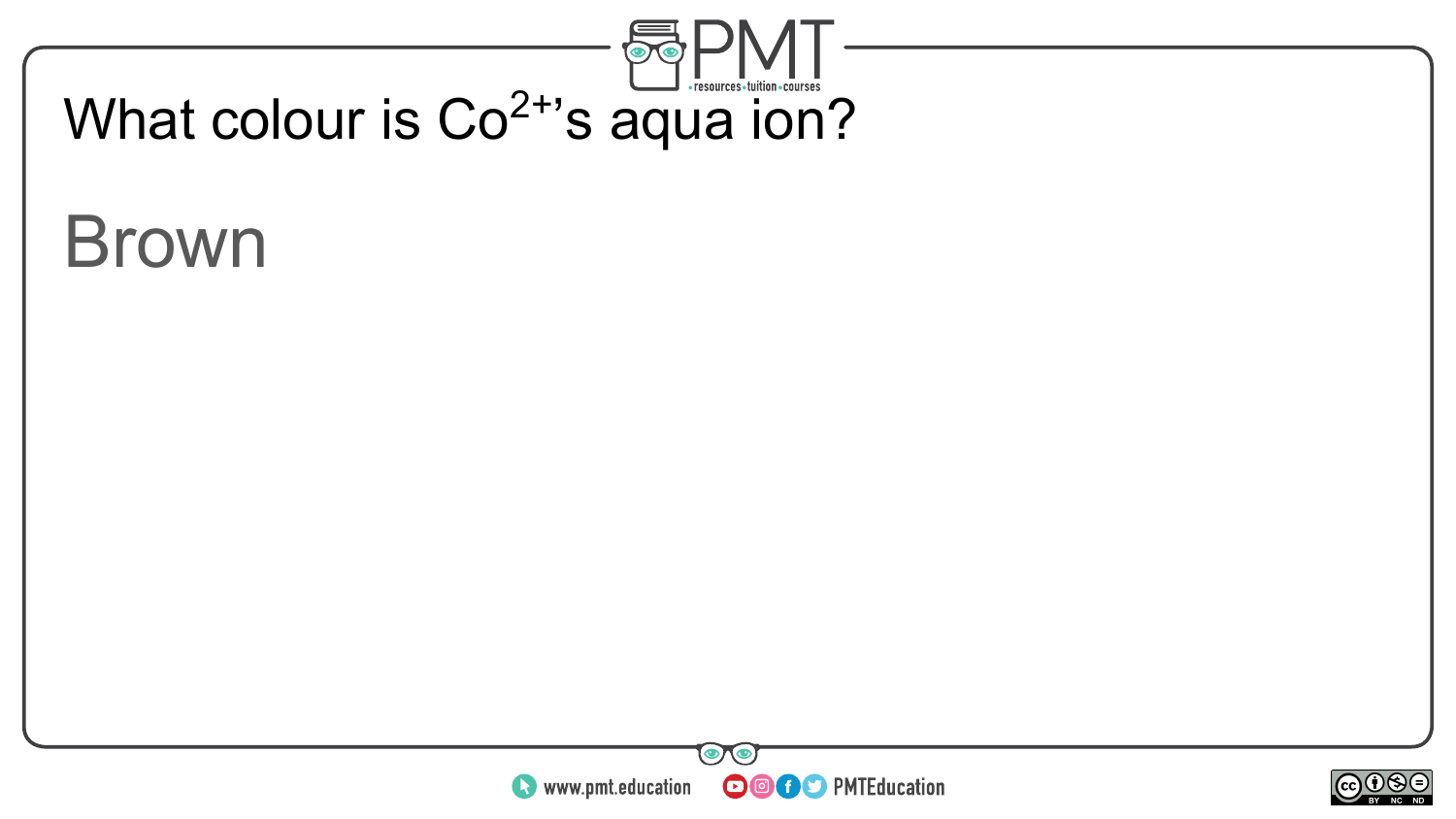What colour is $Co^{2+}$'s aqua ion?

Brown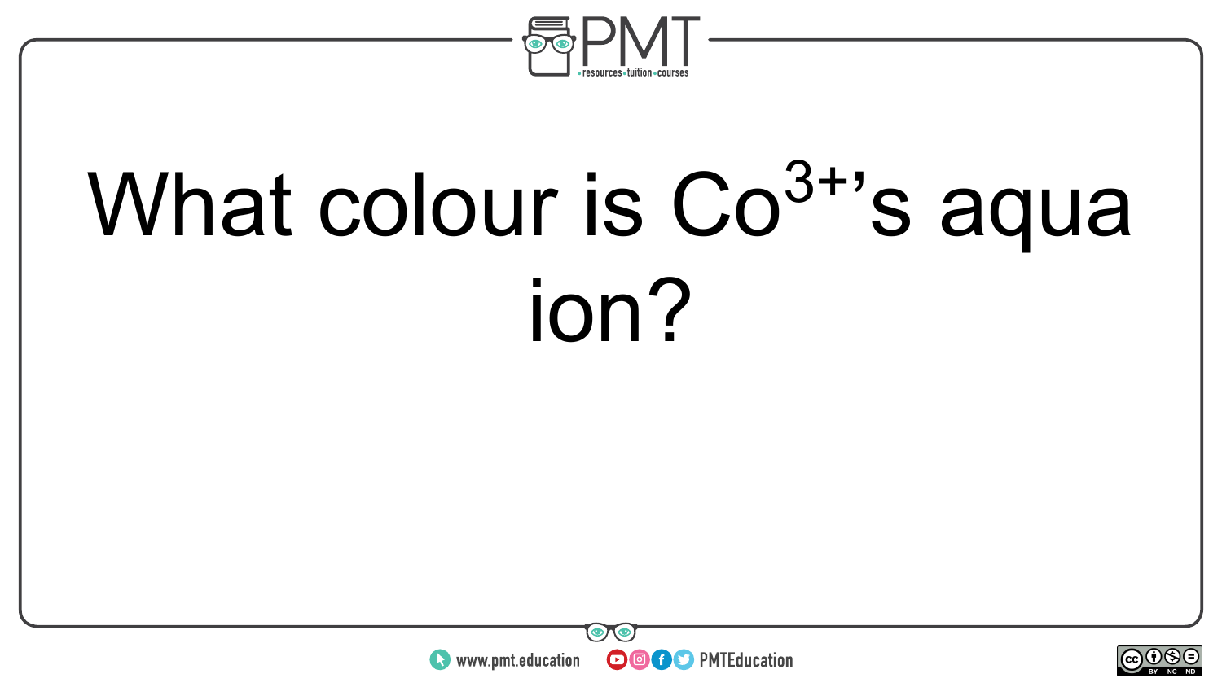What colour is $Co^{3+}$'s aqua ion?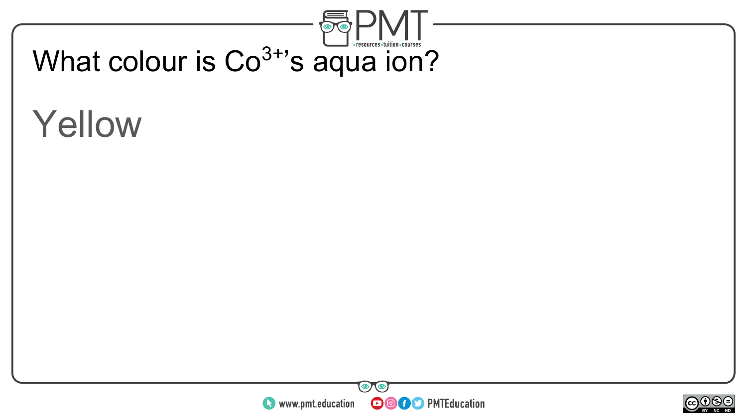What colour is $Co^{3+}$'s aqua ion?

Yellow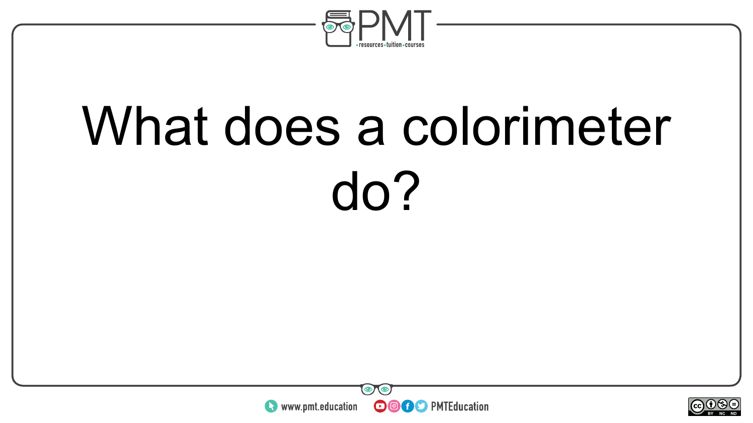What does a colorimeter do?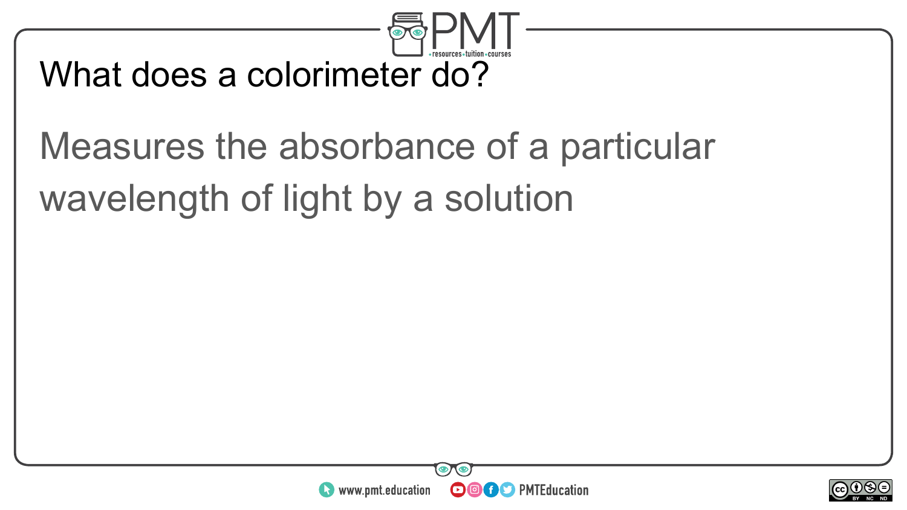What does a colorimeter do?

Measures the absorbance of a particular wavelength of light by a solution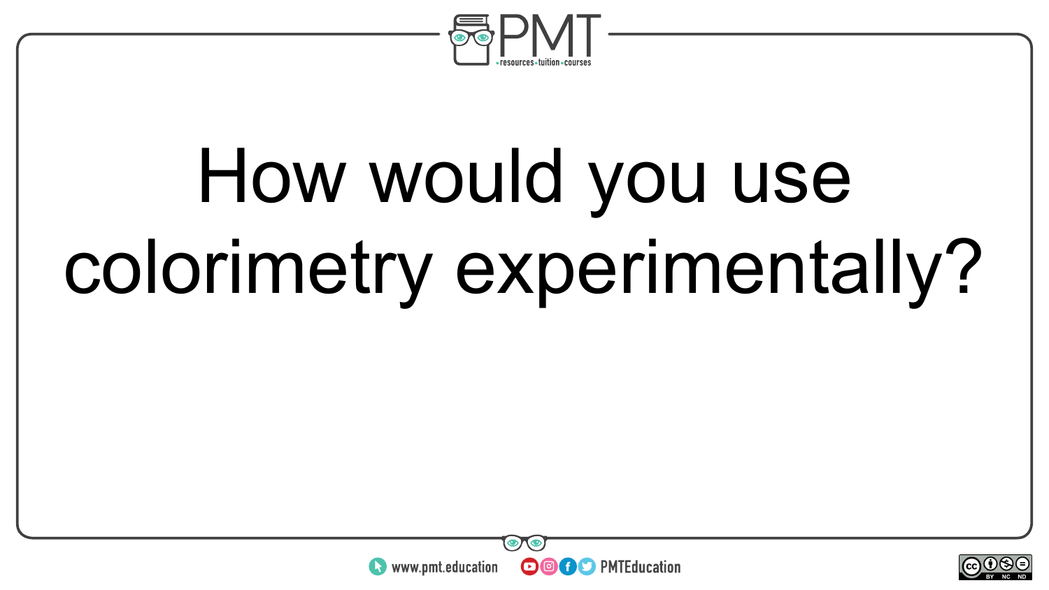How would you use colorimetry experimentally?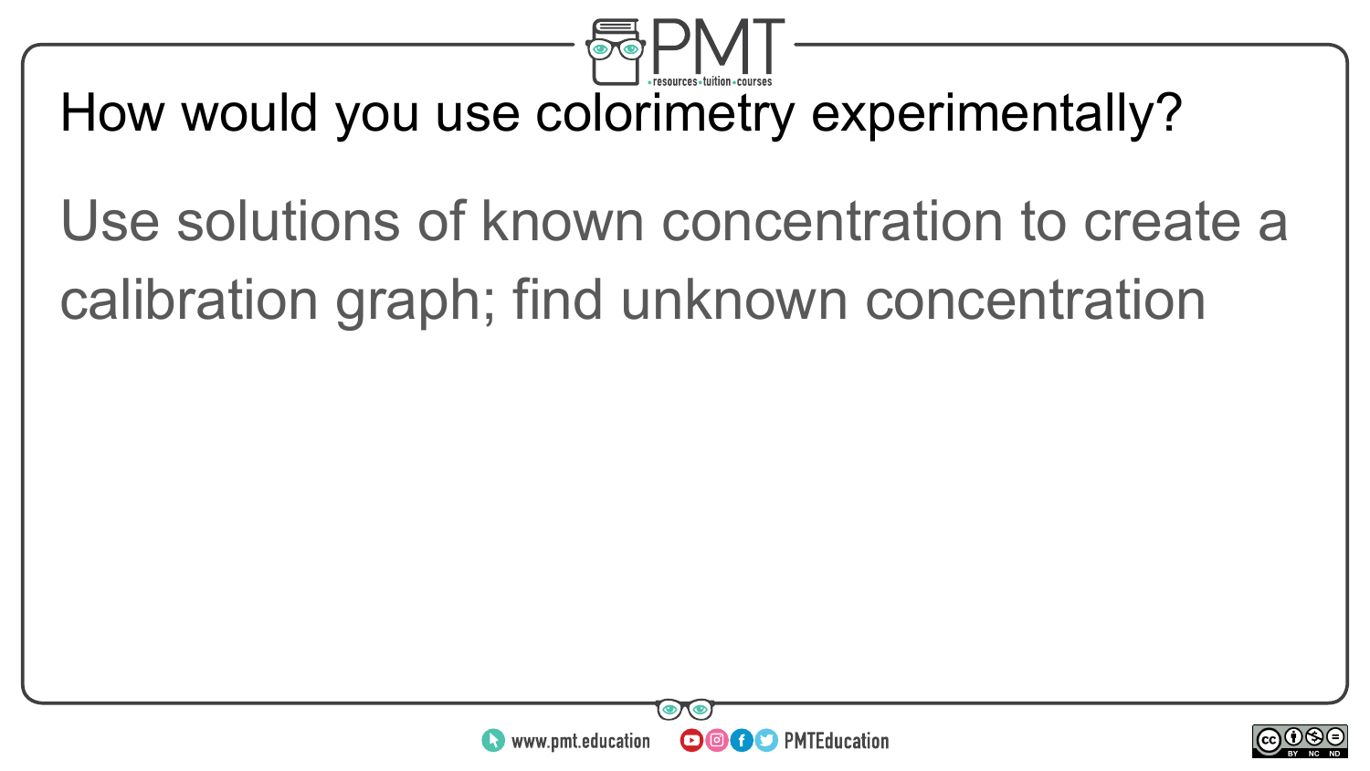How would you use colorimetry experimentally?

Use solutions of known concentration to create a calibration graph; find unknown concentration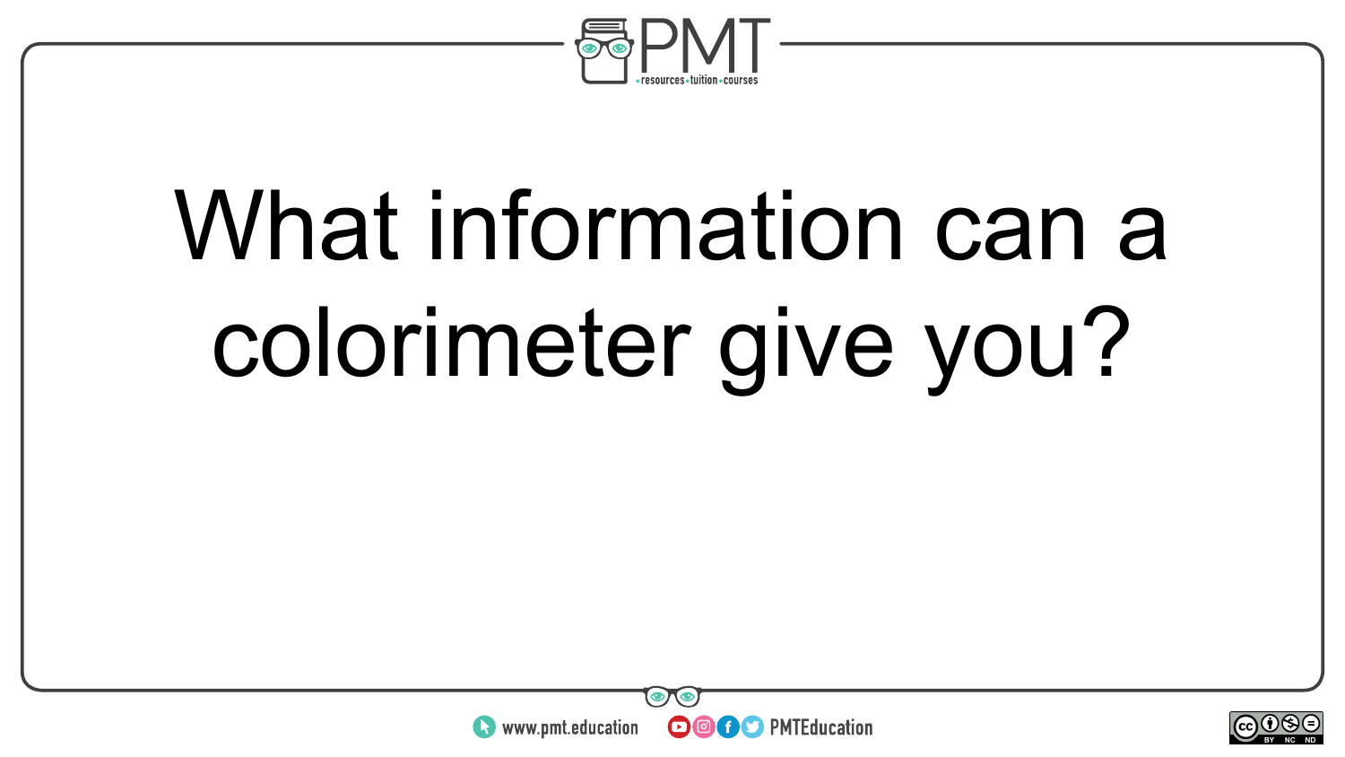What information can a colorimeter give you?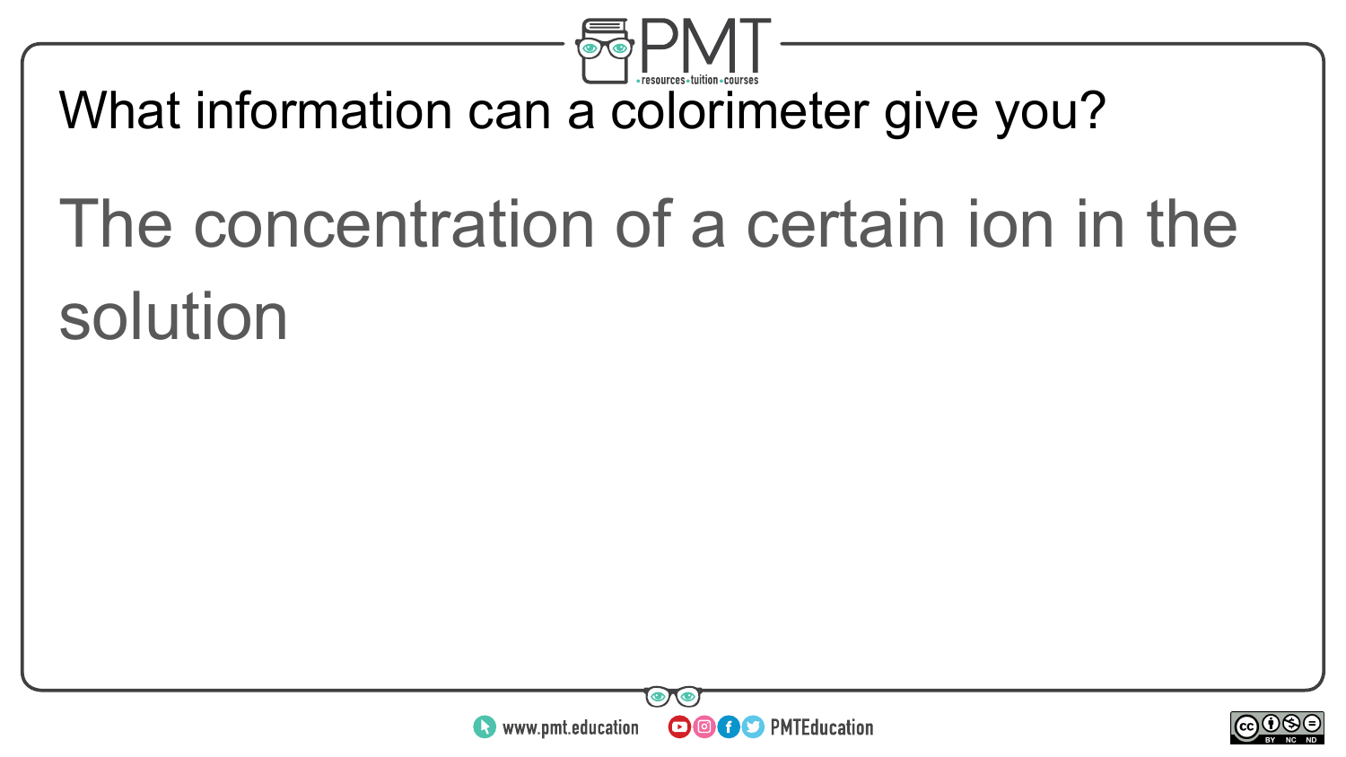What information can a colorimeter give you?

The concentration of a certain ion in the solution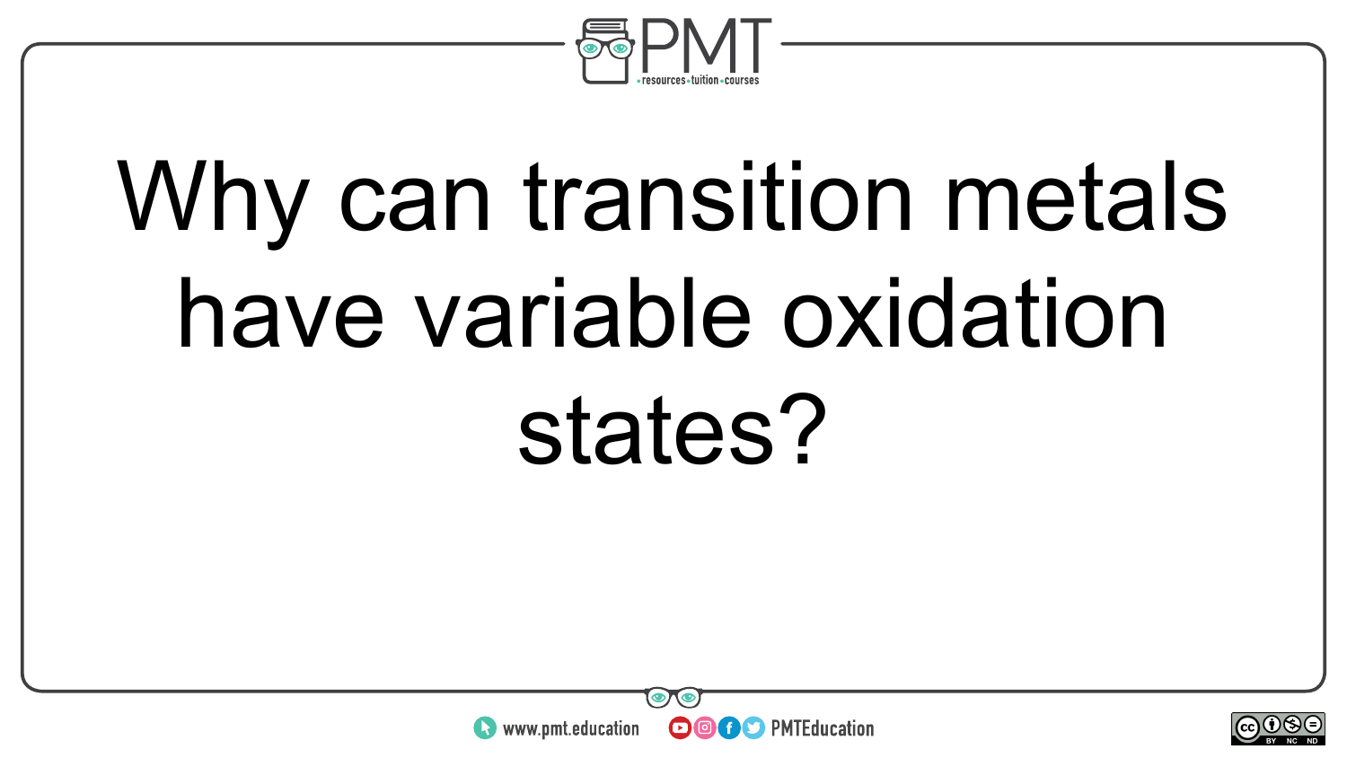Why can transition metals have variable oxidation states?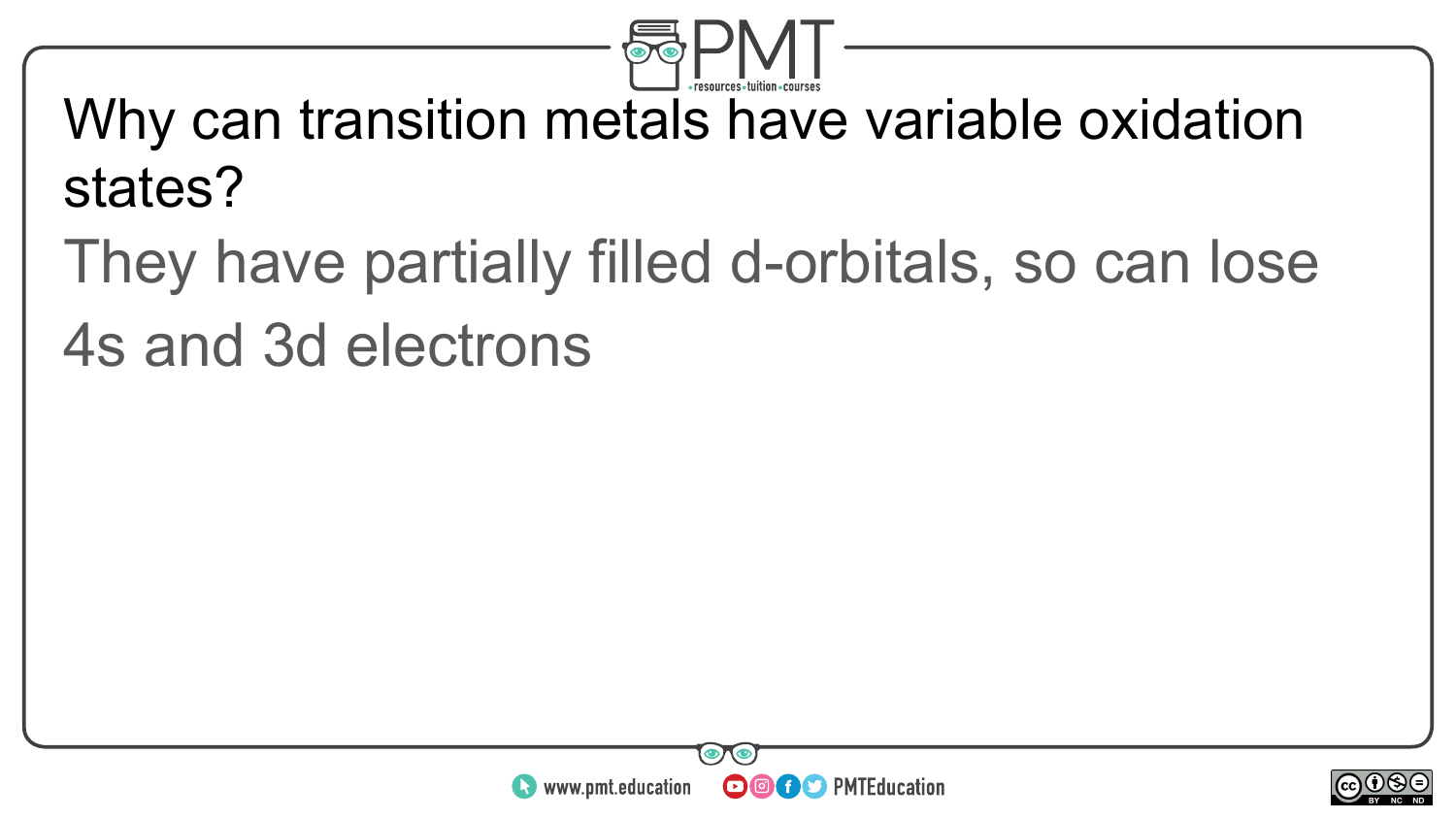Why can transition metals have variable oxidation states?

They have partially filled d-orbitals, so can lose 4s and 3d electrons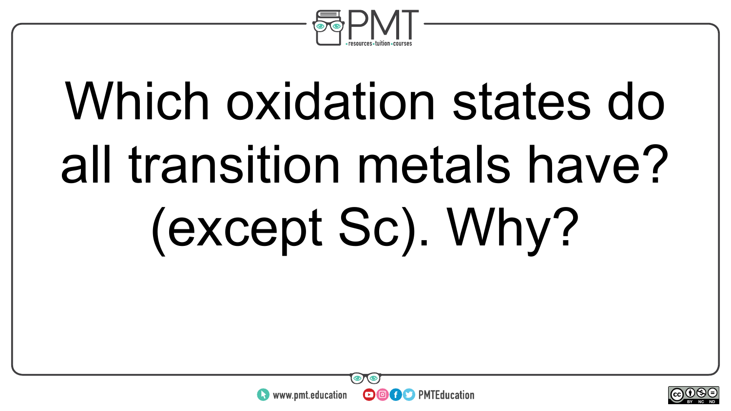Which oxidation states do all transition metals have? (except Sc). Why?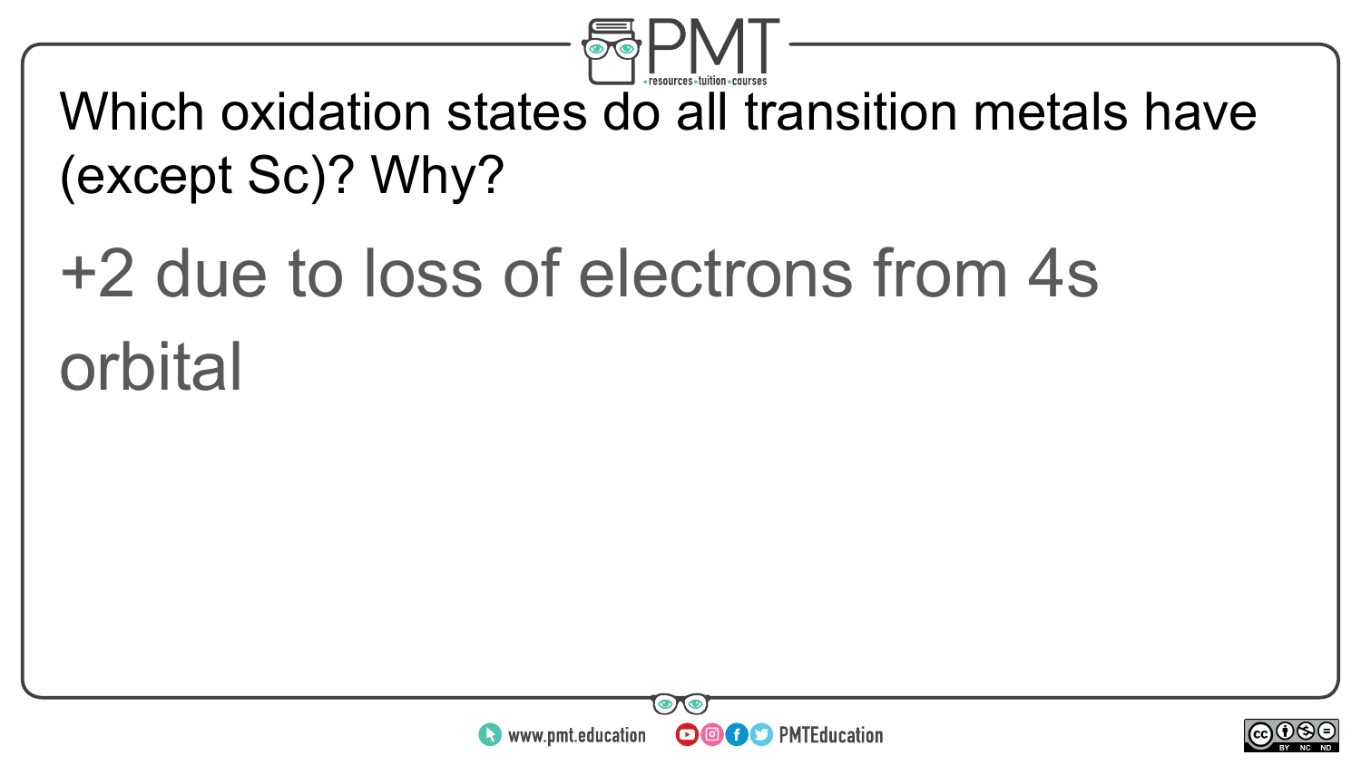Which oxidation states do all transition metals have (except Sc)? Why?

+2 due to loss of electrons from 4s orbital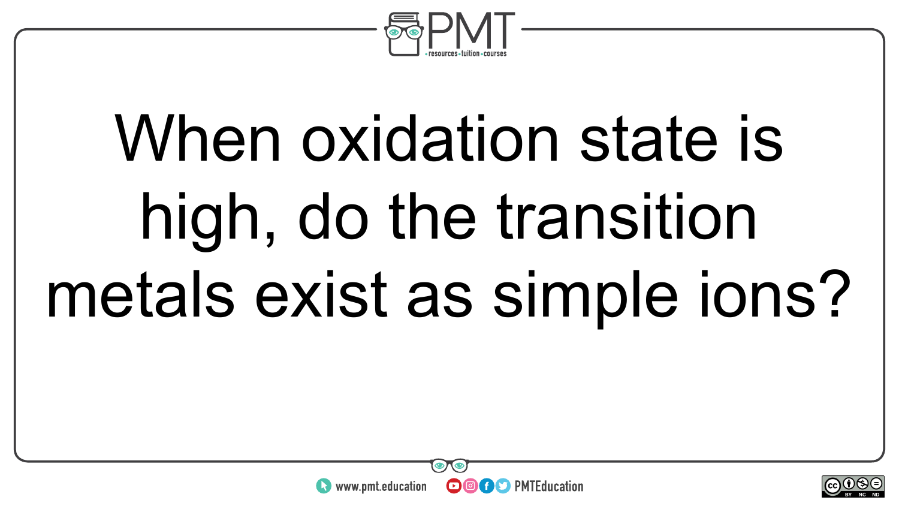When oxidation state is high, do the transition metals exist as simple ions?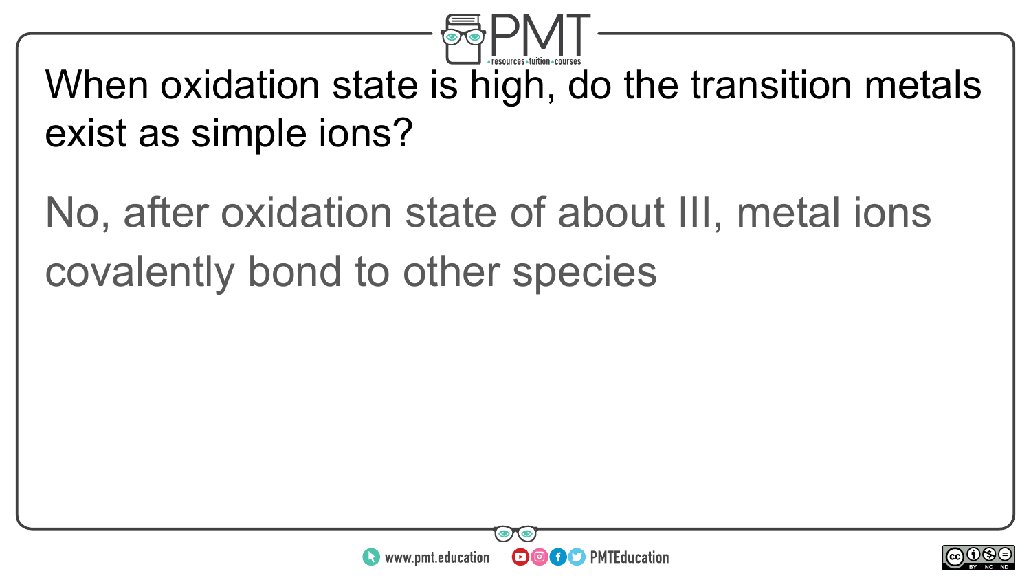When oxidation state is high, do the transition metals exist as simple ions?

No, after oxidation state of about III, metal ions covalently bond to other species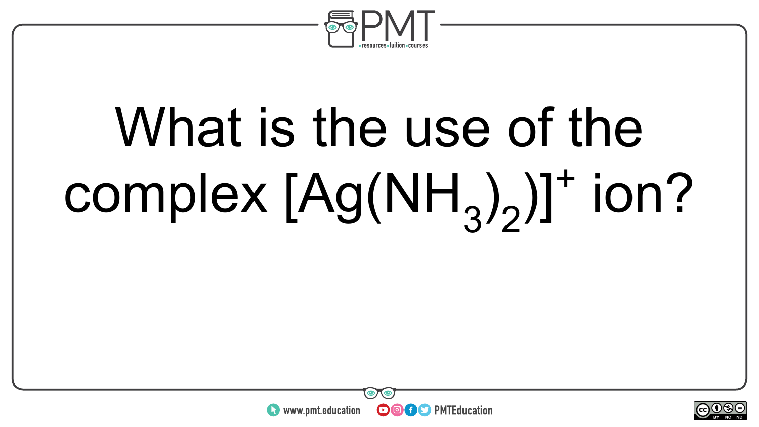What is the use of the complex $[Ag(NH_3)_2)]^+$ ion?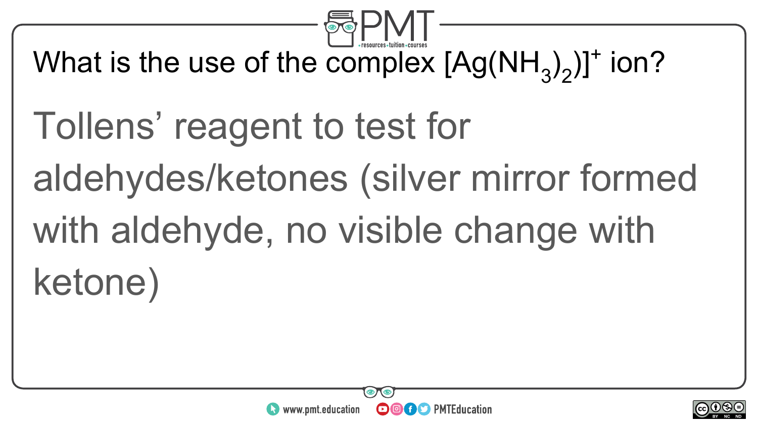What is the use of the complex $[Ag(NH_3)_2)]^+$ ion?

Tollens' reagent to test for aldehydes/ketones (silver mirror formed with aldehyde, no visible change with ketone)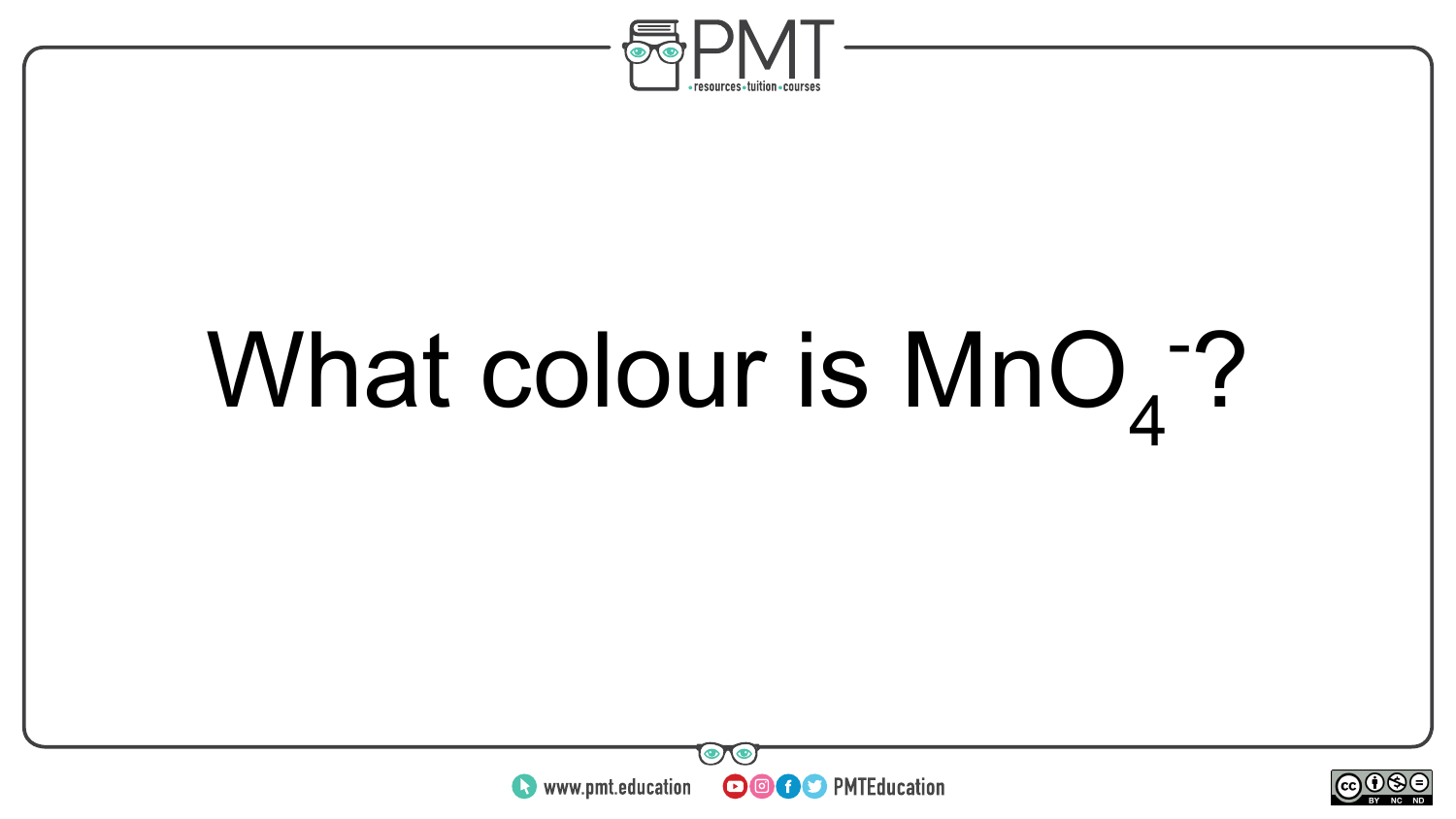What colour is $MnO_4^-$?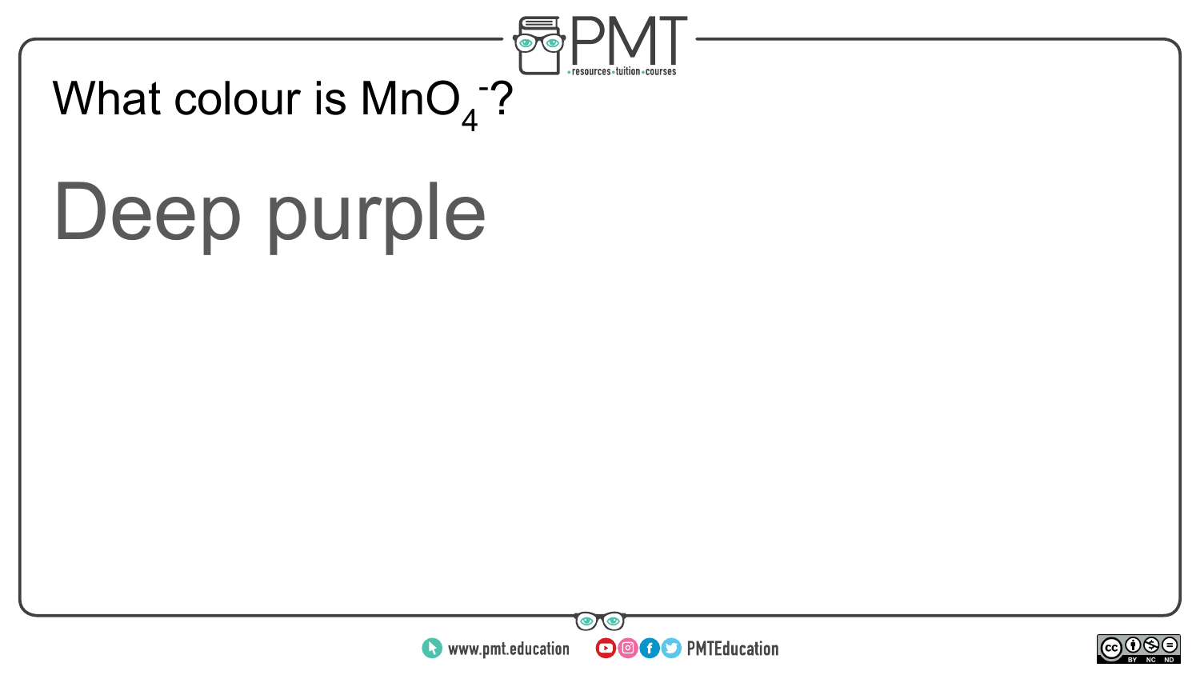What colour is $MnO_4^-$?

Deep purple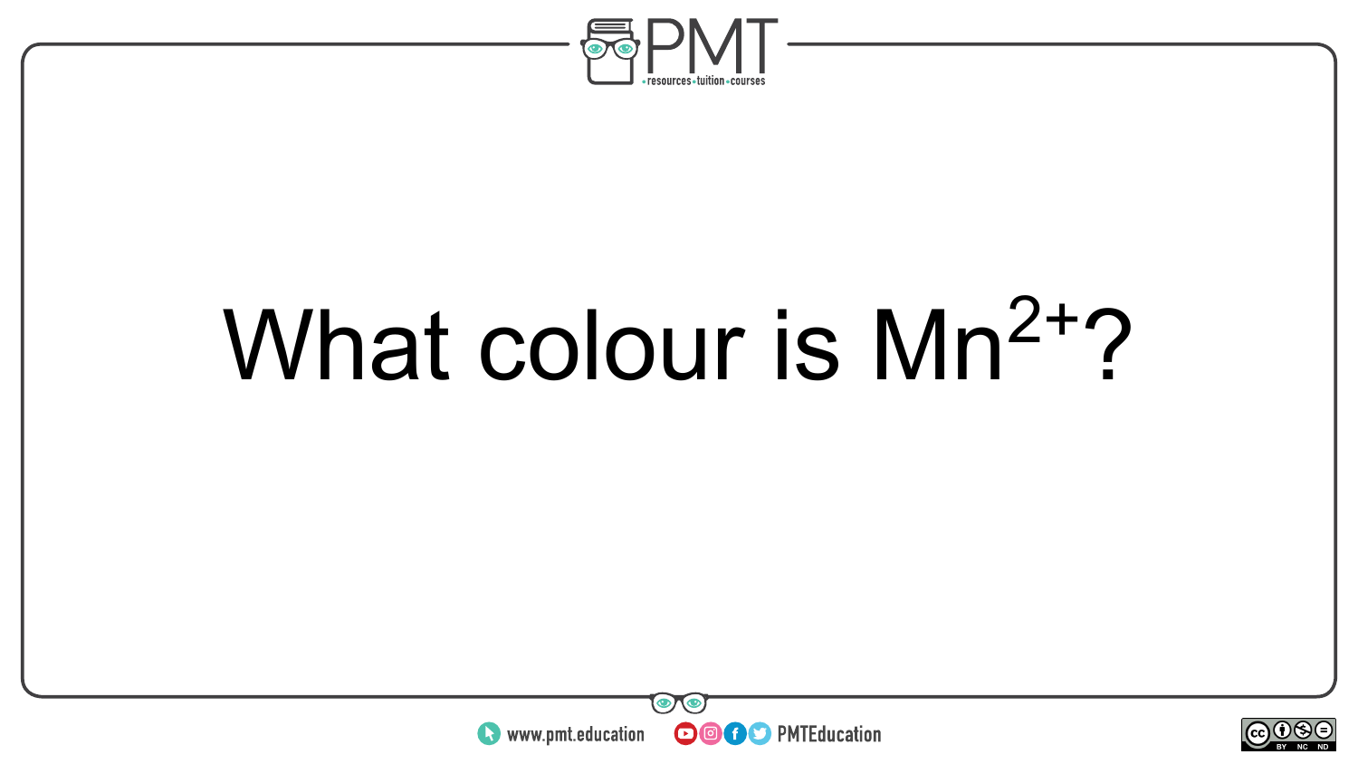What colour is $Mn^{2+}$?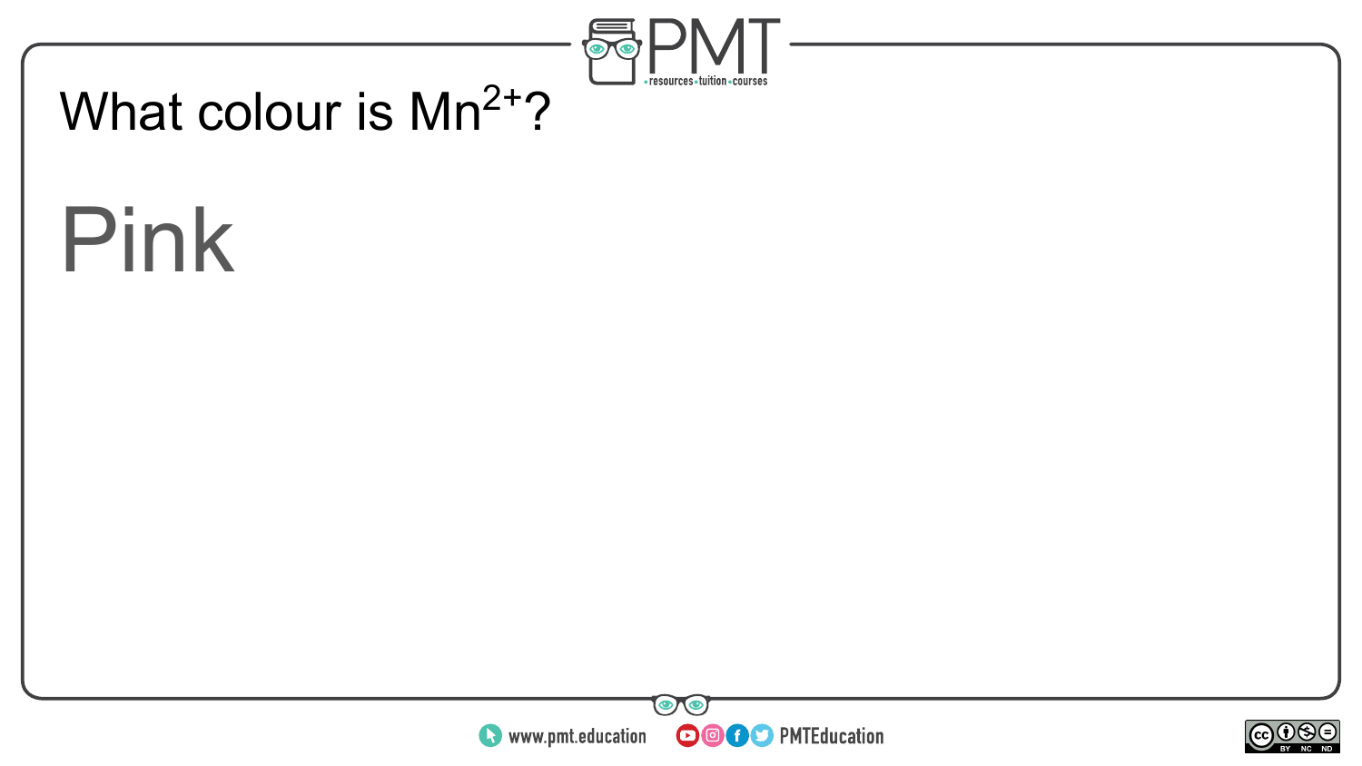What colour is $Mn^{2+}$?

Pink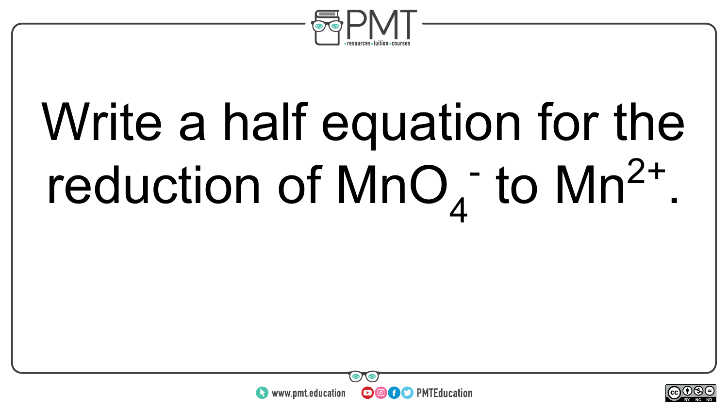Write a half equation for the reduction of $MnO_4^-$ to $Mn^{2+}$.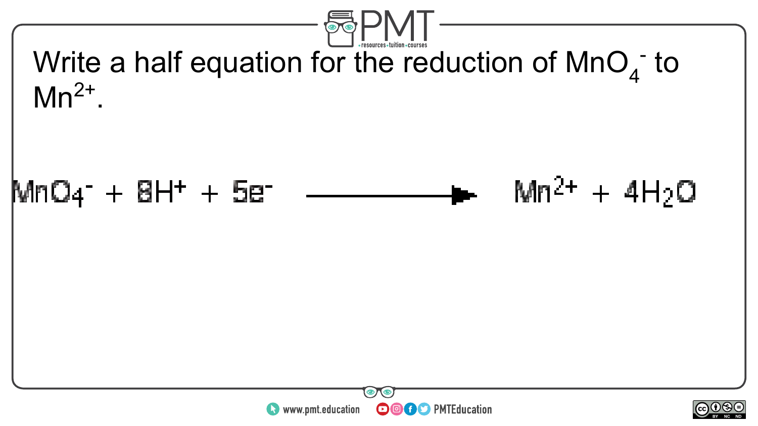Write a half equation for the reduction of $MnO_4^-$ to $Mn^{2+}$.

$$MnO_4^- + 8H^+ + 5e^- \longrightarrow Mn^{2+} + 4H_2O$$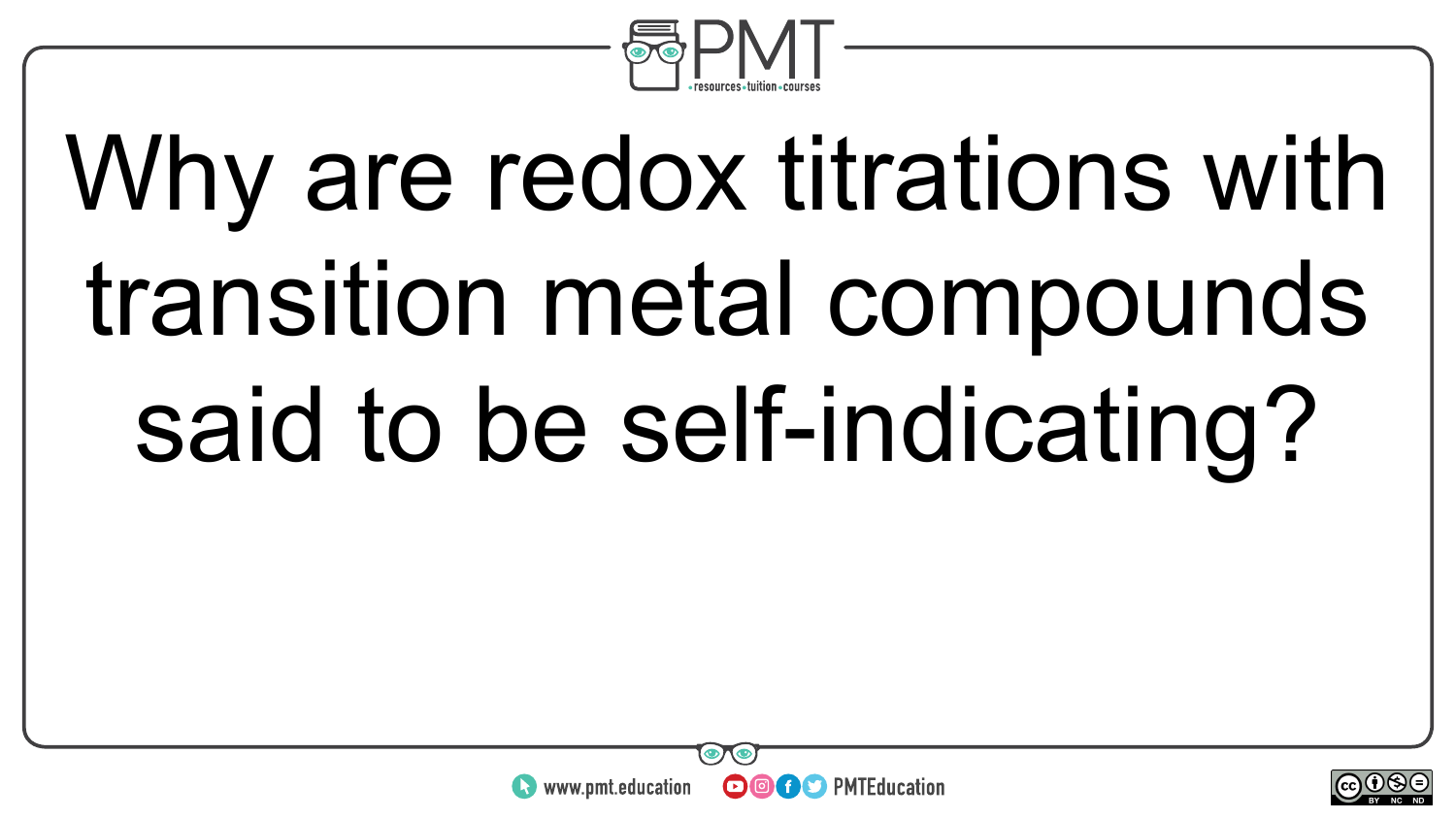Why are redox titrations with transition metal compounds said to be self-indicating?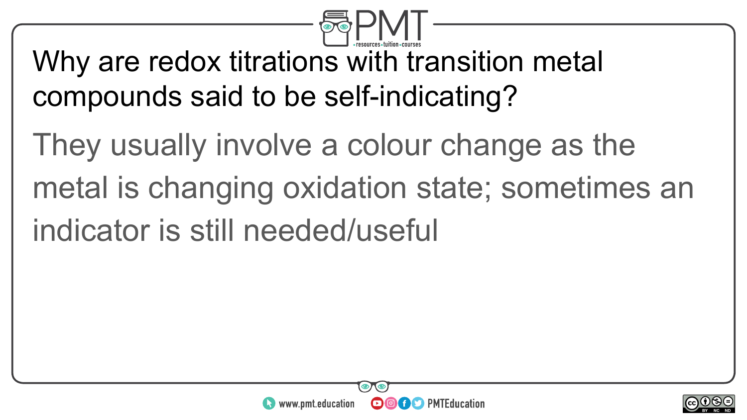Why are redox titrations with transition metal compounds said to be self-indicating?

They usually involve a colour change as the metal is changing oxidation state; sometimes an indicator is still needed/useful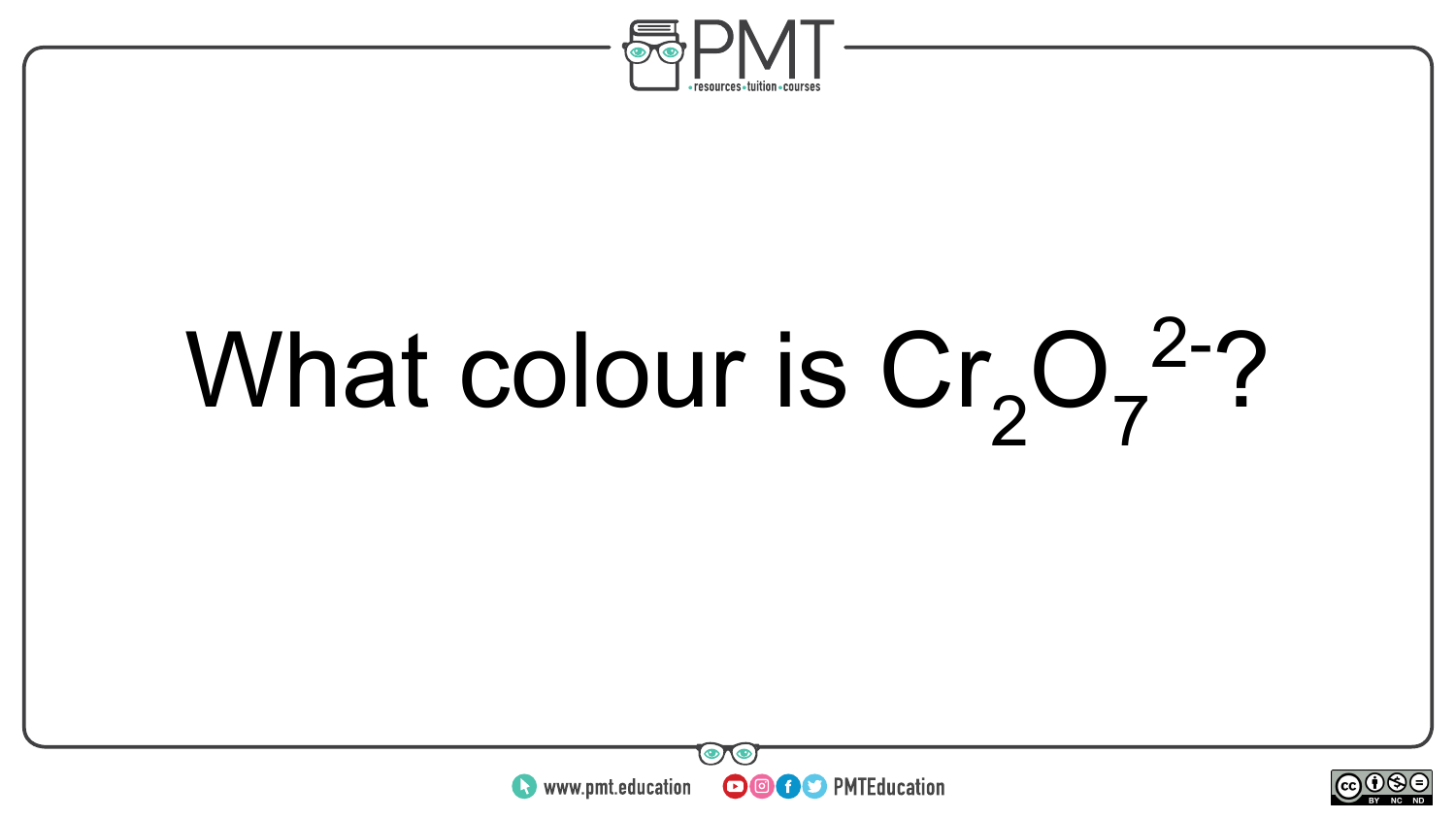What colour is $Cr_2O_7^{2-}$?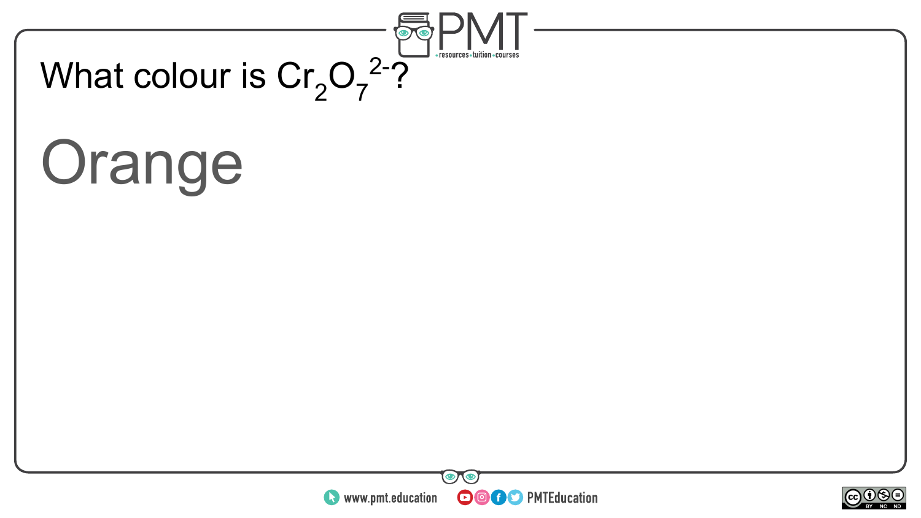What colour is $Cr_2O_7^{2-}$?

Orange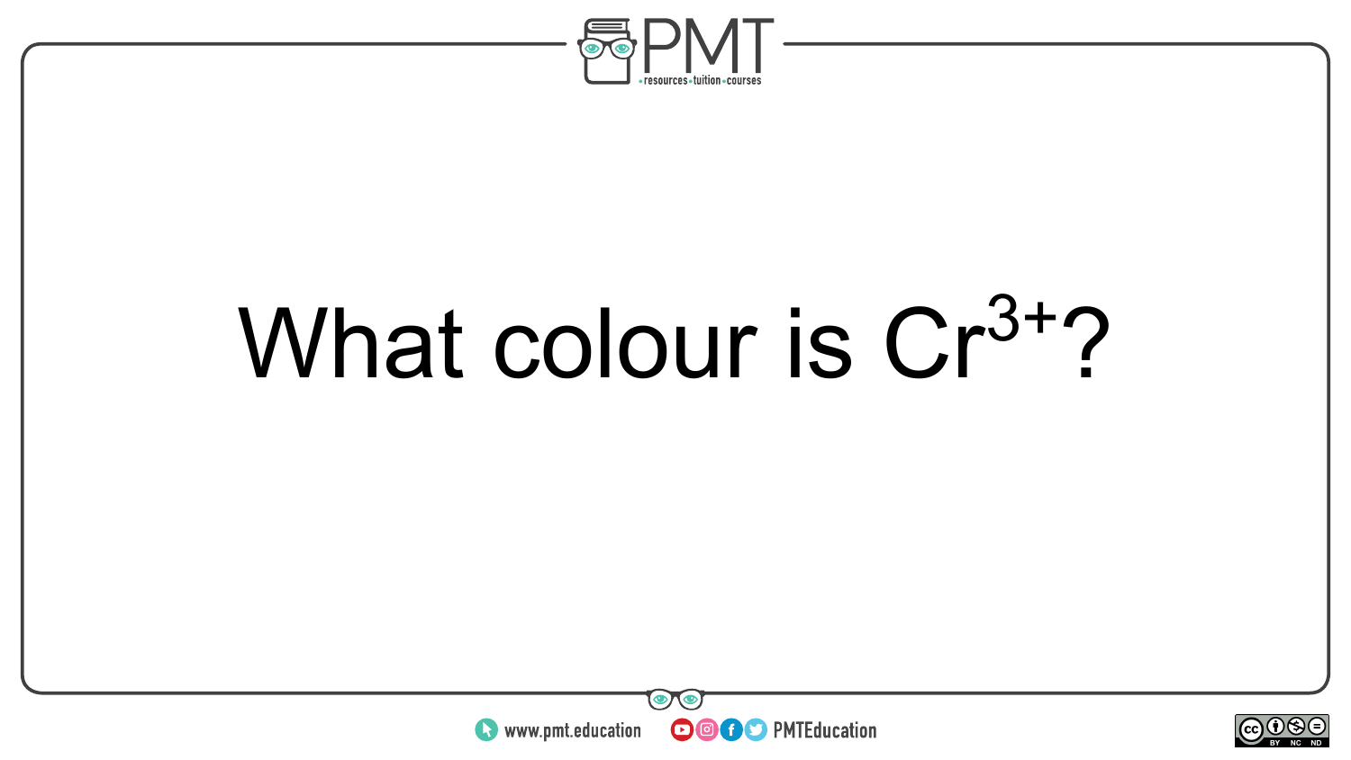What colour is $Cr^{3+}$?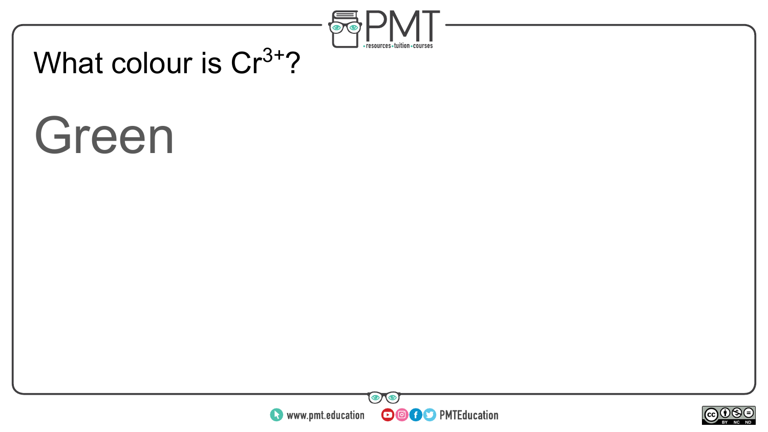What colour is $Cr^{3+}$?

Green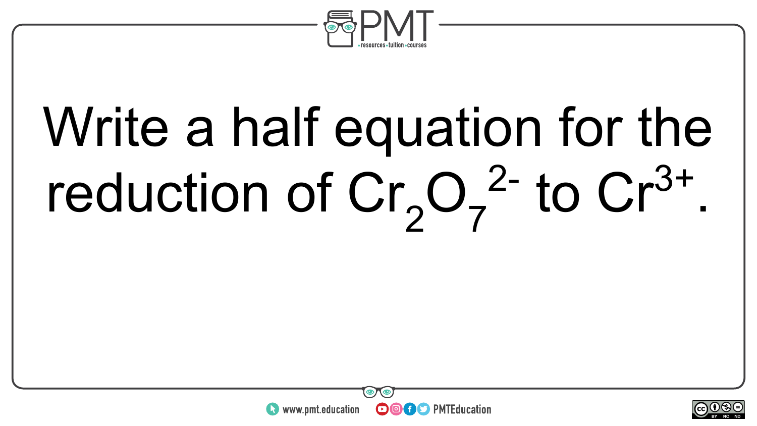Write a half equation for the reduction of $Cr_2O_7^{2-}$ to $Cr^{3+}$.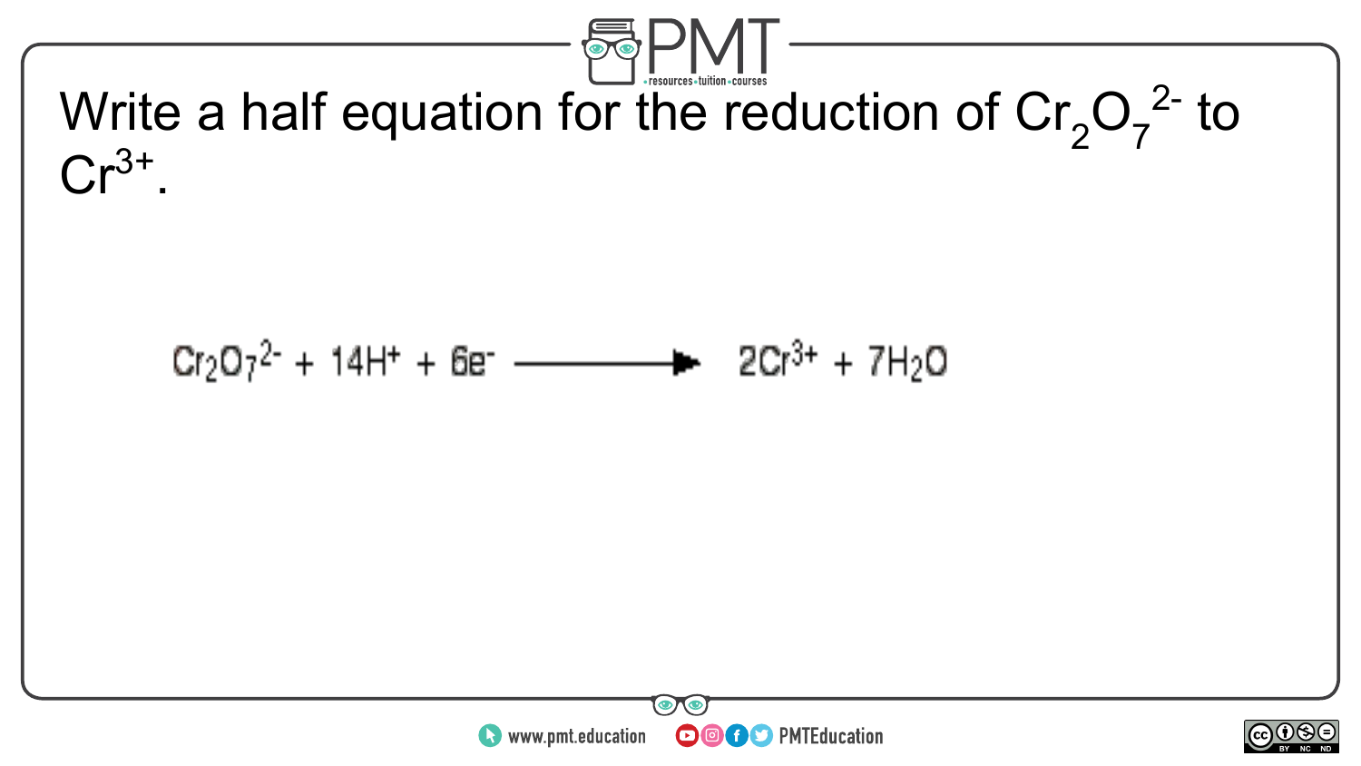Write a half equation for the reduction of $Cr_2O_7^{2-}$ to $Cr^{3+}$.

$$Cr_2O_7^{2-} + 14H^+ + 6e^- \longrightarrow 2Cr^{3+} + 7H_2O$$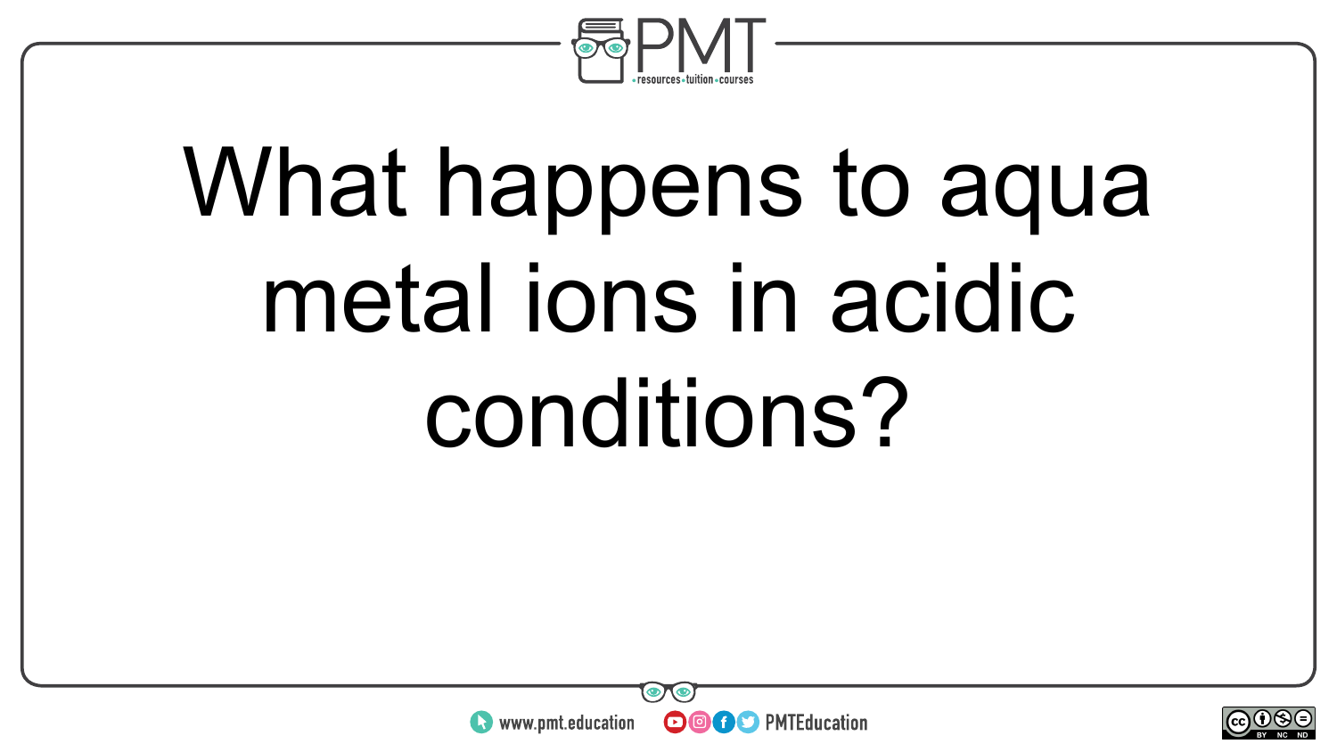What happens to aqua metal ions in acidic conditions?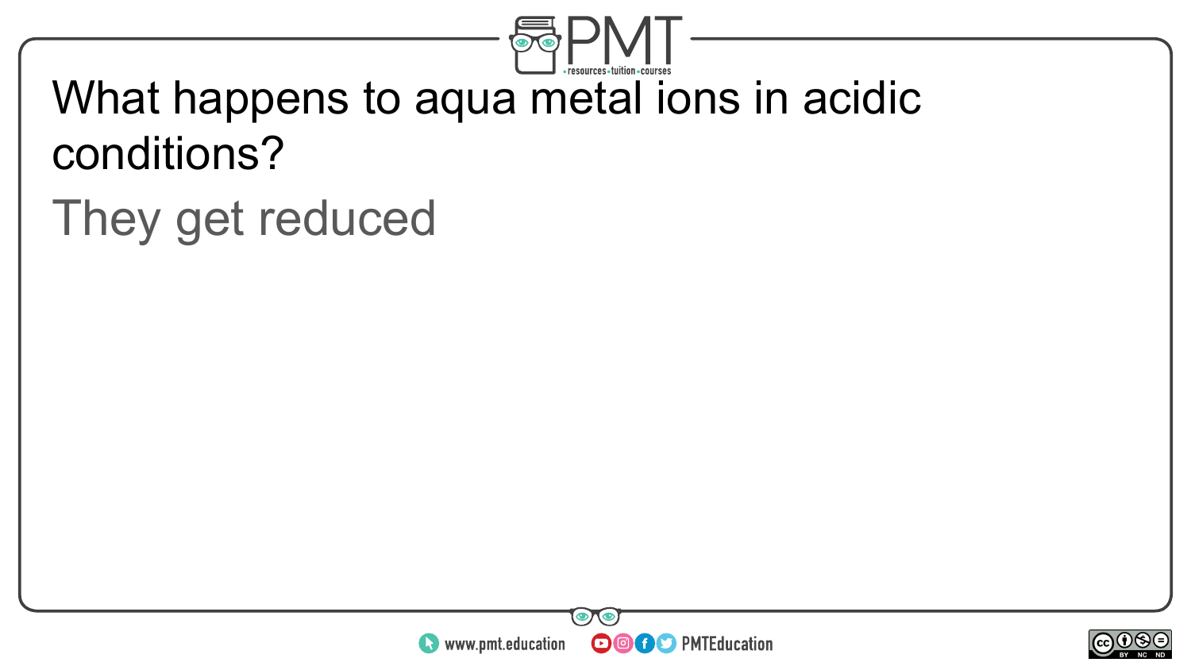What happens to aqua metal ions in acidic conditions?

They get reduced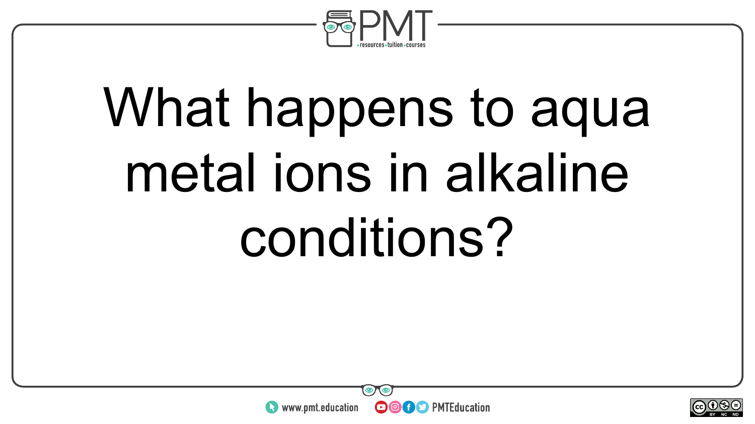What happens to aqua metal ions in alkaline conditions?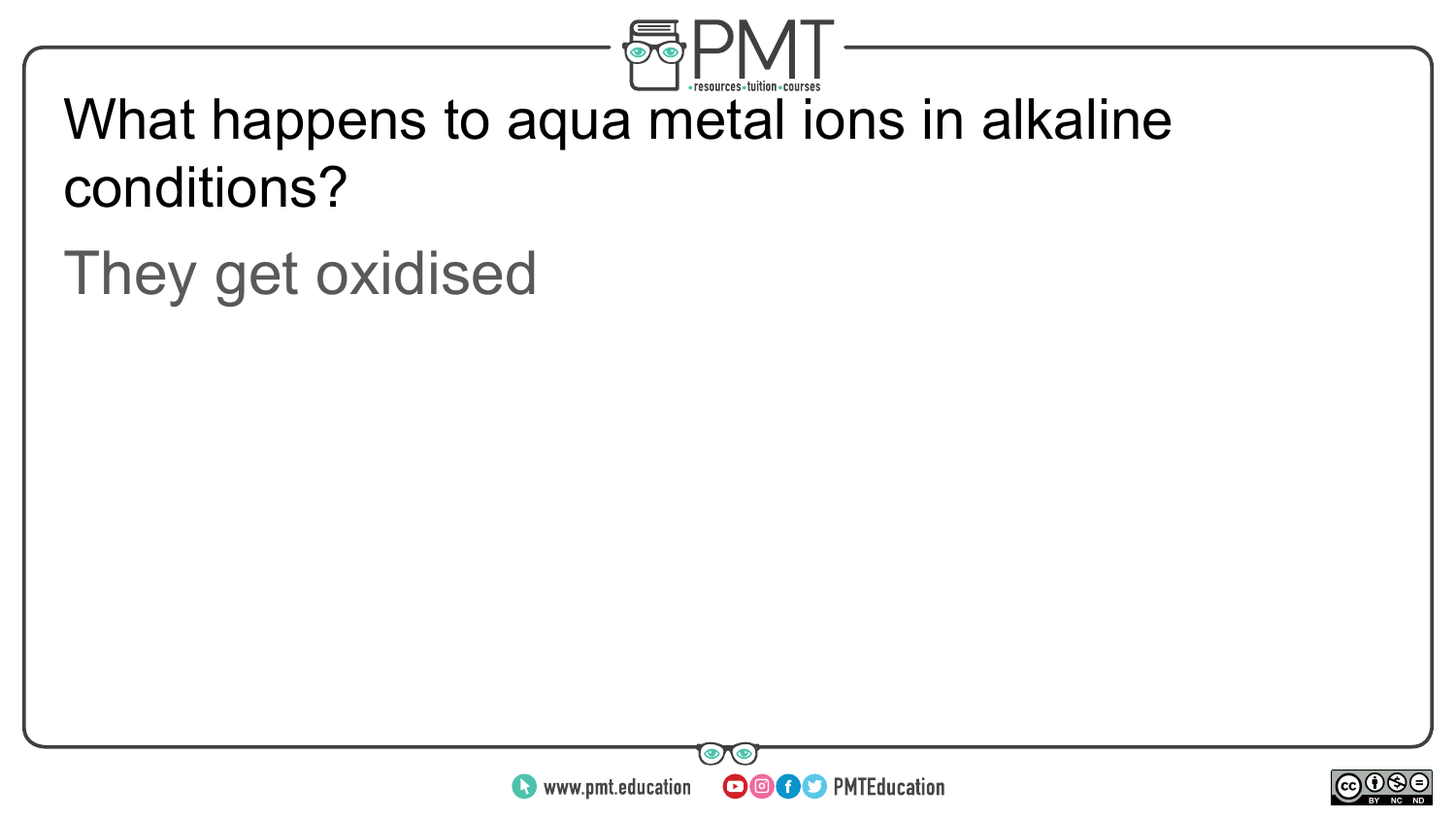What happens to aqua metal ions in alkaline conditions?

They get oxidised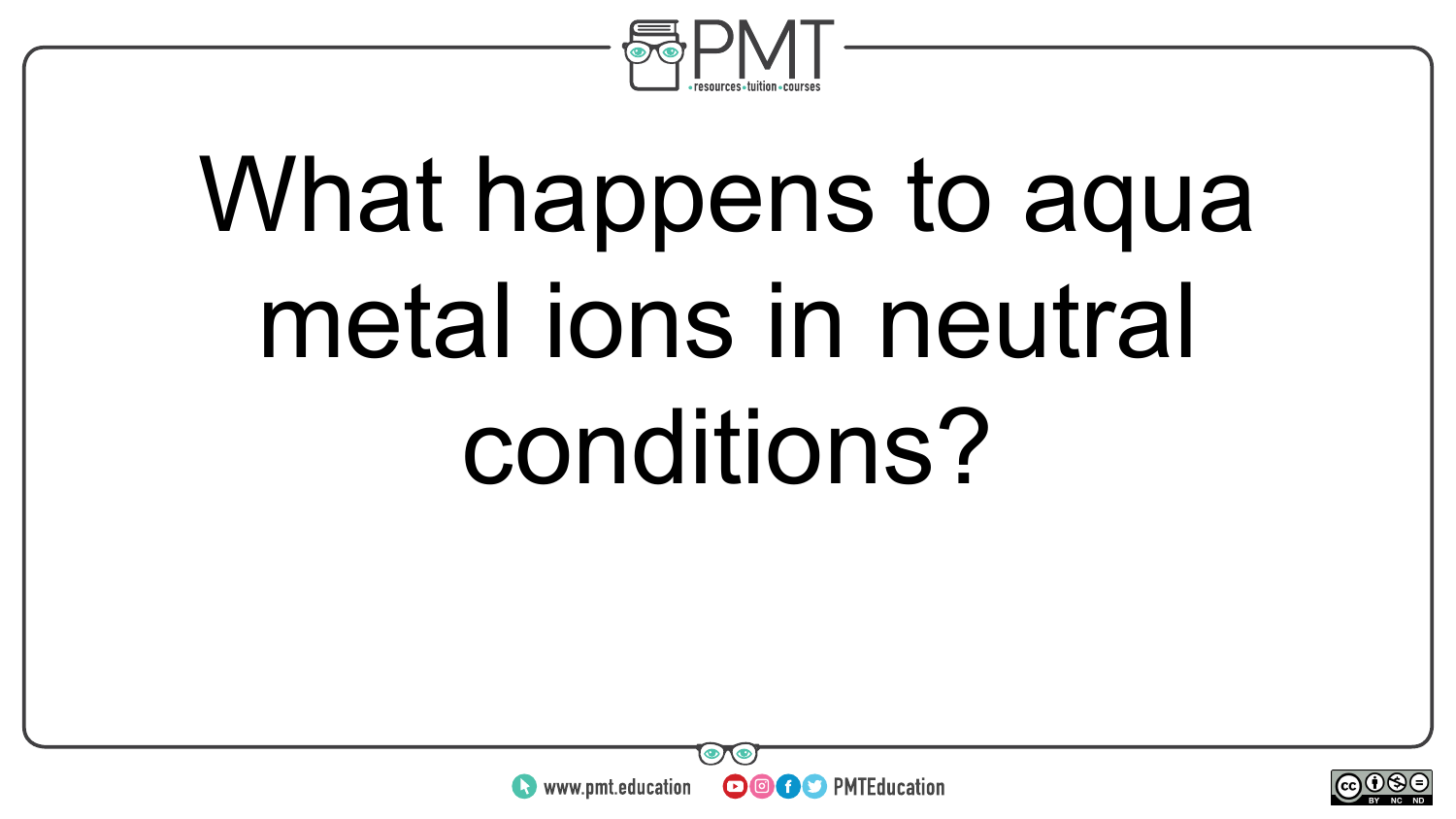What happens to aqua metal ions in neutral conditions?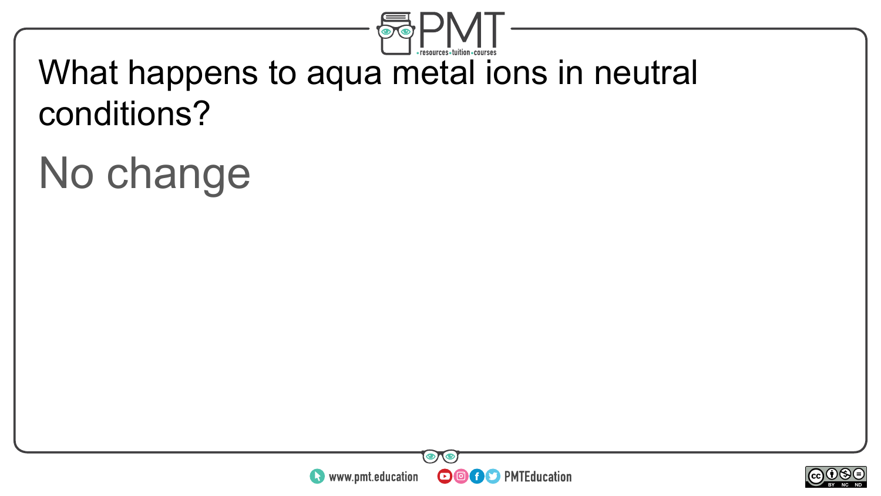What happens to aqua metal ions in neutral conditions?

No change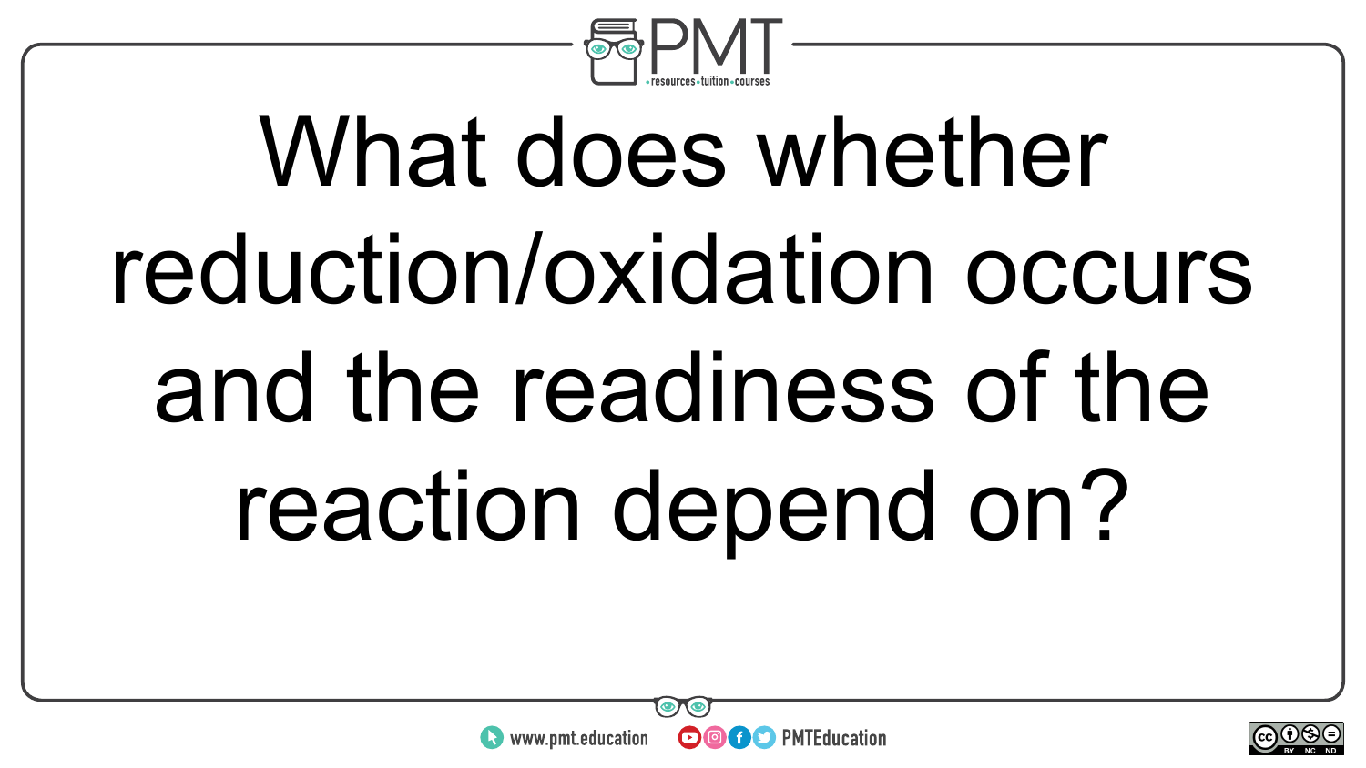What does whether reduction/oxidation occurs and the readiness of the reaction depend on?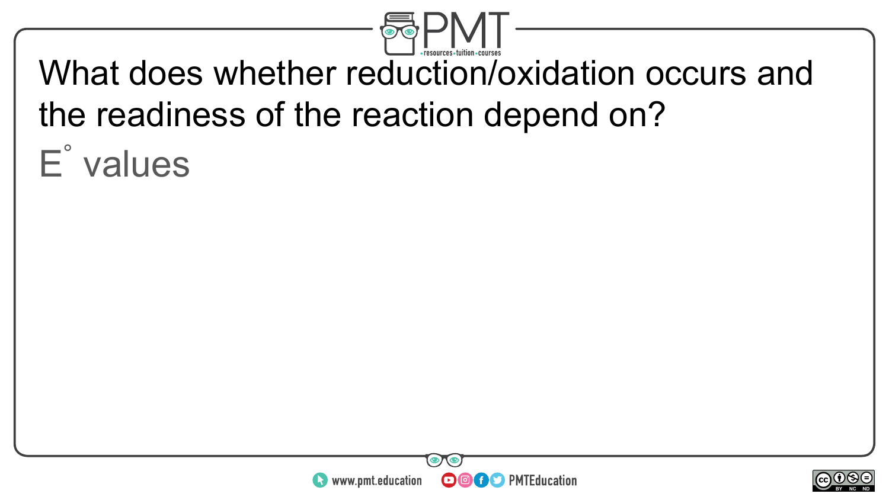What does whether reduction/oxidation occurs and the readiness of the reaction depend on?

$E^\circ$ values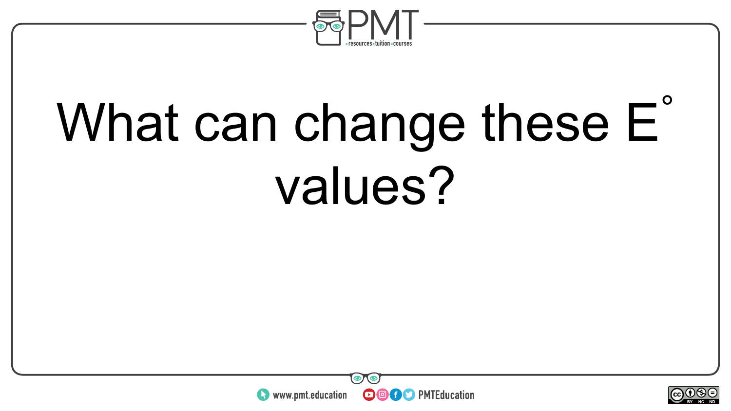What can change these $E^\circ$ values?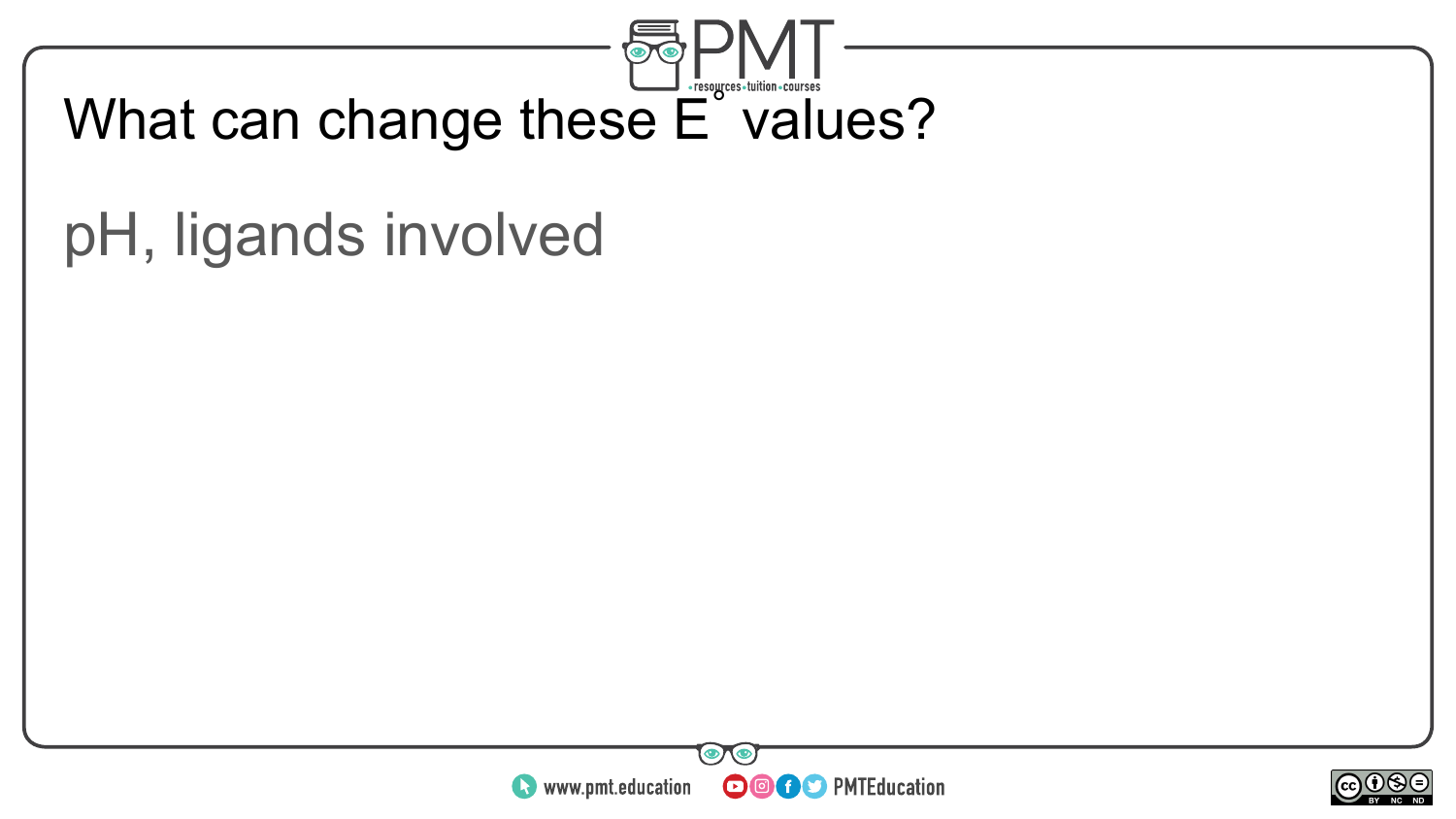What can change these $E^{\circ}$ values?

pH, ligands involved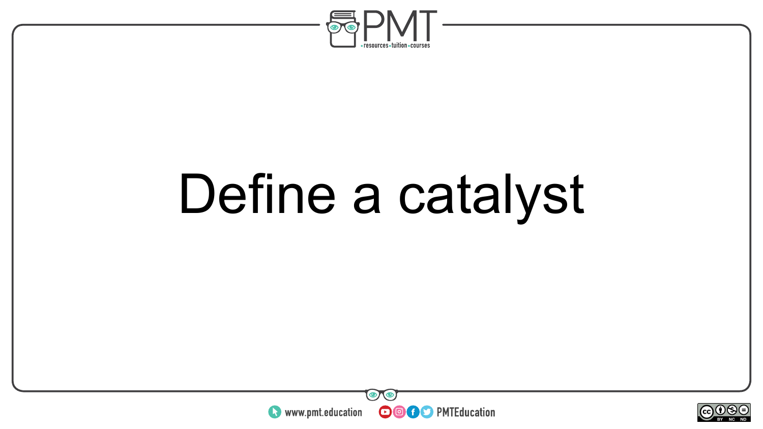Define a catalyst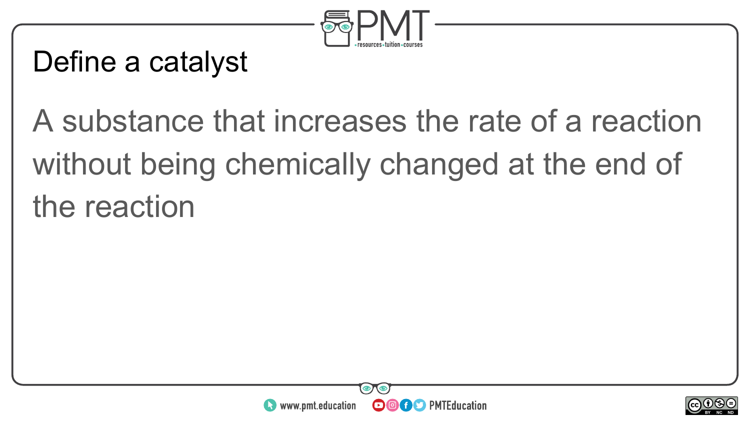# Define a catalyst

A substance that increases the rate of a reaction without being chemically changed at the end of the reaction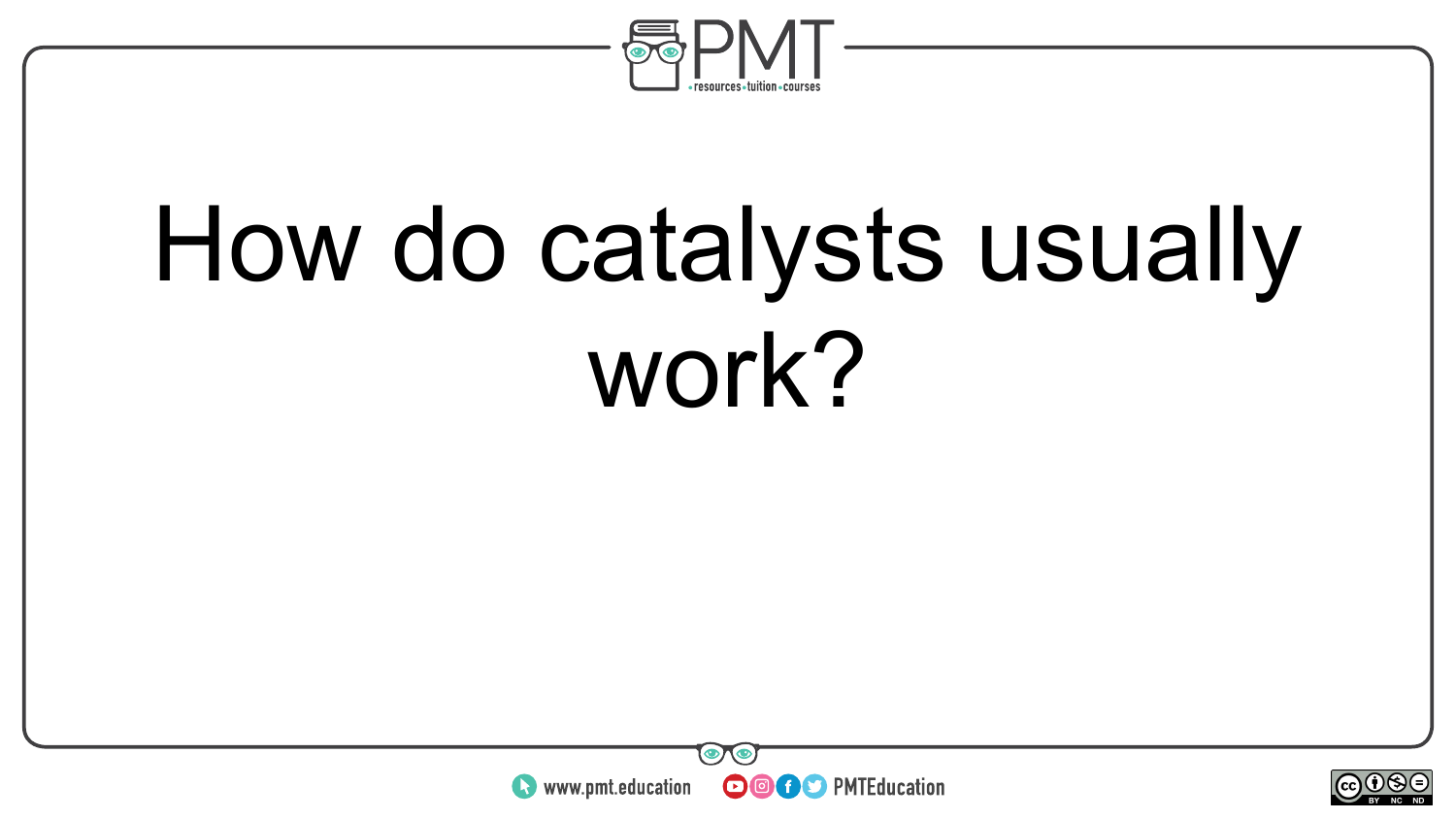How do catalysts usually work?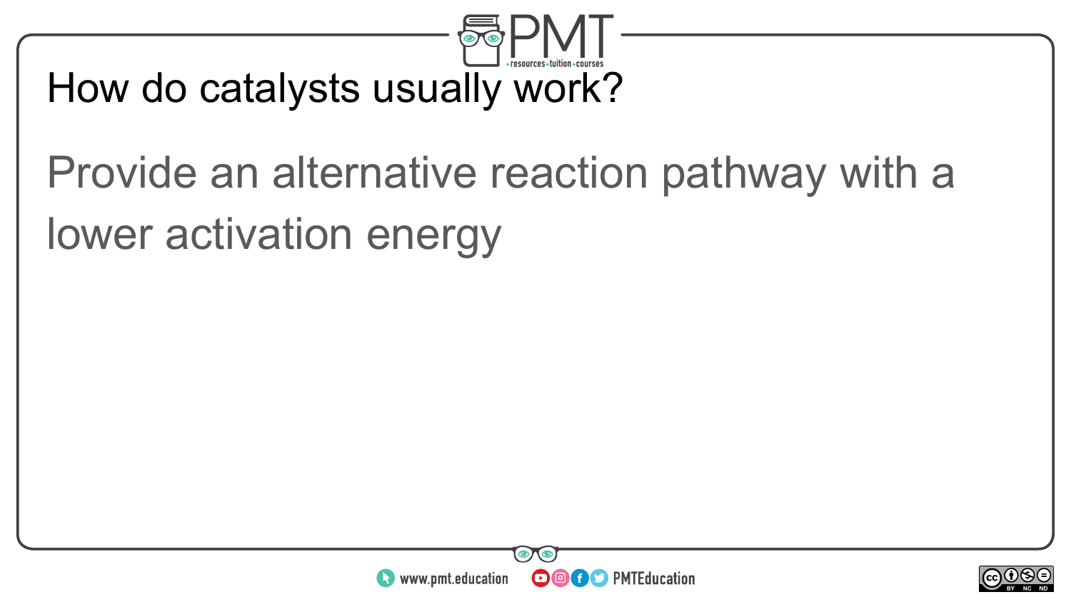How do catalysts usually work?

Provide an alternative reaction pathway with a lower activation energy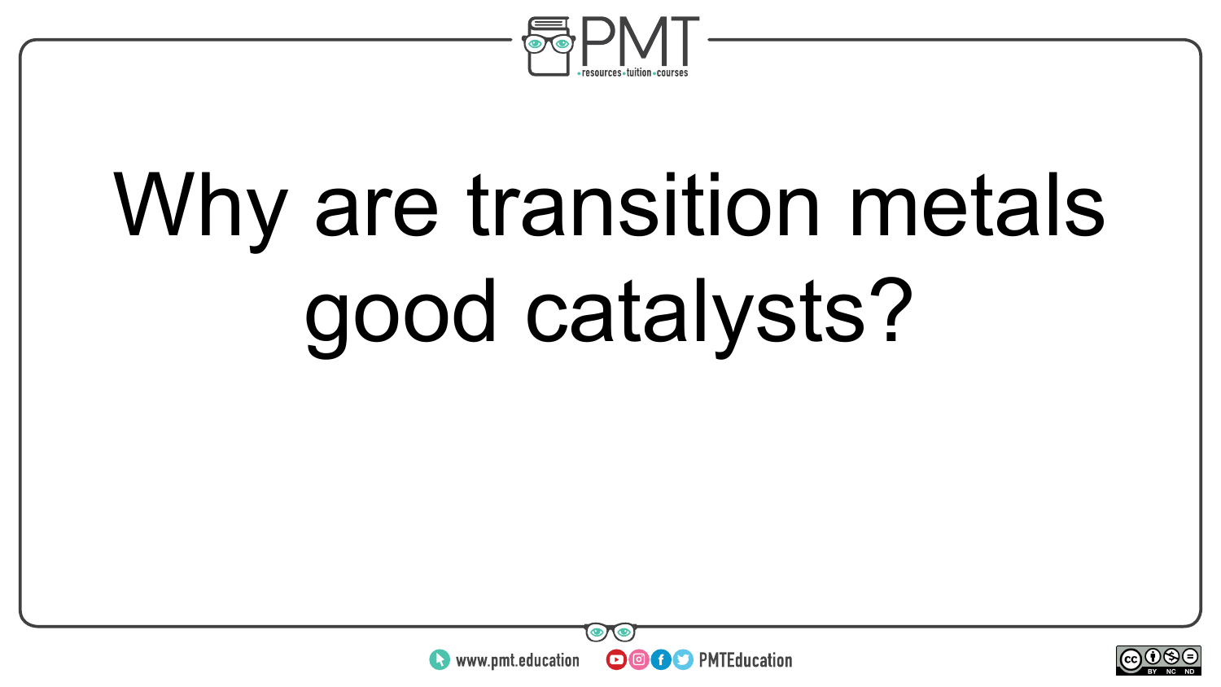Why are transition metals good catalysts?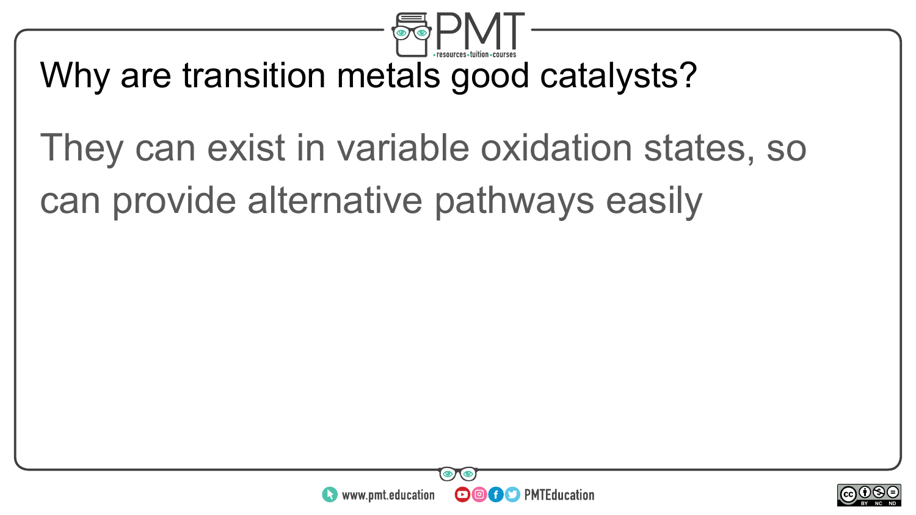# Why are transition metals good catalysts?

They can exist in variable oxidation states, so can provide alternative pathways easily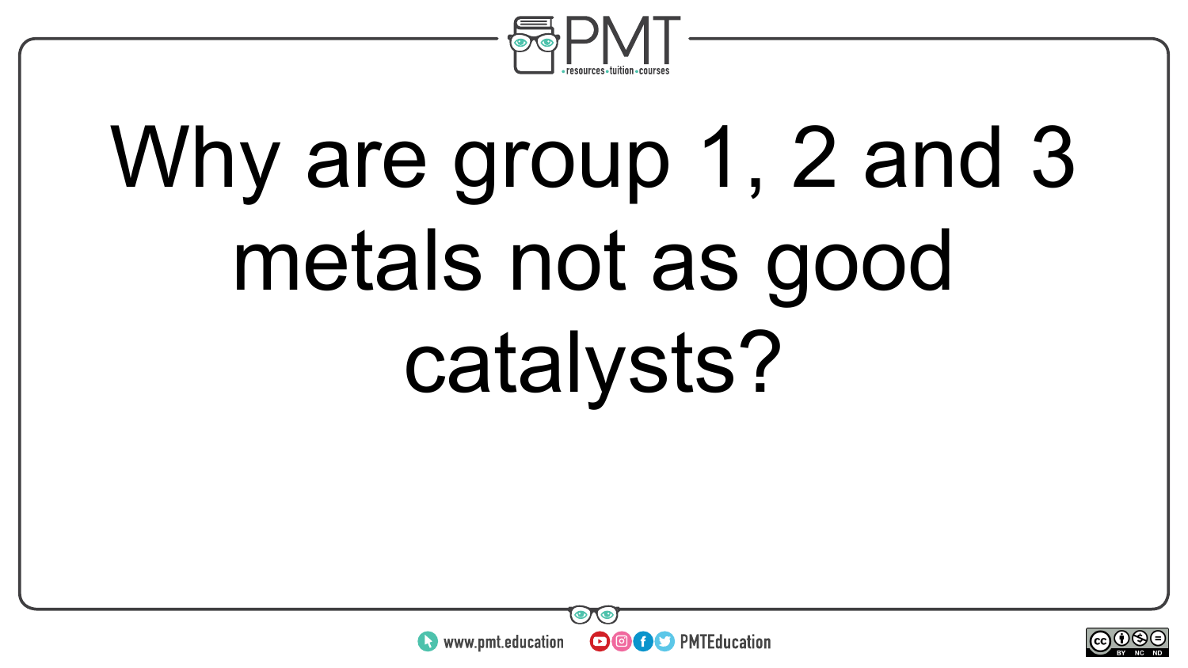Why are group 1, 2 and 3 metals not as good catalysts?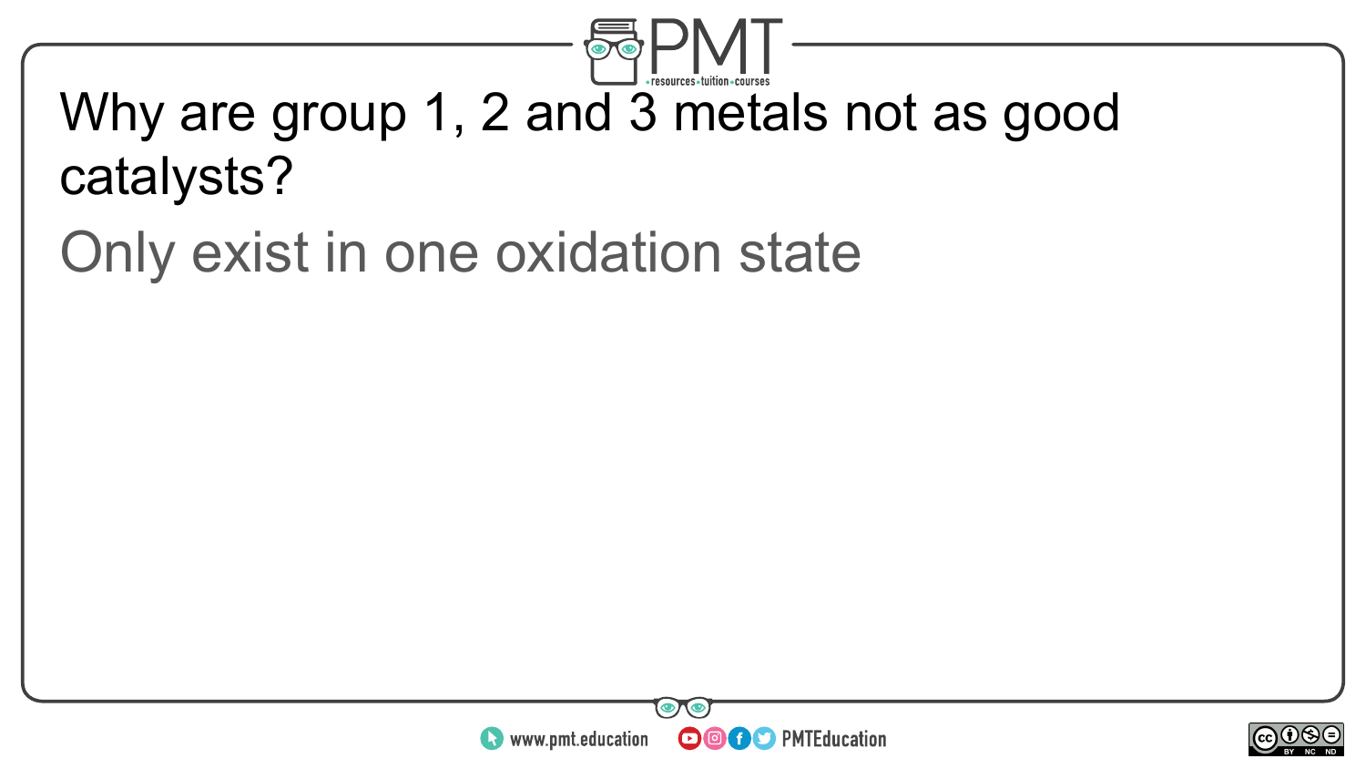Why are group 1, 2 and 3 metals not as good catalysts?

Only exist in one oxidation state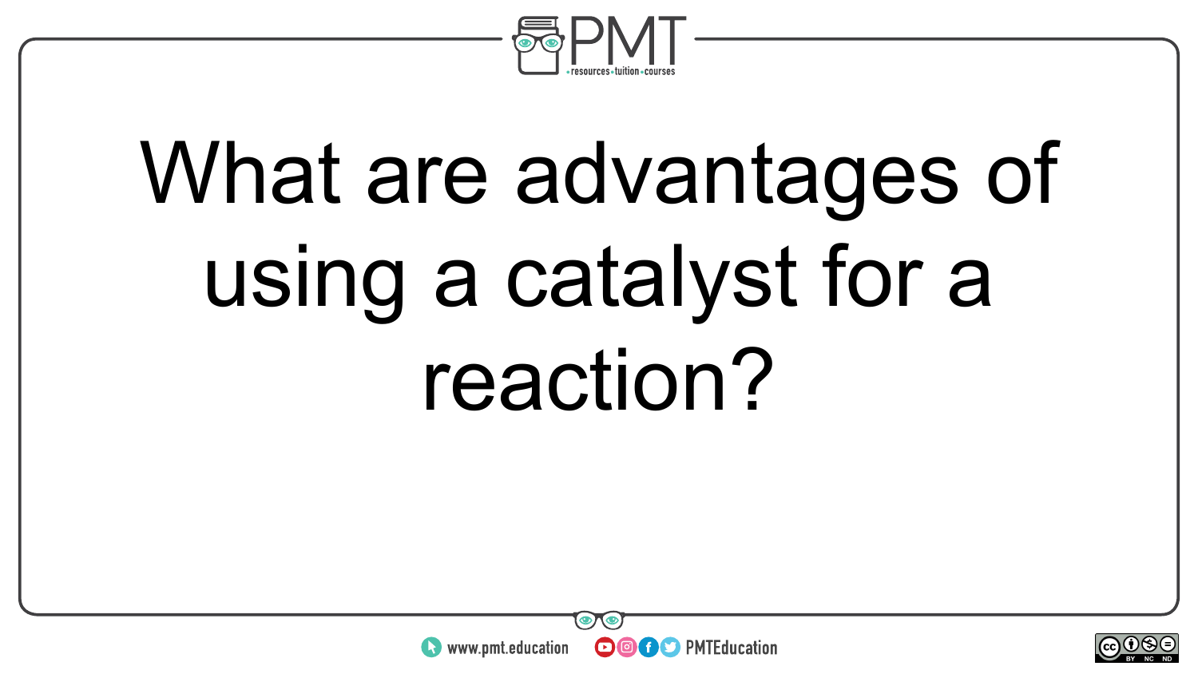What are advantages of using a catalyst for a reaction?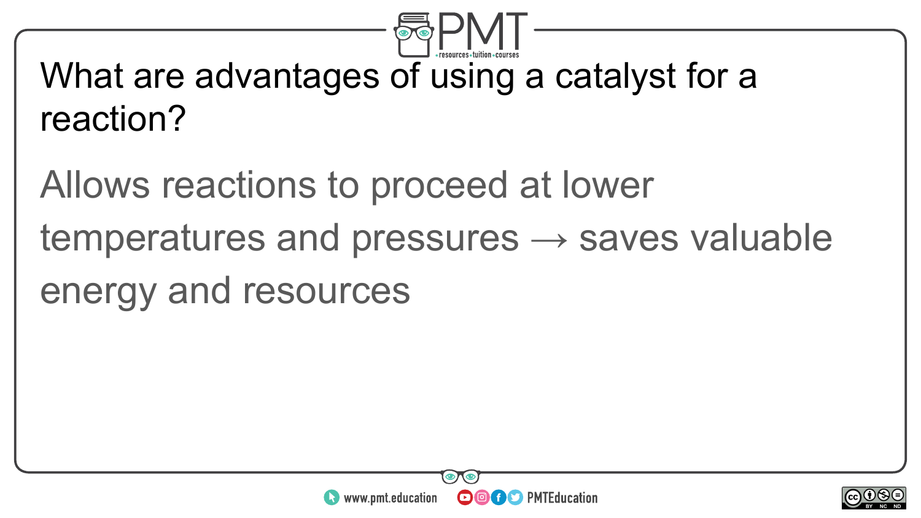What are advantages of using a catalyst for a reaction?

Allows reactions to proceed at lower temperatures and pressures → saves valuable energy and resources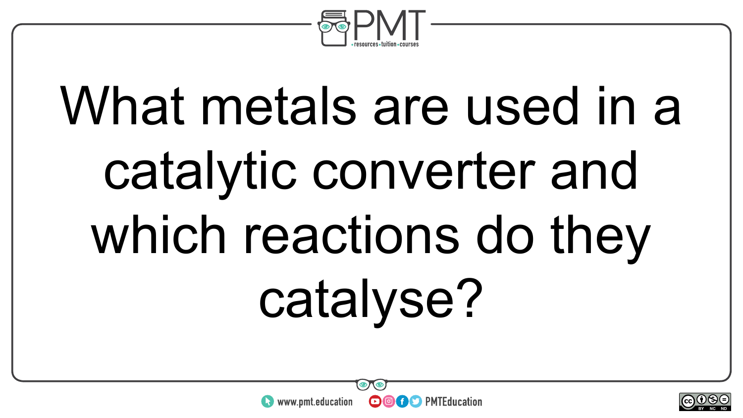What metals are used in a catalytic converter and which reactions do they catalyse?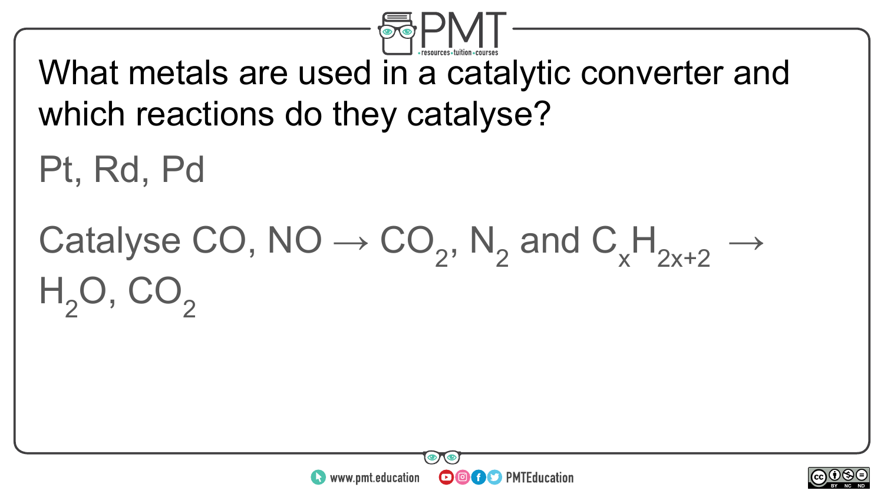What metals are used in a catalytic converter and which reactions do they catalyse?

Pt, Rd, Pd

Catalyse $CO$, $NO$ → $CO_2$, $N_2$ and $C_xH_{2x+2}$ → $H_2O$, $CO_2$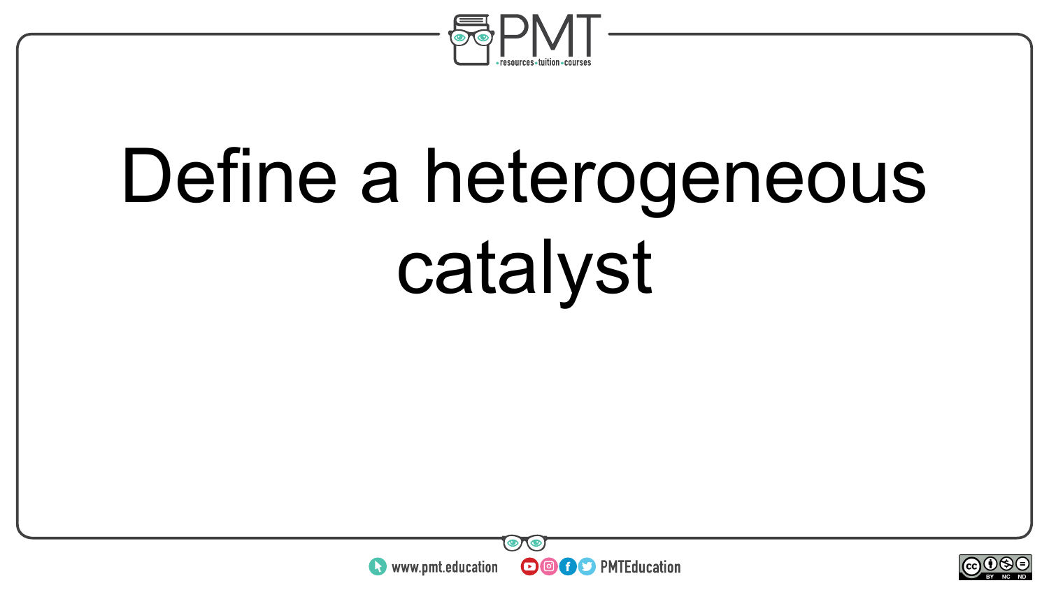# Define a heterogeneous catalyst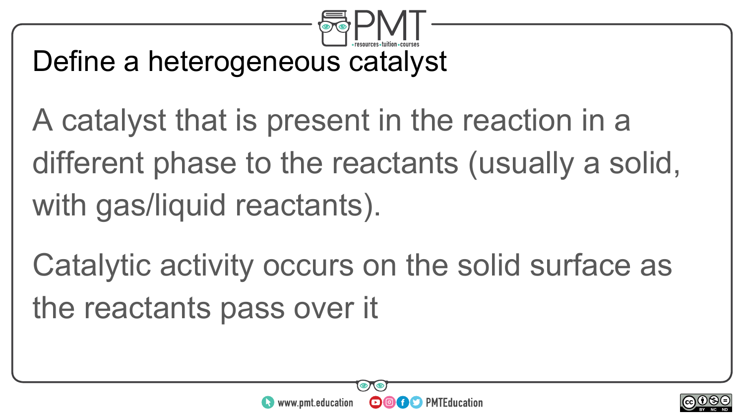# Define a heterogeneous catalyst

A catalyst that is present in the reaction in a different phase to the reactants (usually a solid, with gas/liquid reactants).

Catalytic activity occurs on the solid surface as the reactants pass over it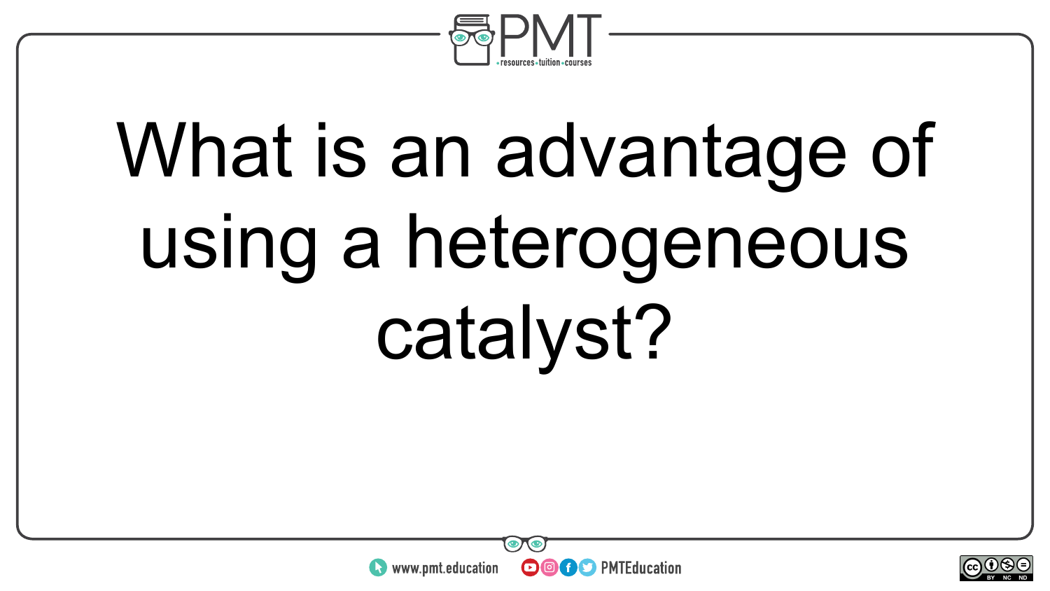What is an advantage of using a heterogeneous catalyst?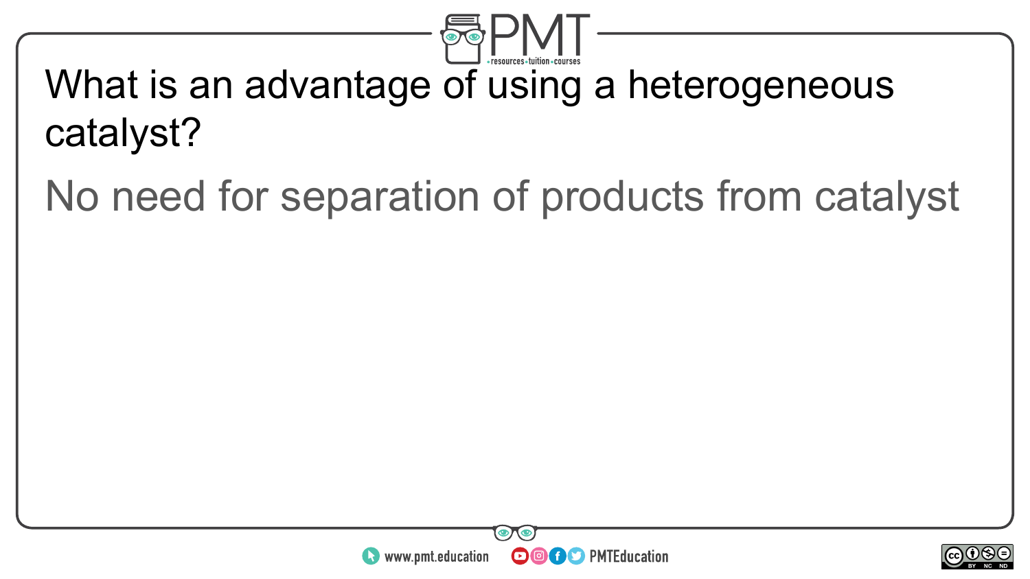What is an advantage of using a heterogeneous catalyst?

No need for separation of products from catalyst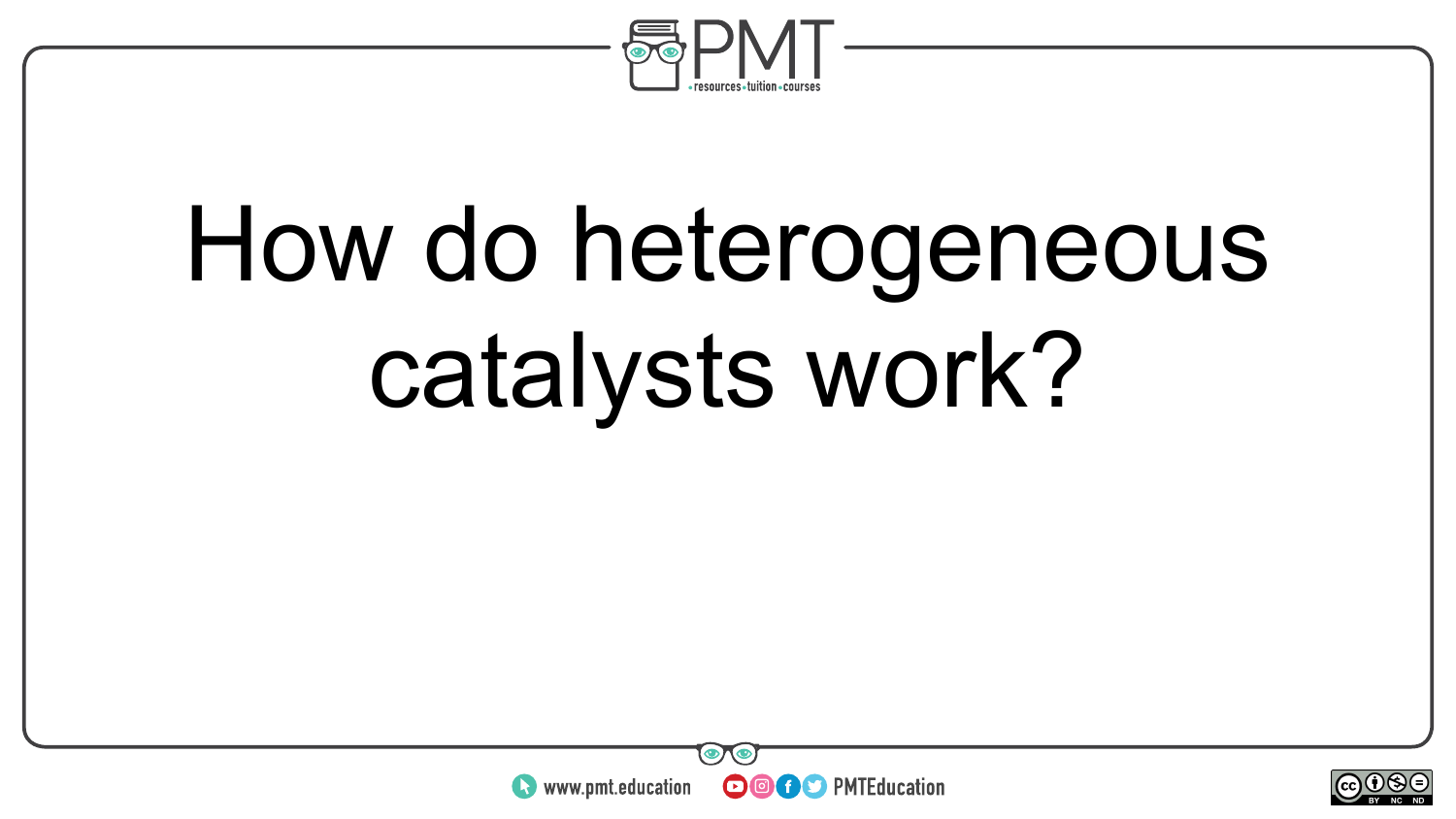How do heterogeneous catalysts work?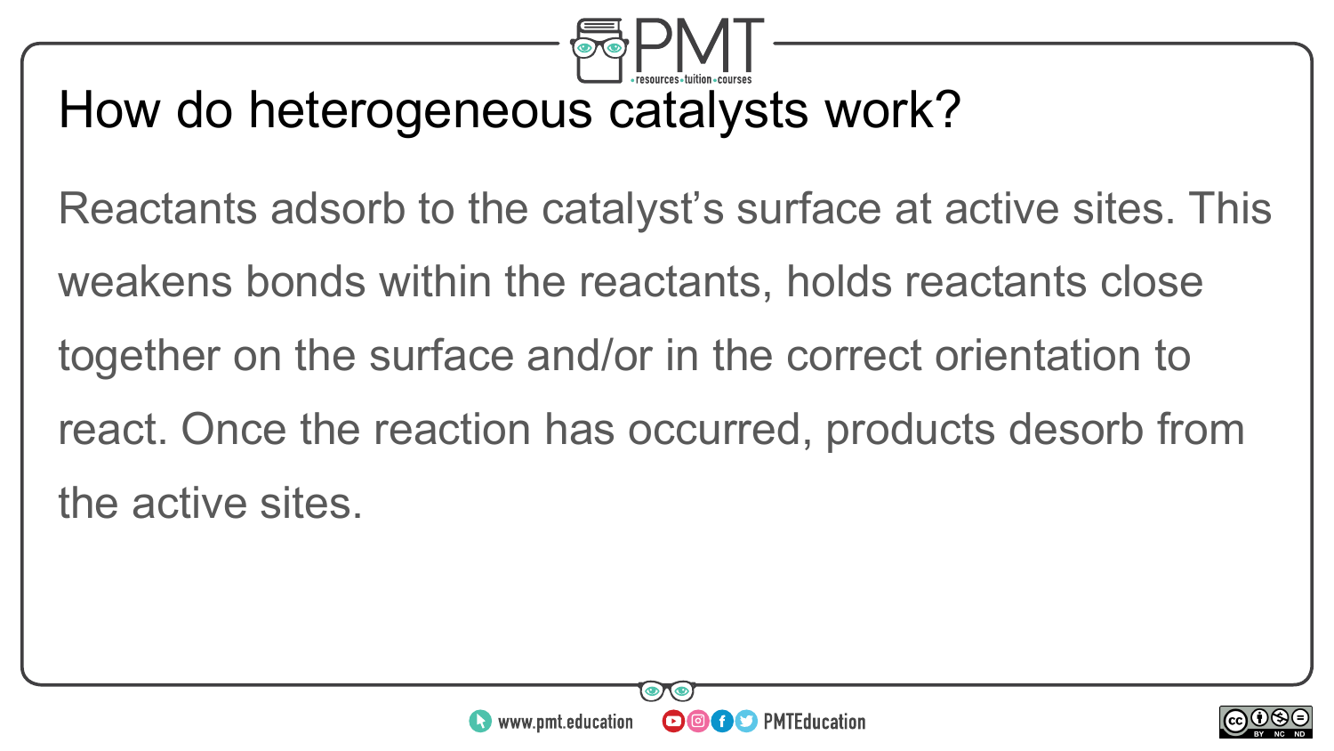# How do heterogeneous catalysts work?

Reactants adsorb to the catalyst's surface at active sites. This weakens bonds within the reactants, holds reactants close together on the surface and/or in the correct orientation to react. Once the reaction has occurred, products desorb from the active sites.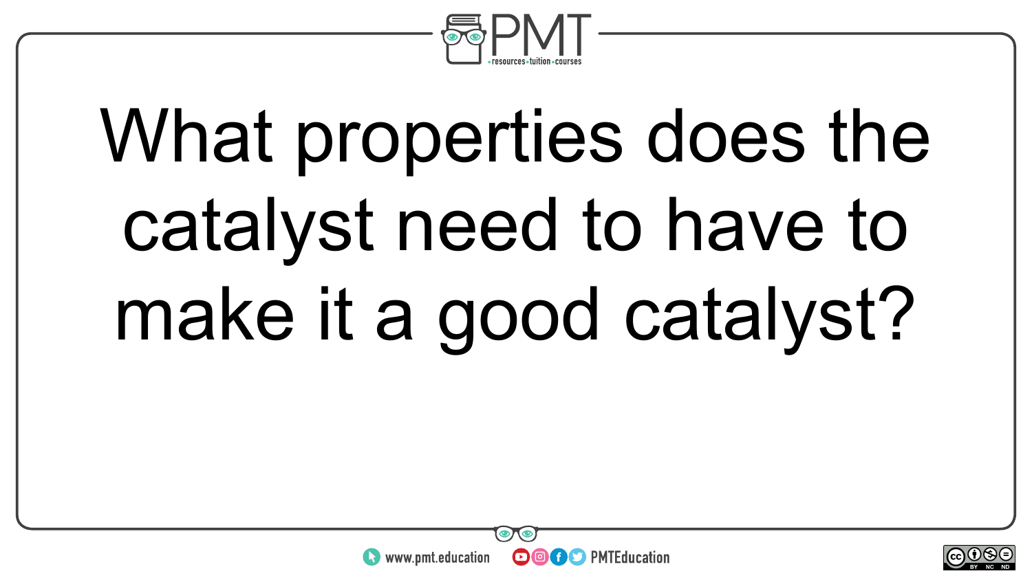What properties does the catalyst need to have to make it a good catalyst?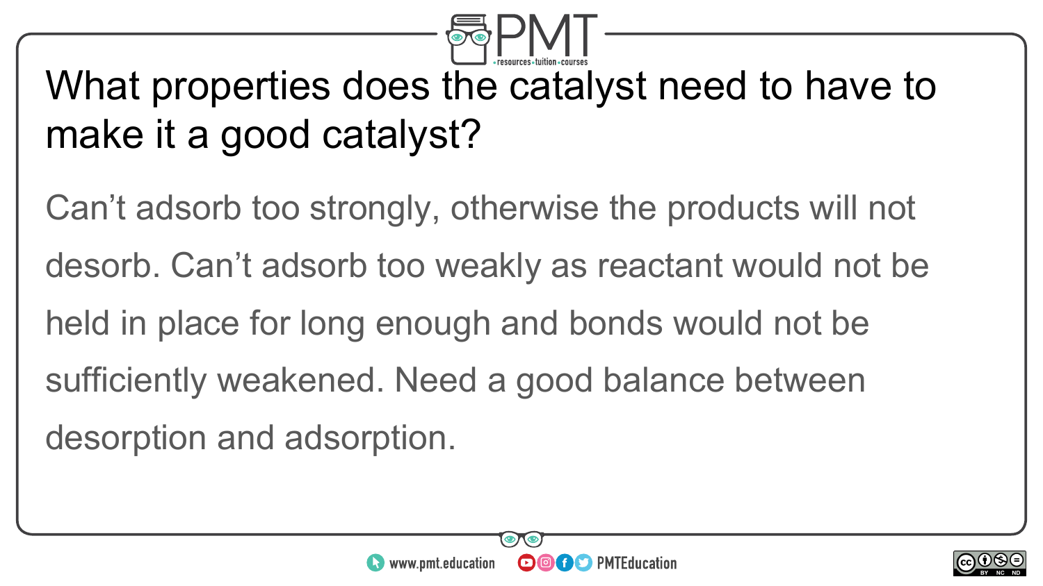# What properties does the catalyst need to have to make it a good catalyst?

Can't adsorb too strongly, otherwise the products will not desorb. Can't adsorb too weakly as reactant would not be held in place for long enough and bonds would not be sufficiently weakened. Need a good balance between desorption and adsorption.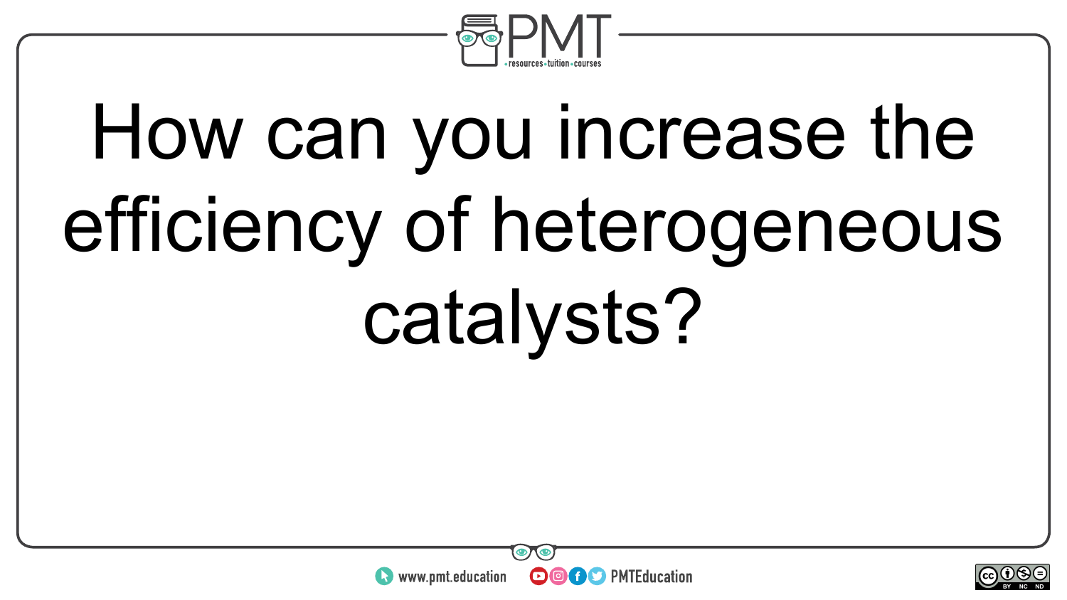How can you increase the efficiency of heterogeneous catalysts?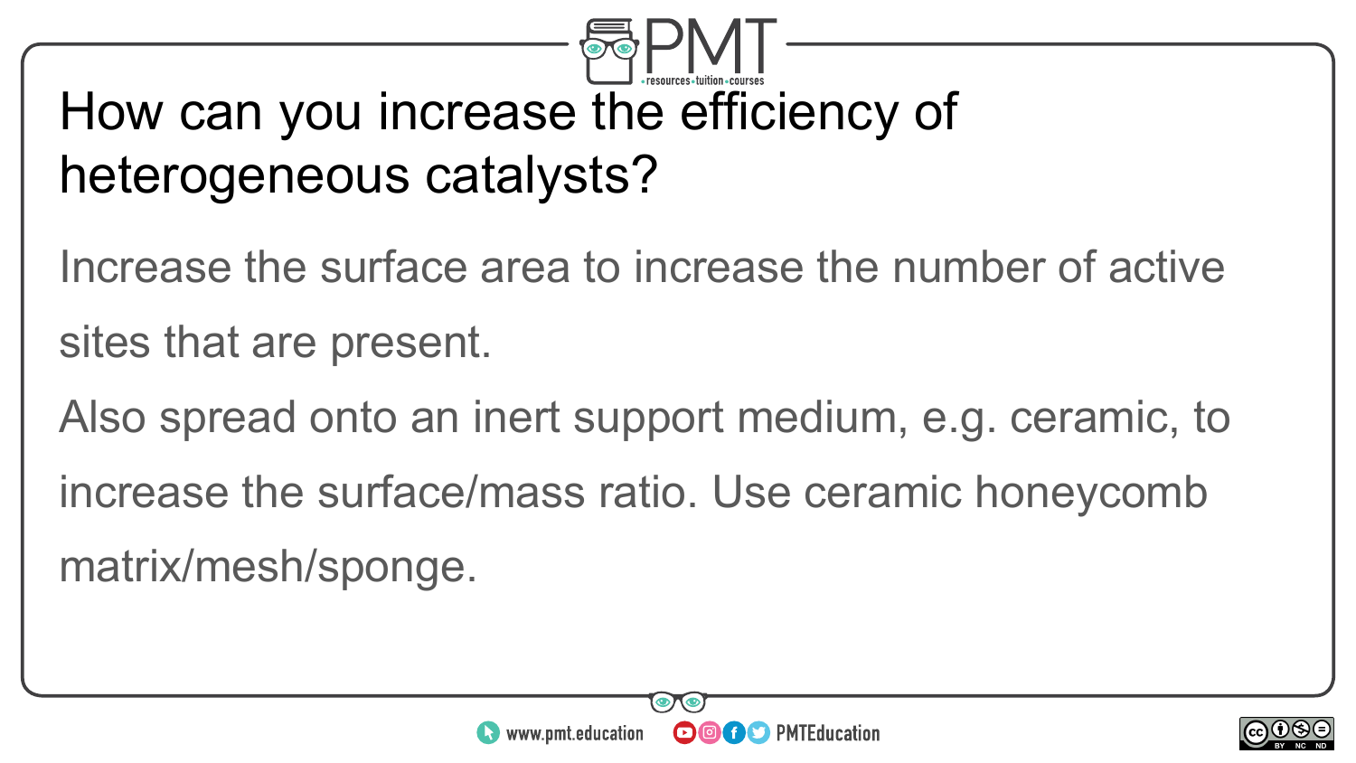# How can you increase the efficiency of heterogeneous catalysts?

Increase the surface area to increase the number of active sites that are present.

Also spread onto an inert support medium, e.g. ceramic, to increase the surface/mass ratio. Use ceramic honeycomb matrix/mesh/sponge.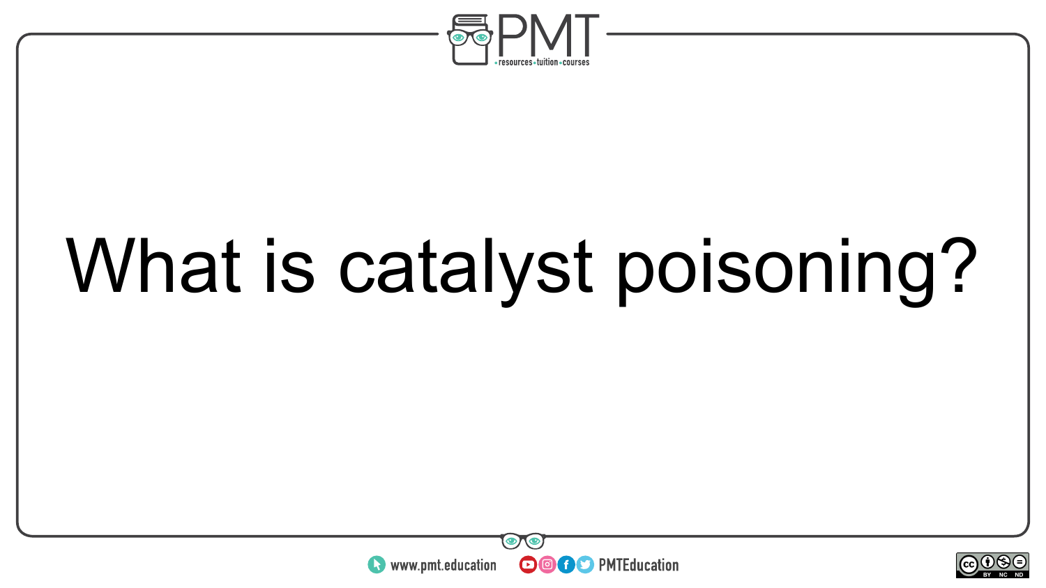What is catalyst poisoning?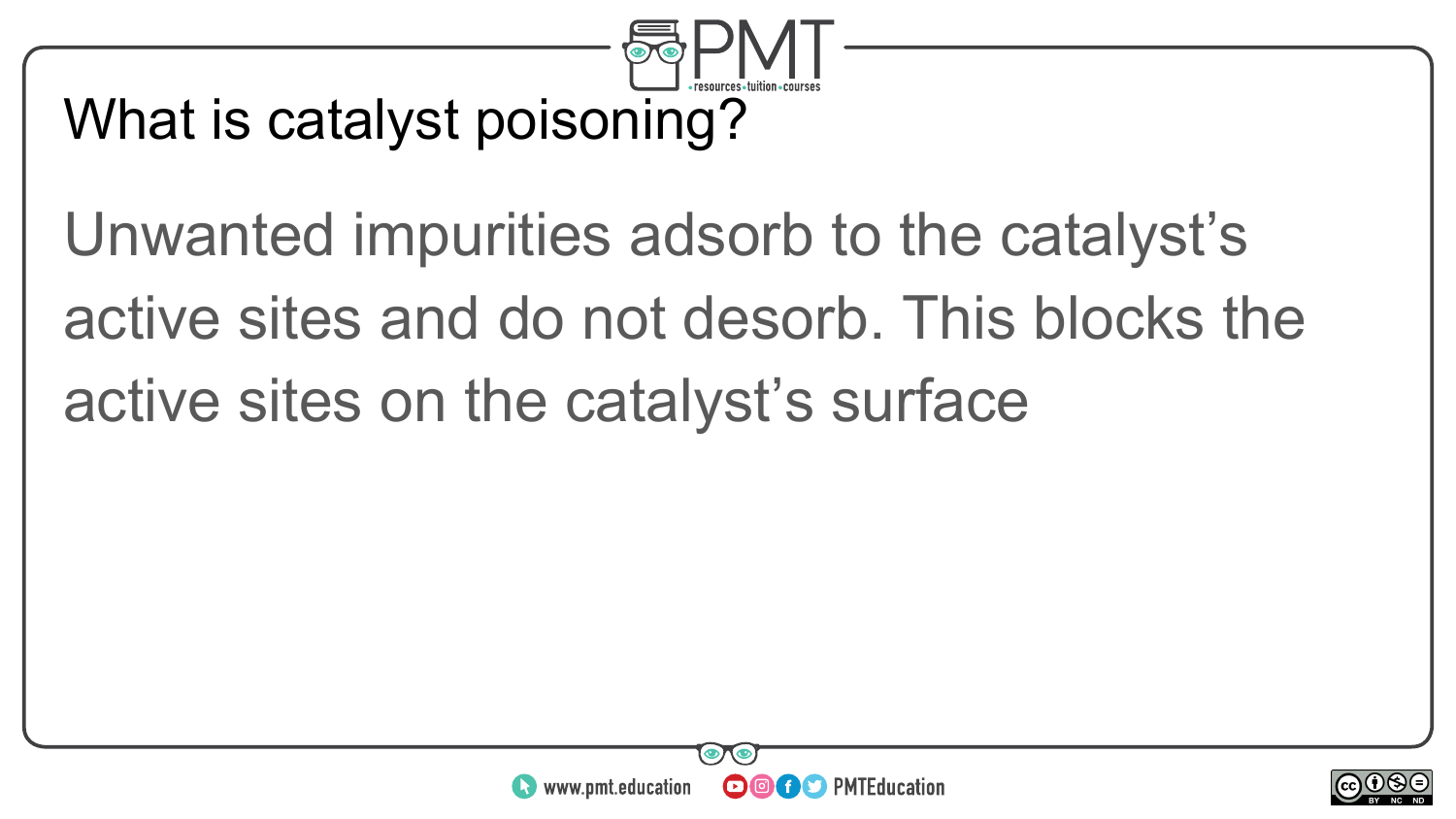What is catalyst poisoning?

Unwanted impurities adsorb to the catalyst’s active sites and do not desorb. This blocks the active sites on the catalyst’s surface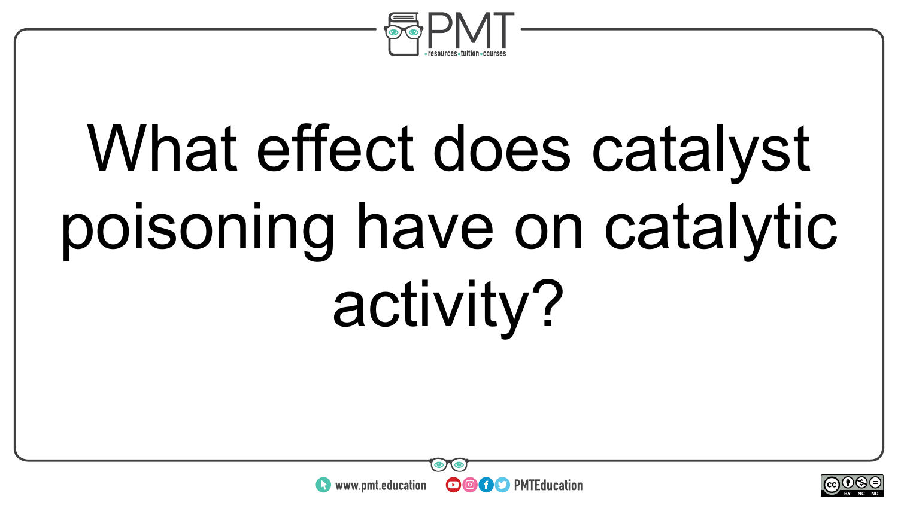What effect does catalyst poisoning have on catalytic activity?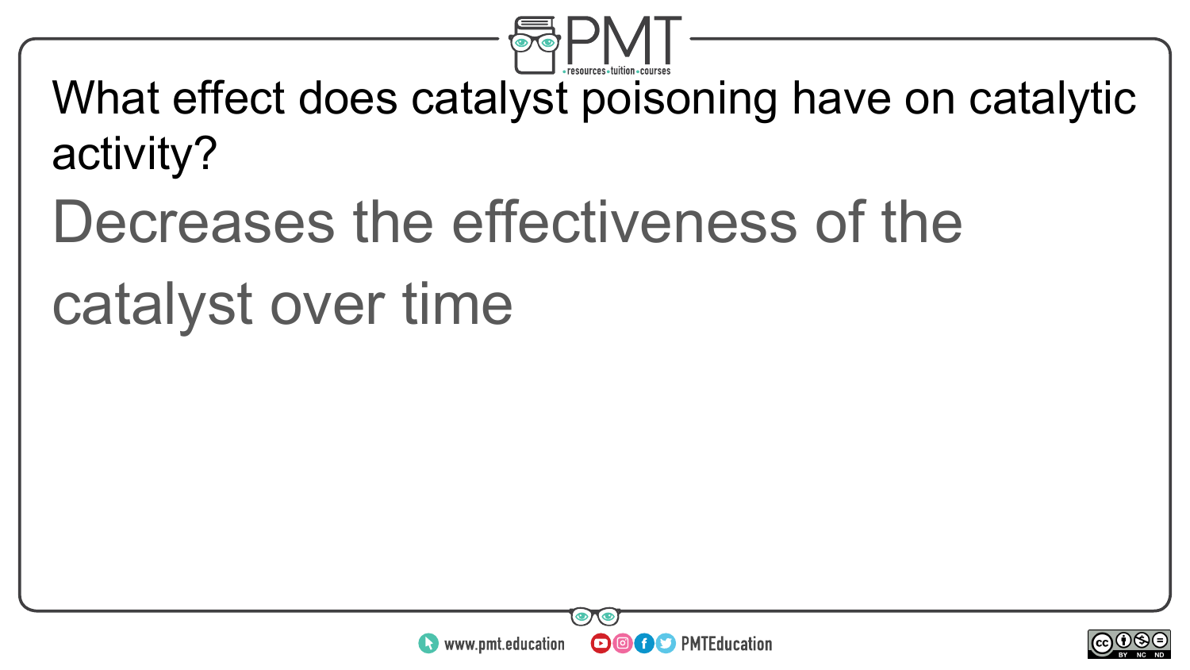What effect does catalyst poisoning have on catalytic activity?

Decreases the effectiveness of the catalyst over time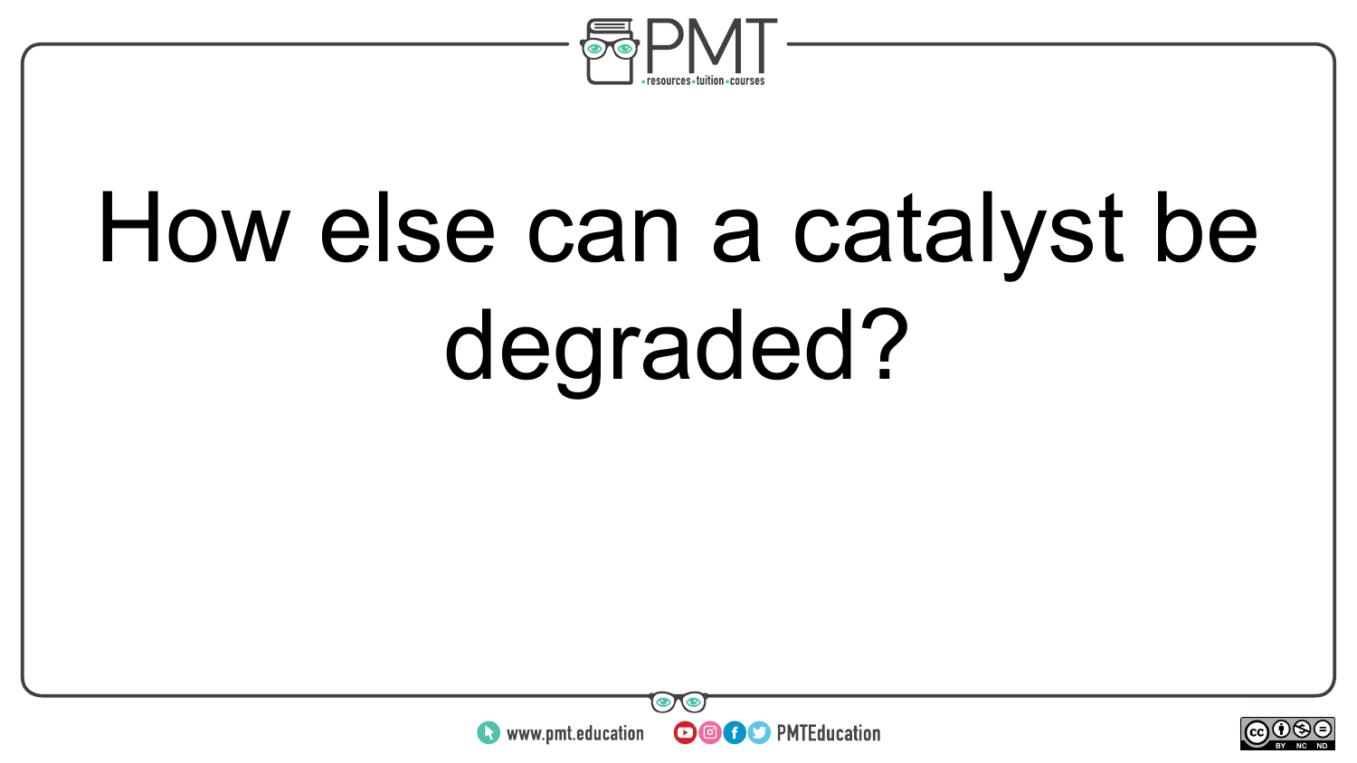How else can a catalyst be degraded?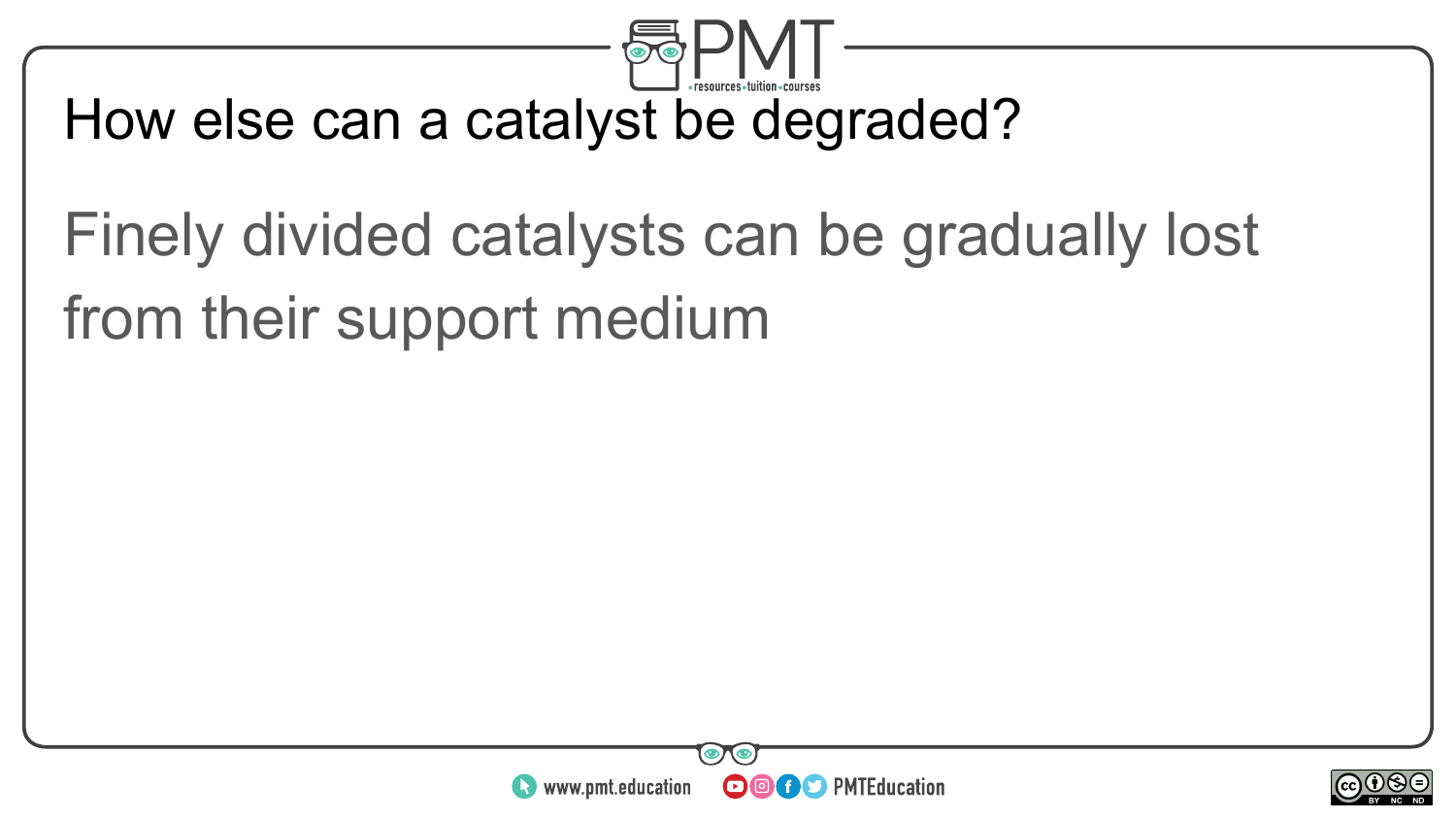# How else can a catalyst be degraded?

Finely divided catalysts can be gradually lost from their support medium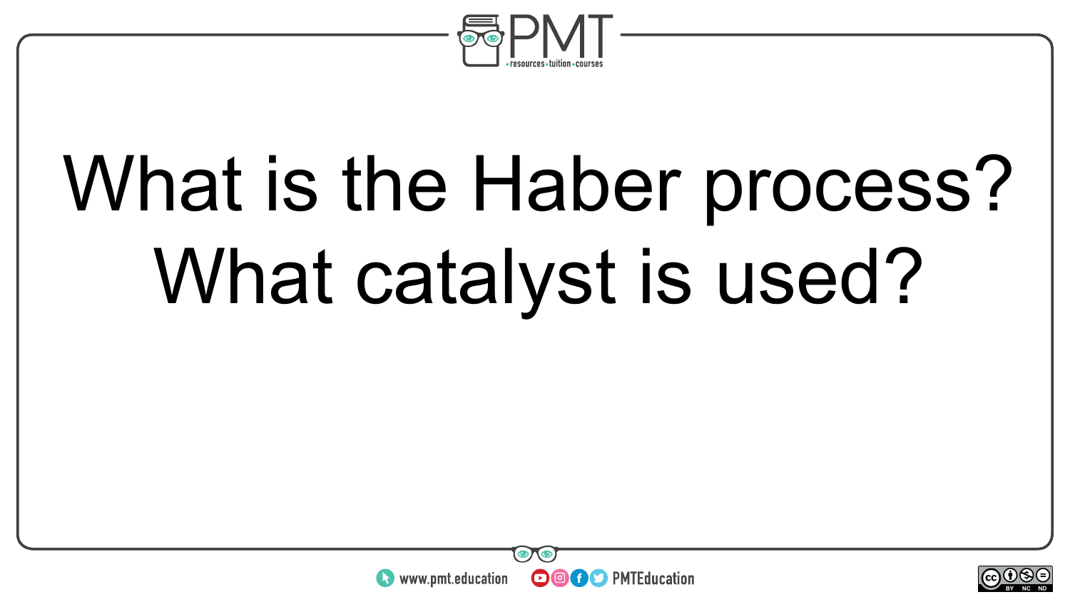What is the Haber process? What catalyst is used?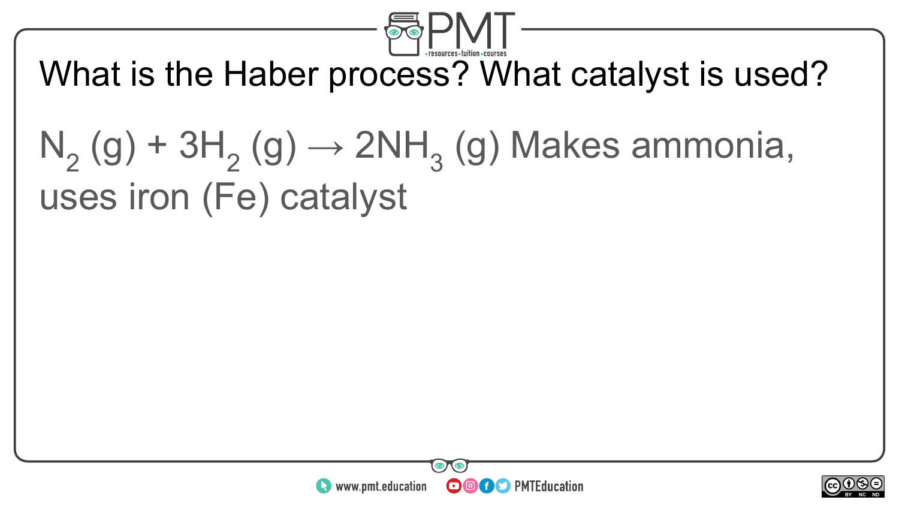## What is the Haber process? What catalyst is used?

$N_2 (g) + 3H_2 (g) \rightarrow 2NH_3 (g)$ Makes ammonia, uses iron (Fe) catalyst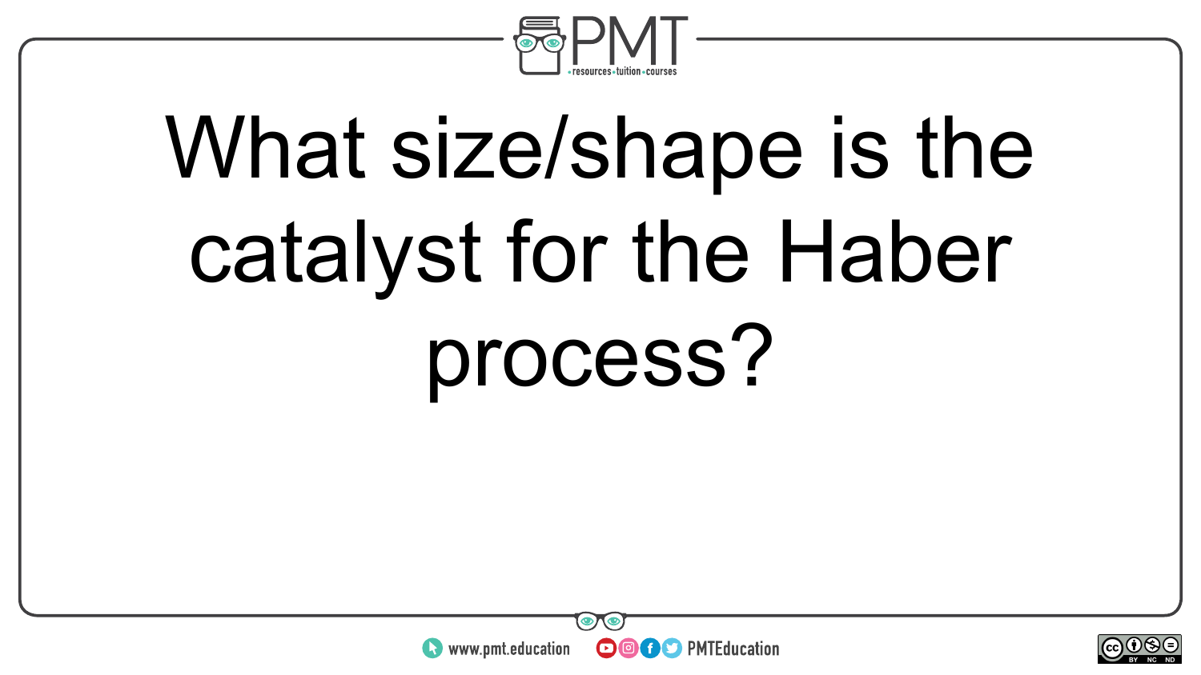What size/shape is the catalyst for the Haber process?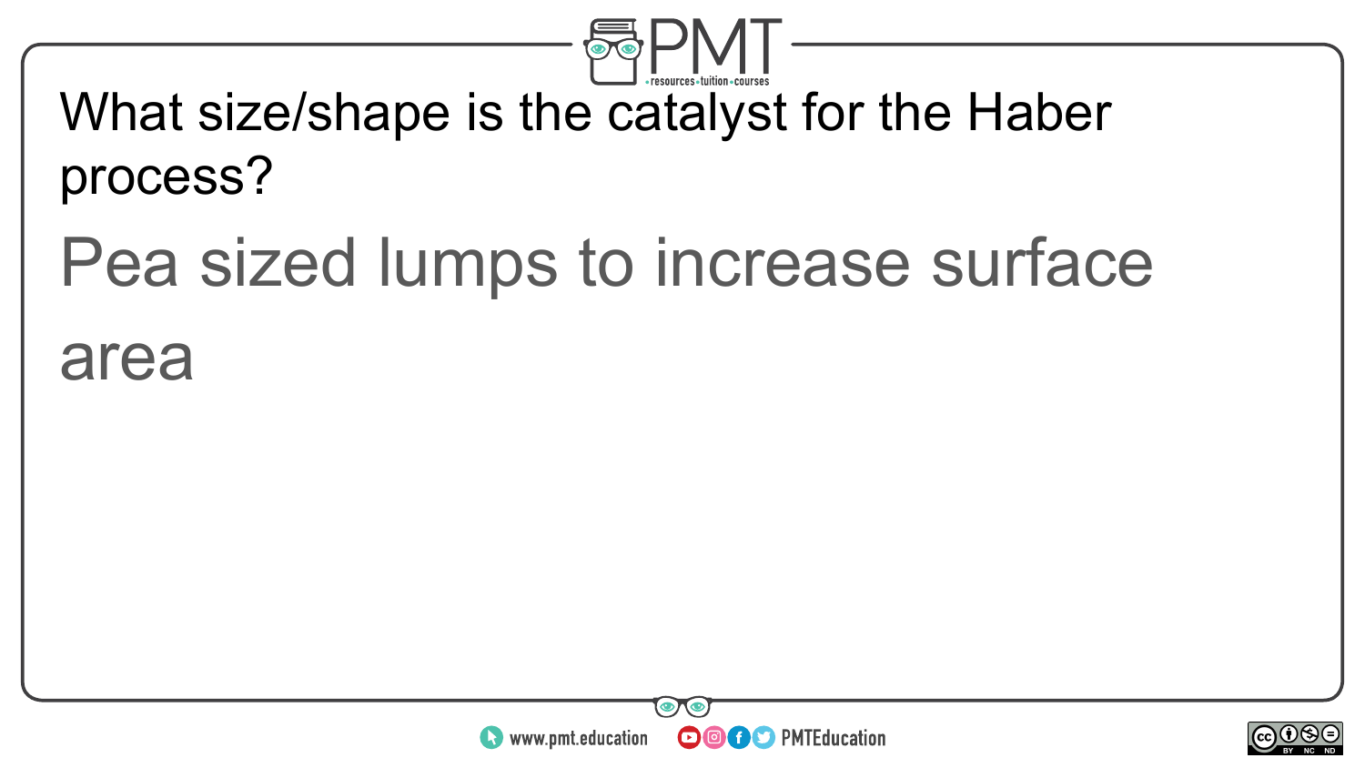What size/shape is the catalyst for the Haber process?

Pea sized lumps to increase surface area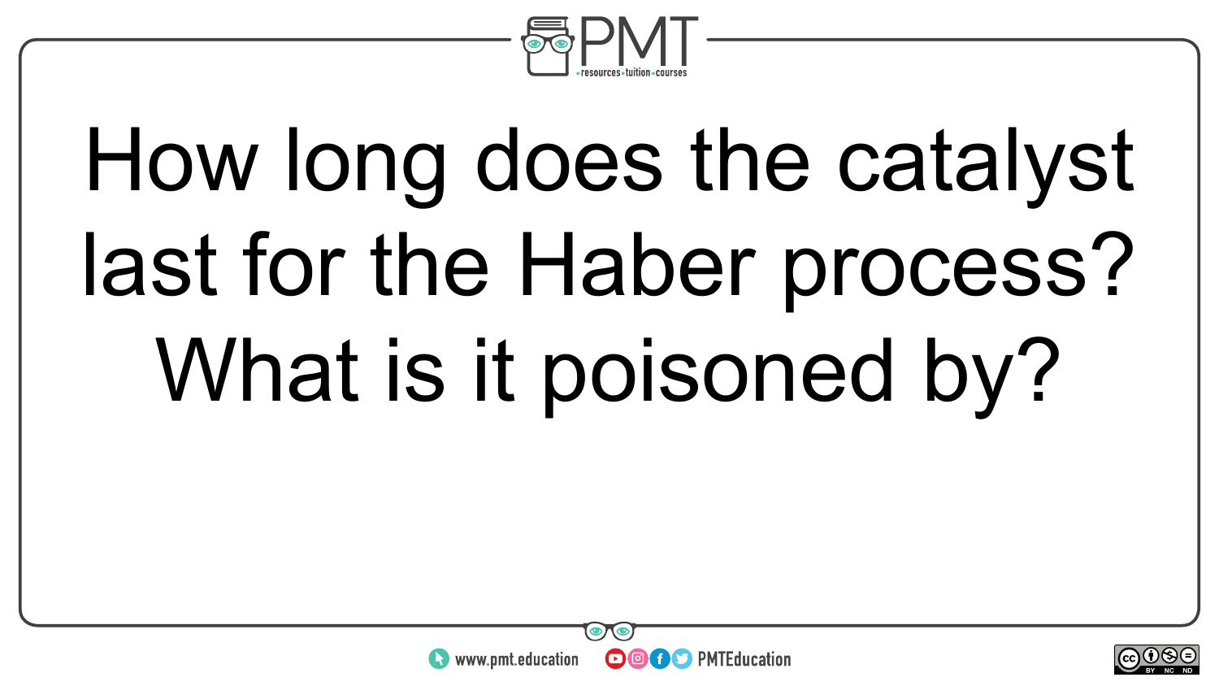How long does the catalyst last for the Haber process? What is it poisoned by?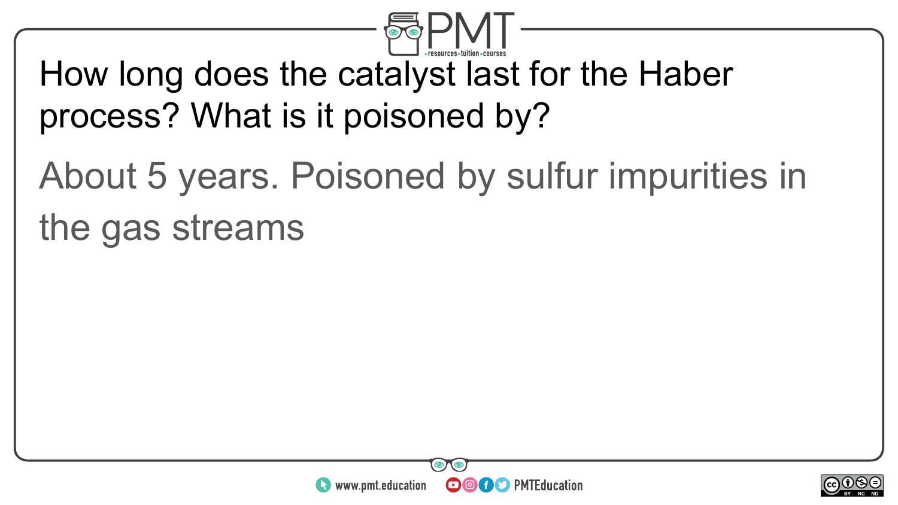How long does the catalyst last for the Haber process? What is it poisoned by?

About 5 years. Poisoned by sulfur impurities in the gas streams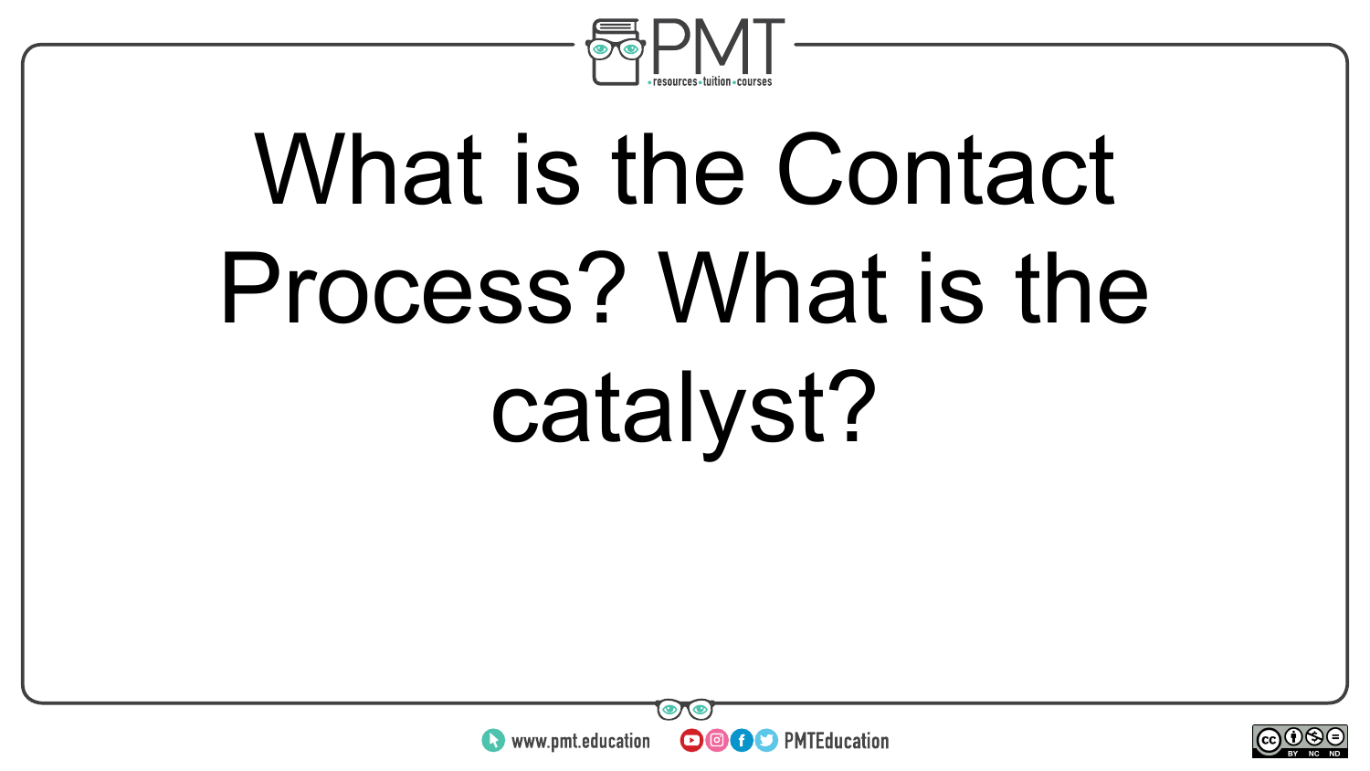What is the Contact Process? What is the catalyst?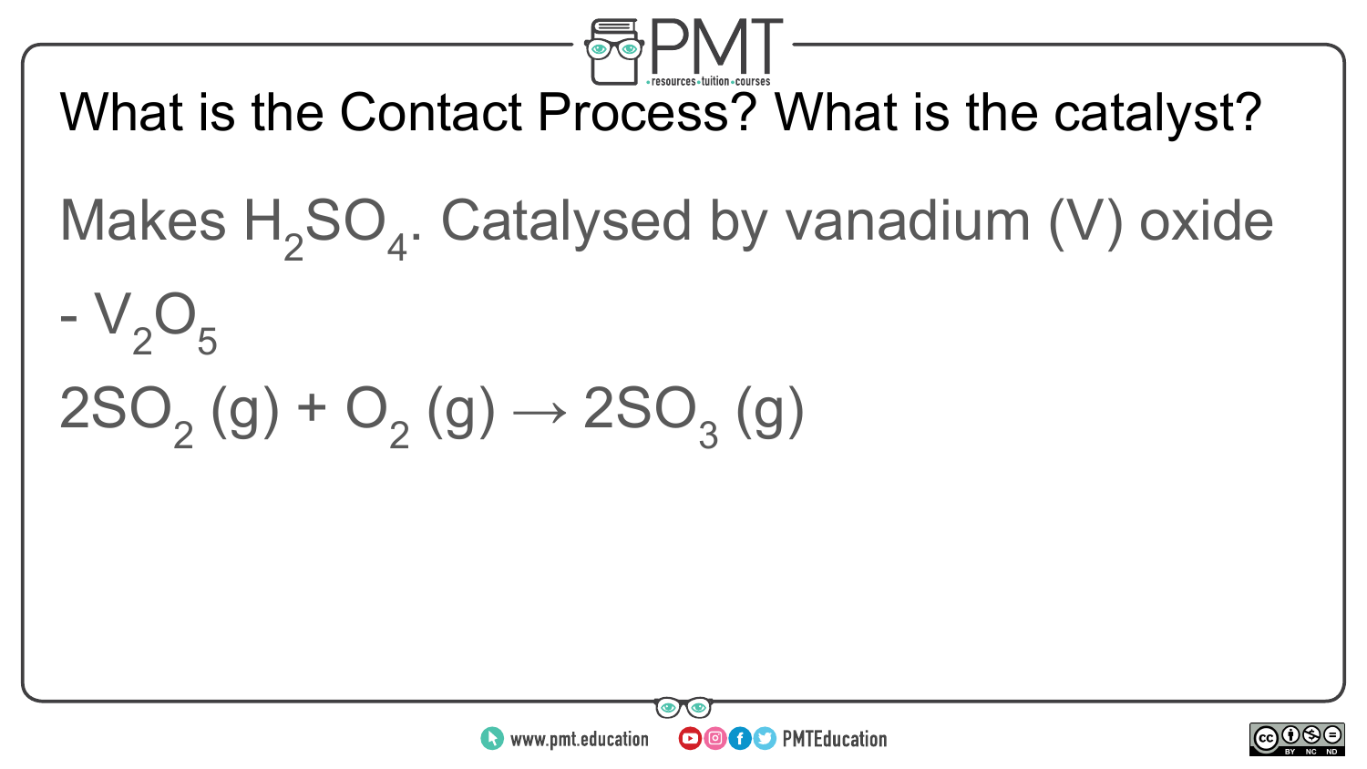What is the Contact Process? What is the catalyst?

Makes $H_2SO_4$. Catalysed by vanadium (V) oxide - $V_2O_5$

$$2SO_2 (g) + O_2 (g) \rightarrow 2SO_3 (g)$$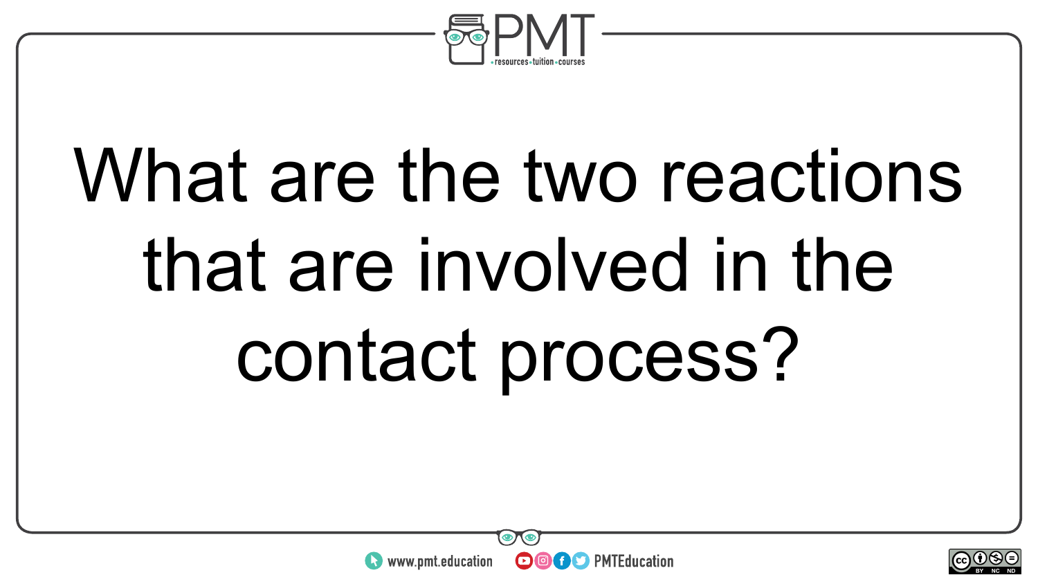What are the two reactions that are involved in the contact process?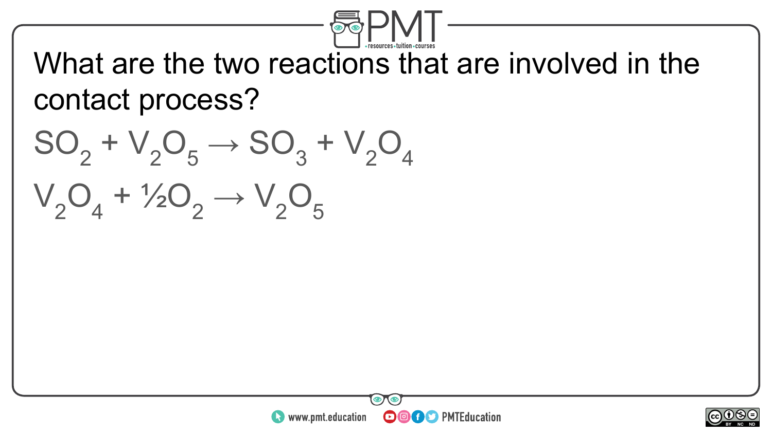What are the two reactions that are involved in the contact process?

$$SO_2 + V_2O_5 \rightarrow SO_3 + V_2O_4$$

$$V_2O_4 + \frac{1}{2}O_2 \rightarrow V_2O_5$$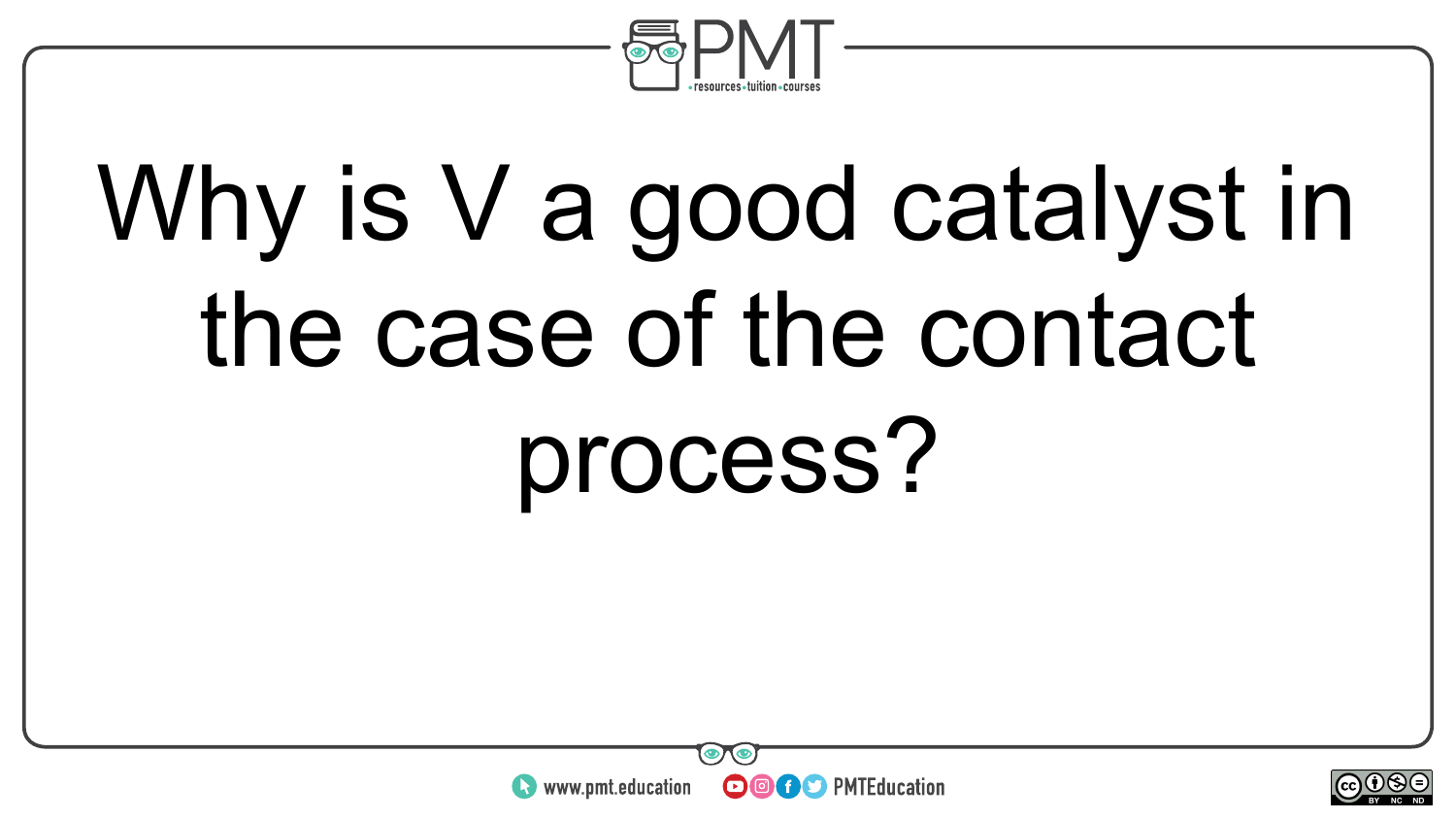Why is V a good catalyst in the case of the contact process?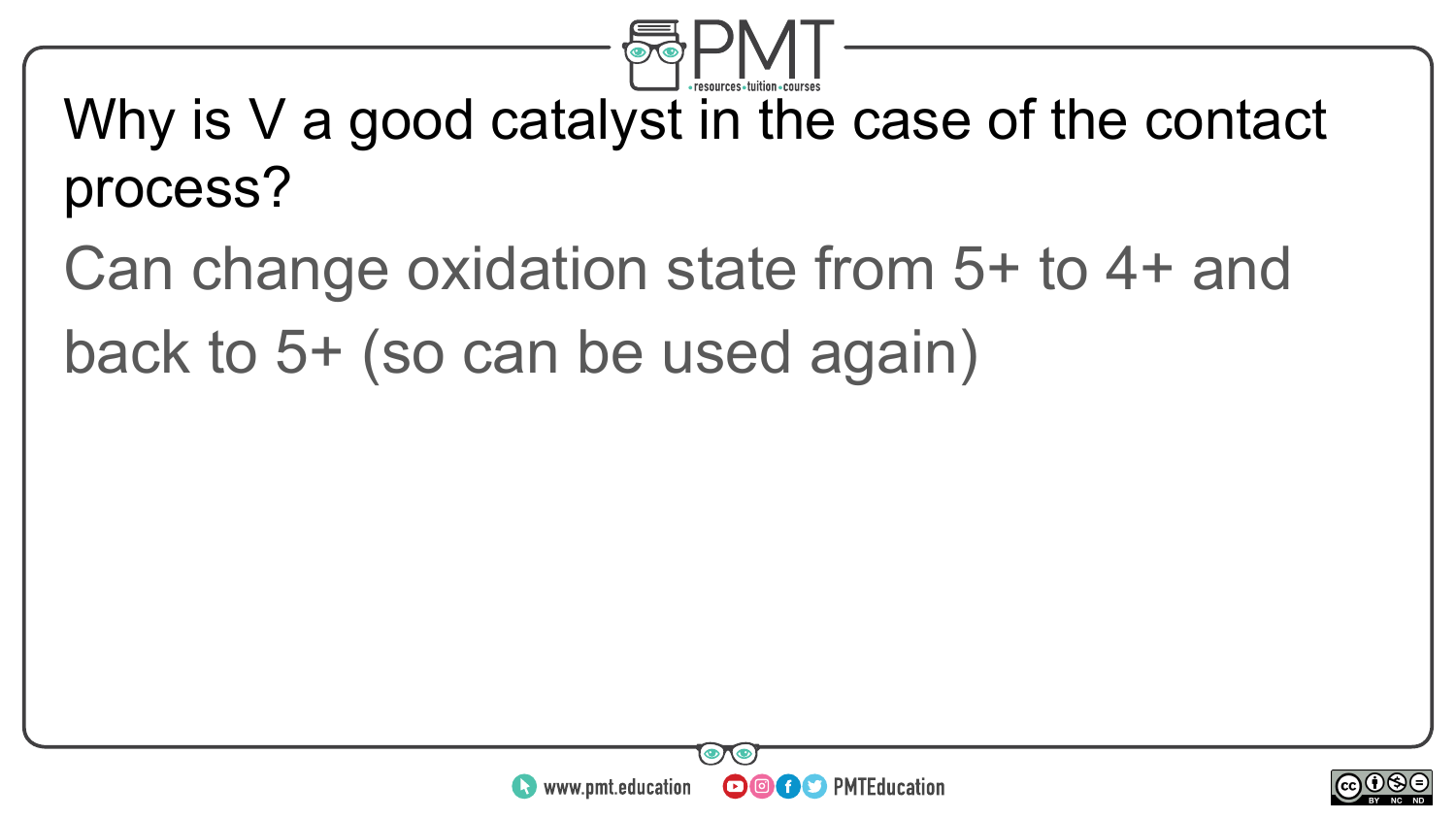Why is V a good catalyst in the case of the contact process?

Can change oxidation state from 5+ to 4+ and back to 5+ (so can be used again)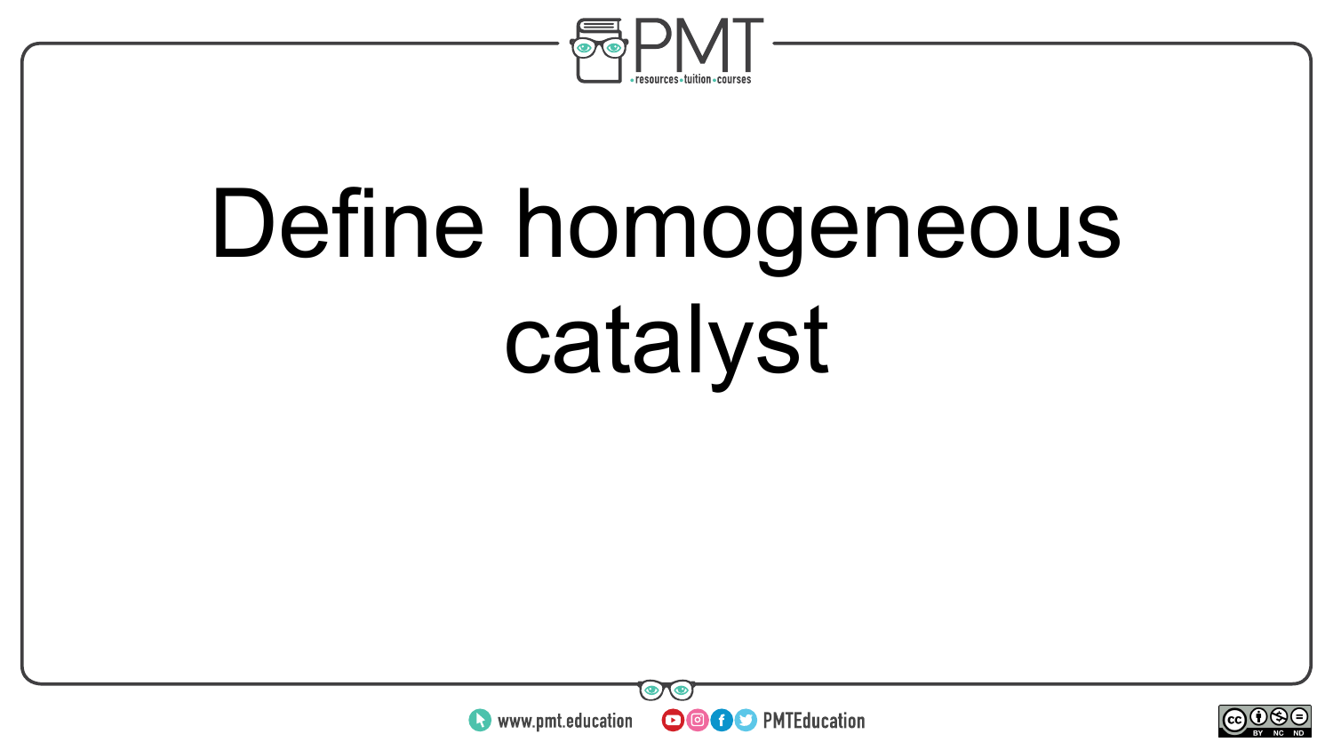# Define homogeneous catalyst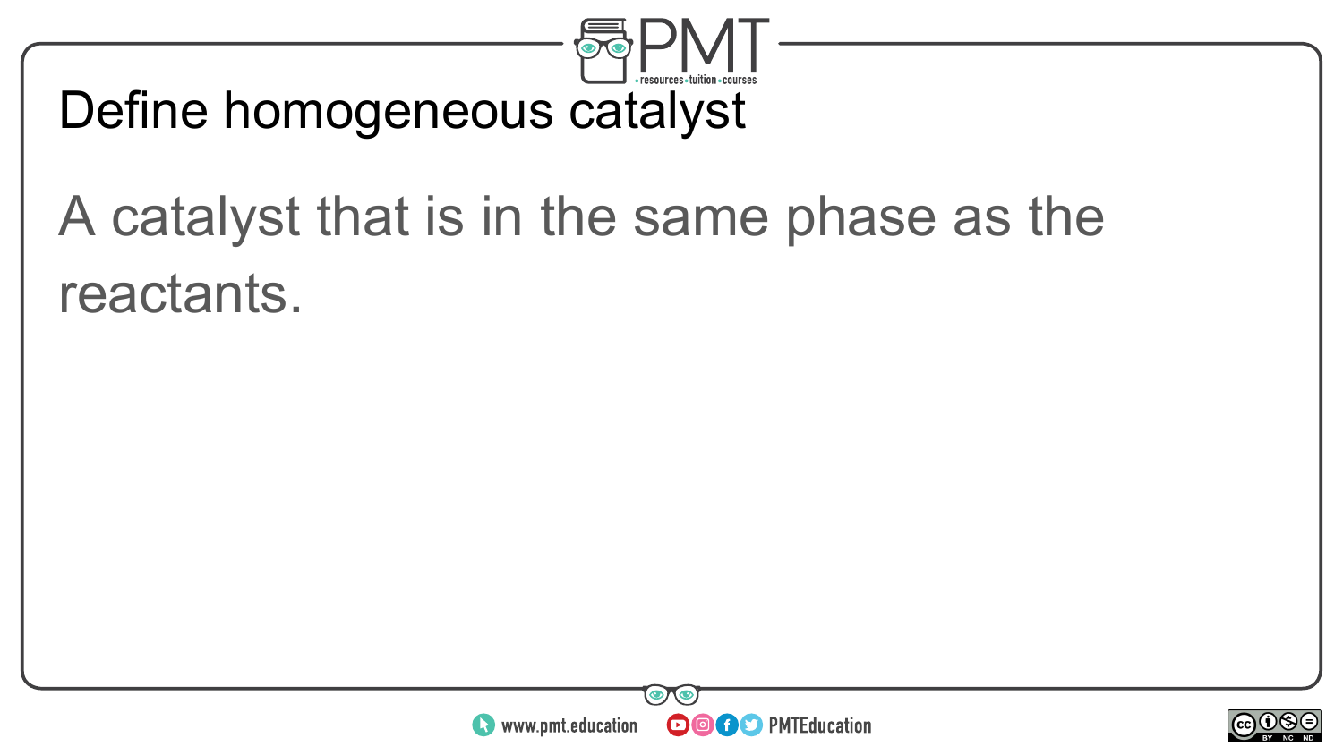# Define homogeneous catalyst

A catalyst that is in the same phase as the reactants.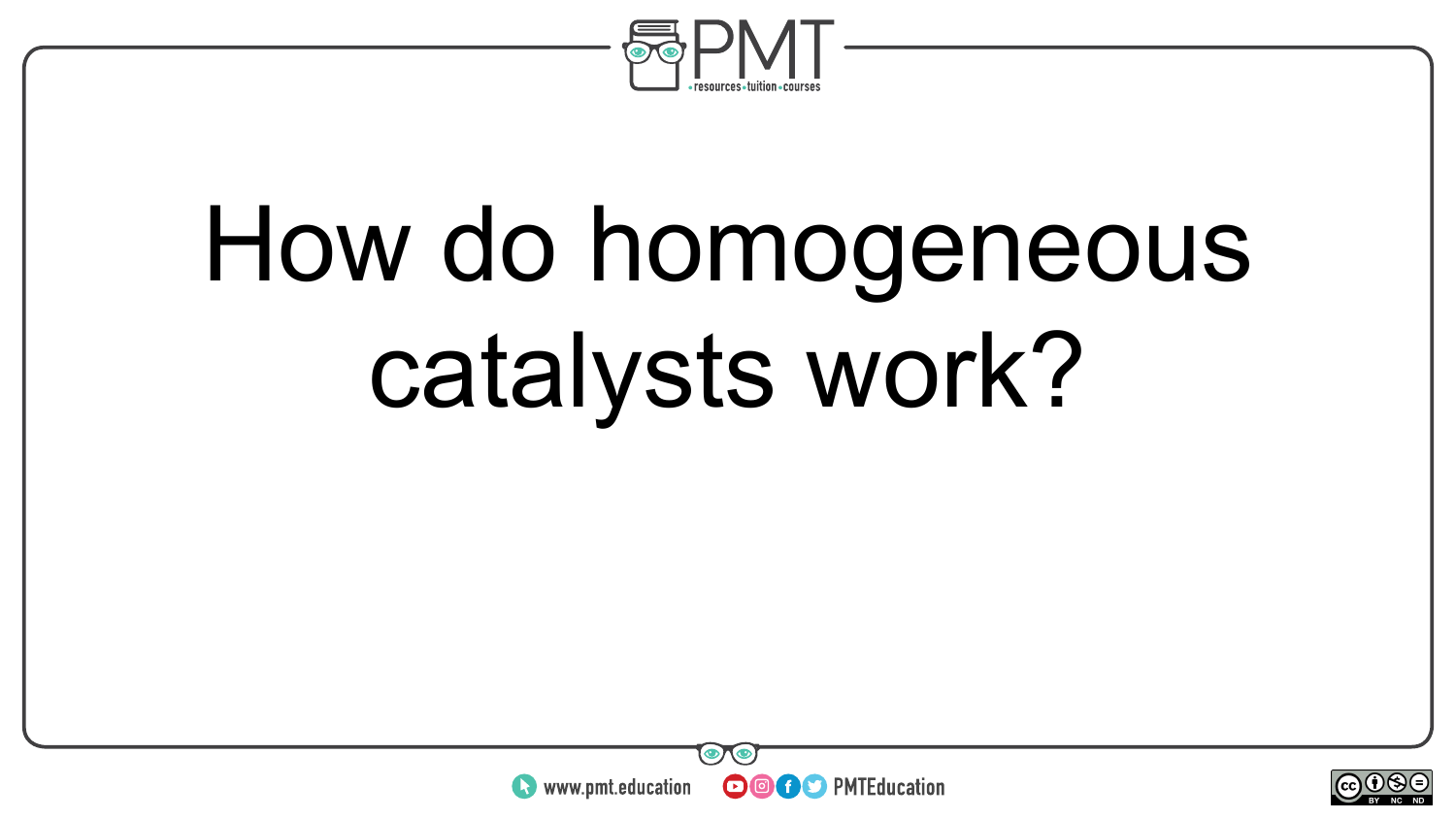# How do homogeneous catalysts work?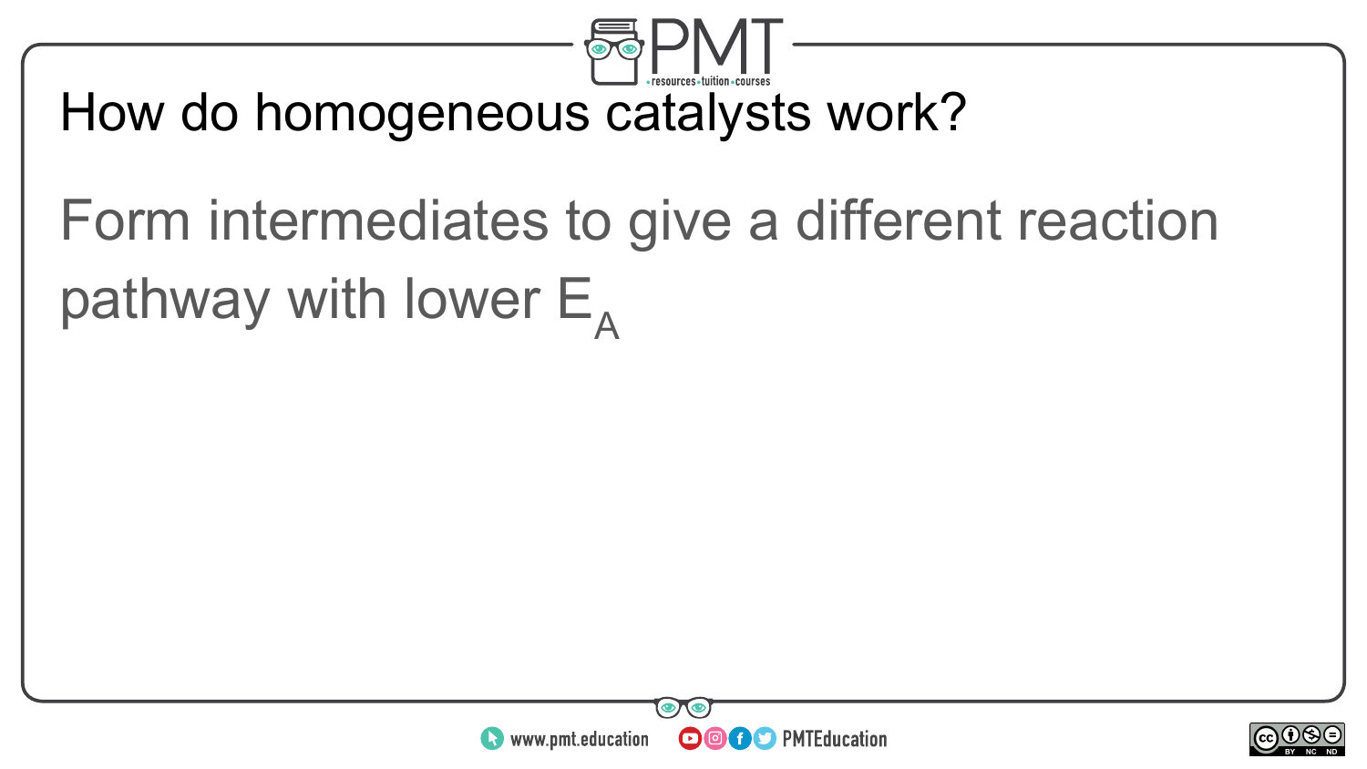How do homogeneous catalysts work?

Form intermediates to give a different reaction pathway with lower $E_A$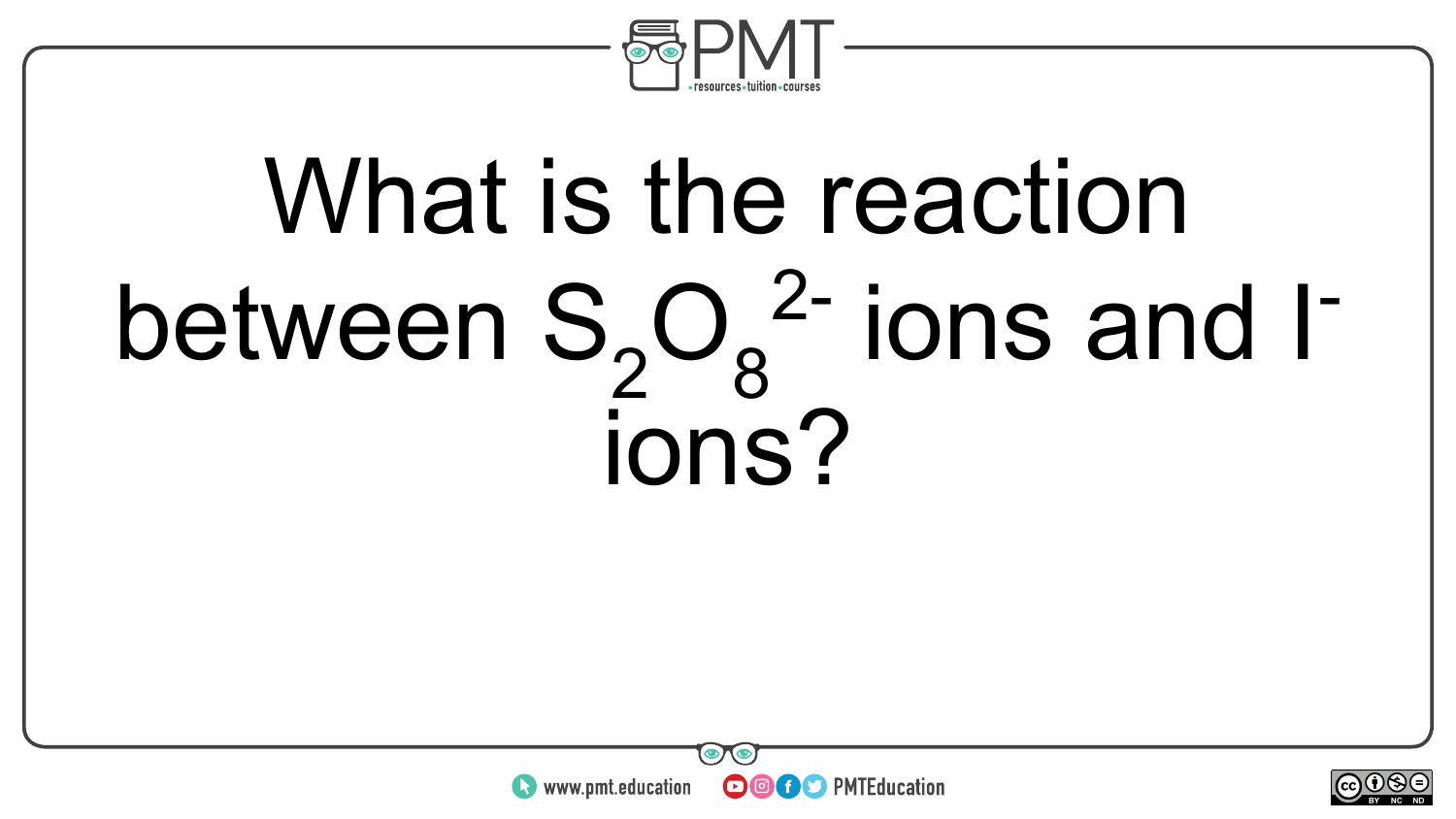What is the reaction between $S_2O_8^{2-}$ ions and $I^-$ ions?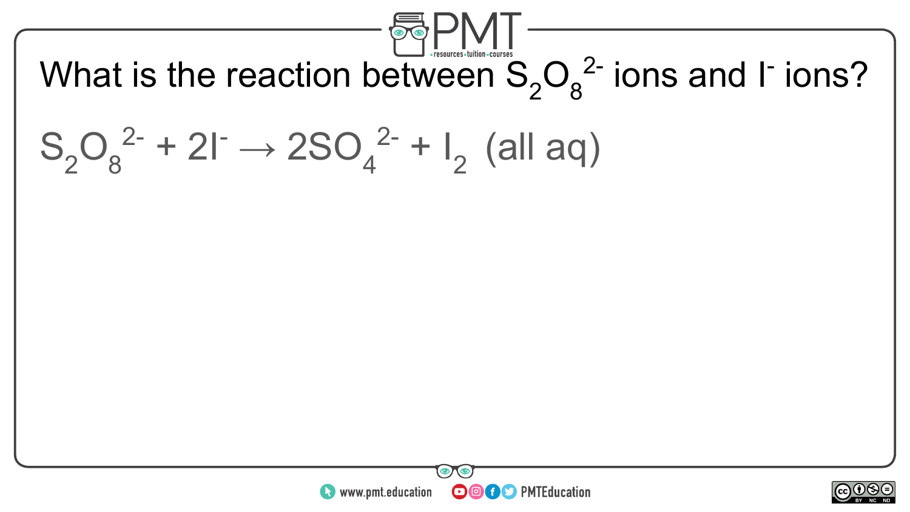# What is the reaction between $S_2O_8^{2-}$ ions and $I^-$ ions?

$$S_2O_8^{2-} + 2I^- \rightarrow 2SO_4^{2-} + I_2 \text{ (all aq)}$$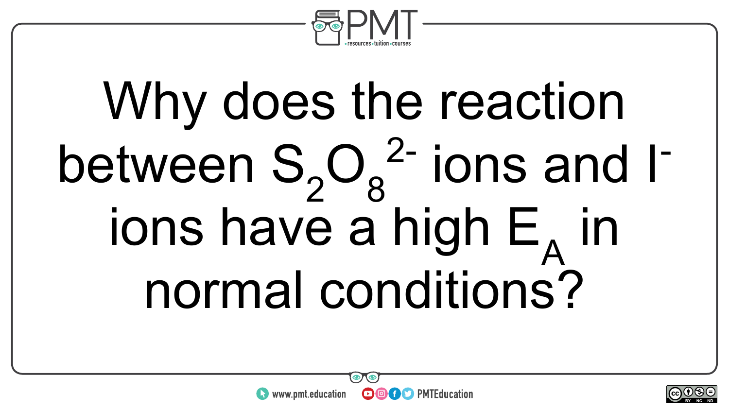Why does the reaction between $S_2O_8^{2-}$ ions and $I^-$ ions have a high $E_A$ in normal conditions?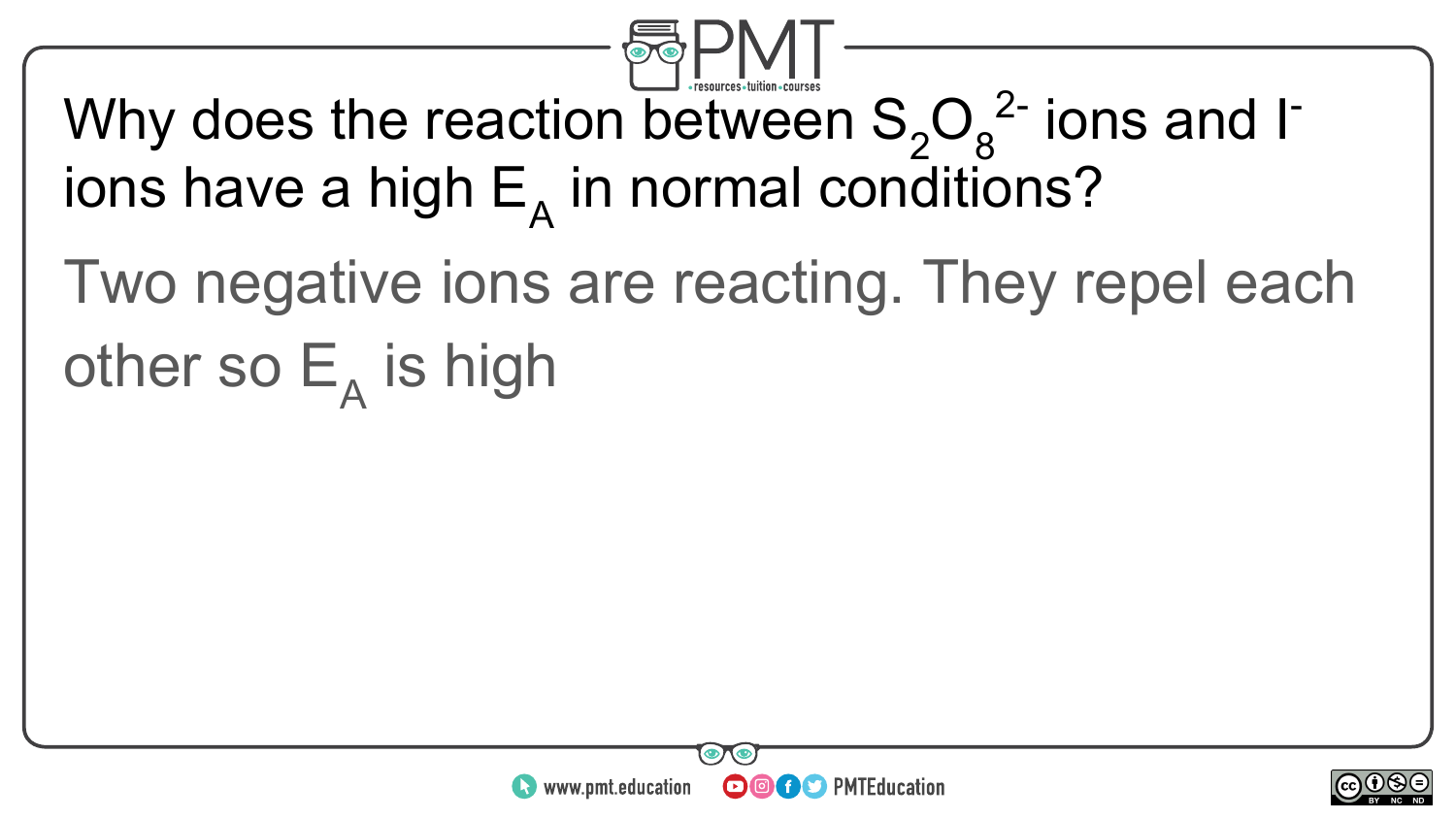Why does the reaction between $S_2O_8^{2-}$ ions and $I^-$ ions have a high $E_A$ in normal conditions?

Two negative ions are reacting. They repel each other so $E_A$ is high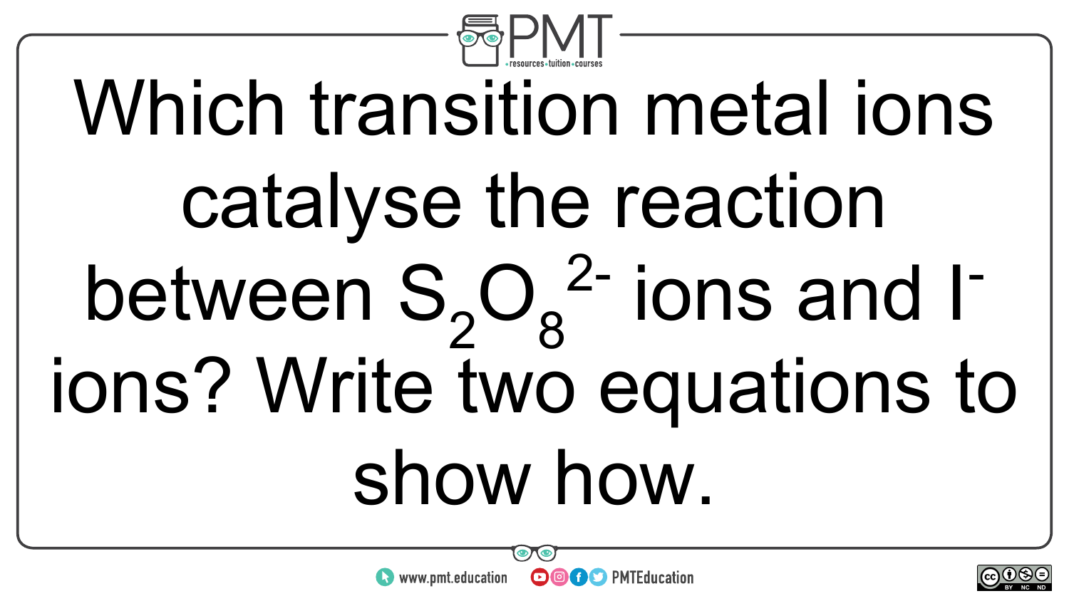Which transition metal ions catalyse the reaction between $S_2O_8^{2-}$ ions and $I^-$ ions? Write two equations to show how.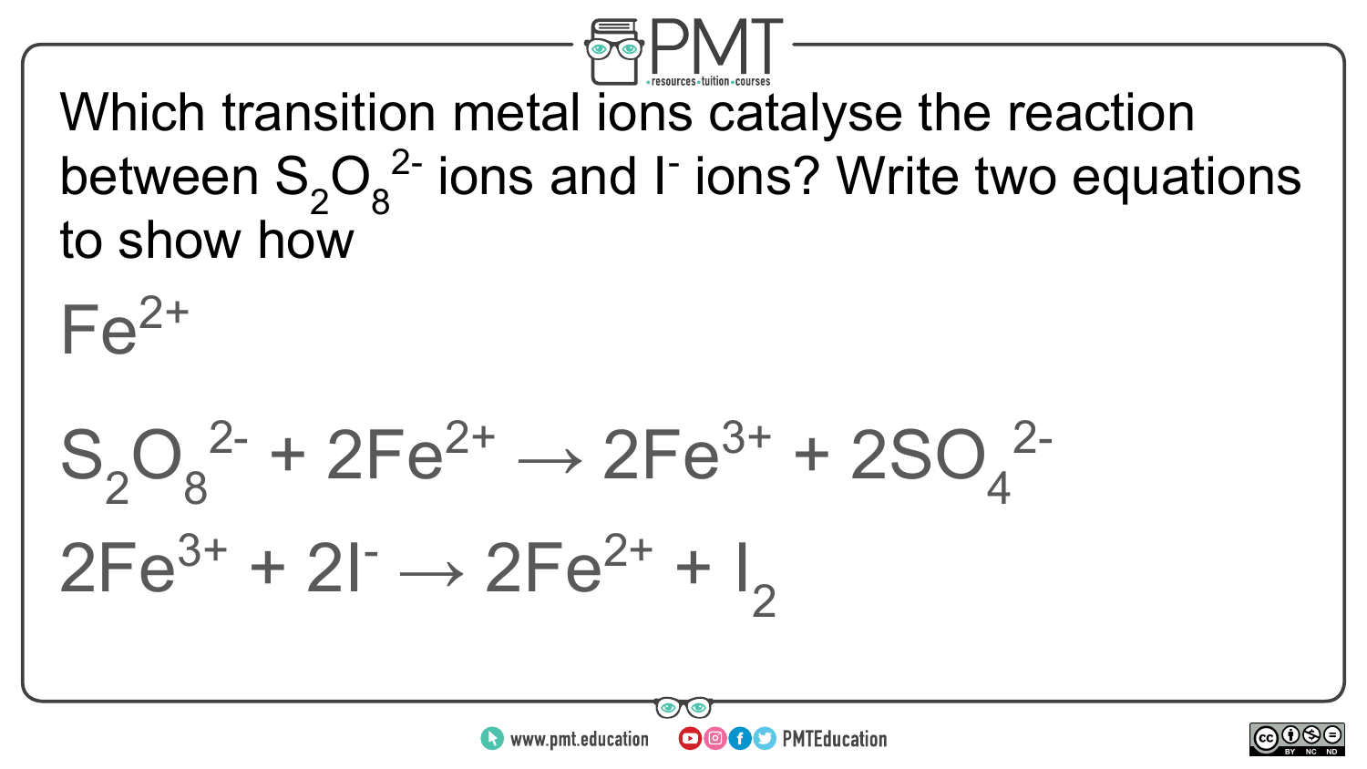Which transition metal ions catalyse the reaction between $S_2O_8^{2-}$ ions and $I^-$ ions? Write two equations to show how

$Fe^{2+}$

$$S_2O_8^{2-} + 2Fe^{2+} \rightarrow 2Fe^{3+} + 2SO_4^{2-}$$

$$2Fe^{3+} + 2I^- \rightarrow 2Fe^{2+} + I_2$$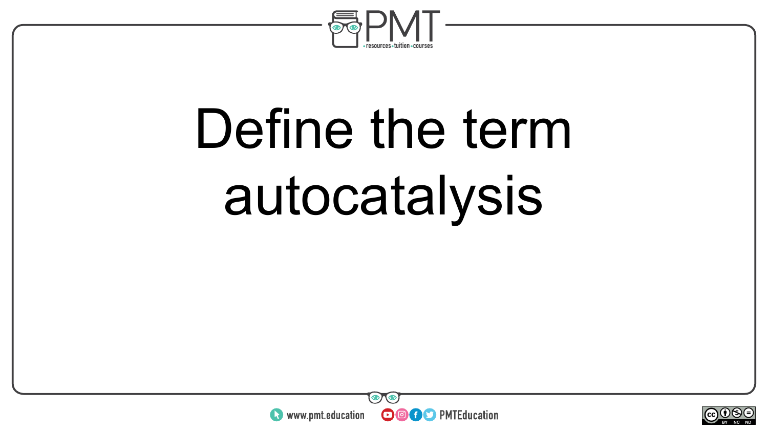Define the term autocatalysis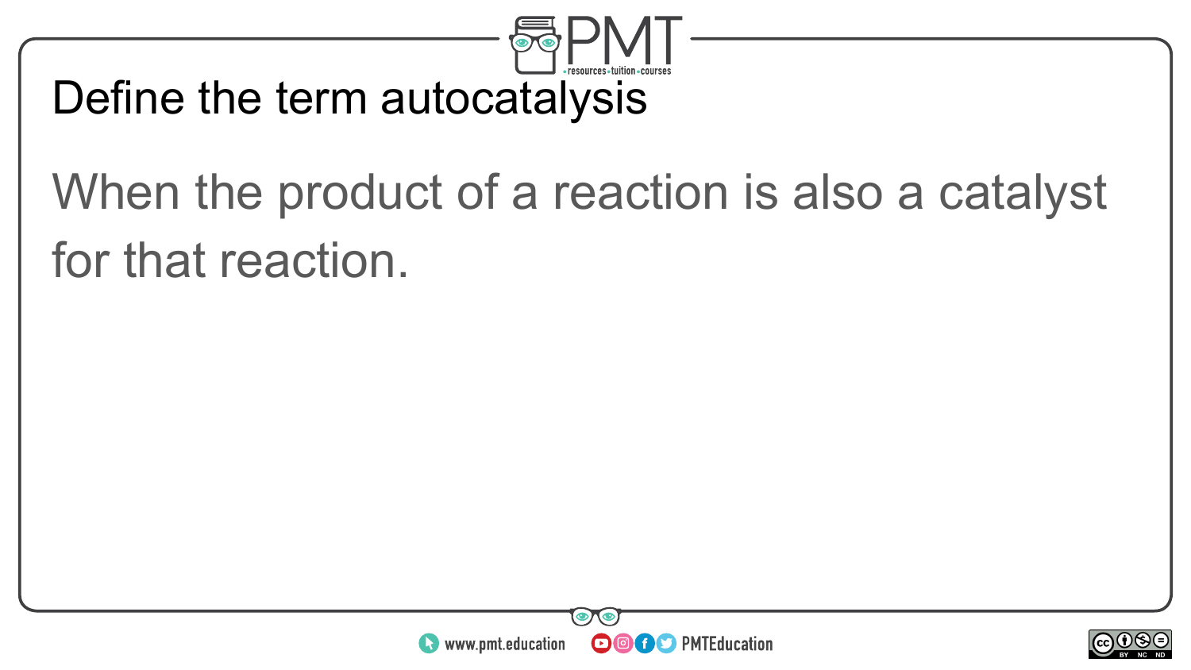# Define the term autocatalysis

When the product of a reaction is also a catalyst for that reaction.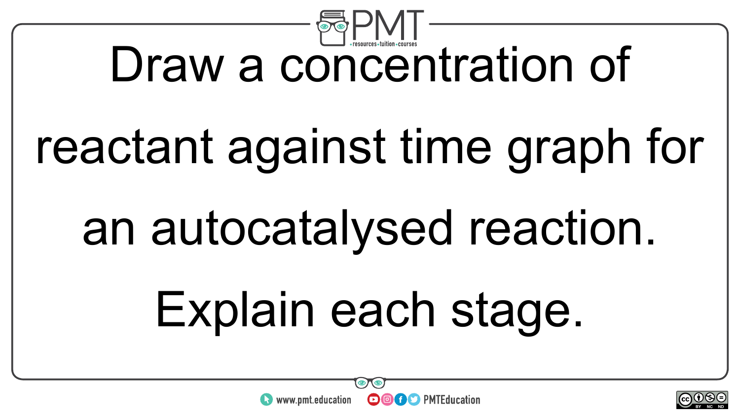Draw a concentration of reactant against time graph for an autocatalysed reaction. Explain each stage.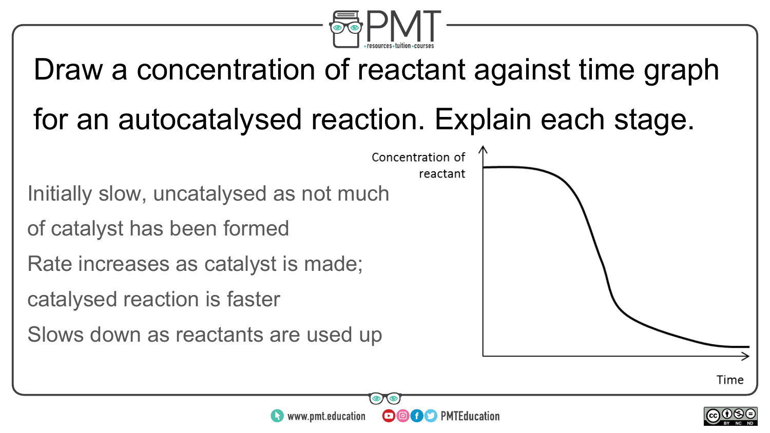Draw a concentration of reactant against time graph for an autocatalysed reaction. Explain each stage.

Initially slow, uncatalysed as not much of catalyst has been formed

Rate increases as catalyst is made; catalysed reaction is faster

Slows down as reactants are used up

Concentration of reactant

Time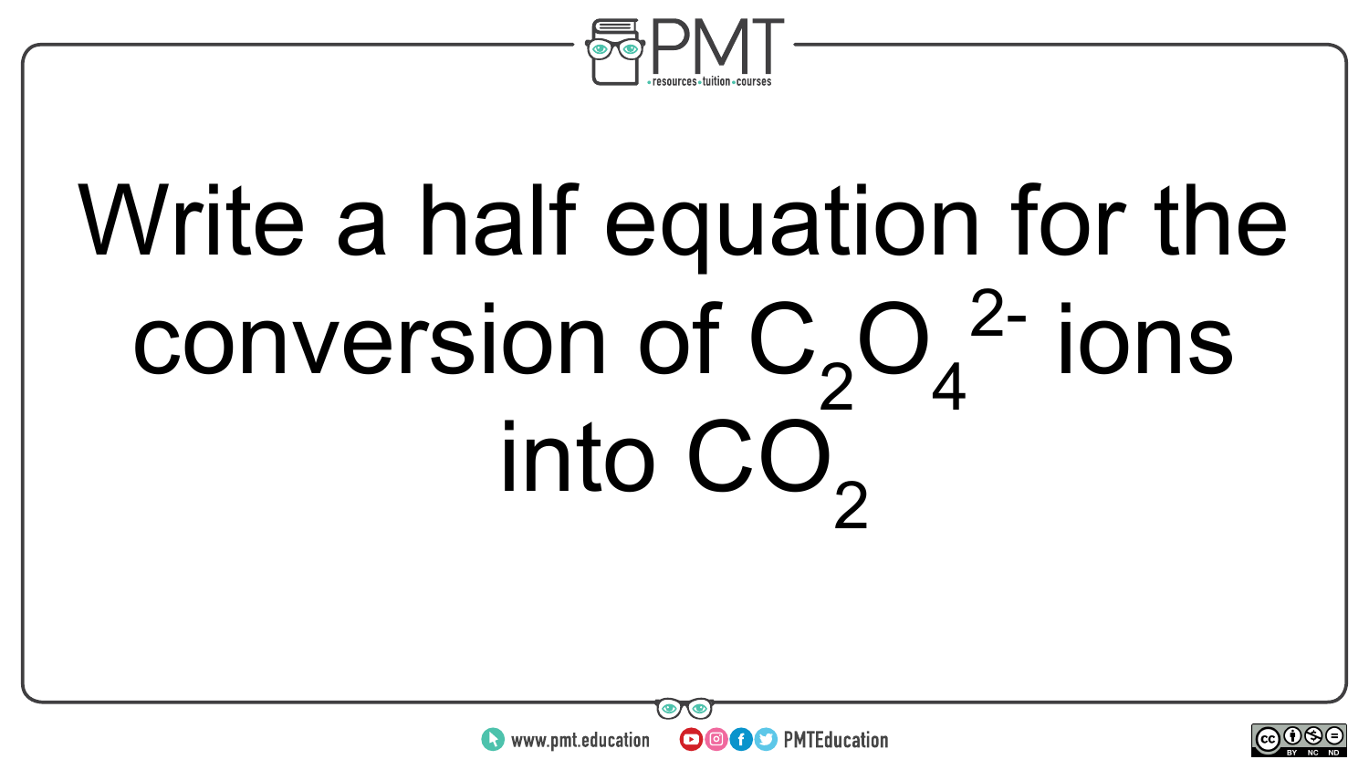Write a half equation for the conversion of $C_2O_4^{2-}$ ions into $CO_2$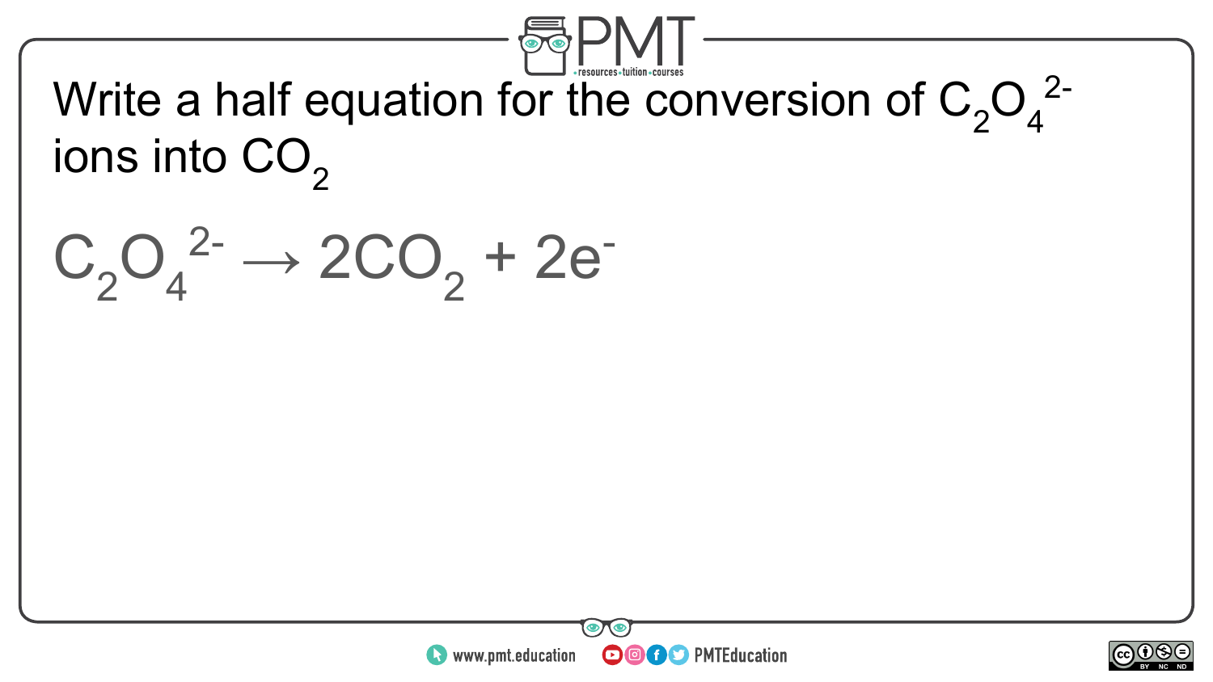Write a half equation for the conversion of $C_2O_4^{2-}$ ions into $CO_2$

$$C_2O_4^{2-} \rightarrow 2CO_2 + 2e^-$$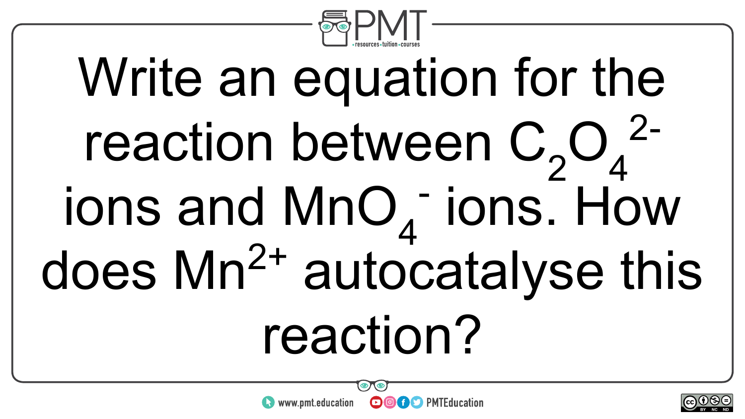Write an equation for the reaction between $C_2O_4^{2-}$ ions and $MnO_4^-$ ions. How does $Mn^{2+}$ autocatalyse this reaction?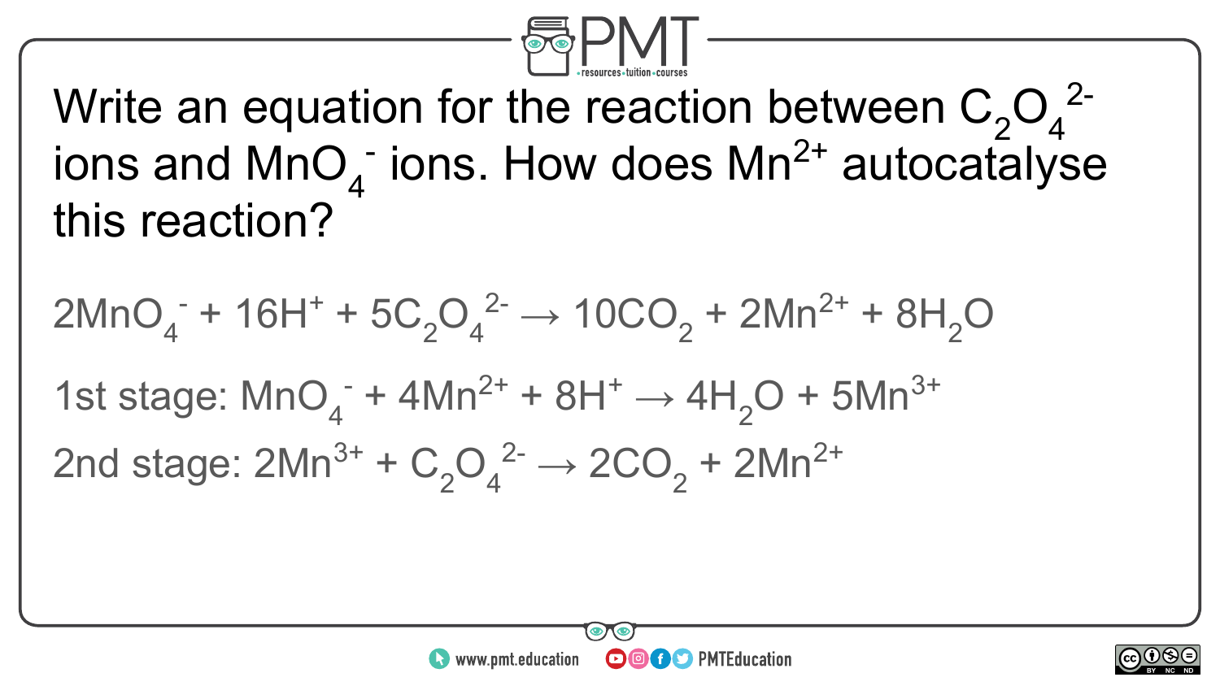Write an equation for the reaction between $C_2O_4^{2-}$ ions and $MnO_4^-$ ions. How does $Mn^{2+}$ autocatalyse this reaction?

$$2MnO_4^- + 16H^+ + 5C_2O_4^{2-} \rightarrow 10CO_2 + 2Mn^{2+} + 8H_2O$$

1st stage: $MnO_4^- + 4Mn^{2+} + 8H^+ \rightarrow 4H_2O + 5Mn^{3+}$

2nd stage: $2Mn^{3+} + C_2O_4^{2-} \rightarrow 2CO_2 + 2Mn^{2+}$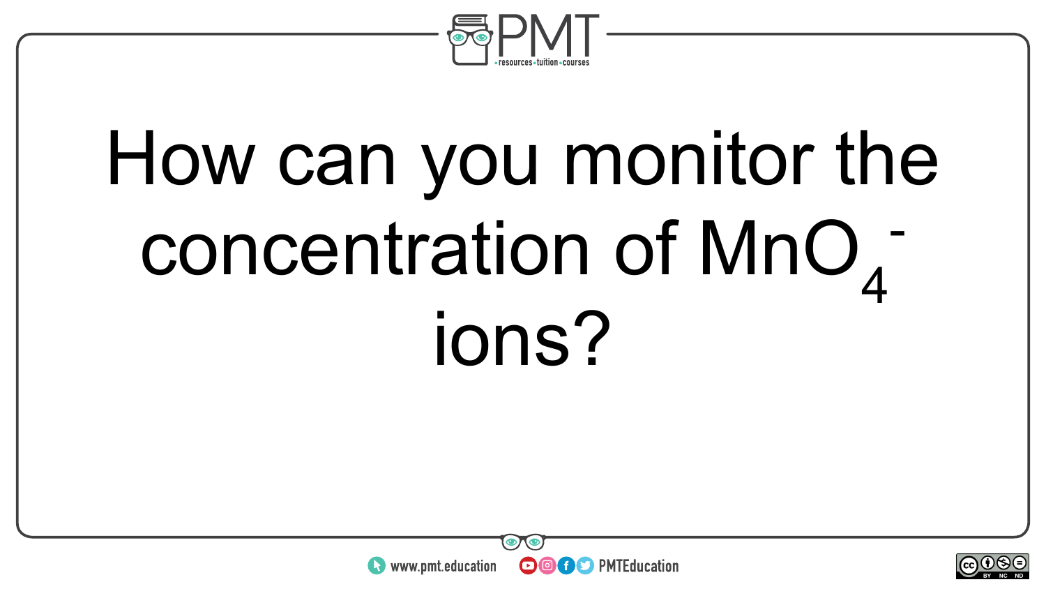How can you monitor the concentration of $MnO_4^-$ ions?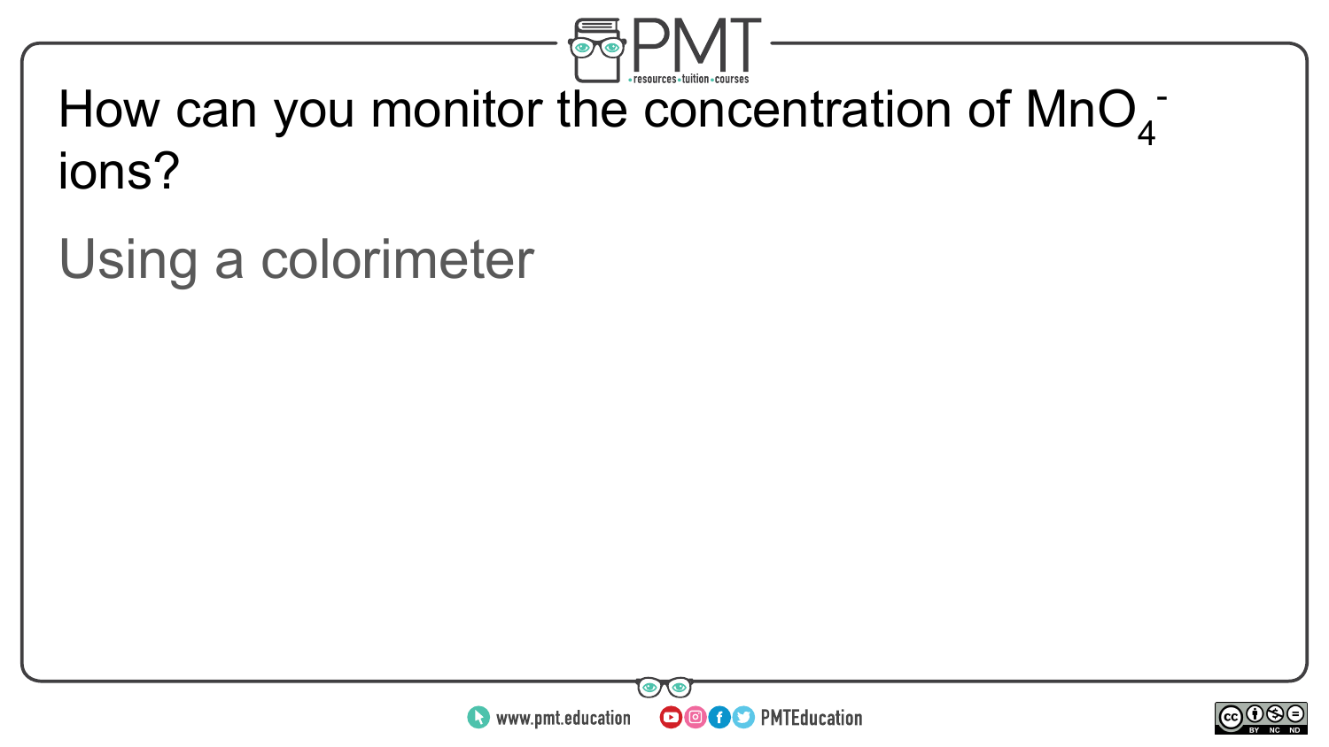How can you monitor the concentration of $MnO_4^-$ ions?

Using a colorimeter